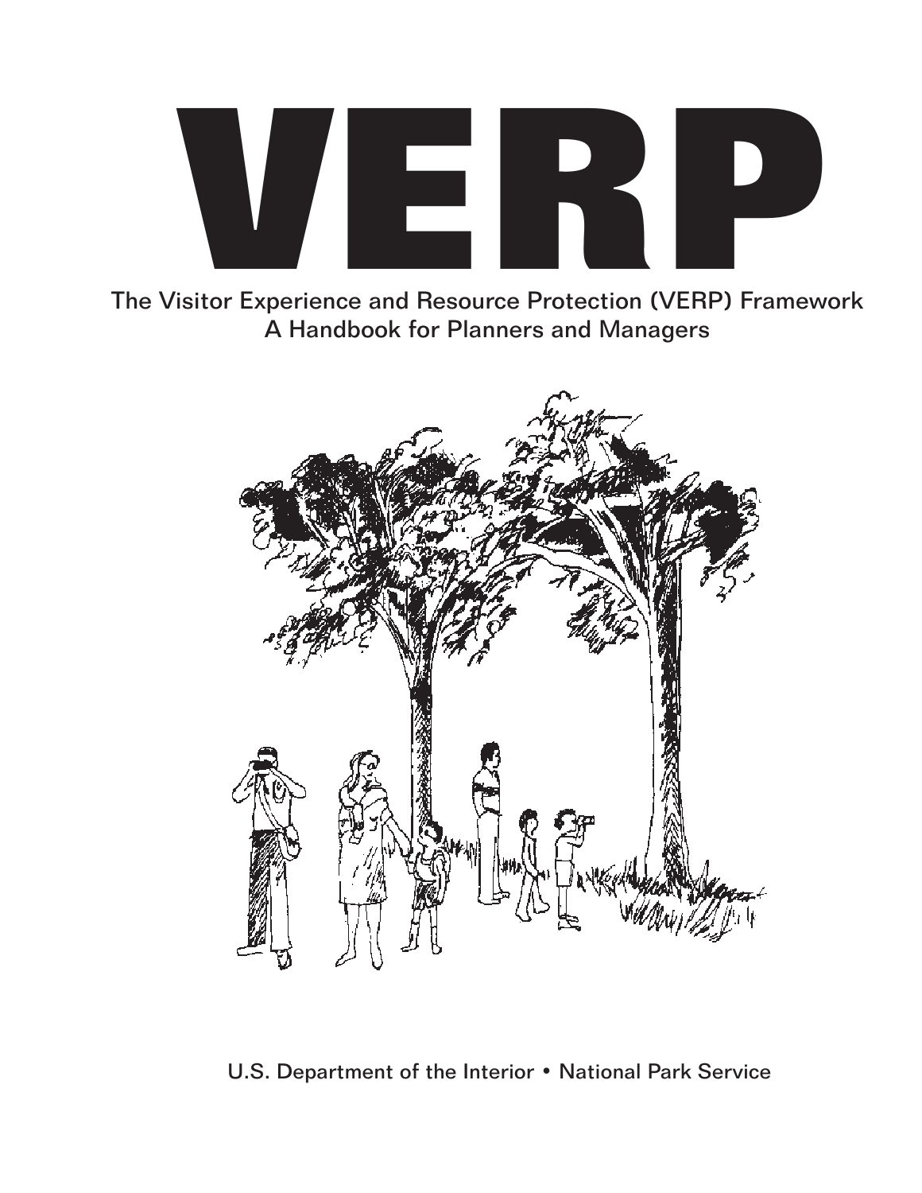# VERP

The Visitor Experience and Resource Protection (VERP) Framework
A Handbook for Planners and Managers

U.S. Department of the Interior • National Park Service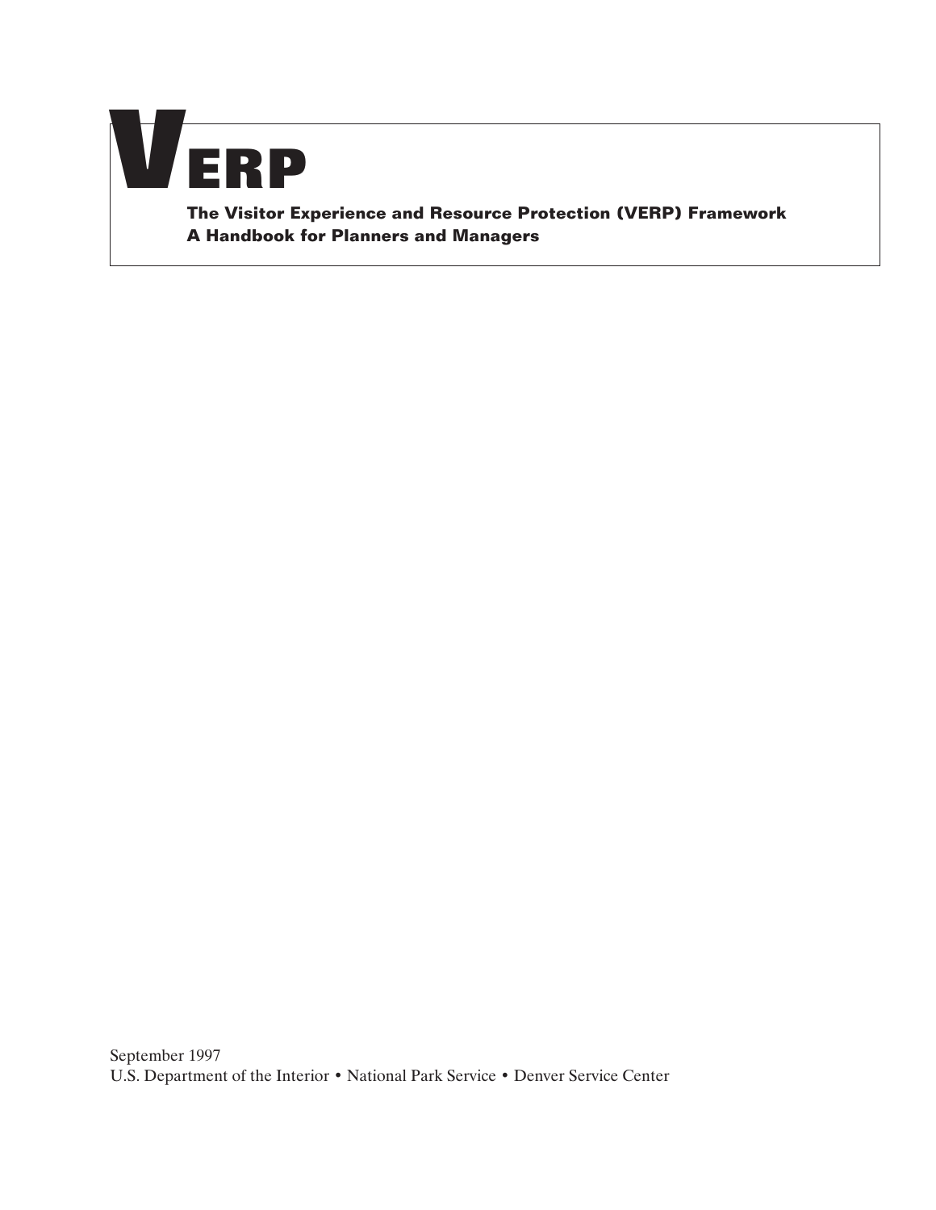# VERP

**The Visitor Experience and Resource Protection (VERP) Framework**
**A Handbook for Planners and Managers**

September 1997
U.S. Department of the Interior • National Park Service • Denver Service Center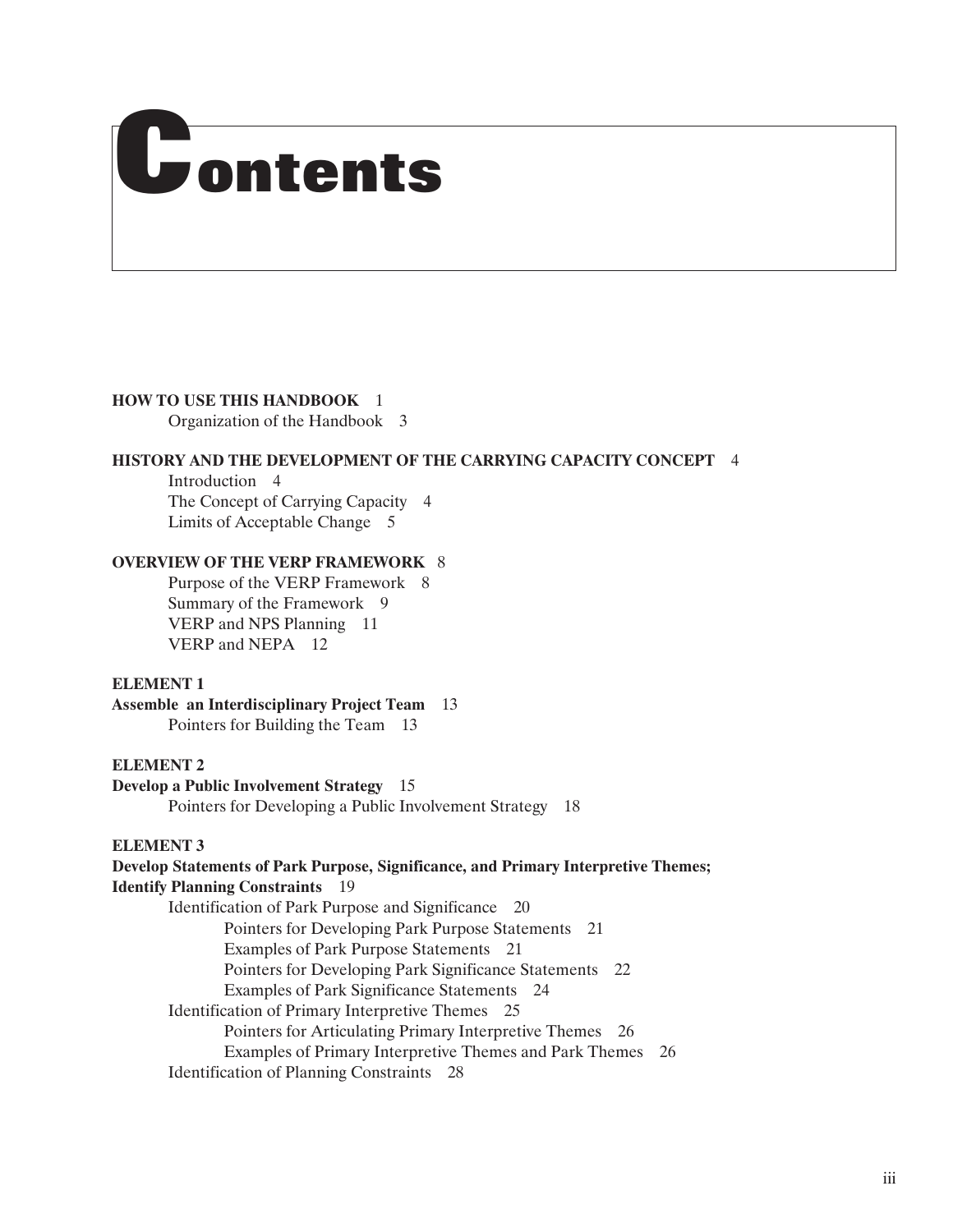# Contents

**HOW TO USE THIS HANDBOOK** 1

Organization of the Handbook 3

**HISTORY AND THE DEVELOPMENT OF THE CARRYING CAPACITY CONCEPT** 4

Introduction 4

The Concept of Carrying Capacity 4

Limits of Acceptable Change 5

**OVERVIEW OF THE VERP FRAMEWORK** 8

Purpose of the VERP Framework 8

Summary of the Framework 9

VERP and NPS Planning 11

VERP and NEPA 12

**ELEMENT 1**

**Assemble an Interdisciplinary Project Team** 13

Pointers for Building the Team 13

**ELEMENT 2**

**Develop a Public Involvement Strategy** 15

Pointers for Developing a Public Involvement Strategy 18

**ELEMENT 3**

**Develop Statements of Park Purpose, Significance, and Primary Interpretive Themes; Identify Planning Constraints** 19

Identification of Park Purpose and Significance 20

- Pointers for Developing Park Purpose Statements 21
- Examples of Park Purpose Statements 21
- Pointers for Developing Park Significance Statements 22
- Examples of Park Significance Statements 24

Identification of Primary Interpretive Themes 25

- Pointers for Articulating Primary Interpretive Themes 26
- Examples of Primary Interpretive Themes and Park Themes 26

Identification of Planning Constraints 28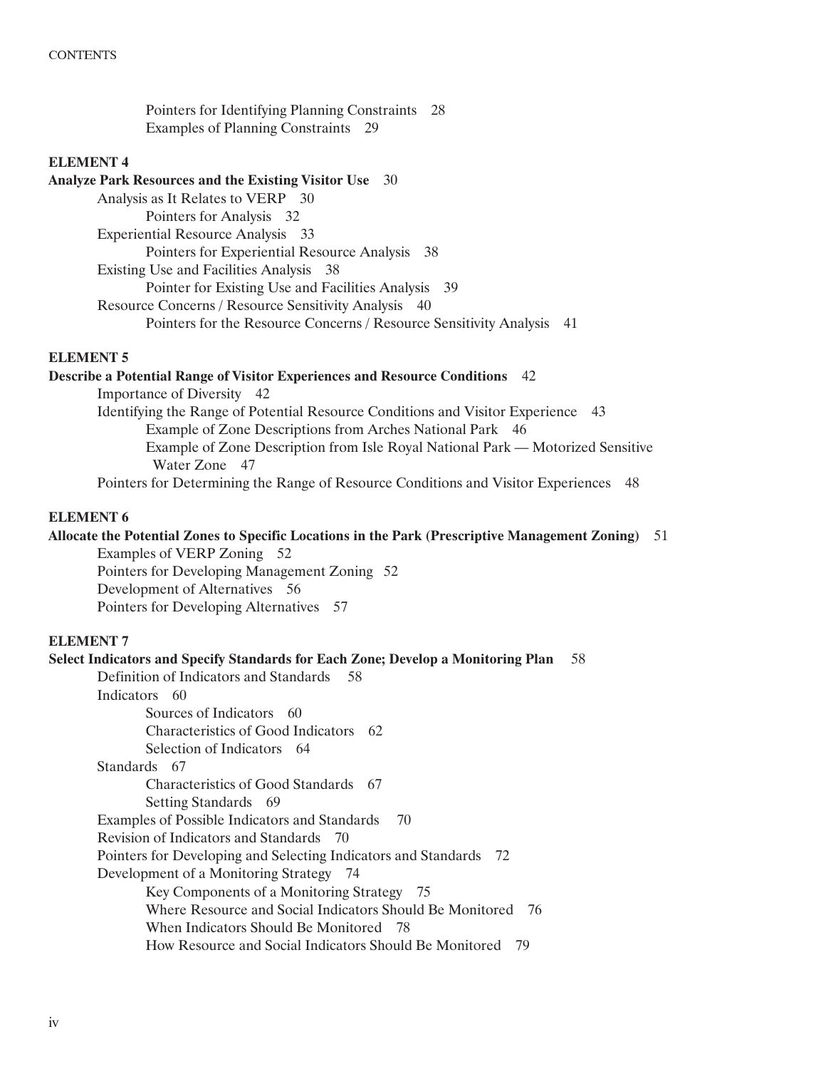Pointers for Identifying Planning Constraints 28
Examples of Planning Constraints 29

**ELEMENT 4**

**Analyze Park Resources and the Existing Visitor Use** 30

- Analysis as It Relates to VERP 30
  - Pointers for Analysis 32
- Experiential Resource Analysis 33
  - Pointers for Experiential Resource Analysis 38
- Existing Use and Facilities Analysis 38
  - Pointer for Existing Use and Facilities Analysis 39
- Resource Concerns / Resource Sensitivity Analysis 40
  - Pointers for the Resource Concerns / Resource Sensitivity Analysis 41

**ELEMENT 5**

**Describe a Potential Range of Visitor Experiences and Resource Conditions** 42

- Importance of Diversity 42
- Identifying the Range of Potential Resource Conditions and Visitor Experience 43
  - Example of Zone Descriptions from Arches National Park 46
  - Example of Zone Description from Isle Royal National Park — Motorized Sensitive Water Zone 47
- Pointers for Determining the Range of Resource Conditions and Visitor Experiences 48

**ELEMENT 6**

**Allocate the Potential Zones to Specific Locations in the Park (Prescriptive Management Zoning)** 51

- Examples of VERP Zoning 52
- Pointers for Developing Management Zoning 52
- Development of Alternatives 56
- Pointers for Developing Alternatives 57

**ELEMENT 7**

**Select Indicators and Specify Standards for Each Zone; Develop a Monitoring Plan** 58

- Definition of Indicators and Standards 58
- Indicators 60
  - Sources of Indicators 60
  - Characteristics of Good Indicators 62
  - Selection of Indicators 64
- Standards 67
  - Characteristics of Good Standards 67
  - Setting Standards 69
- Examples of Possible Indicators and Standards 70
- Revision of Indicators and Standards 70
- Pointers for Developing and Selecting Indicators and Standards 72
- Development of a Monitoring Strategy 74
  - Key Components of a Monitoring Strategy 75
  - Where Resource and Social Indicators Should Be Monitored 76
  - When Indicators Should Be Monitored 78
  - How Resource and Social Indicators Should Be Monitored 79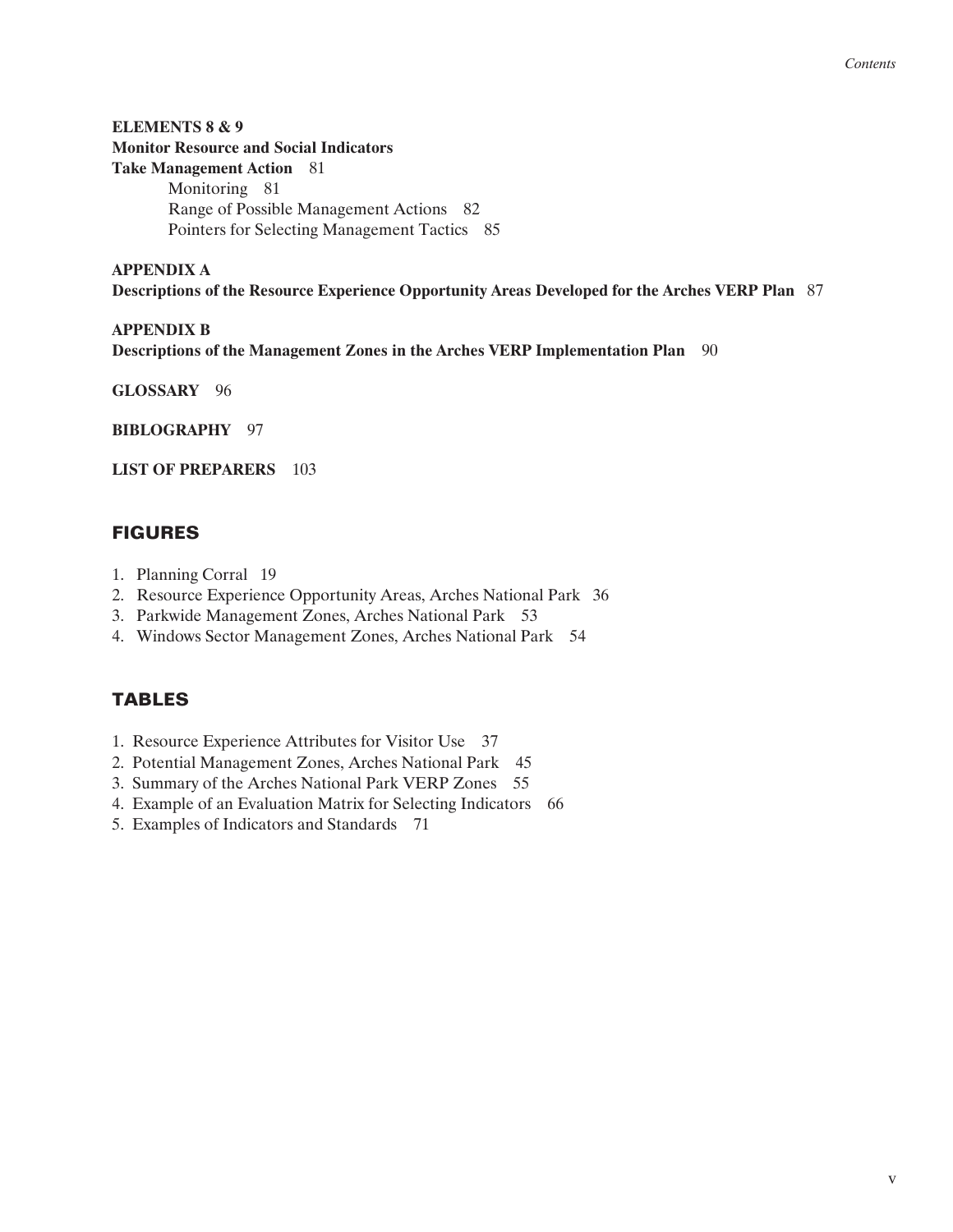**ELEMENTS 8 & 9**
**Monitor Resource and Social Indicators**
**Take Management Action** 81

- Monitoring 81
- Range of Possible Management Actions 82
- Pointers for Selecting Management Tactics 85

**APPENDIX A**
**Descriptions of the Resource Experience Opportunity Areas Developed for the Arches VERP Plan** 87

**APPENDIX B**
**Descriptions of the Management Zones in the Arches VERP Implementation Plan** 90

**GLOSSARY** 96

**BIBLOGRAPHY** 97

**LIST OF PREPARERS** 103

## FIGURES

1. Planning Corral 19
2. Resource Experience Opportunity Areas, Arches National Park 36
3. Parkwide Management Zones, Arches National Park 53
4. Windows Sector Management Zones, Arches National Park 54

## TABLES

1. Resource Experience Attributes for Visitor Use 37
2. Potential Management Zones, Arches National Park 45
3. Summary of the Arches National Park VERP Zones 55
4. Example of an Evaluation Matrix for Selecting Indicators 66
5. Examples of Indicators and Standards 71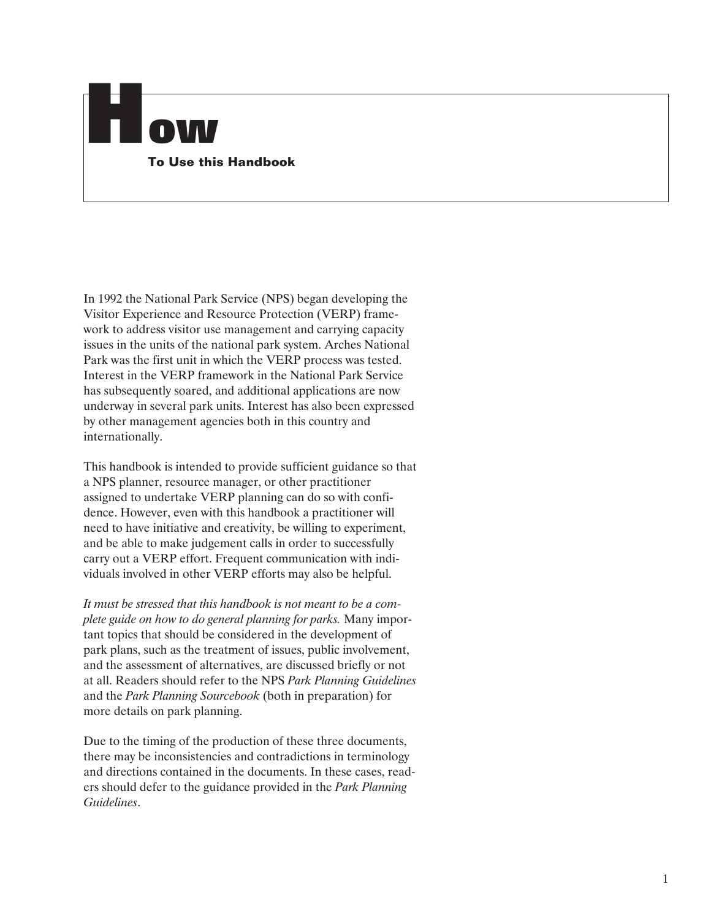# How

## To Use this Handbook

In 1992 the National Park Service (NPS) began developing the Visitor Experience and Resource Protection (VERP) framework to address visitor use management and carrying capacity issues in the units of the national park system. Arches National Park was the first unit in which the VERP process was tested. Interest in the VERP framework in the National Park Service has subsequently soared, and additional applications are now underway in several park units. Interest has also been expressed by other management agencies both in this country and internationally.

This handbook is intended to provide sufficient guidance so that a NPS planner, resource manager, or other practitioner assigned to undertake VERP planning can do so with confidence. However, even with this handbook a practitioner will need to have initiative and creativity, be willing to experiment, and be able to make judgement calls in order to successfully carry out a VERP effort. Frequent communication with individuals involved in other VERP efforts may also be helpful.

*It must be stressed that this handbook is not meant to be a complete guide on how to do general planning for parks.* Many important topics that should be considered in the development of park plans, such as the treatment of issues, public involvement, and the assessment of alternatives, are discussed briefly or not at all. Readers should refer to the NPS *Park Planning Guidelines* and the *Park Planning Sourcebook* (both in preparation) for more details on park planning.

Due to the timing of the production of these three documents, there may be inconsistencies and contradictions in terminology and directions contained in the documents. In these cases, readers should defer to the guidance provided in the *Park Planning Guidelines*.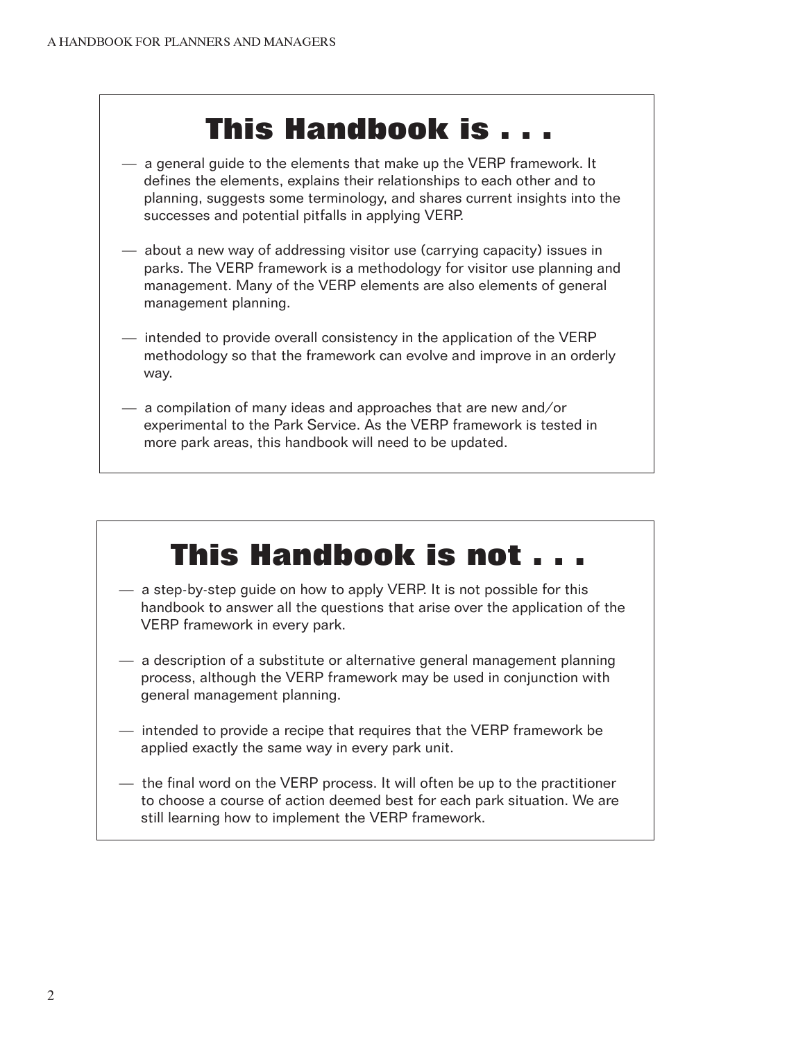## This Handbook is . . .

— a general guide to the elements that make up the VERP framework. It defines the elements, explains their relationships to each other and to planning, suggests some terminology, and shares current insights into the successes and potential pitfalls in applying VERP.

— about a new way of addressing visitor use (carrying capacity) issues in parks. The VERP framework is a methodology for visitor use planning and management. Many of the VERP elements are also elements of general management planning.

— intended to provide overall consistency in the application of the VERP methodology so that the framework can evolve and improve in an orderly way.

— a compilation of many ideas and approaches that are new and/or experimental to the Park Service. As the VERP framework is tested in more park areas, this handbook will need to be updated.

## This Handbook is not . . .

— a step-by-step guide on how to apply VERP. It is not possible for this handbook to answer all the questions that arise over the application of the VERP framework in every park.

— a description of a substitute or alternative general management planning process, although the VERP framework may be used in conjunction with general management planning.

— intended to provide a recipe that requires that the VERP framework be applied exactly the same way in every park unit.

— the final word on the VERP process. It will often be up to the practitioner to choose a course of action deemed best for each park situation. We are still learning how to implement the VERP framework.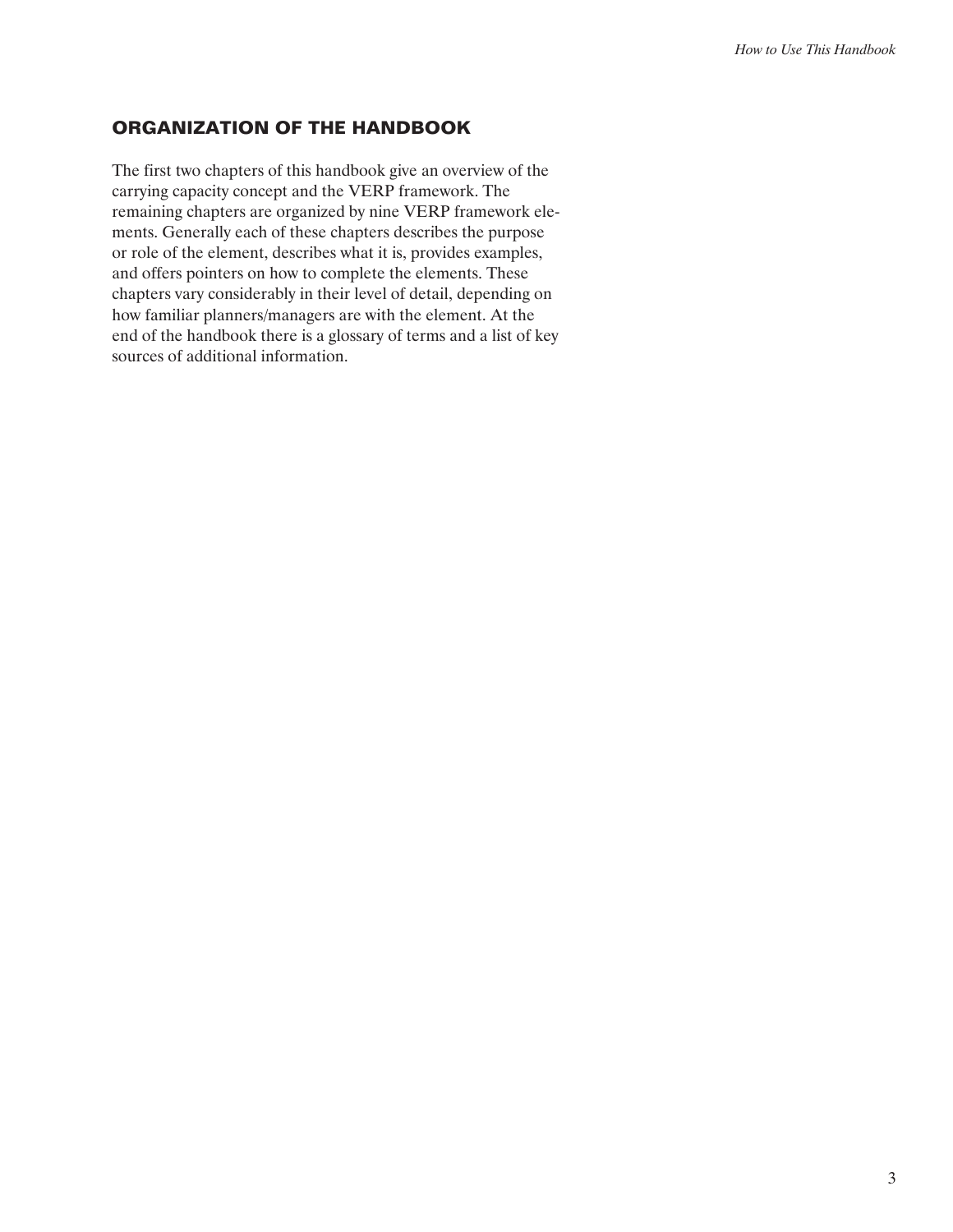## ORGANIZATION OF THE HANDBOOK

The first two chapters of this handbook give an overview of the carrying capacity concept and the VERP framework. The remaining chapters are organized by nine VERP framework elements. Generally each of these chapters describes the purpose or role of the element, describes what it is, provides examples, and offers pointers on how to complete the elements. These chapters vary considerably in their level of detail, depending on how familiar planners/managers are with the element. At the end of the handbook there is a glossary of terms and a list of key sources of additional information.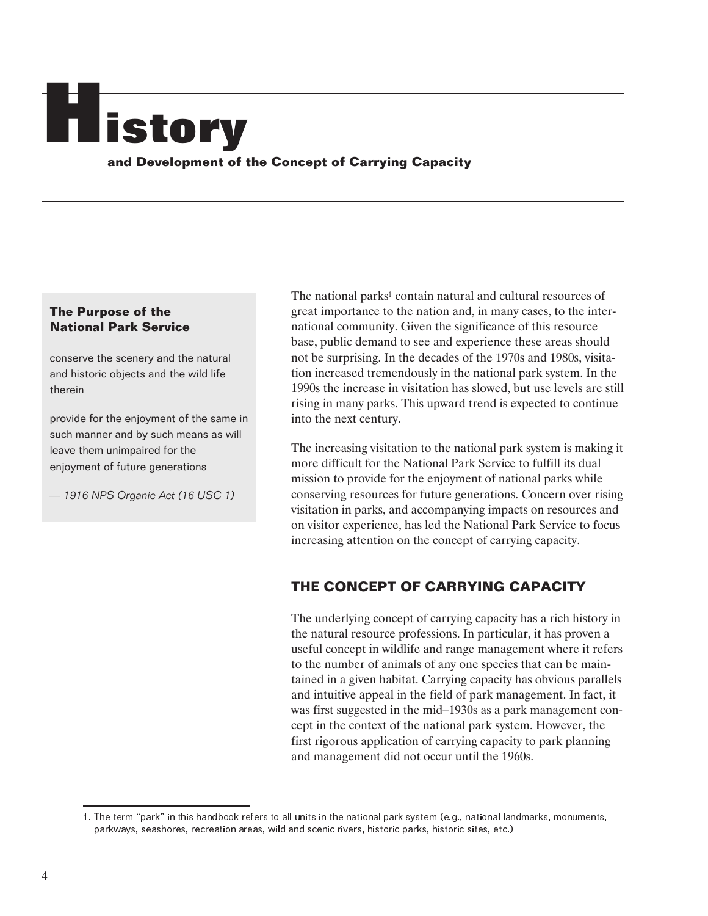# History

**and Development of the Concept of Carrying Capacity**

> **The Purpose of the National Park Service**
>
> conserve the scenery and the natural and historic objects and the wild life therein
>
> provide for the enjoyment of the same in such manner and by such means as will leave them unimpaired for the enjoyment of future generations
>
> *— 1916 NPS Organic Act (16 USC 1)*

The national parks[1] contain natural and cultural resources of great importance to the nation and, in many cases, to the international community. Given the significance of this resource base, public demand to see and experience these areas should not be surprising. In the decades of the 1970s and 1980s, visitation increased tremendously in the national park system. In the 1990s the increase in visitation has slowed, but use levels are still rising in many parks. This upward trend is expected to continue into the next century.

The increasing visitation to the national park system is making it more difficult for the National Park Service to fulfill its dual mission to provide for the enjoyment of national parks while conserving resources for future generations. Concern over rising visitation in parks, and accompanying impacts on resources and on visitor experience, has led the National Park Service to focus increasing attention on the concept of carrying capacity.

## THE CONCEPT OF CARRYING CAPACITY

The underlying concept of carrying capacity has a rich history in the natural resource professions. In particular, it has proven a useful concept in wildlife and range management where it refers to the number of animals of any one species that can be maintained in a given habitat. Carrying capacity has obvious parallels and intuitive appeal in the field of park management. In fact, it was first suggested in the mid–1930s as a park management concept in the context of the national park system. However, the first rigorous application of carrying capacity to park planning and management did not occur until the 1960s.

1. The term "park" in this handbook refers to all units in the national park system (e.g., national landmarks, monuments, parkways, seashores, recreation areas, wild and scenic rivers, historic parks, historic sites, etc.)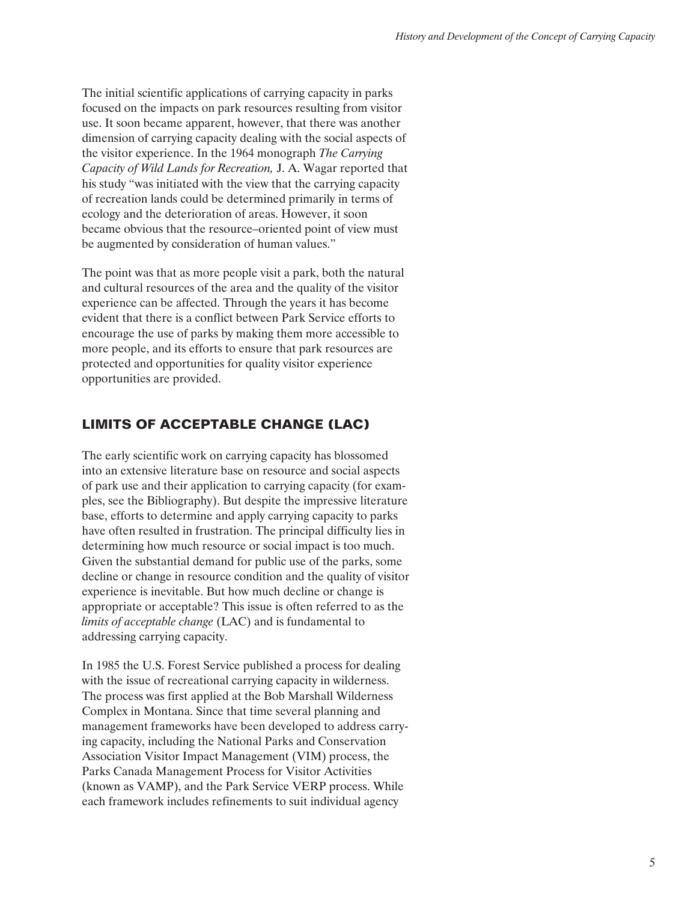The initial scientific applications of carrying capacity in parks focused on the impacts on park resources resulting from visitor use. It soon became apparent, however, that there was another dimension of carrying capacity dealing with the social aspects of the visitor experience. In the 1964 monograph *The Carrying Capacity of Wild Lands for Recreation,* J. A. Wagar reported that his study "was initiated with the view that the carrying capacity of recreation lands could be determined primarily in terms of ecology and the deterioration of areas. However, it soon became obvious that the resource–oriented point of view must be augmented by consideration of human values."

The point was that as more people visit a park, both the natural and cultural resources of the area and the quality of the visitor experience can be affected. Through the years it has become evident that there is a conflict between Park Service efforts to encourage the use of parks by making them more accessible to more people, and its efforts to ensure that park resources are protected and opportunities for quality visitor experience opportunities are provided.

## LIMITS OF ACCEPTABLE CHANGE (LAC)

The early scientific work on carrying capacity has blossomed into an extensive literature base on resource and social aspects of park use and their application to carrying capacity (for examples, see the Bibliography). But despite the impressive literature base, efforts to determine and apply carrying capacity to parks have often resulted in frustration. The principal difficulty lies in determining how much resource or social impact is too much. Given the substantial demand for public use of the parks, some decline or change in resource condition and the quality of visitor experience is inevitable. But how much decline or change is appropriate or acceptable? This issue is often referred to as the *limits of acceptable change* (LAC) and is fundamental to addressing carrying capacity.

In 1985 the U.S. Forest Service published a process for dealing with the issue of recreational carrying capacity in wilderness. The process was first applied at the Bob Marshall Wilderness Complex in Montana. Since that time several planning and management frameworks have been developed to address carrying capacity, including the National Parks and Conservation Association Visitor Impact Management (VIM) process, the Parks Canada Management Process for Visitor Activities (known as VAMP), and the Park Service VERP process. While each framework includes refinements to suit individual agency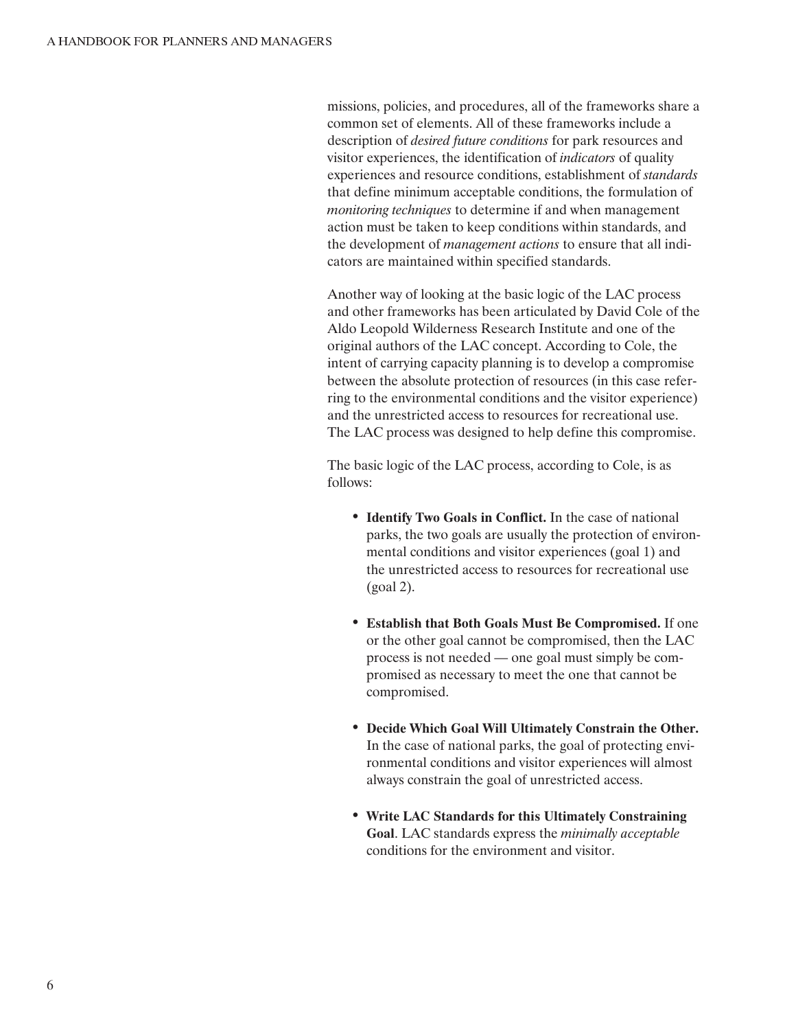missions, policies, and procedures, all of the frameworks share a common set of elements. All of these frameworks include a description of *desired future conditions* for park resources and visitor experiences, the identification of *indicators* of quality experiences and resource conditions, establishment of *standards* that define minimum acceptable conditions, the formulation of *monitoring techniques* to determine if and when management action must be taken to keep conditions within standards, and the development of *management actions* to ensure that all indicators are maintained within specified standards.

Another way of looking at the basic logic of the LAC process and other frameworks has been articulated by David Cole of the Aldo Leopold Wilderness Research Institute and one of the original authors of the LAC concept. According to Cole, the intent of carrying capacity planning is to develop a compromise between the absolute protection of resources (in this case referring to the environmental conditions and the visitor experience) and the unrestricted access to resources for recreational use. The LAC process was designed to help define this compromise.

The basic logic of the LAC process, according to Cole, is as follows:

- **Identify Two Goals in Conflict.** In the case of national parks, the two goals are usually the protection of environmental conditions and visitor experiences (goal 1) and the unrestricted access to resources for recreational use (goal 2).

- **Establish that Both Goals Must Be Compromised.** If one or the other goal cannot be compromised, then the LAC process is not needed — one goal must simply be compromised as necessary to meet the one that cannot be compromised.

- **Decide Which Goal Will Ultimately Constrain the Other.** In the case of national parks, the goal of protecting environmental conditions and visitor experiences will almost always constrain the goal of unrestricted access.

- **Write LAC Standards for this Ultimately Constraining Goal**. LAC standards express the *minimally acceptable* conditions for the environment and visitor.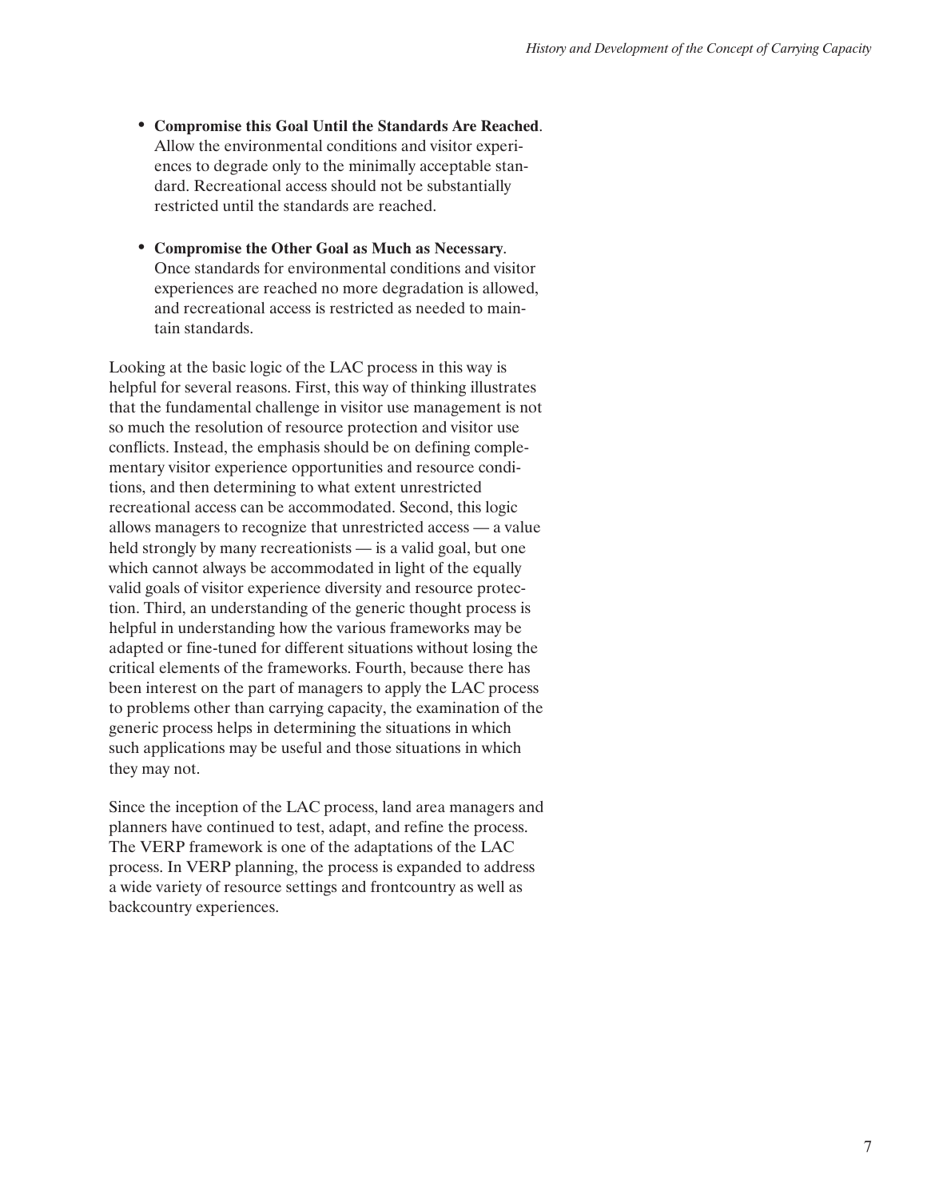- **Compromise this Goal Until the Standards Are Reached**. Allow the environmental conditions and visitor experiences to degrade only to the minimally acceptable standard. Recreational access should not be substantially restricted until the standards are reached.

- **Compromise the Other Goal as Much as Necessary**. Once standards for environmental conditions and visitor experiences are reached no more degradation is allowed, and recreational access is restricted as needed to maintain standards.

Looking at the basic logic of the LAC process in this way is helpful for several reasons. First, this way of thinking illustrates that the fundamental challenge in visitor use management is not so much the resolution of resource protection and visitor use conflicts. Instead, the emphasis should be on defining complementary visitor experience opportunities and resource conditions, and then determining to what extent unrestricted recreational access can be accommodated. Second, this logic allows managers to recognize that unrestricted access — a value held strongly by many recreationists — is a valid goal, but one which cannot always be accommodated in light of the equally valid goals of visitor experience diversity and resource protection. Third, an understanding of the generic thought process is helpful in understanding how the various frameworks may be adapted or fine-tuned for different situations without losing the critical elements of the frameworks. Fourth, because there has been interest on the part of managers to apply the LAC process to problems other than carrying capacity, the examination of the generic process helps in determining the situations in which such applications may be useful and those situations in which they may not.

Since the inception of the LAC process, land area managers and planners have continued to test, adapt, and refine the process. The VERP framework is one of the adaptations of the LAC process. In VERP planning, the process is expanded to address a wide variety of resource settings and frontcountry as well as backcountry experiences.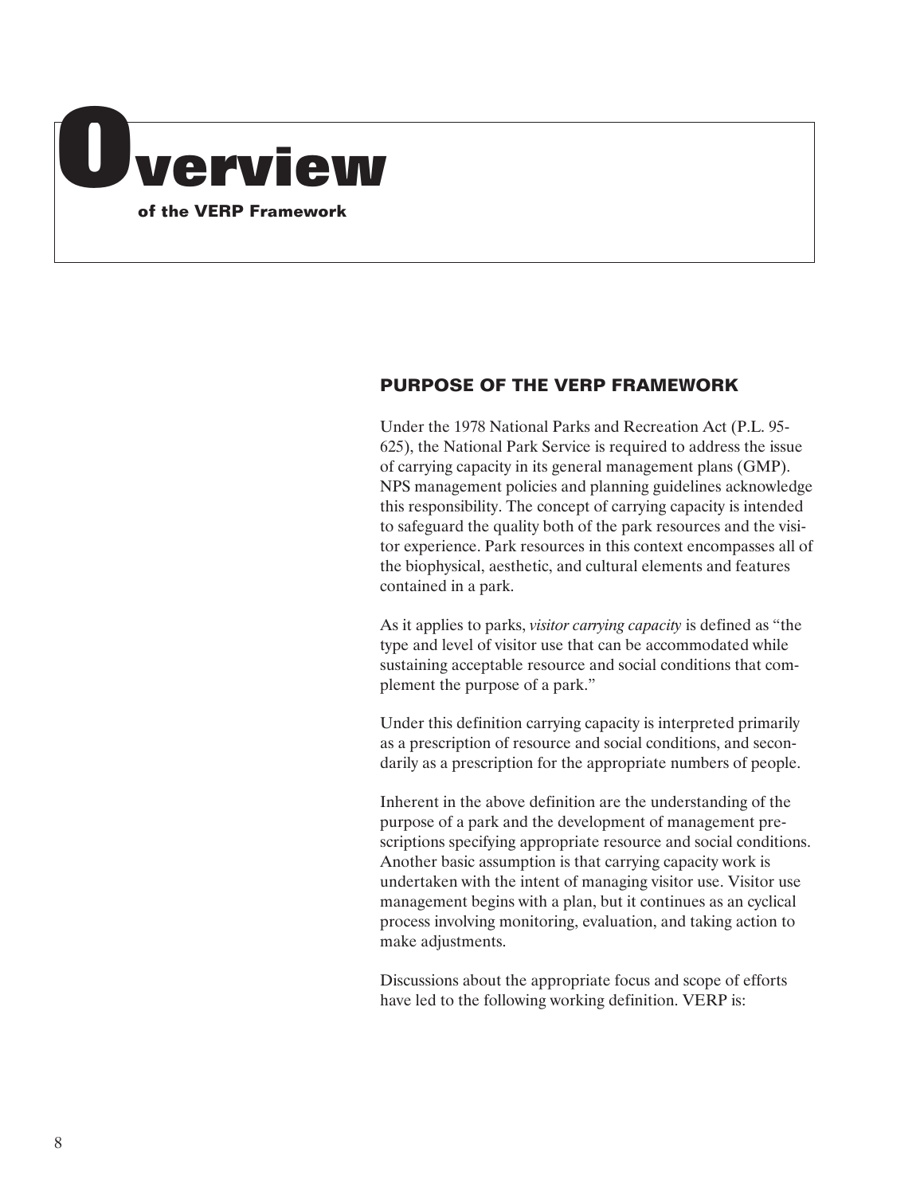# Overview

**of the VERP Framework**

## PURPOSE OF THE VERP FRAMEWORK

Under the 1978 National Parks and Recreation Act (P.L. 95-625), the National Park Service is required to address the issue of carrying capacity in its general management plans (GMP). NPS management policies and planning guidelines acknowledge this responsibility. The concept of carrying capacity is intended to safeguard the quality both of the park resources and the visitor experience. Park resources in this context encompasses all of the biophysical, aesthetic, and cultural elements and features contained in a park.

As it applies to parks, *visitor carrying capacity* is defined as "the type and level of visitor use that can be accommodated while sustaining acceptable resource and social conditions that complement the purpose of a park."

Under this definition carrying capacity is interpreted primarily as a prescription of resource and social conditions, and secondarily as a prescription for the appropriate numbers of people.

Inherent in the above definition are the understanding of the purpose of a park and the development of management prescriptions specifying appropriate resource and social conditions. Another basic assumption is that carrying capacity work is undertaken with the intent of managing visitor use. Visitor use management begins with a plan, but it continues as an cyclical process involving monitoring, evaluation, and taking action to make adjustments.

Discussions about the appropriate focus and scope of efforts have led to the following working definition. VERP is: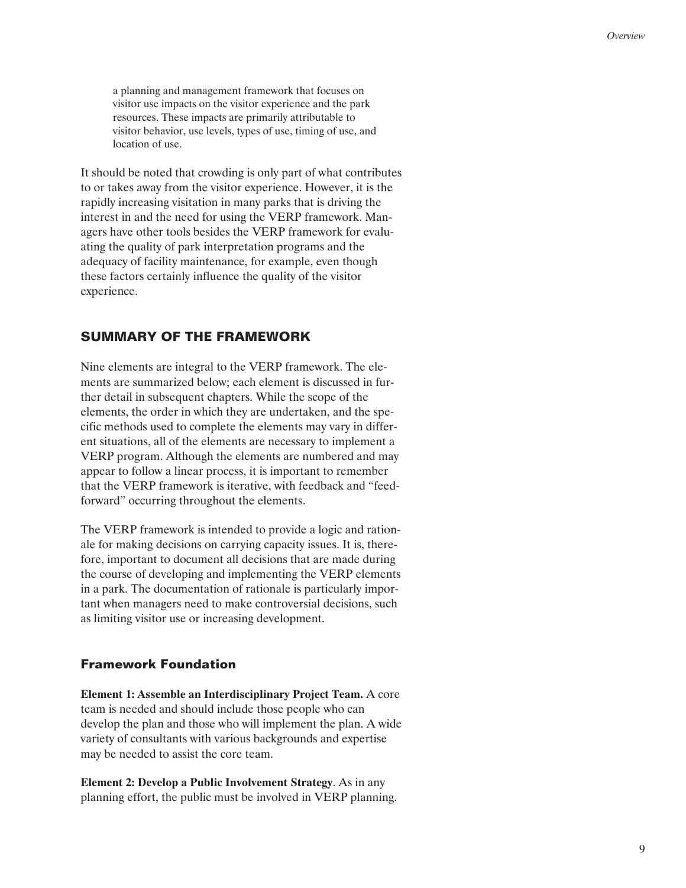> a planning and management framework that focuses on visitor use impacts on the visitor experience and the park resources. These impacts are primarily attributable to visitor behavior, use levels, types of use, timing of use, and location of use.

It should be noted that crowding is only part of what contributes to or takes away from the visitor experience. However, it is the rapidly increasing visitation in many parks that is driving the interest in and the need for using the VERP framework. Managers have other tools besides the VERP framework for evaluating the quality of park interpretation programs and the adequacy of facility maintenance, for example, even though these factors certainly influence the quality of the visitor experience.

## SUMMARY OF THE FRAMEWORK

Nine elements are integral to the VERP framework. The elements are summarized below; each element is discussed in further detail in subsequent chapters. While the scope of the elements, the order in which they are undertaken, and the specific methods used to complete the elements may vary in different situations, all of the elements are necessary to implement a VERP program. Although the elements are numbered and may appear to follow a linear process, it is important to remember that the VERP framework is iterative, with feedback and "feed-forward" occurring throughout the elements.

The VERP framework is intended to provide a logic and rationale for making decisions on carrying capacity issues. It is, therefore, important to document all decisions that are made during the course of developing and implementing the VERP elements in a park. The documentation of rationale is particularly important when managers need to make controversial decisions, such as limiting visitor use or increasing development.

### Framework Foundation

**Element 1: Assemble an Interdisciplinary Project Team.** A core team is needed and should include those people who can develop the plan and those who will implement the plan. A wide variety of consultants with various backgrounds and expertise may be needed to assist the core team.

**Element 2: Develop a Public Involvement Strategy**. As in any planning effort, the public must be involved in VERP planning.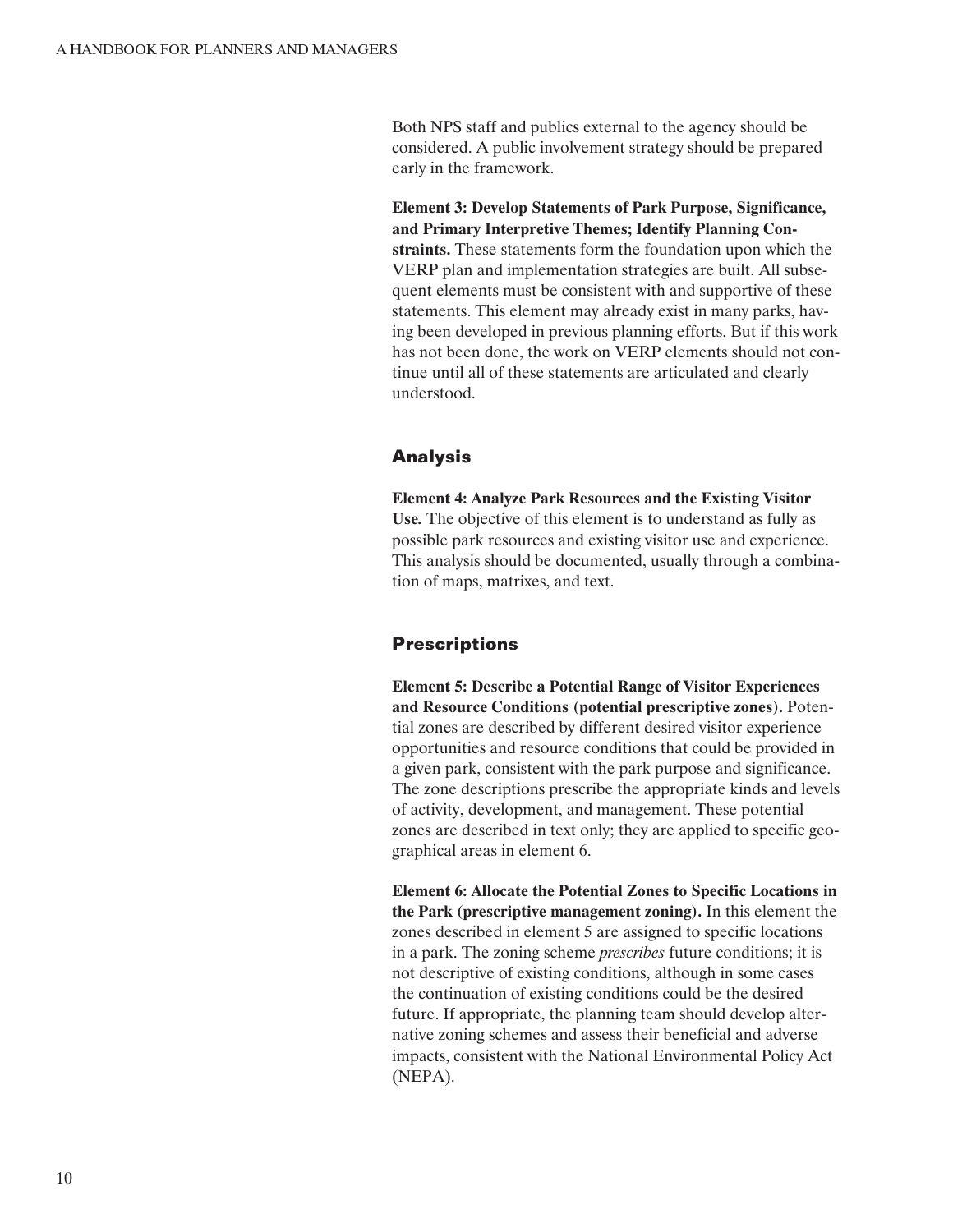Both NPS staff and publics external to the agency should be considered. A public involvement strategy should be prepared early in the framework.

**Element 3: Develop Statements of Park Purpose, Significance, and Primary Interpretive Themes; Identify Planning Constraints.** These statements form the foundation upon which the VERP plan and implementation strategies are built. All subsequent elements must be consistent with and supportive of these statements. This element may already exist in many parks, having been developed in previous planning efforts. But if this work has not been done, the work on VERP elements should not continue until all of these statements are articulated and clearly understood.

## Analysis

**Element 4: Analyze Park Resources and the Existing Visitor Use.** The objective of this element is to understand as fully as possible park resources and existing visitor use and experience. This analysis should be documented, usually through a combination of maps, matrixes, and text.

## Prescriptions

**Element 5: Describe a Potential Range of Visitor Experiences and Resource Conditions (potential prescriptive zones)**. Potential zones are described by different desired visitor experience opportunities and resource conditions that could be provided in a given park, consistent with the park purpose and significance. The zone descriptions prescribe the appropriate kinds and levels of activity, development, and management. These potential zones are described in text only; they are applied to specific geographical areas in element 6.

**Element 6: Allocate the Potential Zones to Specific Locations in the Park (prescriptive management zoning).** In this element the zones described in element 5 are assigned to specific locations in a park. The zoning scheme *prescribes* future conditions; it is not descriptive of existing conditions, although in some cases the continuation of existing conditions could be the desired future. If appropriate, the planning team should develop alternative zoning schemes and assess their beneficial and adverse impacts, consistent with the National Environmental Policy Act (NEPA).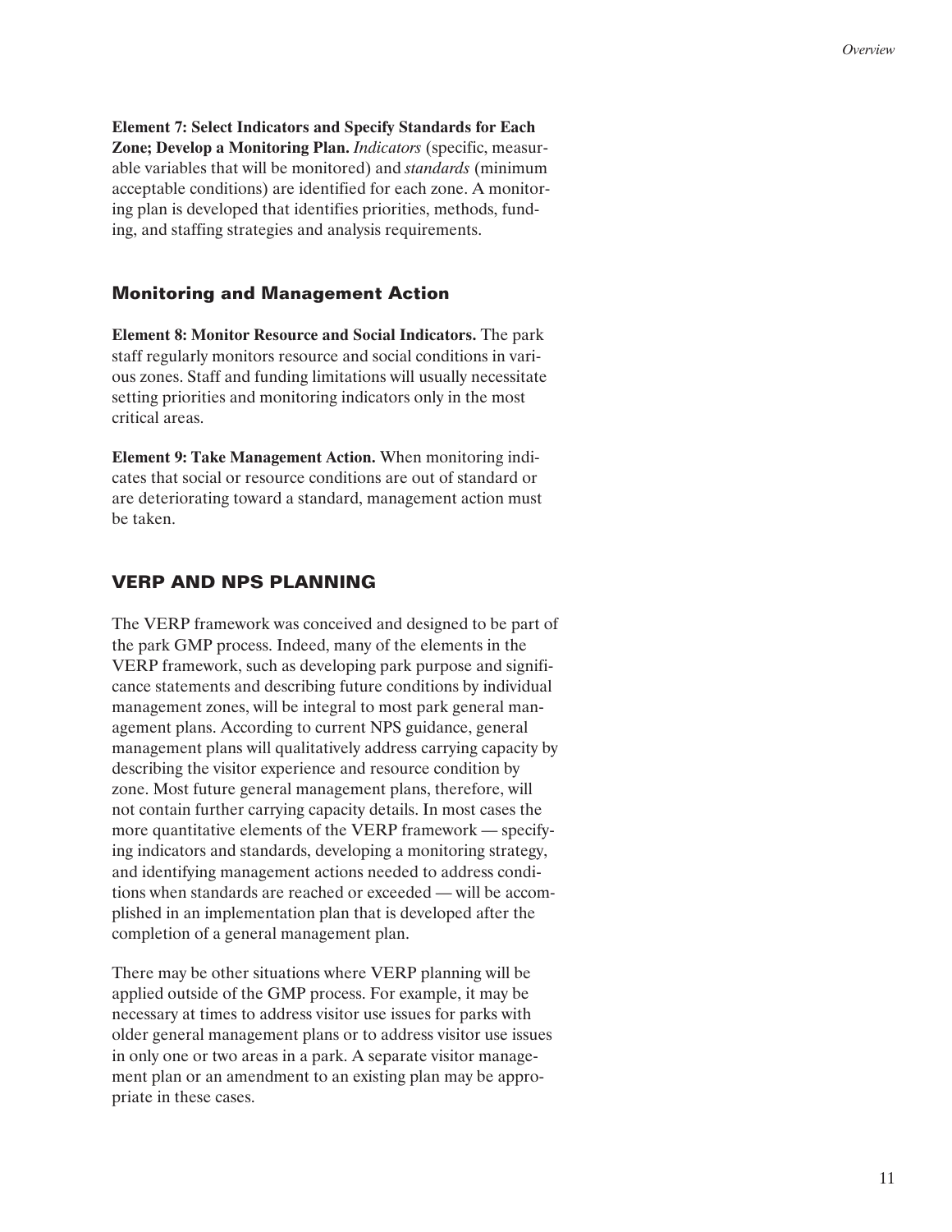**Element 7: Select Indicators and Specify Standards for Each Zone; Develop a Monitoring Plan.** *Indicators* (specific, measurable variables that will be monitored) and *standards* (minimum acceptable conditions) are identified for each zone. A monitoring plan is developed that identifies priorities, methods, funding, and staffing strategies and analysis requirements.

### Monitoring and Management Action

**Element 8: Monitor Resource and Social Indicators.** The park staff regularly monitors resource and social conditions in various zones. Staff and funding limitations will usually necessitate setting priorities and monitoring indicators only in the most critical areas.

**Element 9: Take Management Action.** When monitoring indicates that social or resource conditions are out of standard or are deteriorating toward a standard, management action must be taken.

## VERP AND NPS PLANNING

The VERP framework was conceived and designed to be part of the park GMP process. Indeed, many of the elements in the VERP framework, such as developing park purpose and significance statements and describing future conditions by individual management zones, will be integral to most park general management plans. According to current NPS guidance, general management plans will qualitatively address carrying capacity by describing the visitor experience and resource condition by zone. Most future general management plans, therefore, will not contain further carrying capacity details. In most cases the more quantitative elements of the VERP framework — specifying indicators and standards, developing a monitoring strategy, and identifying management actions needed to address conditions when standards are reached or exceeded — will be accomplished in an implementation plan that is developed after the completion of a general management plan.

There may be other situations where VERP planning will be applied outside of the GMP process. For example, it may be necessary at times to address visitor use issues for parks with older general management plans or to address visitor use issues in only one or two areas in a park. A separate visitor management plan or an amendment to an existing plan may be appropriate in these cases.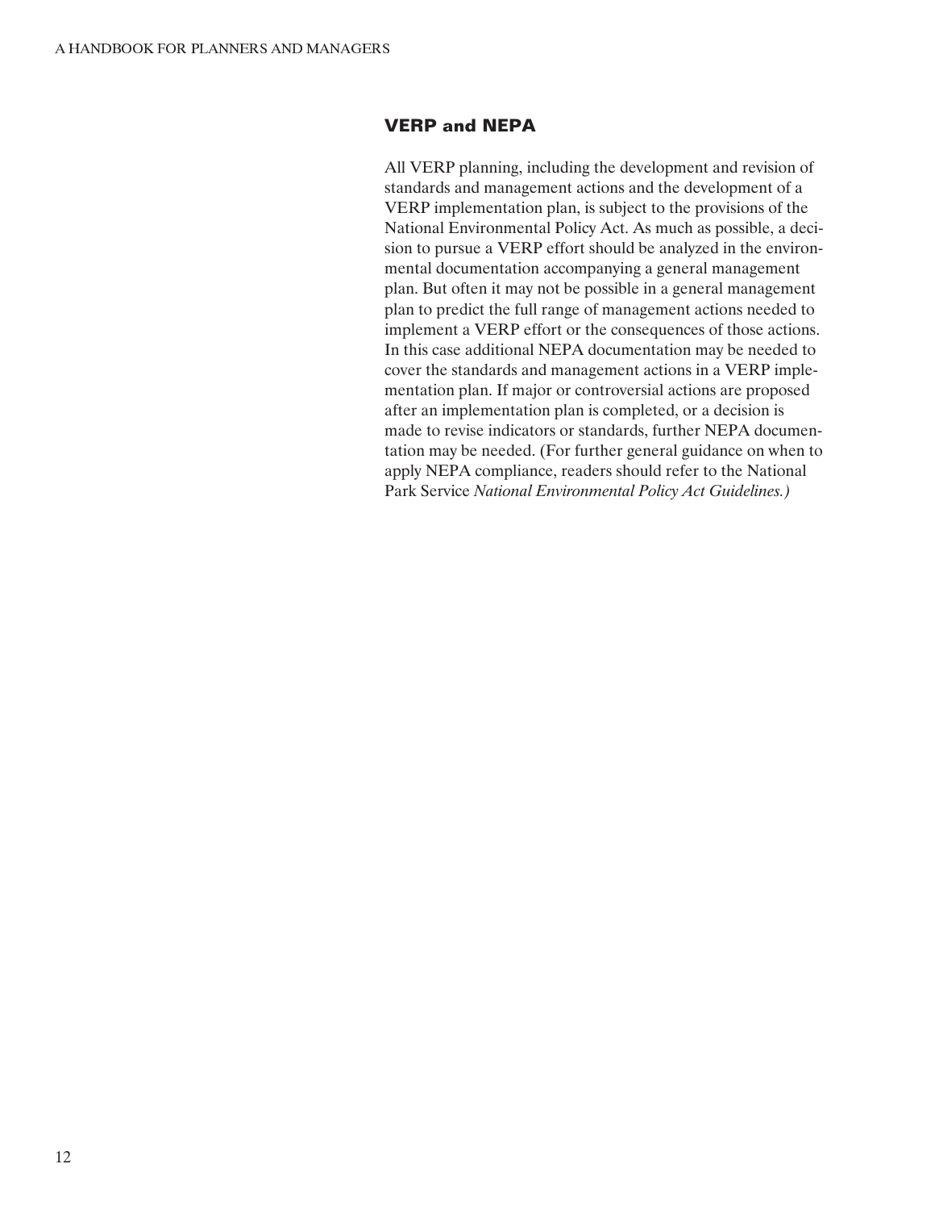## VERP and NEPA

All VERP planning, including the development and revision of standards and management actions and the development of a VERP implementation plan, is subject to the provisions of the National Environmental Policy Act. As much as possible, a decision to pursue a VERP effort should be analyzed in the environmental documentation accompanying a general management plan. But often it may not be possible in a general management plan to predict the full range of management actions needed to implement a VERP effort or the consequences of those actions. In this case additional NEPA documentation may be needed to cover the standards and management actions in a VERP implementation plan. If major or controversial actions are proposed after an implementation plan is completed, or a decision is made to revise indicators or standards, further NEPA documentation may be needed. (For further general guidance on when to apply NEPA compliance, readers should refer to the National Park Service *National Environmental Policy Act Guidelines.)*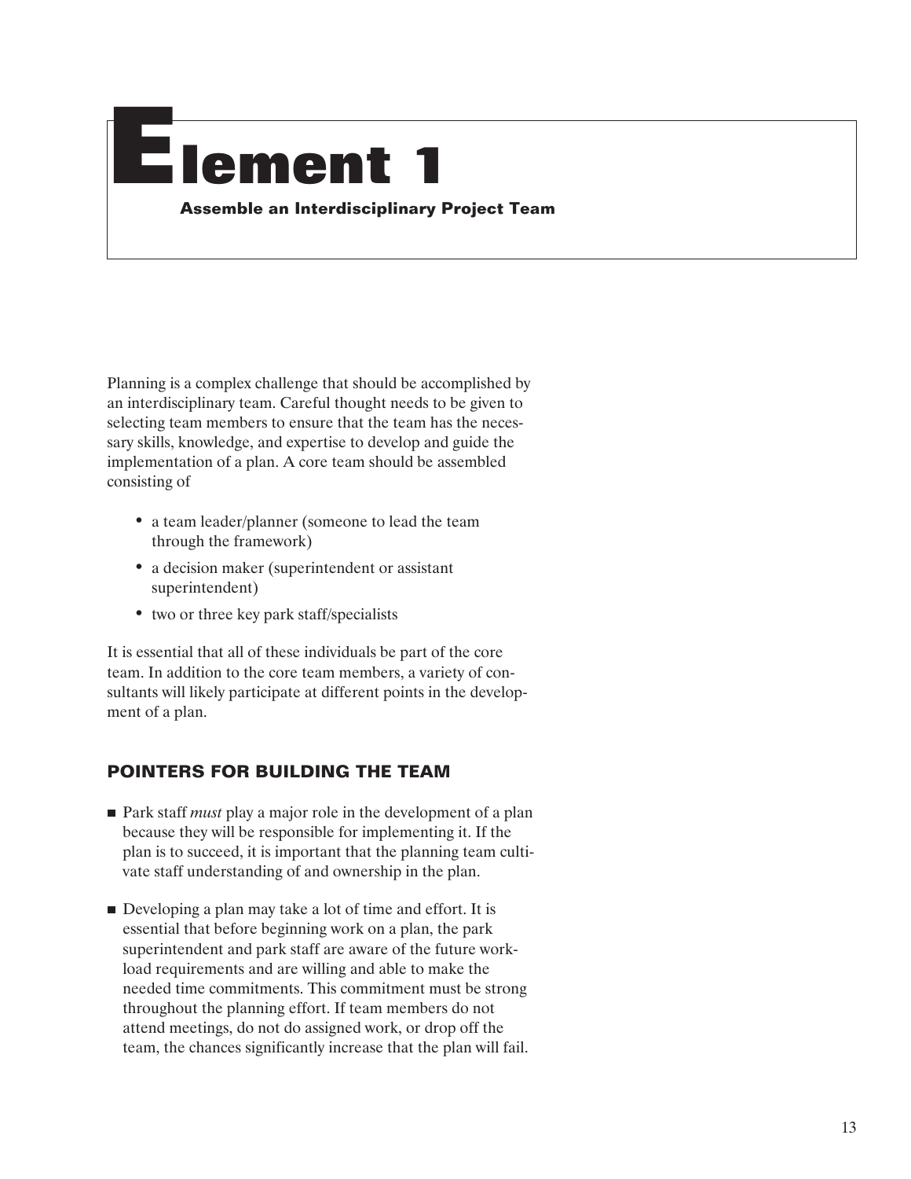# Element 1

**Assemble an Interdisciplinary Project Team**

Planning is a complex challenge that should be accomplished by an interdisciplinary team. Careful thought needs to be given to selecting team members to ensure that the team has the necessary skills, knowledge, and expertise to develop and guide the implementation of a plan. A core team should be assembled consisting of

- a team leader/planner (someone to lead the team through the framework)
- a decision maker (superintendent or assistant superintendent)
- two or three key park staff/specialists

It is essential that all of these individuals be part of the core team. In addition to the core team members, a variety of consultants will likely participate at different points in the development of a plan.

## POINTERS FOR BUILDING THE TEAM

- Park staff *must* play a major role in the development of a plan because they will be responsible for implementing it. If the plan is to succeed, it is important that the planning team cultivate staff understanding of and ownership in the plan.
- Developing a plan may take a lot of time and effort. It is essential that before beginning work on a plan, the park superintendent and park staff are aware of the future workload requirements and are willing and able to make the needed time commitments. This commitment must be strong throughout the planning effort. If team members do not attend meetings, do not do assigned work, or drop off the team, the chances significantly increase that the plan will fail.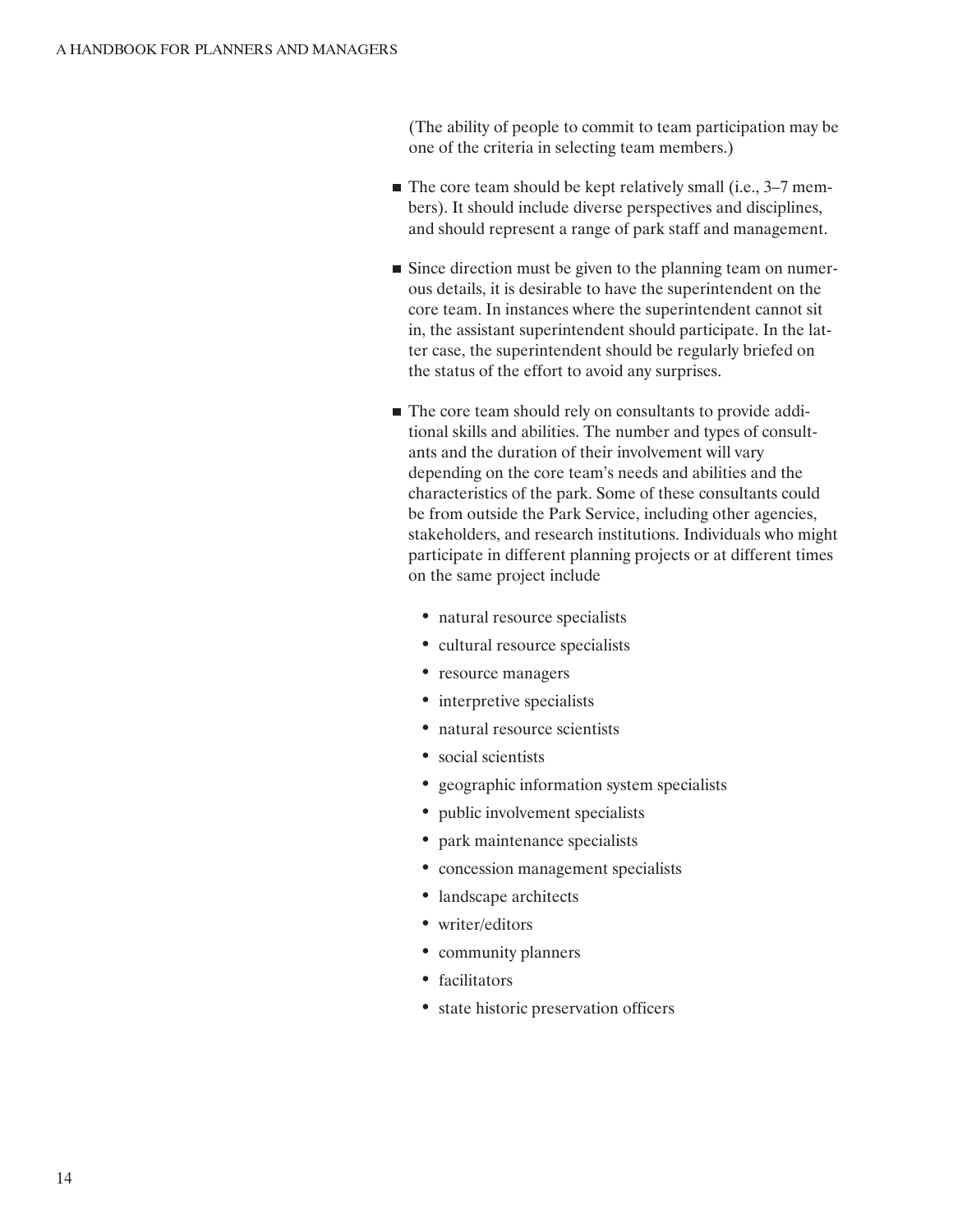(The ability of people to commit to team participation may be one of the criteria in selecting team members.)

- The core team should be kept relatively small (i.e., 3–7 members). It should include diverse perspectives and disciplines, and should represent a range of park staff and management.

- Since direction must be given to the planning team on numerous details, it is desirable to have the superintendent on the core team. In instances where the superintendent cannot sit in, the assistant superintendent should participate. In the latter case, the superintendent should be regularly briefed on the status of the effort to avoid any surprises.

- The core team should rely on consultants to provide additional skills and abilities. The number and types of consultants and the duration of their involvement will vary depending on the core team's needs and abilities and the characteristics of the park. Some of these consultants could be from outside the Park Service, including other agencies, stakeholders, and research institutions. Individuals who might participate in different planning projects or at different times on the same project include

  - natural resource specialists
  - cultural resource specialists
  - resource managers
  - interpretive specialists
  - natural resource scientists
  - social scientists
  - geographic information system specialists
  - public involvement specialists
  - park maintenance specialists
  - concession management specialists
  - landscape architects
  - writer/editors
  - community planners
  - facilitators
  - state historic preservation officers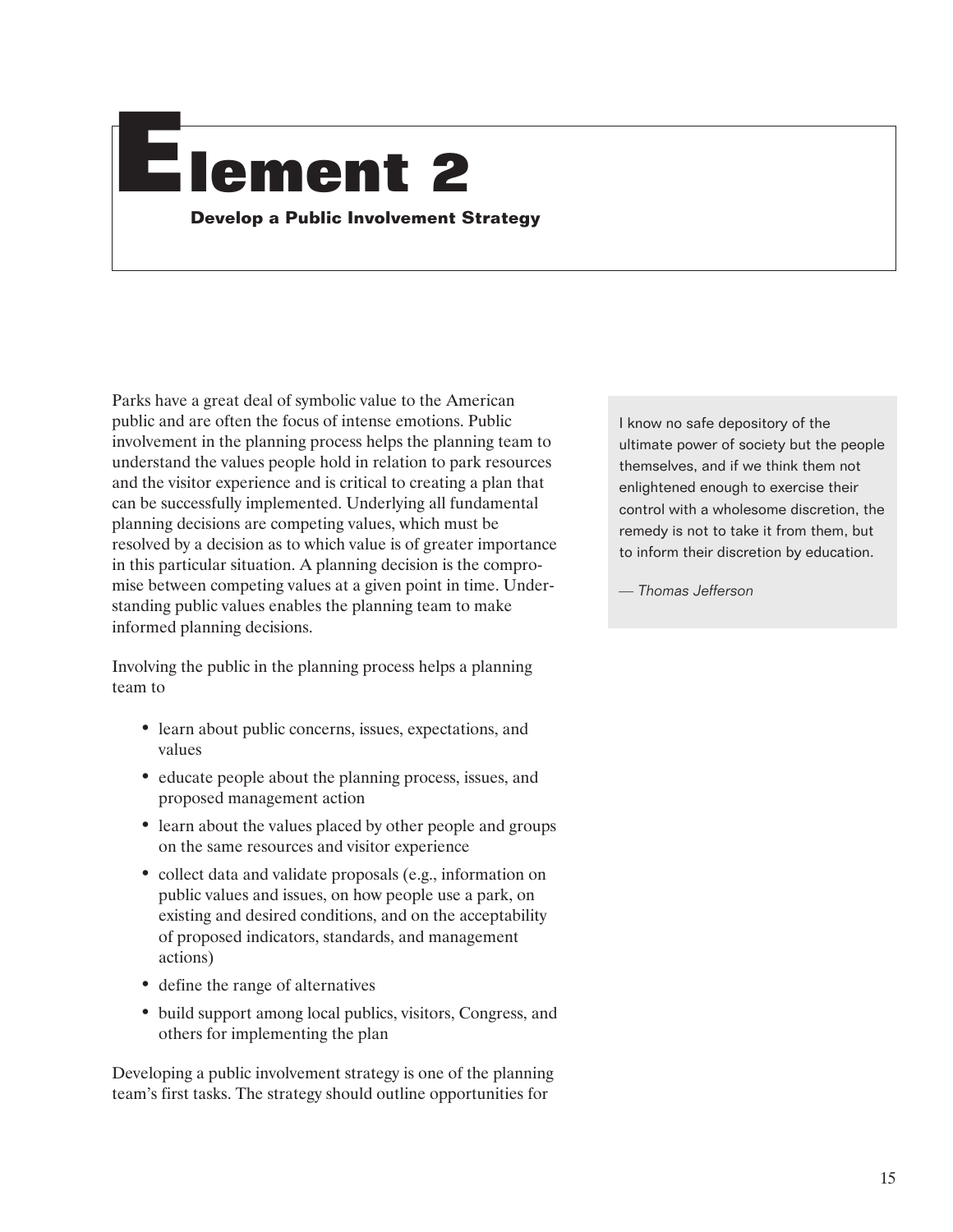# Element 2

**Develop a Public Involvement Strategy**

> I know no safe depository of the ultimate power of society but the people themselves, and if we think them not enlightened enough to exercise their control with a wholesome discretion, the remedy is not to take it from them, but to inform their discretion by education.
>
> — *Thomas Jefferson*

Parks have a great deal of symbolic value to the American public and are often the focus of intense emotions. Public involvement in the planning process helps the planning team to understand the values people hold in relation to park resources and the visitor experience and is critical to creating a plan that can be successfully implemented. Underlying all fundamental planning decisions are competing values, which must be resolved by a decision as to which value is of greater importance in this particular situation. A planning decision is the compromise between competing values at a given point in time. Understanding public values enables the planning team to make informed planning decisions.

Involving the public in the planning process helps a planning team to

- learn about public concerns, issues, expectations, and values
- educate people about the planning process, issues, and proposed management action
- learn about the values placed by other people and groups on the same resources and visitor experience
- collect data and validate proposals (e.g., information on public values and issues, on how people use a park, on existing and desired conditions, and on the acceptability of proposed indicators, standards, and management actions)
- define the range of alternatives
- build support among local publics, visitors, Congress, and others for implementing the plan

Developing a public involvement strategy is one of the planning team's first tasks. The strategy should outline opportunities for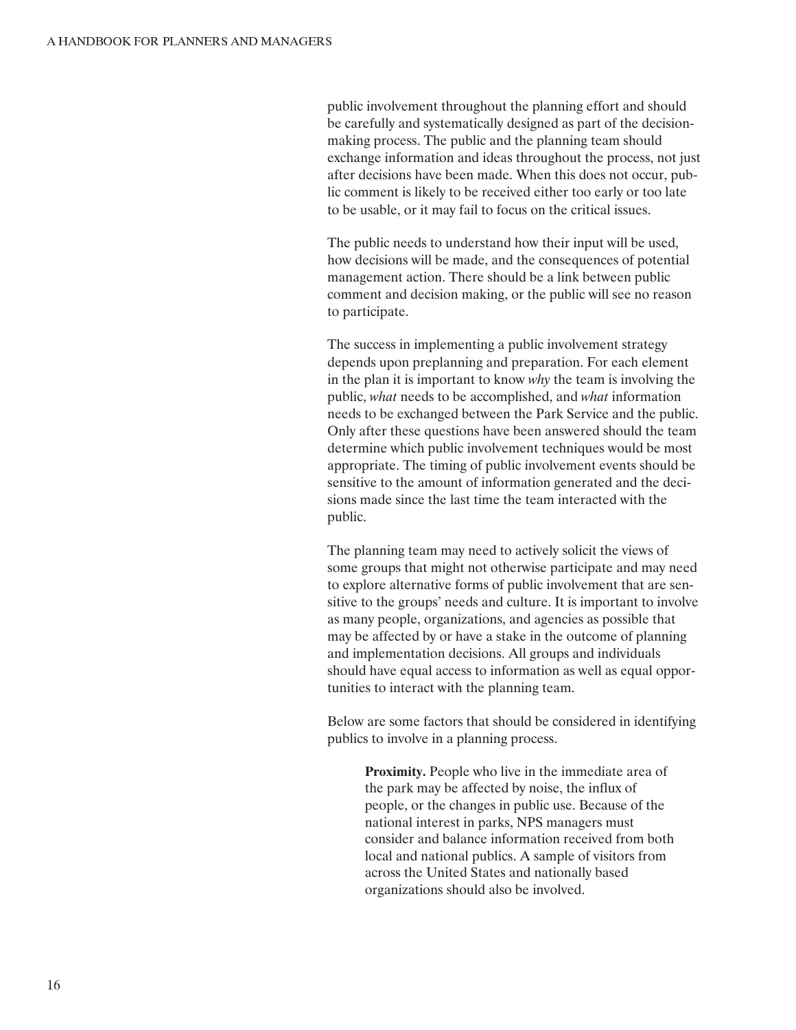public involvement throughout the planning effort and should be carefully and systematically designed as part of the decision-making process. The public and the planning team should exchange information and ideas throughout the process, not just after decisions have been made. When this does not occur, public comment is likely to be received either too early or too late to be usable, or it may fail to focus on the critical issues.

The public needs to understand how their input will be used, how decisions will be made, and the consequences of potential management action. There should be a link between public comment and decision making, or the public will see no reason to participate.

The success in implementing a public involvement strategy depends upon preplanning and preparation. For each element in the plan it is important to know *why* the team is involving the public, *what* needs to be accomplished, and *what* information needs to be exchanged between the Park Service and the public. Only after these questions have been answered should the team determine which public involvement techniques would be most appropriate. The timing of public involvement events should be sensitive to the amount of information generated and the decisions made since the last time the team interacted with the public.

The planning team may need to actively solicit the views of some groups that might not otherwise participate and may need to explore alternative forms of public involvement that are sensitive to the groups' needs and culture. It is important to involve as many people, organizations, and agencies as possible that may be affected by or have a stake in the outcome of planning and implementation decisions. All groups and individuals should have equal access to information as well as equal opportunities to interact with the planning team.

Below are some factors that should be considered in identifying publics to involve in a planning process.

> **Proximity.** People who live in the immediate area of the park may be affected by noise, the influx of people, or the changes in public use. Because of the national interest in parks, NPS managers must consider and balance information received from both local and national publics. A sample of visitors from across the United States and nationally based organizations should also be involved.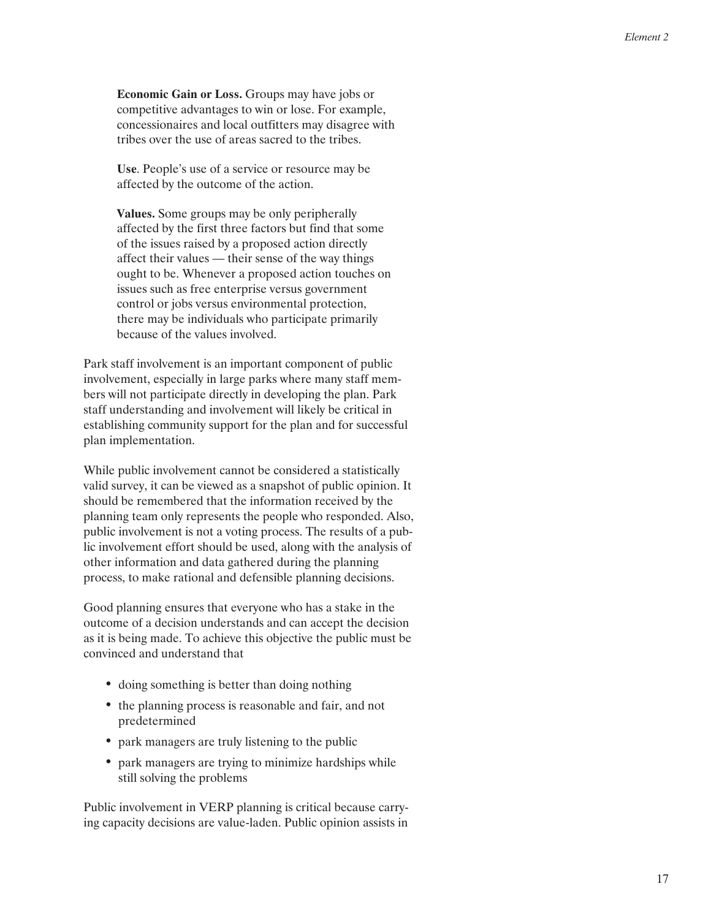**Economic Gain or Loss.** Groups may have jobs or competitive advantages to win or lose. For example, concessionaires and local outfitters may disagree with tribes over the use of areas sacred to the tribes.

**Use**. People's use of a service or resource may be affected by the outcome of the action.

**Values.** Some groups may be only peripherally affected by the first three factors but find that some of the issues raised by a proposed action directly affect their values — their sense of the way things ought to be. Whenever a proposed action touches on issues such as free enterprise versus government control or jobs versus environmental protection, there may be individuals who participate primarily because of the values involved.

Park staff involvement is an important component of public involvement, especially in large parks where many staff members will not participate directly in developing the plan. Park staff understanding and involvement will likely be critical in establishing community support for the plan and for successful plan implementation.

While public involvement cannot be considered a statistically valid survey, it can be viewed as a snapshot of public opinion. It should be remembered that the information received by the planning team only represents the people who responded. Also, public involvement is not a voting process. The results of a public involvement effort should be used, along with the analysis of other information and data gathered during the planning process, to make rational and defensible planning decisions.

Good planning ensures that everyone who has a stake in the outcome of a decision understands and can accept the decision as it is being made. To achieve this objective the public must be convinced and understand that

- doing something is better than doing nothing
- the planning process is reasonable and fair, and not predetermined
- park managers are truly listening to the public
- park managers are trying to minimize hardships while still solving the problems

Public involvement in VERP planning is critical because carrying capacity decisions are value-laden. Public opinion assists in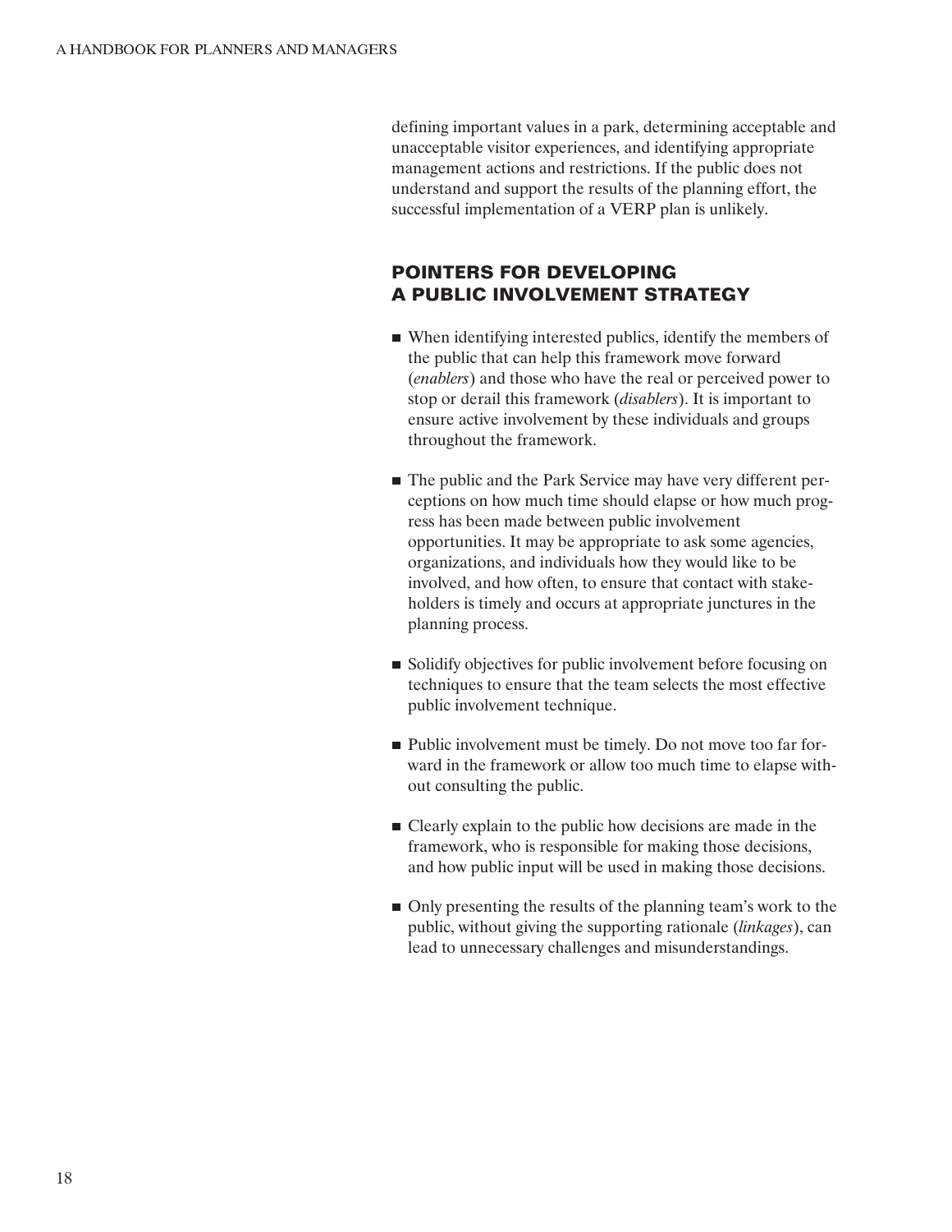defining important values in a park, determining acceptable and unacceptable visitor experiences, and identifying appropriate management actions and restrictions. If the public does not understand and support the results of the planning effort, the successful implementation of a VERP plan is unlikely.

## POINTERS FOR DEVELOPING A PUBLIC INVOLVEMENT STRATEGY

- When identifying interested publics, identify the members of the public that can help this framework move forward (*enablers*) and those who have the real or perceived power to stop or derail this framework (*disablers*). It is important to ensure active involvement by these individuals and groups throughout the framework.

- The public and the Park Service may have very different perceptions on how much time should elapse or how much progress has been made between public involvement opportunities. It may be appropriate to ask some agencies, organizations, and individuals how they would like to be involved, and how often, to ensure that contact with stakeholders is timely and occurs at appropriate junctures in the planning process.

- Solidify objectives for public involvement before focusing on techniques to ensure that the team selects the most effective public involvement technique.

- Public involvement must be timely. Do not move too far forward in the framework or allow too much time to elapse without consulting the public.

- Clearly explain to the public how decisions are made in the framework, who is responsible for making those decisions, and how public input will be used in making those decisions.

- Only presenting the results of the planning team's work to the public, without giving the supporting rationale (*linkages*), can lead to unnecessary challenges and misunderstandings.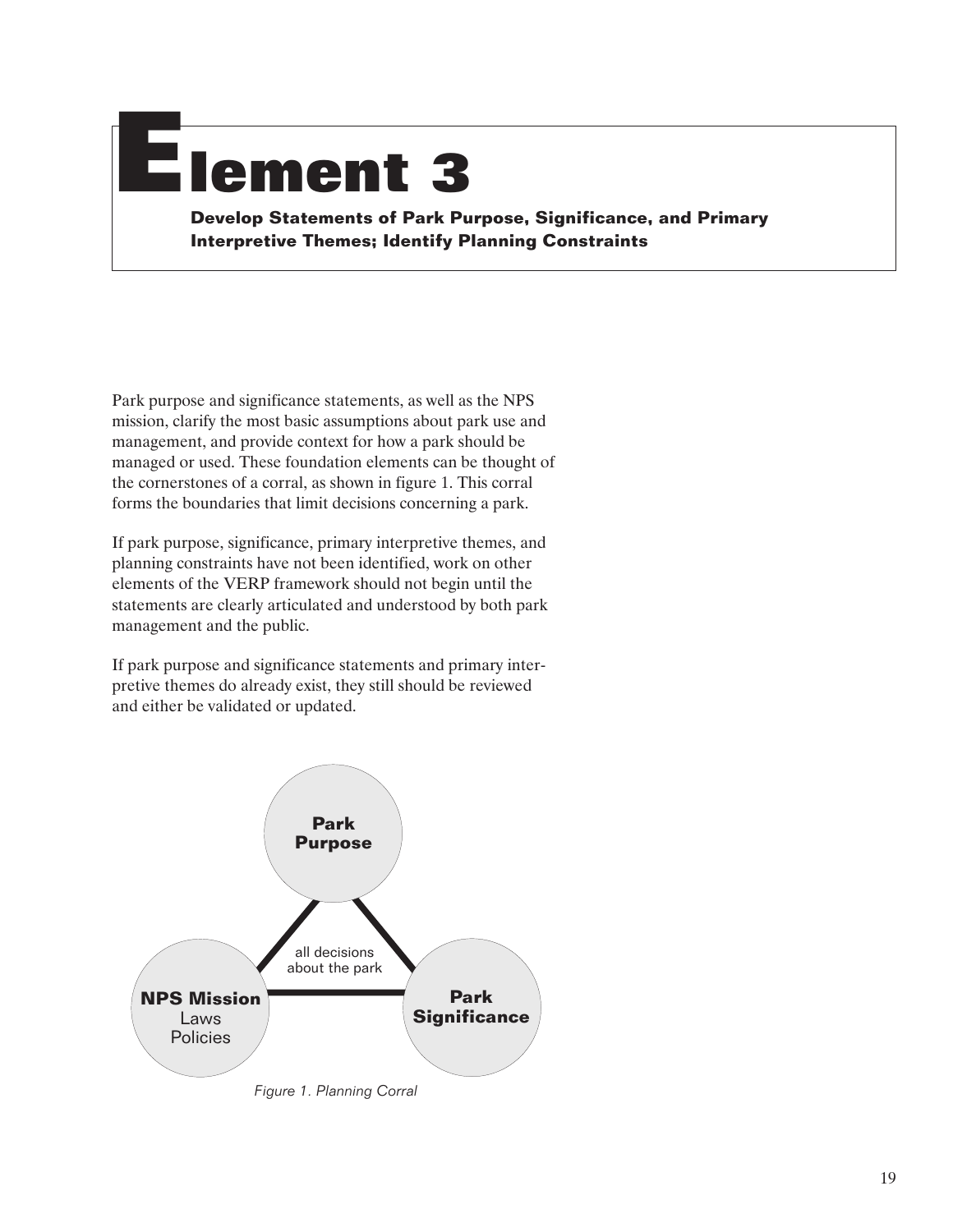# Element 3

**Develop Statements of Park Purpose, Significance, and Primary Interpretive Themes; Identify Planning Constraints**

Park purpose and significance statements, as well as the NPS mission, clarify the most basic assumptions about park use and management, and provide context for how a park should be managed or used. These foundation elements can be thought of the cornerstones of a corral, as shown in figure 1. This corral forms the boundaries that limit decisions concerning a park.

If park purpose, significance, primary interpretive themes, and planning constraints have not been identified, work on other elements of the VERP framework should not begin until the statements are clearly articulated and understood by both park management and the public.

If park purpose and significance statements and primary interpretive themes do already exist, they still should be reviewed and either be validated or updated.

**Park Purpose**

all decisions about the park

**NPS Mission**
Laws
Policies

**Park Significance**

*Figure 1. Planning Corral*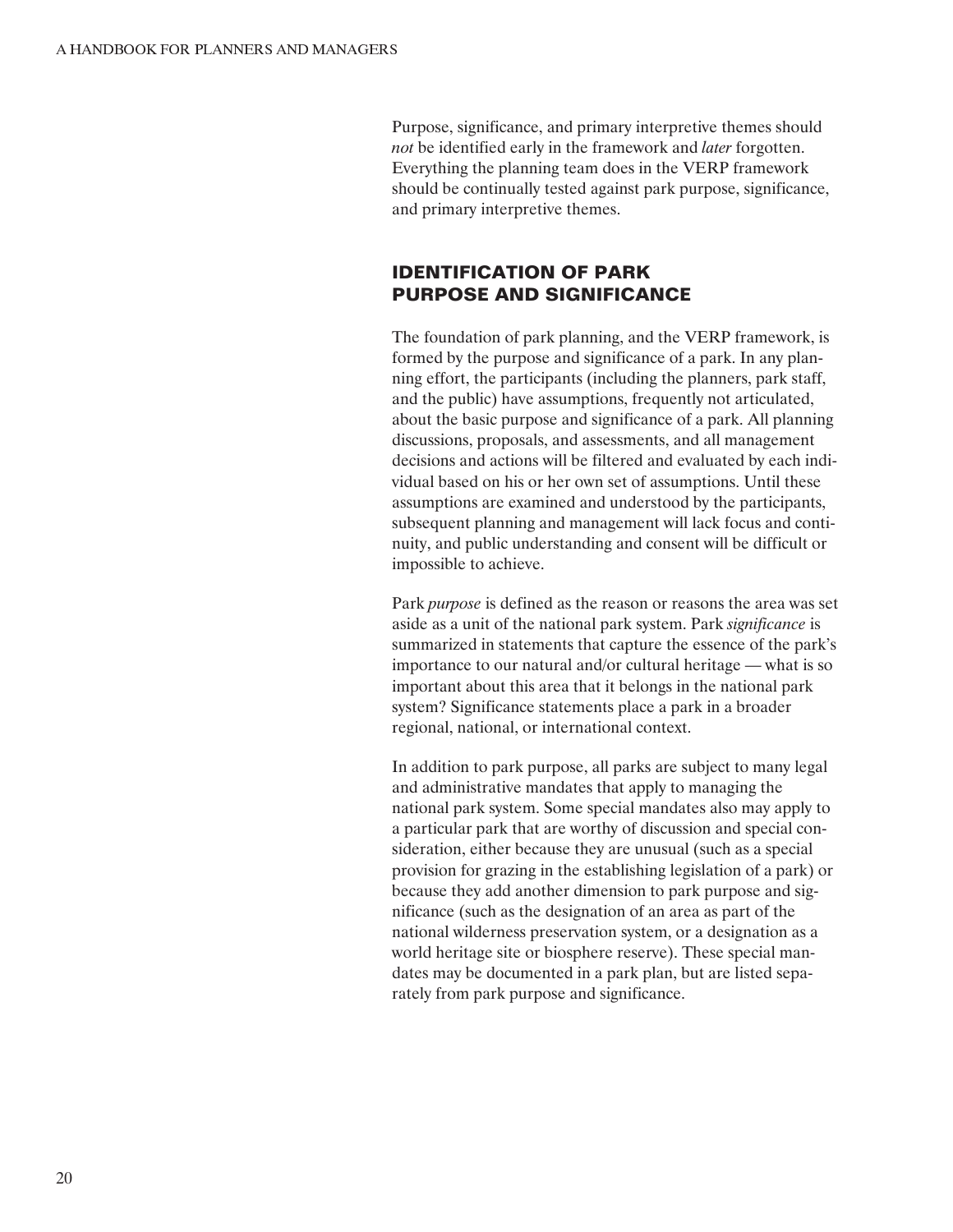Purpose, significance, and primary interpretive themes should *not* be identified early in the framework and *later* forgotten. Everything the planning team does in the VERP framework should be continually tested against park purpose, significance, and primary interpretive themes.

## IDENTIFICATION OF PARK PURPOSE AND SIGNIFICANCE

The foundation of park planning, and the VERP framework, is formed by the purpose and significance of a park. In any planning effort, the participants (including the planners, park staff, and the public) have assumptions, frequently not articulated, about the basic purpose and significance of a park. All planning discussions, proposals, and assessments, and all management decisions and actions will be filtered and evaluated by each individual based on his or her own set of assumptions. Until these assumptions are examined and understood by the participants, subsequent planning and management will lack focus and continuity, and public understanding and consent will be difficult or impossible to achieve.

Park *purpose* is defined as the reason or reasons the area was set aside as a unit of the national park system. Park *significance* is summarized in statements that capture the essence of the park's importance to our natural and/or cultural heritage — what is so important about this area that it belongs in the national park system? Significance statements place a park in a broader regional, national, or international context.

In addition to park purpose, all parks are subject to many legal and administrative mandates that apply to managing the national park system. Some special mandates also may apply to a particular park that are worthy of discussion and special consideration, either because they are unusual (such as a special provision for grazing in the establishing legislation of a park) or because they add another dimension to park purpose and significance (such as the designation of an area as part of the national wilderness preservation system, or a designation as a world heritage site or biosphere reserve). These special mandates may be documented in a park plan, but are listed separately from park purpose and significance.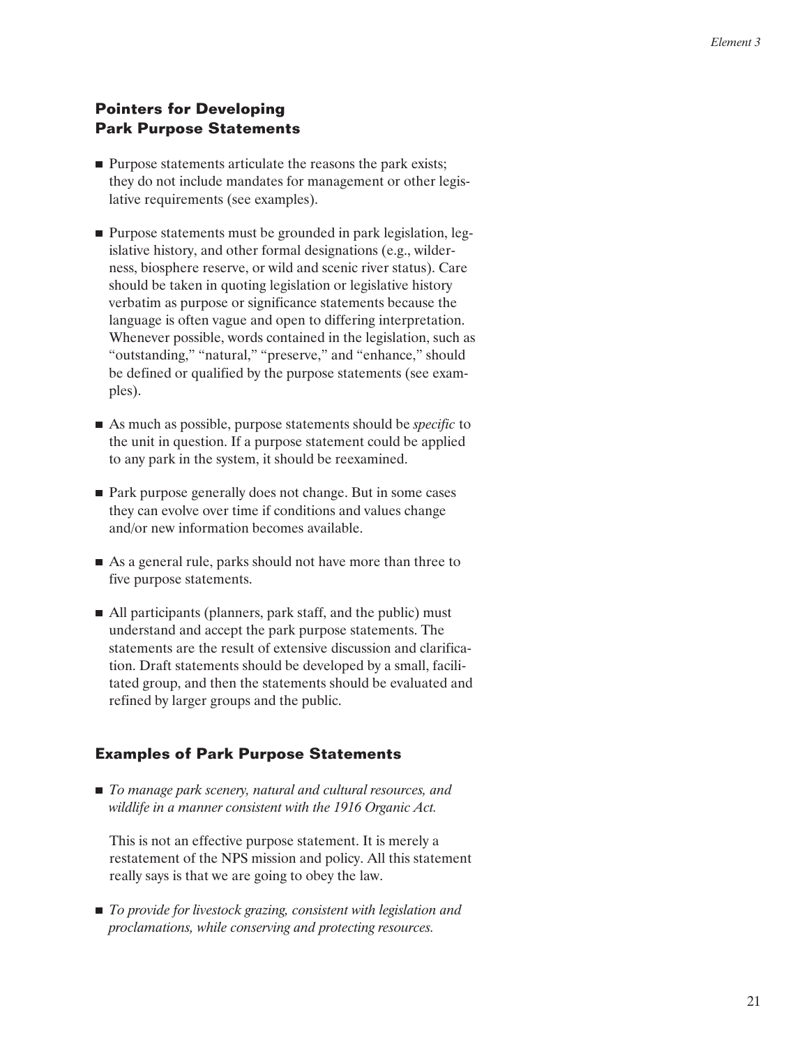## Pointers for Developing Park Purpose Statements

- Purpose statements articulate the reasons the park exists; they do not include mandates for management or other legislative requirements (see examples).
- Purpose statements must be grounded in park legislation, legislative history, and other formal designations (e.g., wilderness, biosphere reserve, or wild and scenic river status). Care should be taken in quoting legislation or legislative history verbatim as purpose or significance statements because the language is often vague and open to differing interpretation. Whenever possible, words contained in the legislation, such as "outstanding," "natural," "preserve," and "enhance," should be defined or qualified by the purpose statements (see examples).
- As much as possible, purpose statements should be *specific* to the unit in question. If a purpose statement could be applied to any park in the system, it should be reexamined.
- Park purpose generally does not change. But in some cases they can evolve over time if conditions and values change and/or new information becomes available.
- As a general rule, parks should not have more than three to five purpose statements.
- All participants (planners, park staff, and the public) must understand and accept the park purpose statements. The statements are the result of extensive discussion and clarification. Draft statements should be developed by a small, facilitated group, and then the statements should be evaluated and refined by larger groups and the public.

## Examples of Park Purpose Statements

- *To manage park scenery, natural and cultural resources, and wildlife in a manner consistent with the 1916 Organic Act.*

  This is not an effective purpose statement. It is merely a restatement of the NPS mission and policy. All this statement really says is that we are going to obey the law.

- *To provide for livestock grazing, consistent with legislation and proclamations, while conserving and protecting resources.*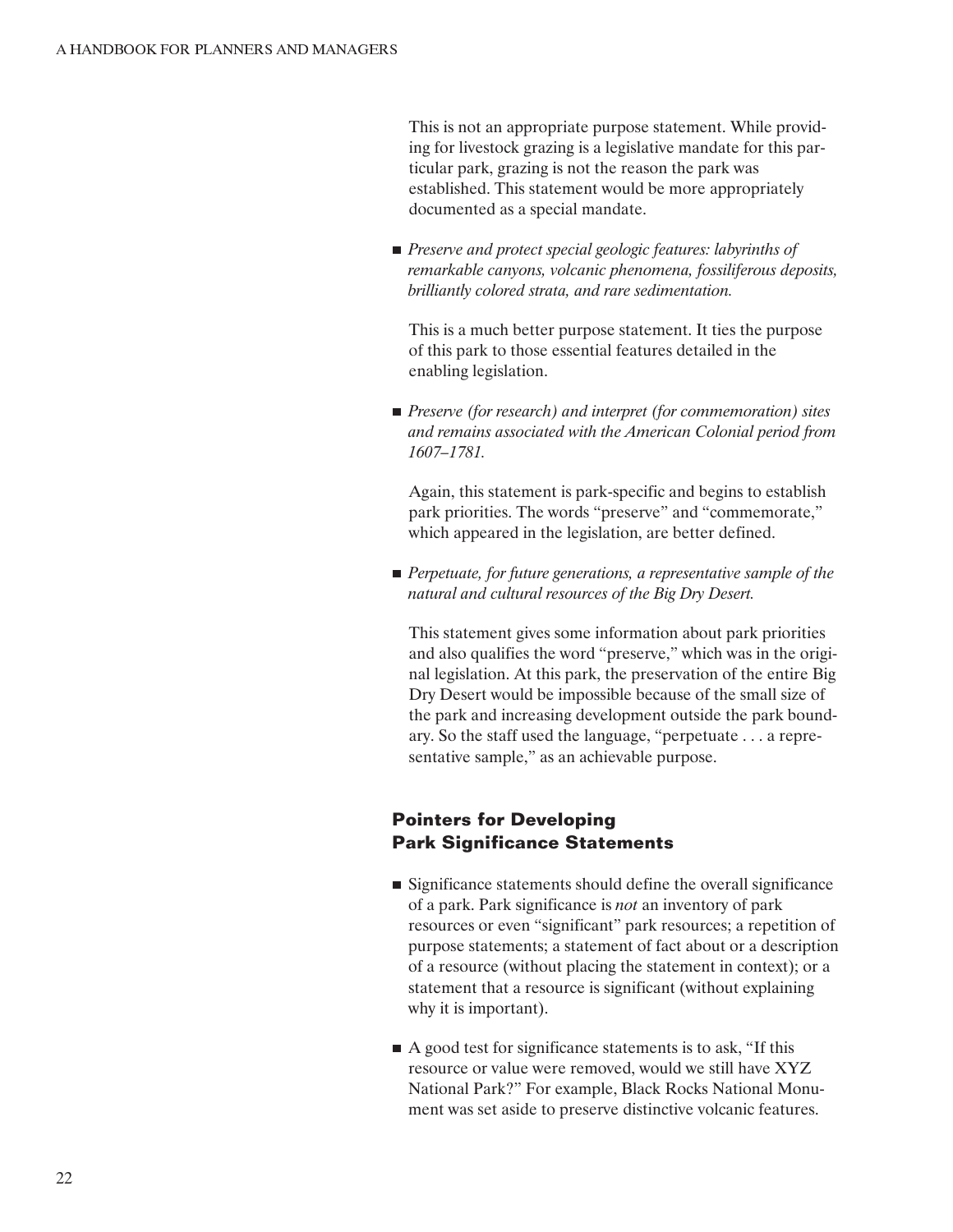This is not an appropriate purpose statement. While providing for livestock grazing is a legislative mandate for this particular park, grazing is not the reason the park was established. This statement would be more appropriately documented as a special mandate.

- *Preserve and protect special geologic features: labyrinths of remarkable canyons, volcanic phenomena, fossiliferous deposits, brilliantly colored strata, and rare sedimentation.*

  This is a much better purpose statement. It ties the purpose of this park to those essential features detailed in the enabling legislation.

- *Preserve (for research) and interpret (for commemoration) sites and remains associated with the American Colonial period from 1607–1781.*

  Again, this statement is park-specific and begins to establish park priorities. The words "preserve" and "commemorate," which appeared in the legislation, are better defined.

- *Perpetuate, for future generations, a representative sample of the natural and cultural resources of the Big Dry Desert.*

  This statement gives some information about park priorities and also qualifies the word "preserve," which was in the original legislation. At this park, the preservation of the entire Big Dry Desert would be impossible because of the small size of the park and increasing development outside the park boundary. So the staff used the language, "perpetuate . . . a representative sample," as an achievable purpose.

## Pointers for Developing Park Significance Statements

- Significance statements should define the overall significance of a park. Park significance is *not* an inventory of park resources or even "significant" park resources; a repetition of purpose statements; a statement of fact about or a description of a resource (without placing the statement in context); or a statement that a resource is significant (without explaining why it is important).
- A good test for significance statements is to ask, "If this resource or value were removed, would we still have XYZ National Park?" For example, Black Rocks National Monument was set aside to preserve distinctive volcanic features.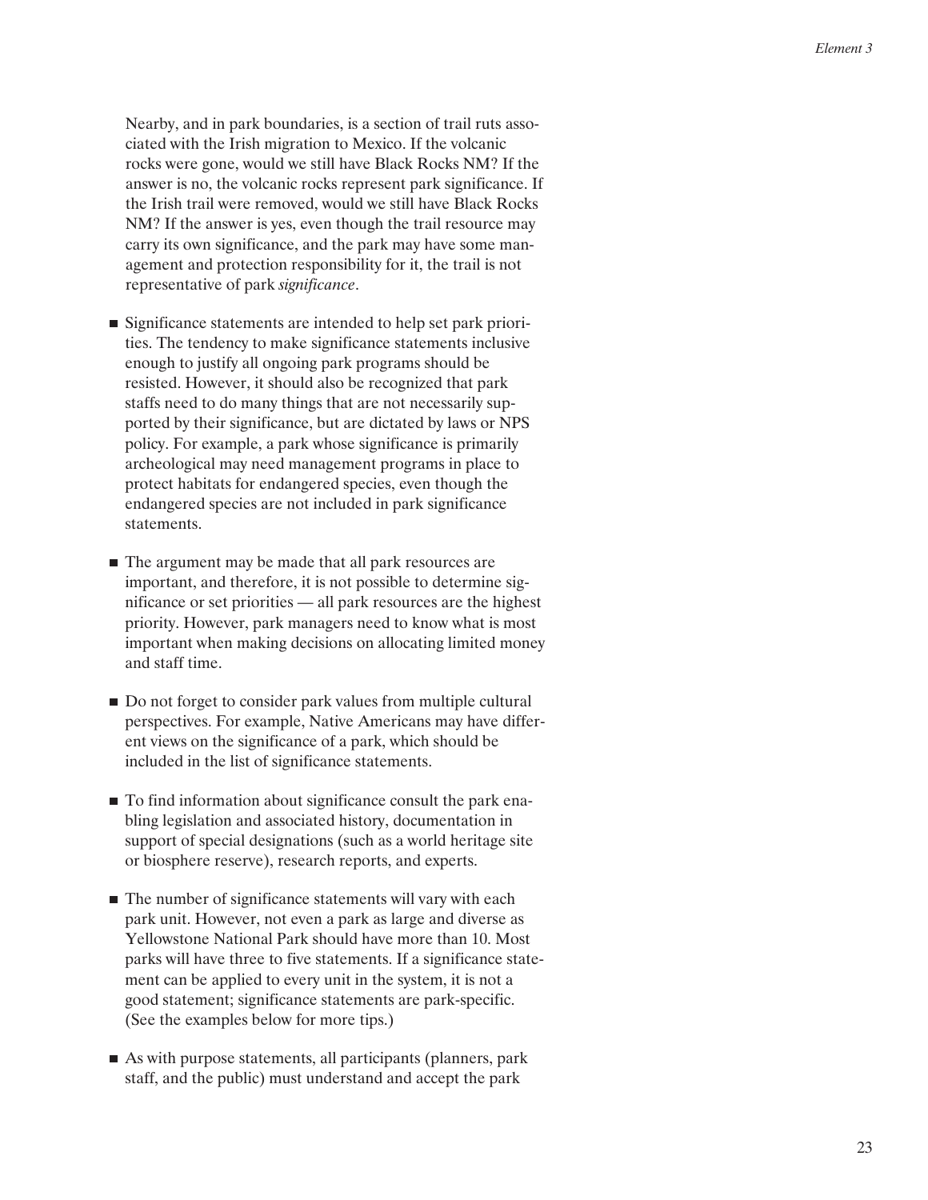Nearby, and in park boundaries, is a section of trail ruts associated with the Irish migration to Mexico. If the volcanic rocks were gone, would we still have Black Rocks NM? If the answer is no, the volcanic rocks represent park significance. If the Irish trail were removed, would we still have Black Rocks NM? If the answer is yes, even though the trail resource may carry its own significance, and the park may have some management and protection responsibility for it, the trail is not representative of park *significance*.

- Significance statements are intended to help set park priorities. The tendency to make significance statements inclusive enough to justify all ongoing park programs should be resisted. However, it should also be recognized that park staffs need to do many things that are not necessarily supported by their significance, but are dictated by laws or NPS policy. For example, a park whose significance is primarily archeological may need management programs in place to protect habitats for endangered species, even though the endangered species are not included in park significance statements.

- The argument may be made that all park resources are important, and therefore, it is not possible to determine significance or set priorities — all park resources are the highest priority. However, park managers need to know what is most important when making decisions on allocating limited money and staff time.

- Do not forget to consider park values from multiple cultural perspectives. For example, Native Americans may have different views on the significance of a park, which should be included in the list of significance statements.

- To find information about significance consult the park enabling legislation and associated history, documentation in support of special designations (such as a world heritage site or biosphere reserve), research reports, and experts.

- The number of significance statements will vary with each park unit. However, not even a park as large and diverse as Yellowstone National Park should have more than 10. Most parks will have three to five statements. If a significance statement can be applied to every unit in the system, it is not a good statement; significance statements are park-specific. (See the examples below for more tips.)

- As with purpose statements, all participants (planners, park staff, and the public) must understand and accept the park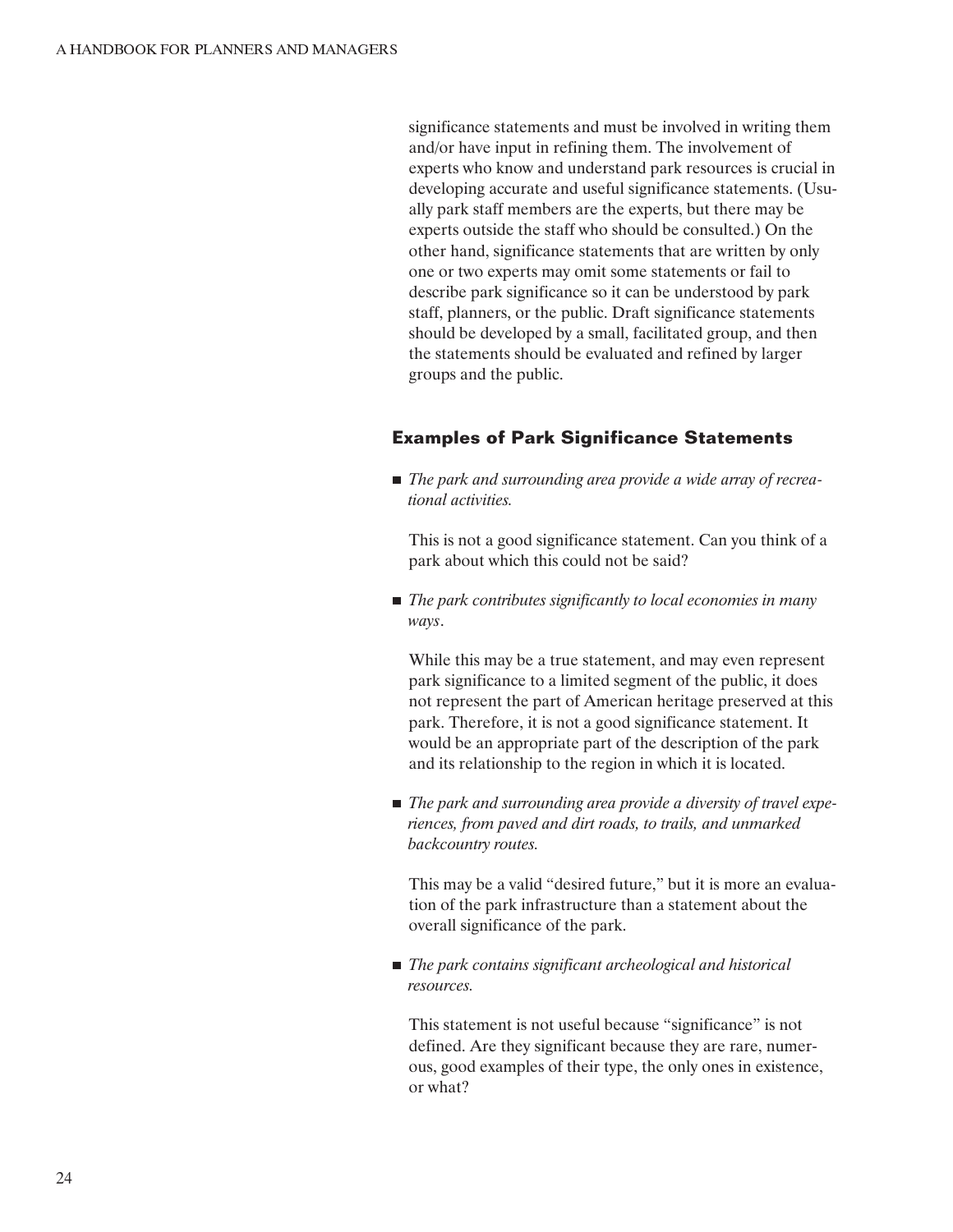significance statements and must be involved in writing them and/or have input in refining them. The involvement of experts who know and understand park resources is crucial in developing accurate and useful significance statements. (Usually park staff members are the experts, but there may be experts outside the staff who should be consulted.) On the other hand, significance statements that are written by only one or two experts may omit some statements or fail to describe park significance so it can be understood by park staff, planners, or the public. Draft significance statements should be developed by a small, facilitated group, and then the statements should be evaluated and refined by larger groups and the public.

## Examples of Park Significance Statements

- *The park and surrounding area provide a wide array of recreational activities.*

  This is not a good significance statement. Can you think of a park about which this could not be said?

- *The park contributes significantly to local economies in many ways*.

  While this may be a true statement, and may even represent park significance to a limited segment of the public, it does not represent the part of American heritage preserved at this park. Therefore, it is not a good significance statement. It would be an appropriate part of the description of the park and its relationship to the region in which it is located.

- *The park and surrounding area provide a diversity of travel experiences, from paved and dirt roads, to trails, and unmarked backcountry routes.*

  This may be a valid "desired future," but it is more an evaluation of the park infrastructure than a statement about the overall significance of the park.

- *The park contains significant archeological and historical resources.*

  This statement is not useful because "significance" is not defined. Are they significant because they are rare, numerous, good examples of their type, the only ones in existence, or what?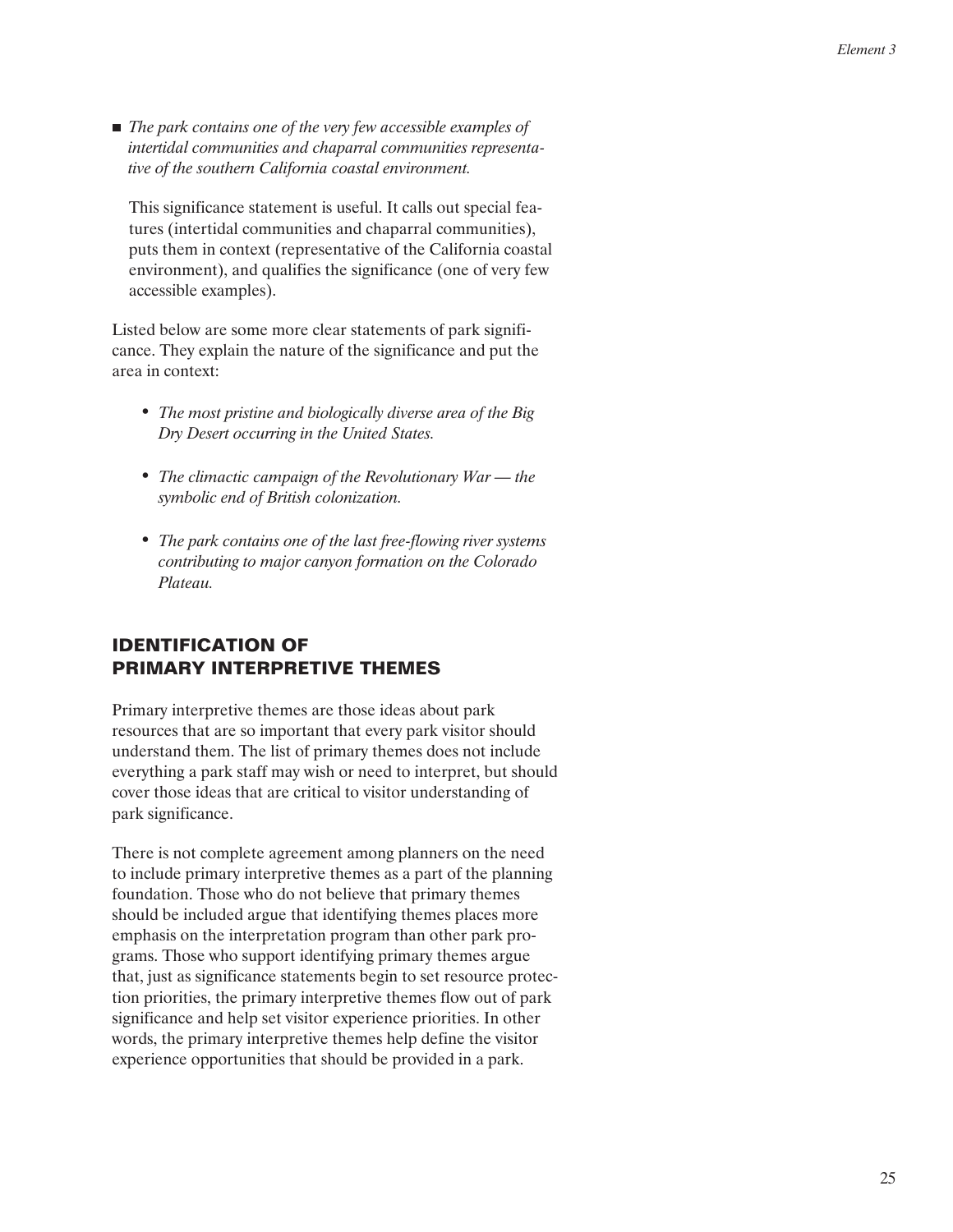- *The park contains one of the very few accessible examples of intertidal communities and chaparral communities representative of the southern California coastal environment.*

  This significance statement is useful. It calls out special features (intertidal communities and chaparral communities), puts them in context (representative of the California coastal environment), and qualifies the significance (one of very few accessible examples).

Listed below are some more clear statements of park significance. They explain the nature of the significance and put the area in context:

- *The most pristine and biologically diverse area of the Big Dry Desert occurring in the United States.*
- *The climactic campaign of the Revolutionary War — the symbolic end of British colonization.*
- *The park contains one of the last free-flowing river systems contributing to major canyon formation on the Colorado Plateau.*

## IDENTIFICATION OF PRIMARY INTERPRETIVE THEMES

Primary interpretive themes are those ideas about park resources that are so important that every park visitor should understand them. The list of primary themes does not include everything a park staff may wish or need to interpret, but should cover those ideas that are critical to visitor understanding of park significance.

There is not complete agreement among planners on the need to include primary interpretive themes as a part of the planning foundation. Those who do not believe that primary themes should be included argue that identifying themes places more emphasis on the interpretation program than other park programs. Those who support identifying primary themes argue that, just as significance statements begin to set resource protection priorities, the primary interpretive themes flow out of park significance and help set visitor experience priorities. In other words, the primary interpretive themes help define the visitor experience opportunities that should be provided in a park.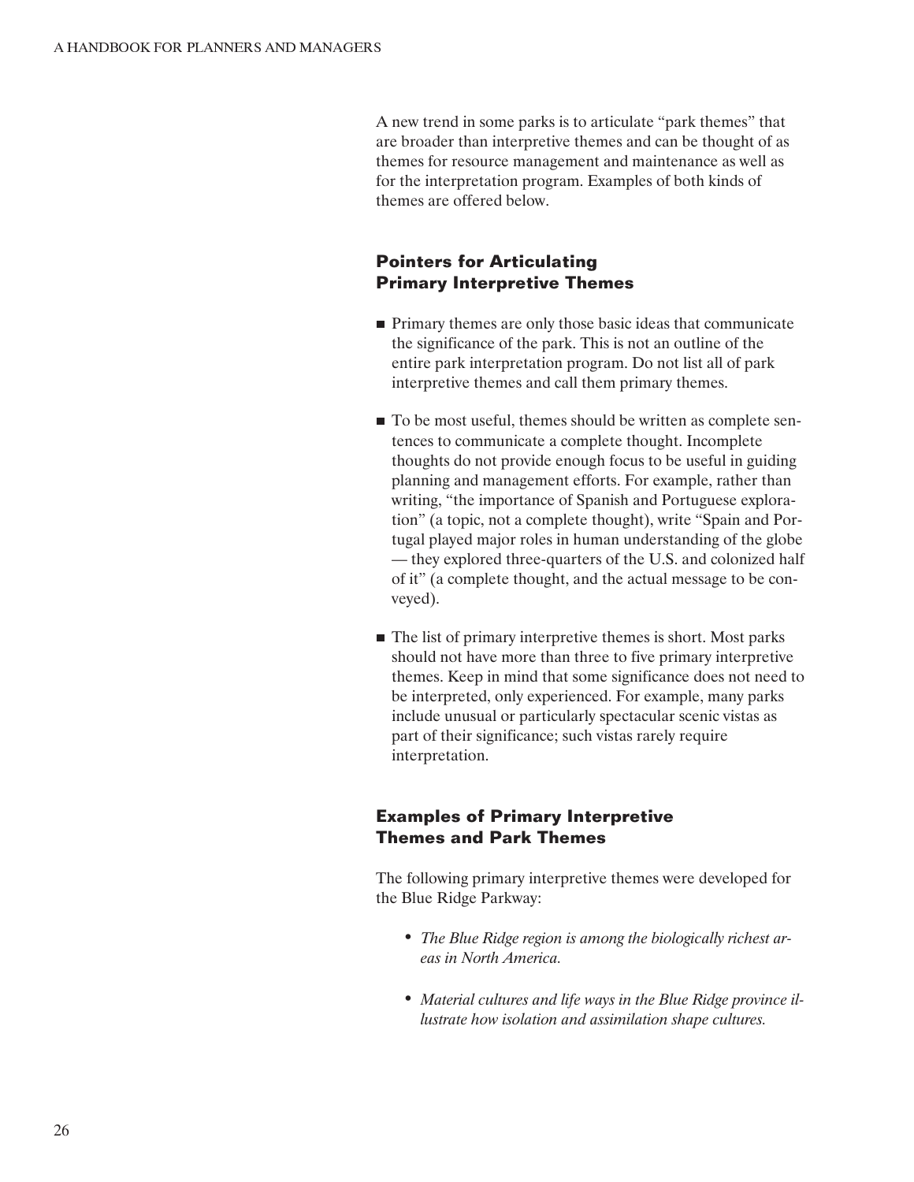A new trend in some parks is to articulate "park themes" that are broader than interpretive themes and can be thought of as themes for resource management and maintenance as well as for the interpretation program. Examples of both kinds of themes are offered below.

### Pointers for Articulating Primary Interpretive Themes

- Primary themes are only those basic ideas that communicate the significance of the park. This is not an outline of the entire park interpretation program. Do not list all of park interpretive themes and call them primary themes.

- To be most useful, themes should be written as complete sentences to communicate a complete thought. Incomplete thoughts do not provide enough focus to be useful in guiding planning and management efforts. For example, rather than writing, "the importance of Spanish and Portuguese exploration" (a topic, not a complete thought), write "Spain and Portugal played major roles in human understanding of the globe — they explored three-quarters of the U.S. and colonized half of it" (a complete thought, and the actual message to be conveyed).

- The list of primary interpretive themes is short. Most parks should not have more than three to five primary interpretive themes. Keep in mind that some significance does not need to be interpreted, only experienced. For example, many parks include unusual or particularly spectacular scenic vistas as part of their significance; such vistas rarely require interpretation.

### Examples of Primary Interpretive Themes and Park Themes

The following primary interpretive themes were developed for the Blue Ridge Parkway:

- *The Blue Ridge region is among the biologically richest areas in North America.*

- *Material cultures and life ways in the Blue Ridge province illustrate how isolation and assimilation shape cultures.*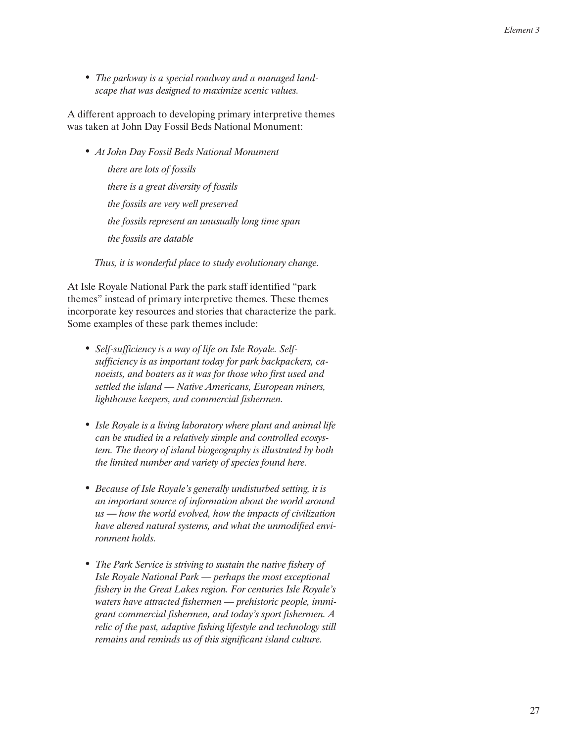- *The parkway is a special roadway and a managed landscape that was designed to maximize scenic values.*

A different approach to developing primary interpretive themes was taken at John Day Fossil Beds National Monument:

- *At John Day Fossil Beds National Monument*

  *there are lots of fossils*

  *there is a great diversity of fossils*

  *the fossils are very well preserved*

  *the fossils represent an unusually long time span*

  *the fossils are datable*

  *Thus, it is wonderful place to study evolutionary change.*

At Isle Royale National Park the park staff identified "park themes" instead of primary interpretive themes. These themes incorporate key resources and stories that characterize the park. Some examples of these park themes include:

- *Self-sufficiency is a way of life on Isle Royale. Self-sufficiency is as important today for park backpackers, canoeists, and boaters as it was for those who first used and settled the island — Native Americans, European miners, lighthouse keepers, and commercial fishermen.*

- *Isle Royale is a living laboratory where plant and animal life can be studied in a relatively simple and controlled ecosystem. The theory of island biogeography is illustrated by both the limited number and variety of species found here.*

- *Because of Isle Royale's generally undisturbed setting, it is an important source of information about the world around us — how the world evolved, how the impacts of civilization have altered natural systems, and what the unmodified environment holds.*

- *The Park Service is striving to sustain the native fishery of Isle Royale National Park — perhaps the most exceptional fishery in the Great Lakes region. For centuries Isle Royale's waters have attracted fishermen — prehistoric people, immigrant commercial fishermen, and today's sport fishermen. A relic of the past, adaptive fishing lifestyle and technology still remains and reminds us of this significant island culture.*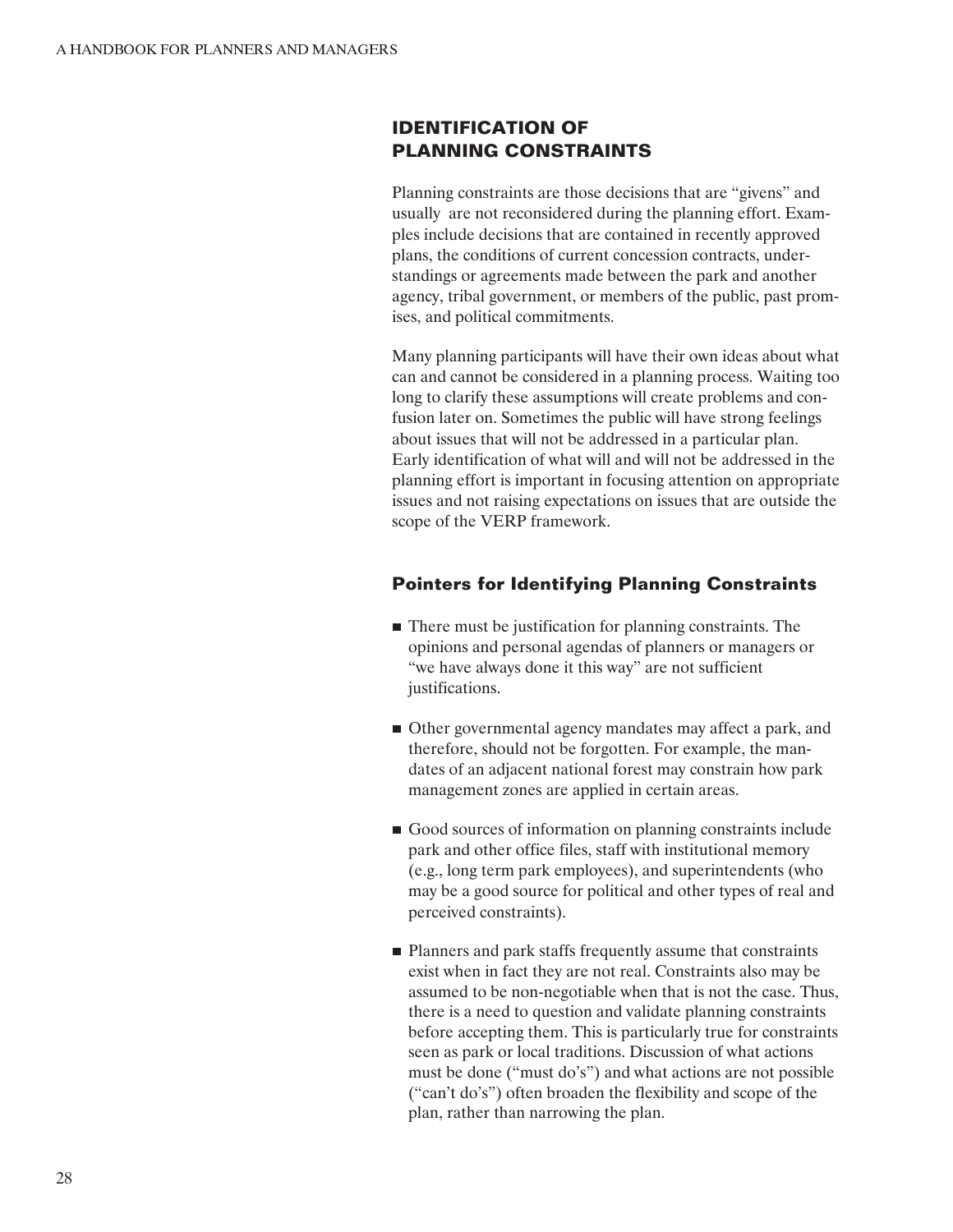## IDENTIFICATION OF PLANNING CONSTRAINTS

Planning constraints are those decisions that are "givens" and usually are not reconsidered during the planning effort. Examples include decisions that are contained in recently approved plans, the conditions of current concession contracts, understandings or agreements made between the park and another agency, tribal government, or members of the public, past promises, and political commitments.

Many planning participants will have their own ideas about what can and cannot be considered in a planning process. Waiting too long to clarify these assumptions will create problems and confusion later on. Sometimes the public will have strong feelings about issues that will not be addressed in a particular plan. Early identification of what will and will not be addressed in the planning effort is important in focusing attention on appropriate issues and not raising expectations on issues that are outside the scope of the VERP framework.

### Pointers for Identifying Planning Constraints

- There must be justification for planning constraints. The opinions and personal agendas of planners or managers or "we have always done it this way" are not sufficient justifications.
- Other governmental agency mandates may affect a park, and therefore, should not be forgotten. For example, the mandates of an adjacent national forest may constrain how park management zones are applied in certain areas.
- Good sources of information on planning constraints include park and other office files, staff with institutional memory (e.g., long term park employees), and superintendents (who may be a good source for political and other types of real and perceived constraints).
- Planners and park staffs frequently assume that constraints exist when in fact they are not real. Constraints also may be assumed to be non-negotiable when that is not the case. Thus, there is a need to question and validate planning constraints before accepting them. This is particularly true for constraints seen as park or local traditions. Discussion of what actions must be done ("must do's") and what actions are not possible ("can't do's") often broaden the flexibility and scope of the plan, rather than narrowing the plan.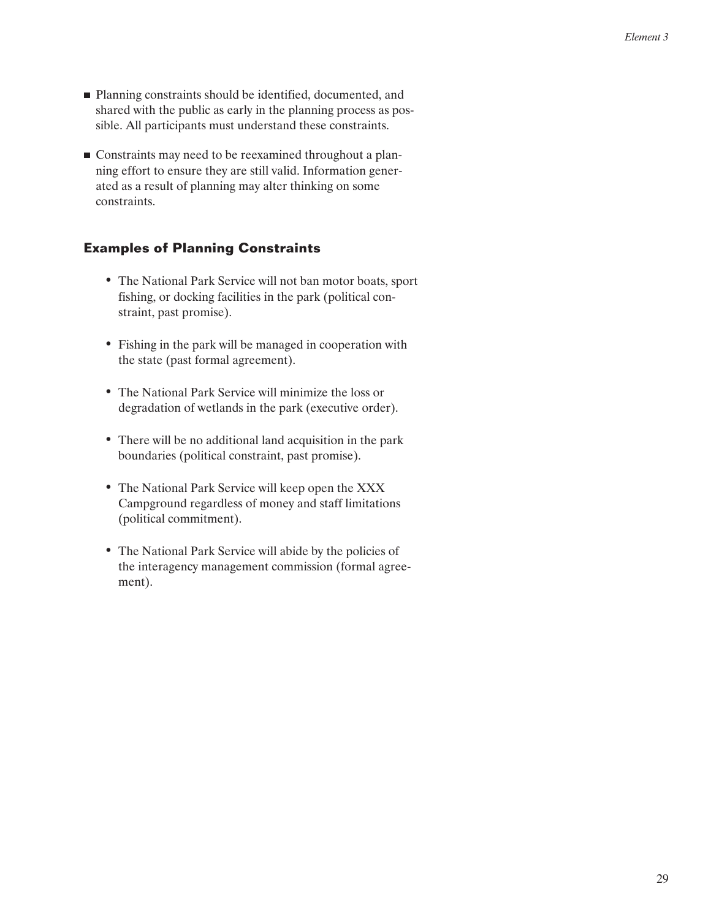- Planning constraints should be identified, documented, and shared with the public as early in the planning process as possible. All participants must understand these constraints.

- Constraints may need to be reexamined throughout a planning effort to ensure they are still valid. Information generated as a result of planning may alter thinking on some constraints.

### Examples of Planning Constraints

- The National Park Service will not ban motor boats, sport fishing, or docking facilities in the park (political constraint, past promise).

- Fishing in the park will be managed in cooperation with the state (past formal agreement).

- The National Park Service will minimize the loss or degradation of wetlands in the park (executive order).

- There will be no additional land acquisition in the park boundaries (political constraint, past promise).

- The National Park Service will keep open the XXX Campground regardless of money and staff limitations (political commitment).

- The National Park Service will abide by the policies of the interagency management commission (formal agreement).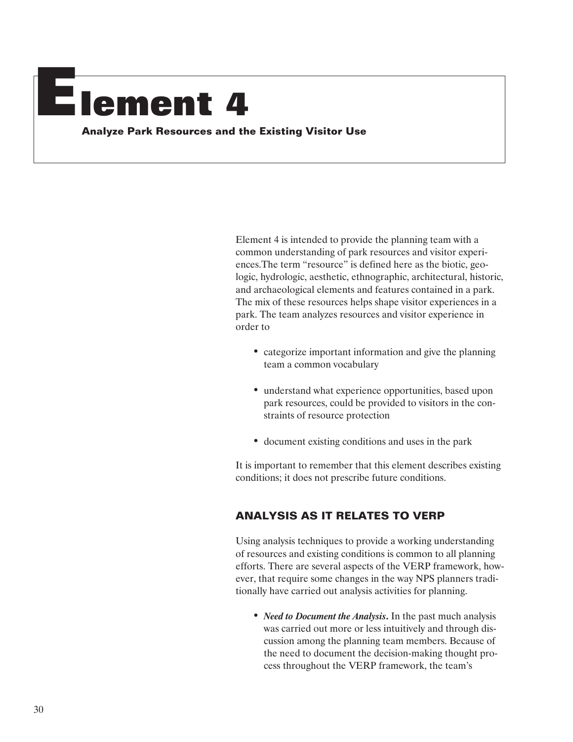# Element 4

**Analyze Park Resources and the Existing Visitor Use**

Element 4 is intended to provide the planning team with a common understanding of park resources and visitor experiences.The term "resource" is defined here as the biotic, geologic, hydrologic, aesthetic, ethnographic, architectural, historic, and archaeological elements and features contained in a park. The mix of these resources helps shape visitor experiences in a park. The team analyzes resources and visitor experience in order to

- categorize important information and give the planning team a common vocabulary
- understand what experience opportunities, based upon park resources, could be provided to visitors in the constraints of resource protection
- document existing conditions and uses in the park

It is important to remember that this element describes existing conditions; it does not prescribe future conditions.

## ANALYSIS AS IT RELATES TO VERP

Using analysis techniques to provide a working understanding of resources and existing conditions is common to all planning efforts. There are several aspects of the VERP framework, however, that require some changes in the way NPS planners traditionally have carried out analysis activities for planning.

- ***Need to Document the Analysis***. In the past much analysis was carried out more or less intuitively and through discussion among the planning team members. Because of the need to document the decision-making thought process throughout the VERP framework, the team's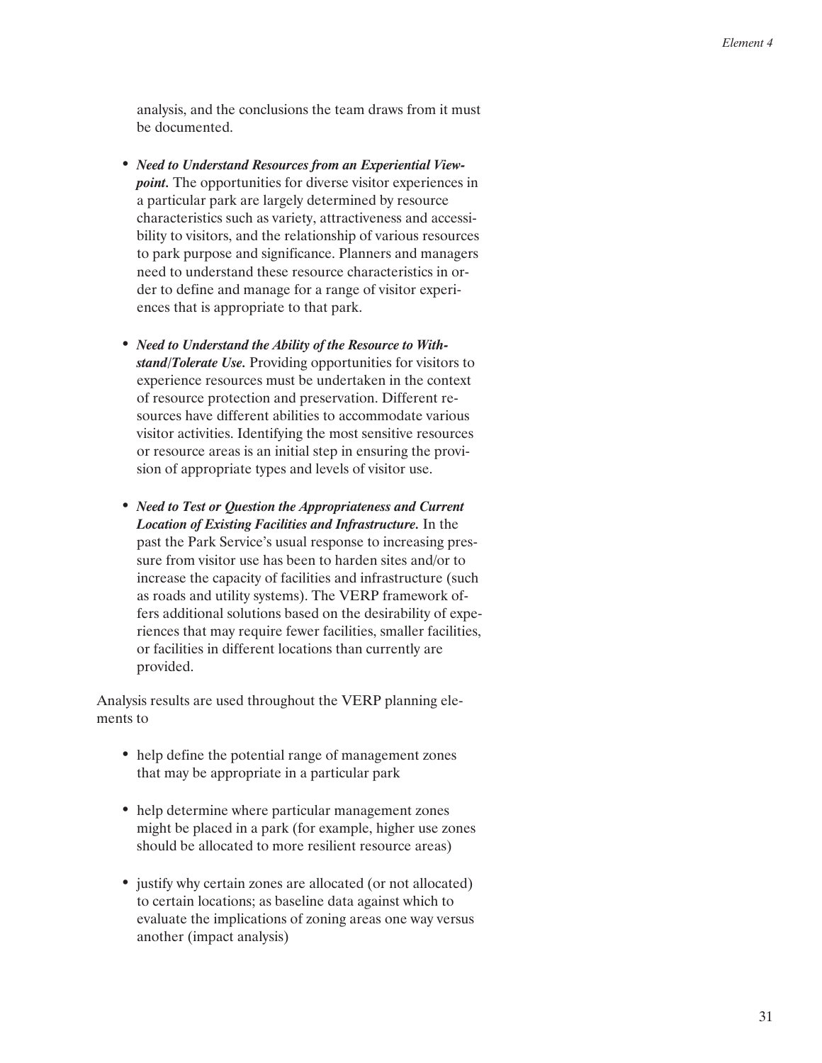analysis, and the conclusions the team draws from it must be documented.

- ***Need to Understand Resources from an Experiential Viewpoint.*** The opportunities for diverse visitor experiences in a particular park are largely determined by resource characteristics such as variety, attractiveness and accessibility to visitors, and the relationship of various resources to park purpose and significance. Planners and managers need to understand these resource characteristics in order to define and manage for a range of visitor experiences that is appropriate to that park.

- ***Need to Understand the Ability of the Resource to Withstand/Tolerate Use.*** Providing opportunities for visitors to experience resources must be undertaken in the context of resource protection and preservation. Different resources have different abilities to accommodate various visitor activities. Identifying the most sensitive resources or resource areas is an initial step in ensuring the provision of appropriate types and levels of visitor use.

- ***Need to Test or Question the Appropriateness and Current Location of Existing Facilities and Infrastructure.*** In the past the Park Service's usual response to increasing pressure from visitor use has been to harden sites and/or to increase the capacity of facilities and infrastructure (such as roads and utility systems). The VERP framework offers additional solutions based on the desirability of experiences that may require fewer facilities, smaller facilities, or facilities in different locations than currently are provided.

Analysis results are used throughout the VERP planning elements to

- help define the potential range of management zones that may be appropriate in a particular park

- help determine where particular management zones might be placed in a park (for example, higher use zones should be allocated to more resilient resource areas)

- justify why certain zones are allocated (or not allocated) to certain locations; as baseline data against which to evaluate the implications of zoning areas one way versus another (impact analysis)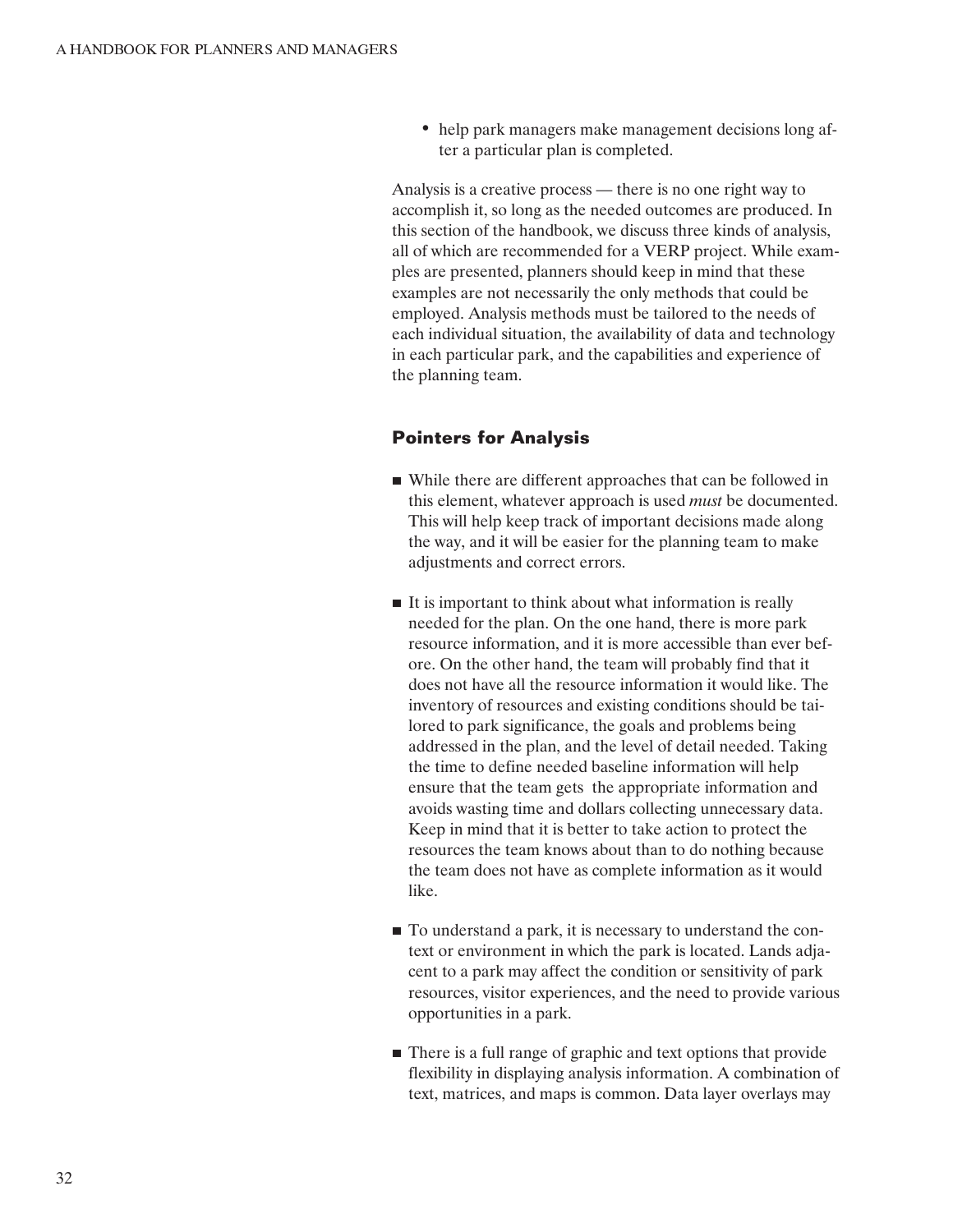- help park managers make management decisions long after a particular plan is completed.

Analysis is a creative process — there is no one right way to accomplish it, so long as the needed outcomes are produced. In this section of the handbook, we discuss three kinds of analysis, all of which are recommended for a VERP project. While examples are presented, planners should keep in mind that these examples are not necessarily the only methods that could be employed. Analysis methods must be tailored to the needs of each individual situation, the availability of data and technology in each particular park, and the capabilities and experience of the planning team.

### Pointers for Analysis

- While there are different approaches that can be followed in this element, whatever approach is used *must* be documented. This will help keep track of important decisions made along the way, and it will be easier for the planning team to make adjustments and correct errors.

- It is important to think about what information is really needed for the plan. On the one hand, there is more park resource information, and it is more accessible than ever before. On the other hand, the team will probably find that it does not have all the resource information it would like. The inventory of resources and existing conditions should be tailored to park significance, the goals and problems being addressed in the plan, and the level of detail needed. Taking the time to define needed baseline information will help ensure that the team gets the appropriate information and avoids wasting time and dollars collecting unnecessary data. Keep in mind that it is better to take action to protect the resources the team knows about than to do nothing because the team does not have as complete information as it would like.

- To understand a park, it is necessary to understand the context or environment in which the park is located. Lands adjacent to a park may affect the condition or sensitivity of park resources, visitor experiences, and the need to provide various opportunities in a park.

- There is a full range of graphic and text options that provide flexibility in displaying analysis information. A combination of text, matrices, and maps is common. Data layer overlays may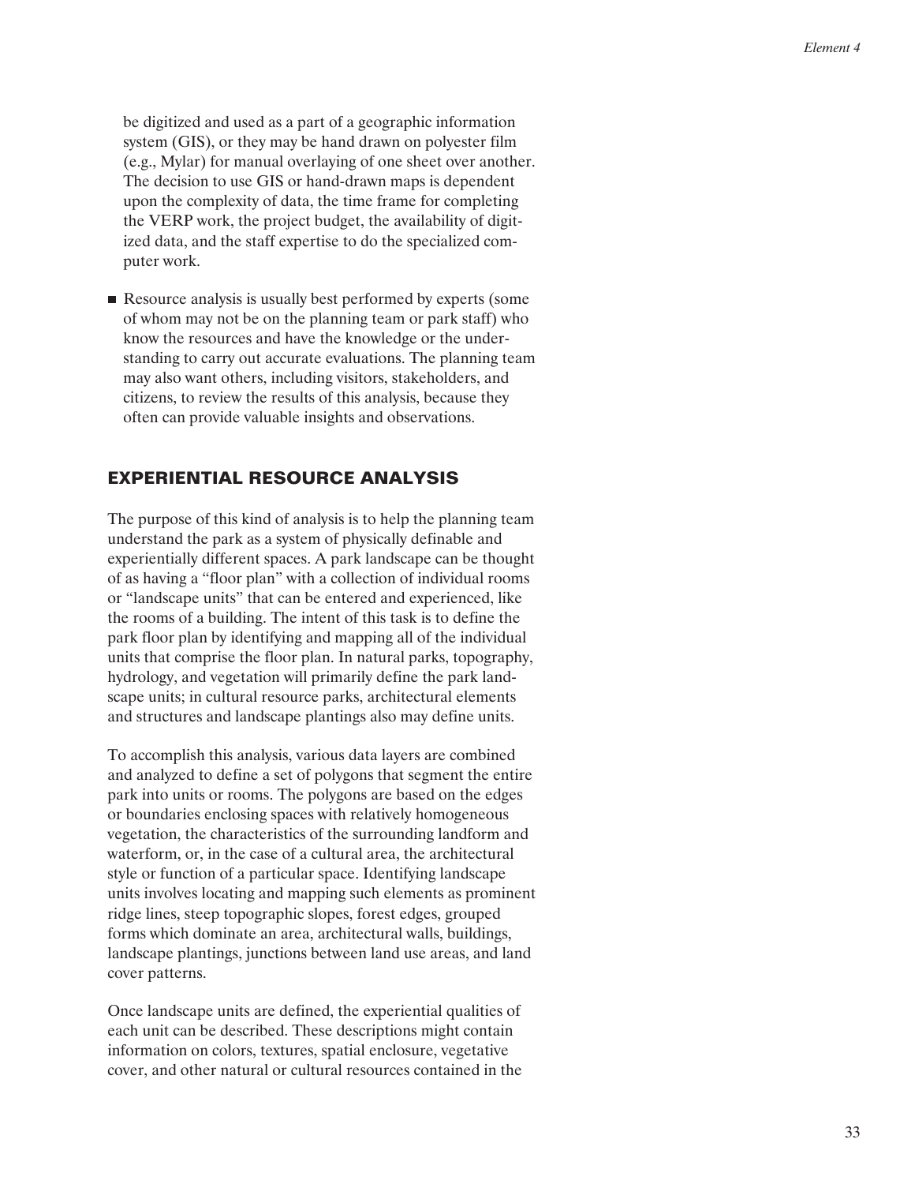be digitized and used as a part of a geographic information system (GIS), or they may be hand drawn on polyester film (e.g., Mylar) for manual overlaying of one sheet over another. The decision to use GIS or hand-drawn maps is dependent upon the complexity of data, the time frame for completing the VERP work, the project budget, the availability of digitized data, and the staff expertise to do the specialized computer work.

- Resource analysis is usually best performed by experts (some of whom may not be on the planning team or park staff) who know the resources and have the knowledge or the understanding to carry out accurate evaluations. The planning team may also want others, including visitors, stakeholders, and citizens, to review the results of this analysis, because they often can provide valuable insights and observations.

## EXPERIENTIAL RESOURCE ANALYSIS

The purpose of this kind of analysis is to help the planning team understand the park as a system of physically definable and experientially different spaces. A park landscape can be thought of as having a "floor plan" with a collection of individual rooms or "landscape units" that can be entered and experienced, like the rooms of a building. The intent of this task is to define the park floor plan by identifying and mapping all of the individual units that comprise the floor plan. In natural parks, topography, hydrology, and vegetation will primarily define the park landscape units; in cultural resource parks, architectural elements and structures and landscape plantings also may define units.

To accomplish this analysis, various data layers are combined and analyzed to define a set of polygons that segment the entire park into units or rooms. The polygons are based on the edges or boundaries enclosing spaces with relatively homogeneous vegetation, the characteristics of the surrounding landform and waterform, or, in the case of a cultural area, the architectural style or function of a particular space. Identifying landscape units involves locating and mapping such elements as prominent ridge lines, steep topographic slopes, forest edges, grouped forms which dominate an area, architectural walls, buildings, landscape plantings, junctions between land use areas, and land cover patterns.

Once landscape units are defined, the experiential qualities of each unit can be described. These descriptions might contain information on colors, textures, spatial enclosure, vegetative cover, and other natural or cultural resources contained in the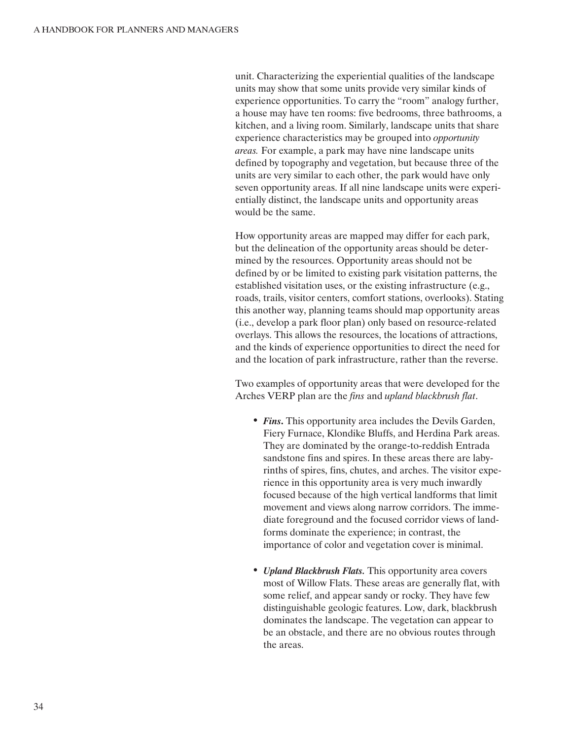unit. Characterizing the experiential qualities of the landscape units may show that some units provide very similar kinds of experience opportunities. To carry the "room" analogy further, a house may have ten rooms: five bedrooms, three bathrooms, a kitchen, and a living room. Similarly, landscape units that share experience characteristics may be grouped into *opportunity areas.* For example, a park may have nine landscape units defined by topography and vegetation, but because three of the units are very similar to each other, the park would have only seven opportunity areas. If all nine landscape units were experientially distinct, the landscape units and opportunity areas would be the same.

How opportunity areas are mapped may differ for each park, but the delineation of the opportunity areas should be determined by the resources. Opportunity areas should not be defined by or be limited to existing park visitation patterns, the established visitation uses, or the existing infrastructure (e.g., roads, trails, visitor centers, comfort stations, overlooks). Stating this another way, planning teams should map opportunity areas (i.e., develop a park floor plan) only based on resource-related overlays. This allows the resources, the locations of attractions, and the kinds of experience opportunities to direct the need for and the location of park infrastructure, rather than the reverse.

Two examples of opportunity areas that were developed for the Arches VERP plan are the *fins* and *upland blackbrush flat*.

- ***Fins***. This opportunity area includes the Devils Garden, Fiery Furnace, Klondike Bluffs, and Herdina Park areas. They are dominated by the orange-to-reddish Entrada sandstone fins and spires. In these areas there are labyrinths of spires, fins, chutes, and arches. The visitor experience in this opportunity area is very much inwardly focused because of the high vertical landforms that limit movement and views along narrow corridors. The immediate foreground and the focused corridor views of landforms dominate the experience; in contrast, the importance of color and vegetation cover is minimal.

- ***Upland Blackbrush Flats.*** This opportunity area covers most of Willow Flats. These areas are generally flat, with some relief, and appear sandy or rocky. They have few distinguishable geologic features. Low, dark, blackbrush dominates the landscape. The vegetation can appear to be an obstacle, and there are no obvious routes through the areas.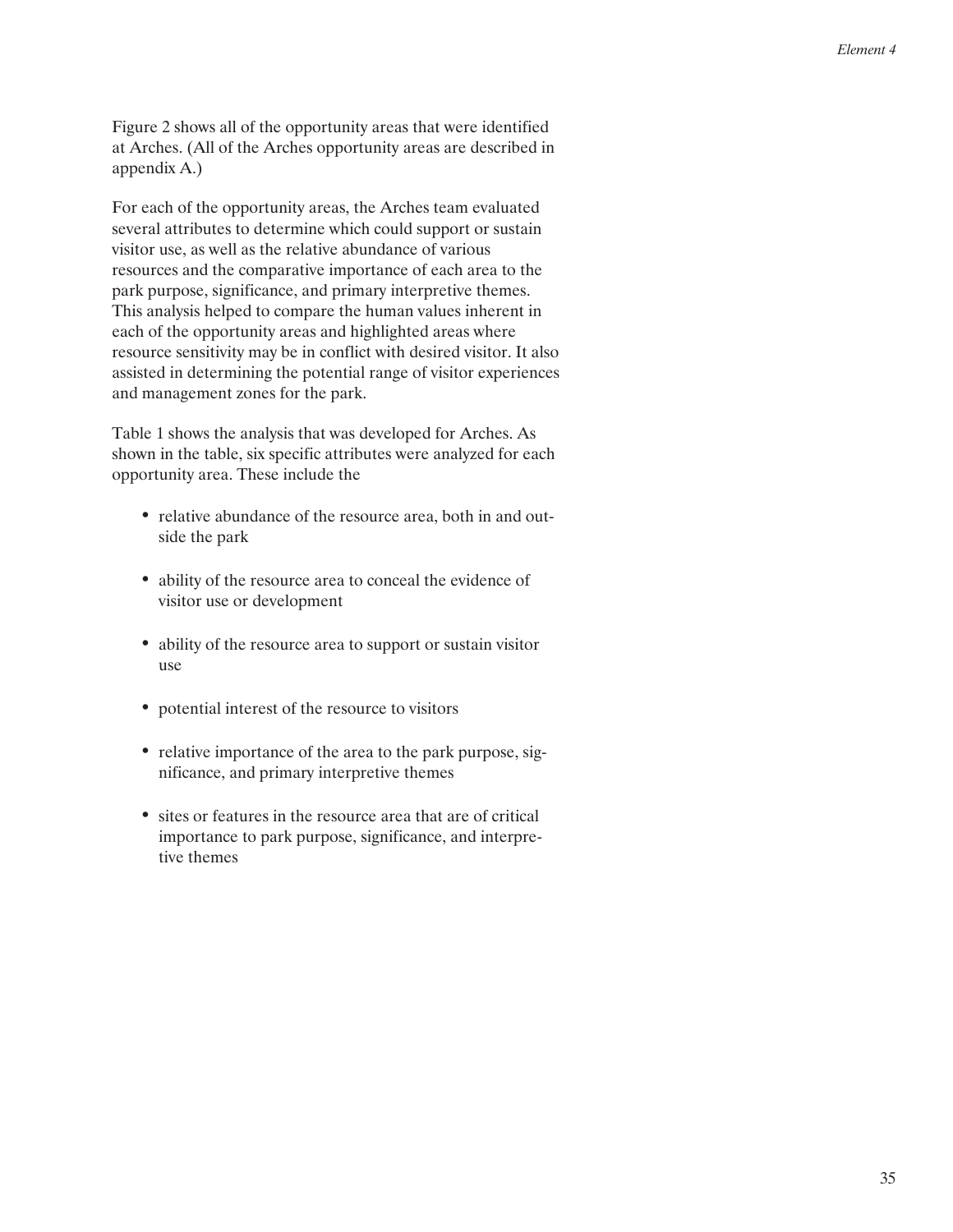Figure 2 shows all of the opportunity areas that were identified at Arches. (All of the Arches opportunity areas are described in appendix A.)

For each of the opportunity areas, the Arches team evaluated several attributes to determine which could support or sustain visitor use, as well as the relative abundance of various resources and the comparative importance of each area to the park purpose, significance, and primary interpretive themes. This analysis helped to compare the human values inherent in each of the opportunity areas and highlighted areas where resource sensitivity may be in conflict with desired visitor. It also assisted in determining the potential range of visitor experiences and management zones for the park.

Table 1 shows the analysis that was developed for Arches. As shown in the table, six specific attributes were analyzed for each opportunity area. These include the

- relative abundance of the resource area, both in and outside the park
- ability of the resource area to conceal the evidence of visitor use or development
- ability of the resource area to support or sustain visitor use
- potential interest of the resource to visitors
- relative importance of the area to the park purpose, significance, and primary interpretive themes
- sites or features in the resource area that are of critical importance to park purpose, significance, and interpretive themes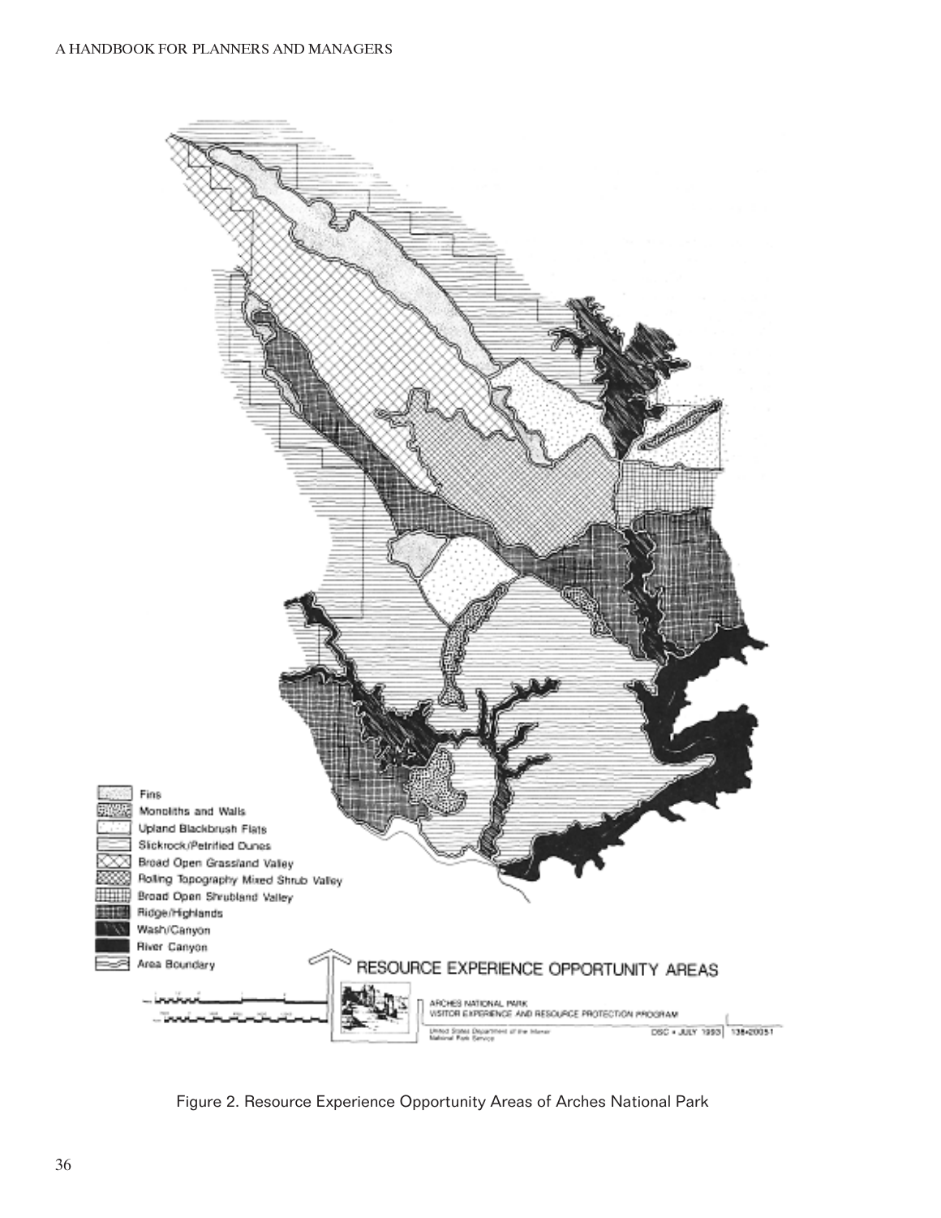Figure 2. Resource Experience Opportunity Areas of Arches National Park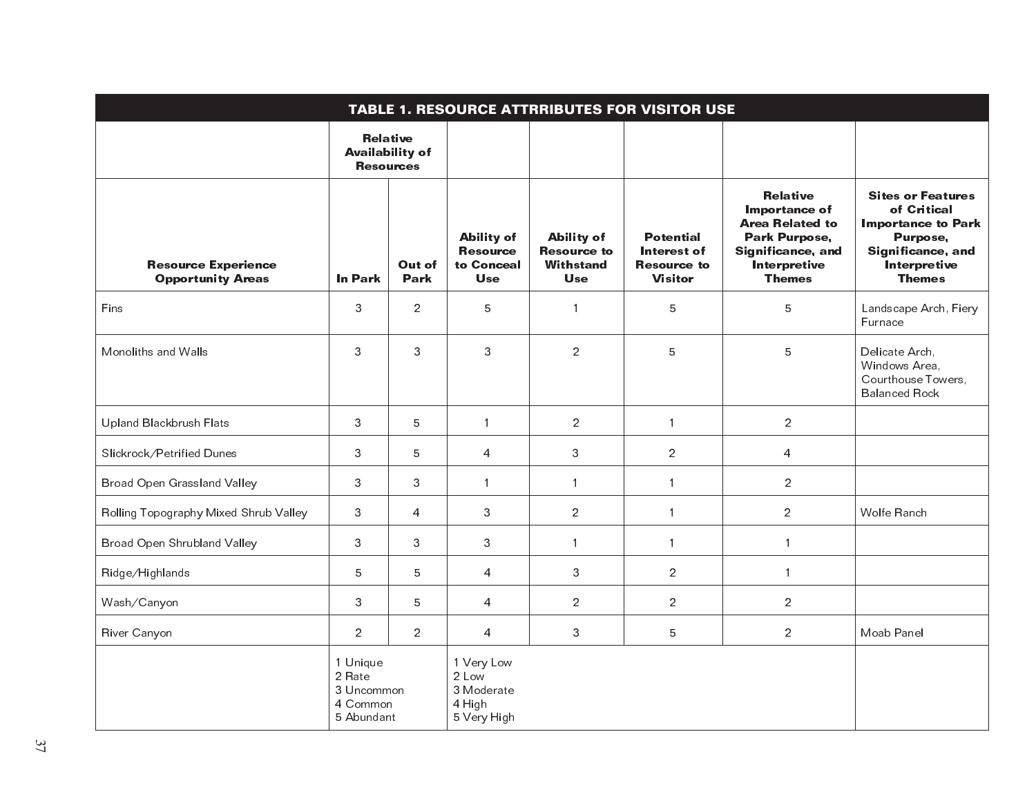## TABLE 1. RESOURCE ATTRRIBUTES FOR VISITOR USE

| Resource Experience Opportunity Areas | Relative Availability of Resources | | Ability of Resource to Conceal Use | Ability of Resource to Withstand Use | Potential Interest of Resource to Visitor | Relative Importance of Area Related to Park Purpose, Significance, and Interpretive Themes | Sites or Features of Critical Importance to Park Purpose, Significance, and Interpretive Themes |
|---|---|---|---|---|---|---|---|
| | In Park | Out of Park | | | | | |
| Fins | 3 | 2 | 5 | 1 | 5 | 5 | Landscape Arch, Fiery Furnace |
| Monoliths and Walls | 3 | 3 | 3 | 2 | 5 | 5 | Delicate Arch, Windows Area, Courthouse Towers, Balanced Rock |
| Upland Blackbrush Flats | 3 | 5 | 1 | 2 | 1 | 2 | |
| Slickrock/Petrified Dunes | 3 | 5 | 4 | 3 | 2 | 4 | |
| Broad Open Grassland Valley | 3 | 3 | 1 | 1 | 1 | 2 | |
| Rolling Topography Mixed Shrub Valley | 3 | 4 | 3 | 2 | 1 | 2 | Wolfe Ranch |
| Broad Open Shrubland Valley | 3 | 3 | 3 | 1 | 1 | 1 | |
| Ridge/Highlands | 5 | 5 | 4 | 3 | 2 | 1 | |
| Wash/Canyon | 3 | 5 | 4 | 2 | 2 | 2 | |
| River Canyon | 2 | 2 | 4 | 3 | 5 | 2 | Moab Panel |
| | 1 Unique<br>2 Rate<br>3 Uncommon<br>4 Common<br>5 Abundant | | 1 Very Low<br>2 Low<br>3 Moderate<br>4 High<br>5 Very High | | | | |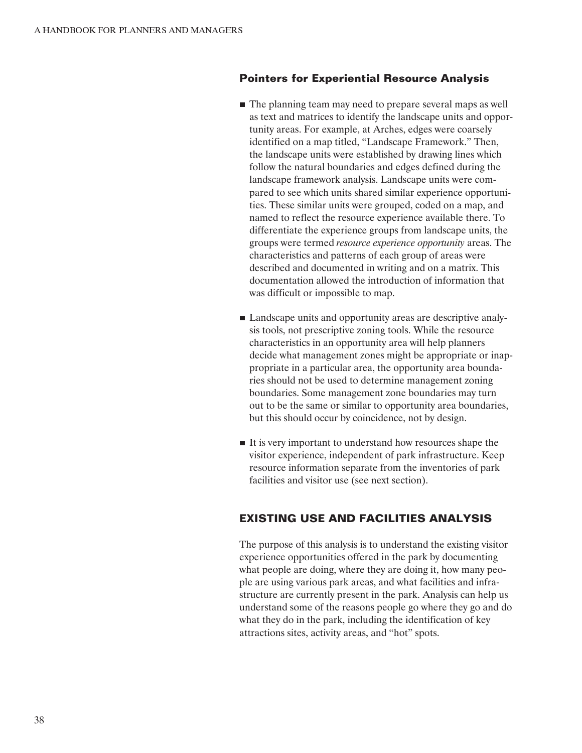### Pointers for Experiential Resource Analysis

- The planning team may need to prepare several maps as well as text and matrices to identify the landscape units and opportunity areas. For example, at Arches, edges were coarsely identified on a map titled, "Landscape Framework." Then, the landscape units were established by drawing lines which follow the natural boundaries and edges defined during the landscape framework analysis. Landscape units were compared to see which units shared similar experience opportunities. These similar units were grouped, coded on a map, and named to reflect the resource experience available there. To differentiate the experience groups from landscape units, the groups were termed *resource experience opportunity* areas. The characteristics and patterns of each group of areas were described and documented in writing and on a matrix. This documentation allowed the introduction of information that was difficult or impossible to map.

- Landscape units and opportunity areas are descriptive analysis tools, not prescriptive zoning tools. While the resource characteristics in an opportunity area will help planners decide what management zones might be appropriate or inappropriate in a particular area, the opportunity area boundaries should not be used to determine management zoning boundaries. Some management zone boundaries may turn out to be the same or similar to opportunity area boundaries, but this should occur by coincidence, not by design.

- It is very important to understand how resources shape the visitor experience, independent of park infrastructure. Keep resource information separate from the inventories of park facilities and visitor use (see next section).

## EXISTING USE AND FACILITIES ANALYSIS

The purpose of this analysis is to understand the existing visitor experience opportunities offered in the park by documenting what people are doing, where they are doing it, how many people are using various park areas, and what facilities and infrastructure are currently present in the park. Analysis can help us understand some of the reasons people go where they go and do what they do in the park, including the identification of key attractions sites, activity areas, and "hot" spots.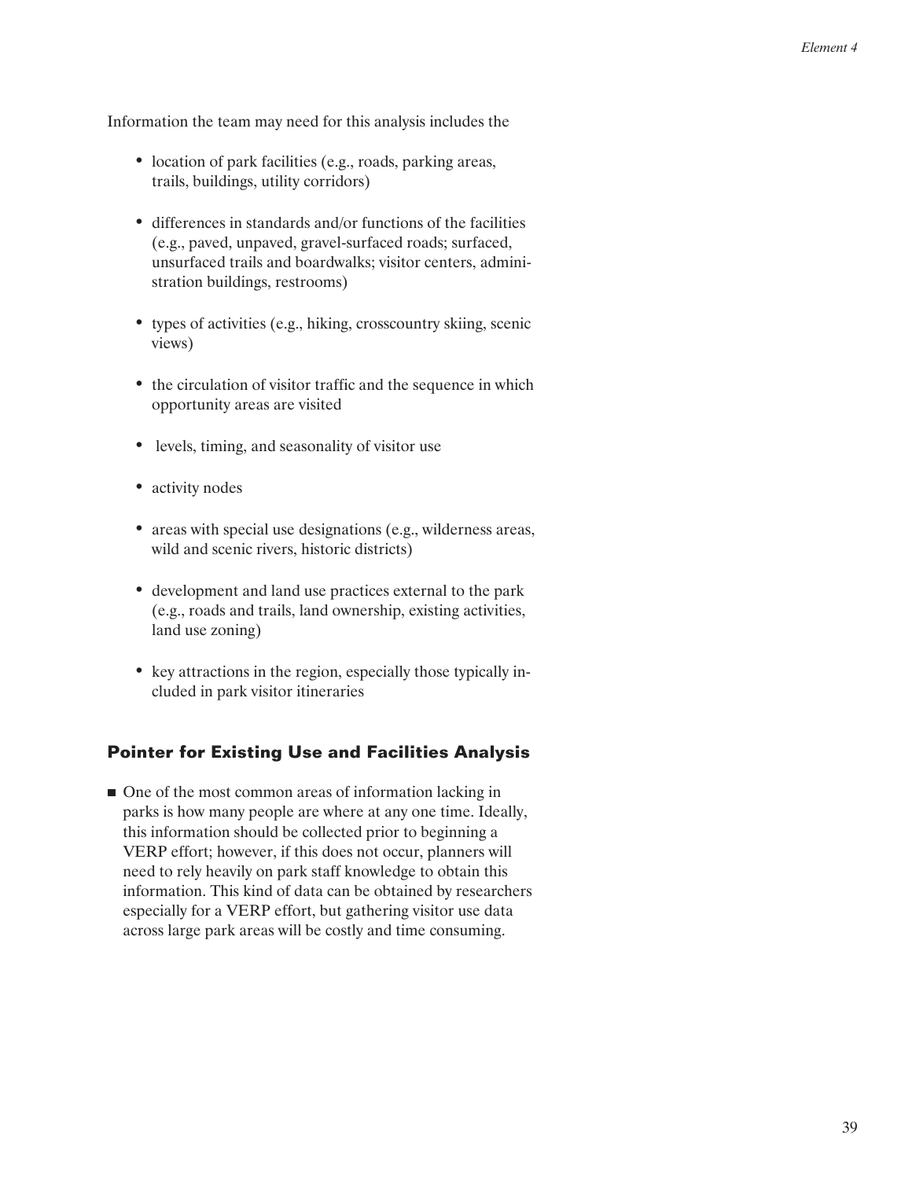Information the team may need for this analysis includes the

- location of park facilities (e.g., roads, parking areas, trails, buildings, utility corridors)
- differences in standards and/or functions of the facilities (e.g., paved, unpaved, gravel-surfaced roads; surfaced, unsurfaced trails and boardwalks; visitor centers, administration buildings, restrooms)
- types of activities (e.g., hiking, crosscountry skiing, scenic views)
- the circulation of visitor traffic and the sequence in which opportunity areas are visited
- levels, timing, and seasonality of visitor use
- activity nodes
- areas with special use designations (e.g., wilderness areas, wild and scenic rivers, historic districts)
- development and land use practices external to the park (e.g., roads and trails, land ownership, existing activities, land use zoning)
- key attractions in the region, especially those typically included in park visitor itineraries

### Pointer for Existing Use and Facilities Analysis

- One of the most common areas of information lacking in parks is how many people are where at any one time. Ideally, this information should be collected prior to beginning a VERP effort; however, if this does not occur, planners will need to rely heavily on park staff knowledge to obtain this information. This kind of data can be obtained by researchers especially for a VERP effort, but gathering visitor use data across large park areas will be costly and time consuming.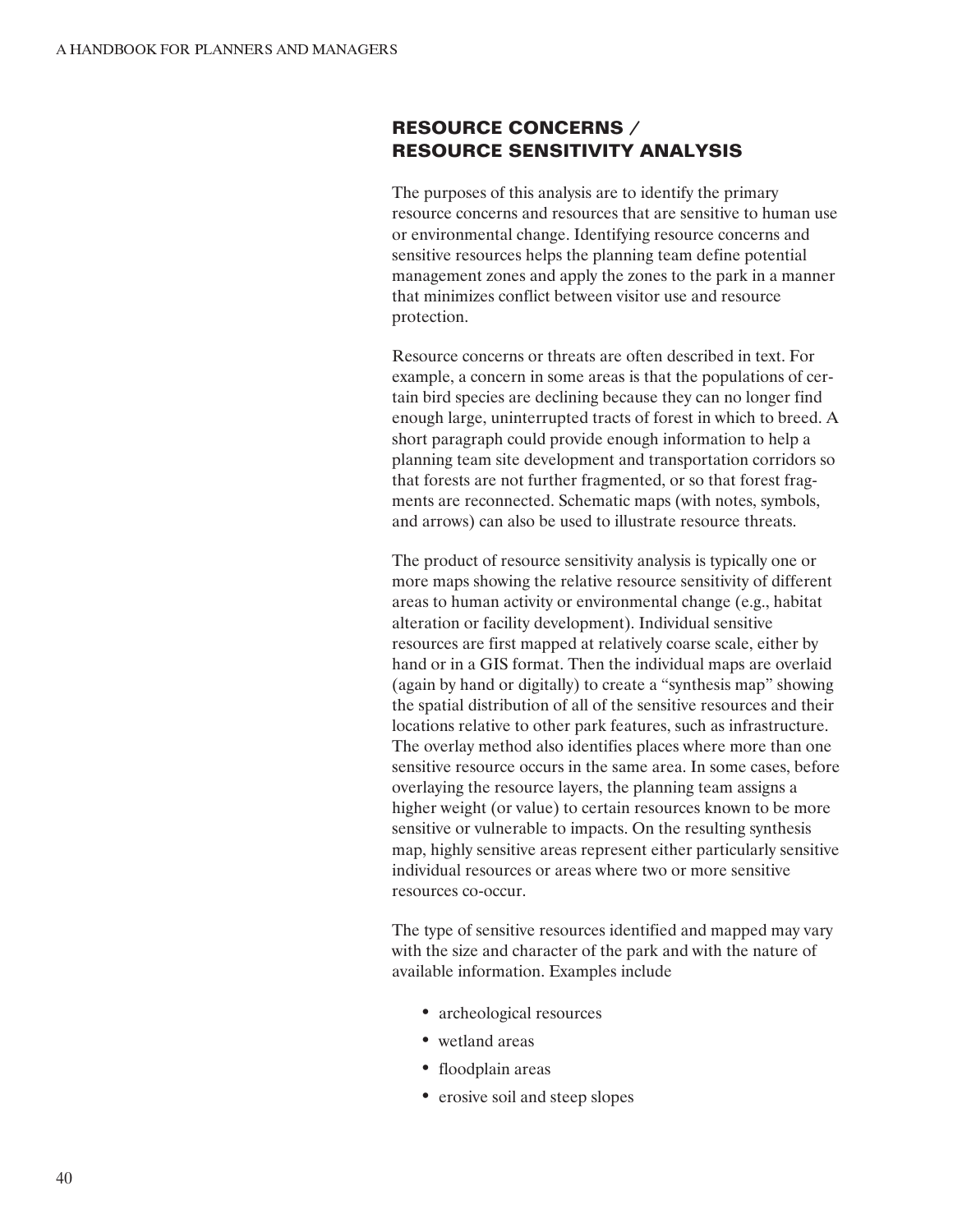## RESOURCE CONCERNS / RESOURCE SENSITIVITY ANALYSIS

The purposes of this analysis are to identify the primary resource concerns and resources that are sensitive to human use or environmental change. Identifying resource concerns and sensitive resources helps the planning team define potential management zones and apply the zones to the park in a manner that minimizes conflict between visitor use and resource protection.

Resource concerns or threats are often described in text. For example, a concern in some areas is that the populations of certain bird species are declining because they can no longer find enough large, uninterrupted tracts of forest in which to breed. A short paragraph could provide enough information to help a planning team site development and transportation corridors so that forests are not further fragmented, or so that forest fragments are reconnected. Schematic maps (with notes, symbols, and arrows) can also be used to illustrate resource threats.

The product of resource sensitivity analysis is typically one or more maps showing the relative resource sensitivity of different areas to human activity or environmental change (e.g., habitat alteration or facility development). Individual sensitive resources are first mapped at relatively coarse scale, either by hand or in a GIS format. Then the individual maps are overlaid (again by hand or digitally) to create a "synthesis map" showing the spatial distribution of all of the sensitive resources and their locations relative to other park features, such as infrastructure. The overlay method also identifies places where more than one sensitive resource occurs in the same area. In some cases, before overlaying the resource layers, the planning team assigns a higher weight (or value) to certain resources known to be more sensitive or vulnerable to impacts. On the resulting synthesis map, highly sensitive areas represent either particularly sensitive individual resources or areas where two or more sensitive resources co-occur.

The type of sensitive resources identified and mapped may vary with the size and character of the park and with the nature of available information. Examples include

- archeological resources
- wetland areas
- floodplain areas
- erosive soil and steep slopes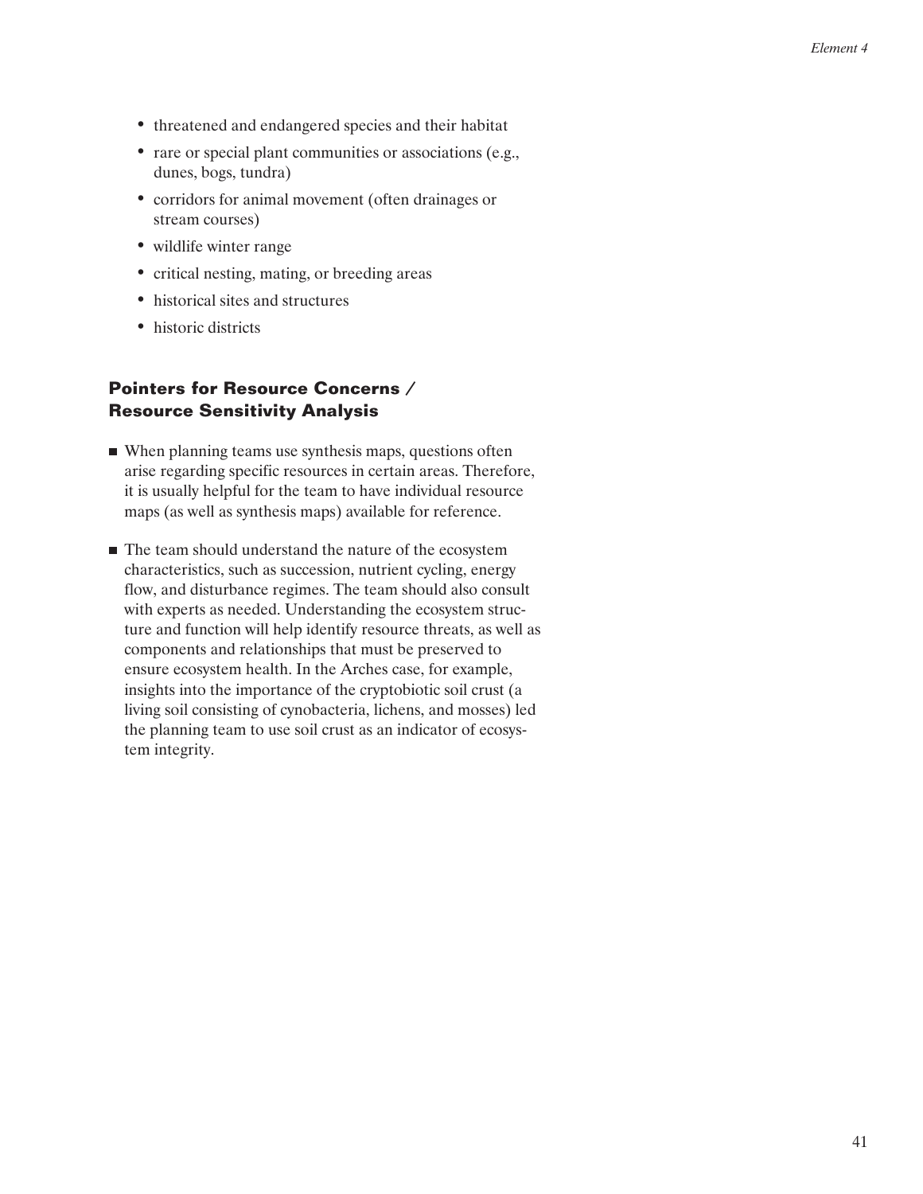- threatened and endangered species and their habitat
- rare or special plant communities or associations (e.g., dunes, bogs, tundra)
- corridors for animal movement (often drainages or stream courses)
- wildlife winter range
- critical nesting, mating, or breeding areas
- historical sites and structures
- historic districts

### Pointers for Resource Concerns / Resource Sensitivity Analysis

- When planning teams use synthesis maps, questions often arise regarding specific resources in certain areas. Therefore, it is usually helpful for the team to have individual resource maps (as well as synthesis maps) available for reference.

- The team should understand the nature of the ecosystem characteristics, such as succession, nutrient cycling, energy flow, and disturbance regimes. The team should also consult with experts as needed. Understanding the ecosystem structure and function will help identify resource threats, as well as components and relationships that must be preserved to ensure ecosystem health. In the Arches case, for example, insights into the importance of the cryptobiotic soil crust (a living soil consisting of cynobacteria, lichens, and mosses) led the planning team to use soil crust as an indicator of ecosystem integrity.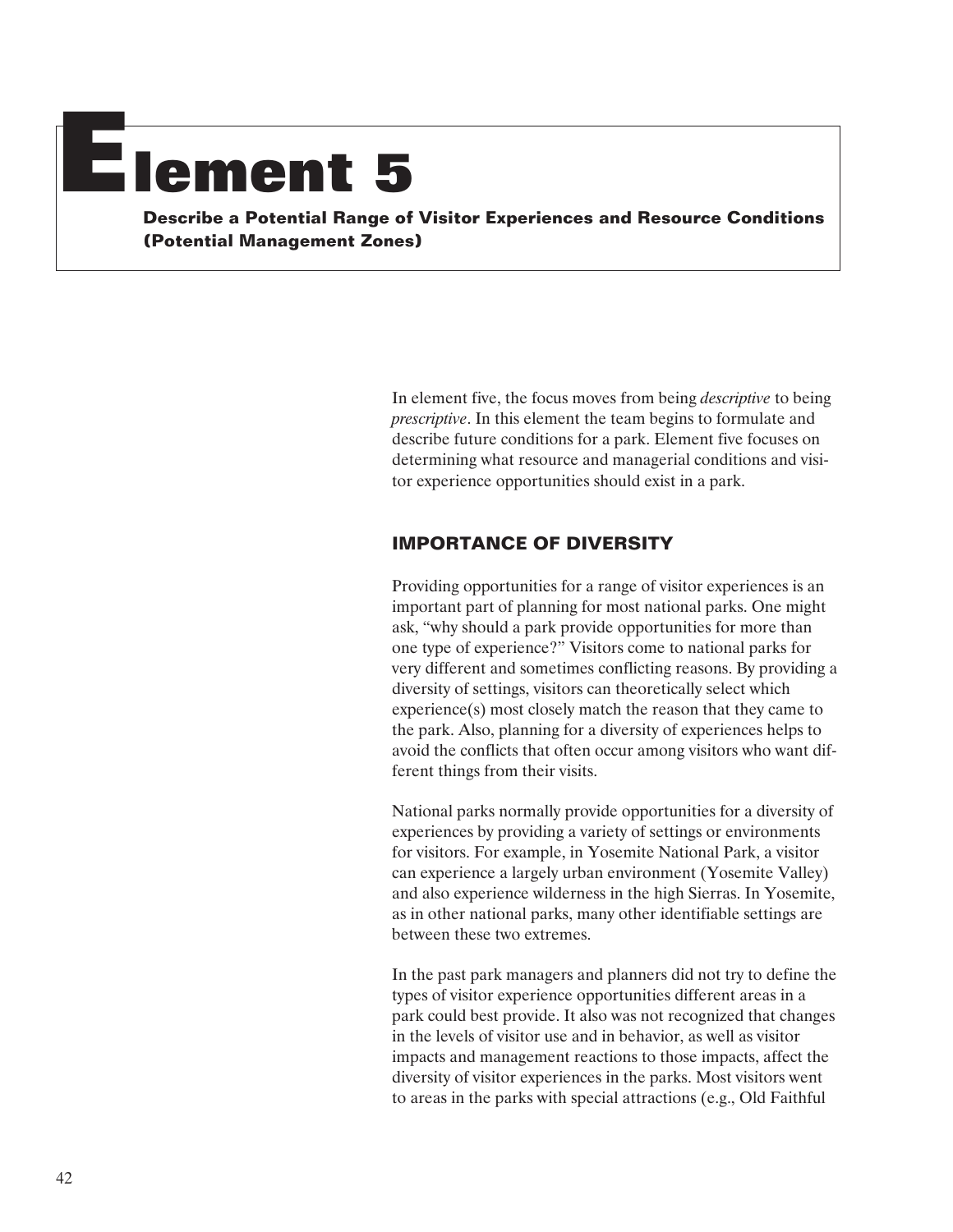# Element 5

**Describe a Potential Range of Visitor Experiences and Resource Conditions (Potential Management Zones)**

In element five, the focus moves from being *descriptive* to being *prescriptive*. In this element the team begins to formulate and describe future conditions for a park. Element five focuses on determining what resource and managerial conditions and visitor experience opportunities should exist in a park.

## IMPORTANCE OF DIVERSITY

Providing opportunities for a range of visitor experiences is an important part of planning for most national parks. One might ask, "why should a park provide opportunities for more than one type of experience?" Visitors come to national parks for very different and sometimes conflicting reasons. By providing a diversity of settings, visitors can theoretically select which experience(s) most closely match the reason that they came to the park. Also, planning for a diversity of experiences helps to avoid the conflicts that often occur among visitors who want different things from their visits.

National parks normally provide opportunities for a diversity of experiences by providing a variety of settings or environments for visitors. For example, in Yosemite National Park, a visitor can experience a largely urban environment (Yosemite Valley) and also experience wilderness in the high Sierras. In Yosemite, as in other national parks, many other identifiable settings are between these two extremes.

In the past park managers and planners did not try to define the types of visitor experience opportunities different areas in a park could best provide. It also was not recognized that changes in the levels of visitor use and in behavior, as well as visitor impacts and management reactions to those impacts, affect the diversity of visitor experiences in the parks. Most visitors went to areas in the parks with special attractions (e.g., Old Faithful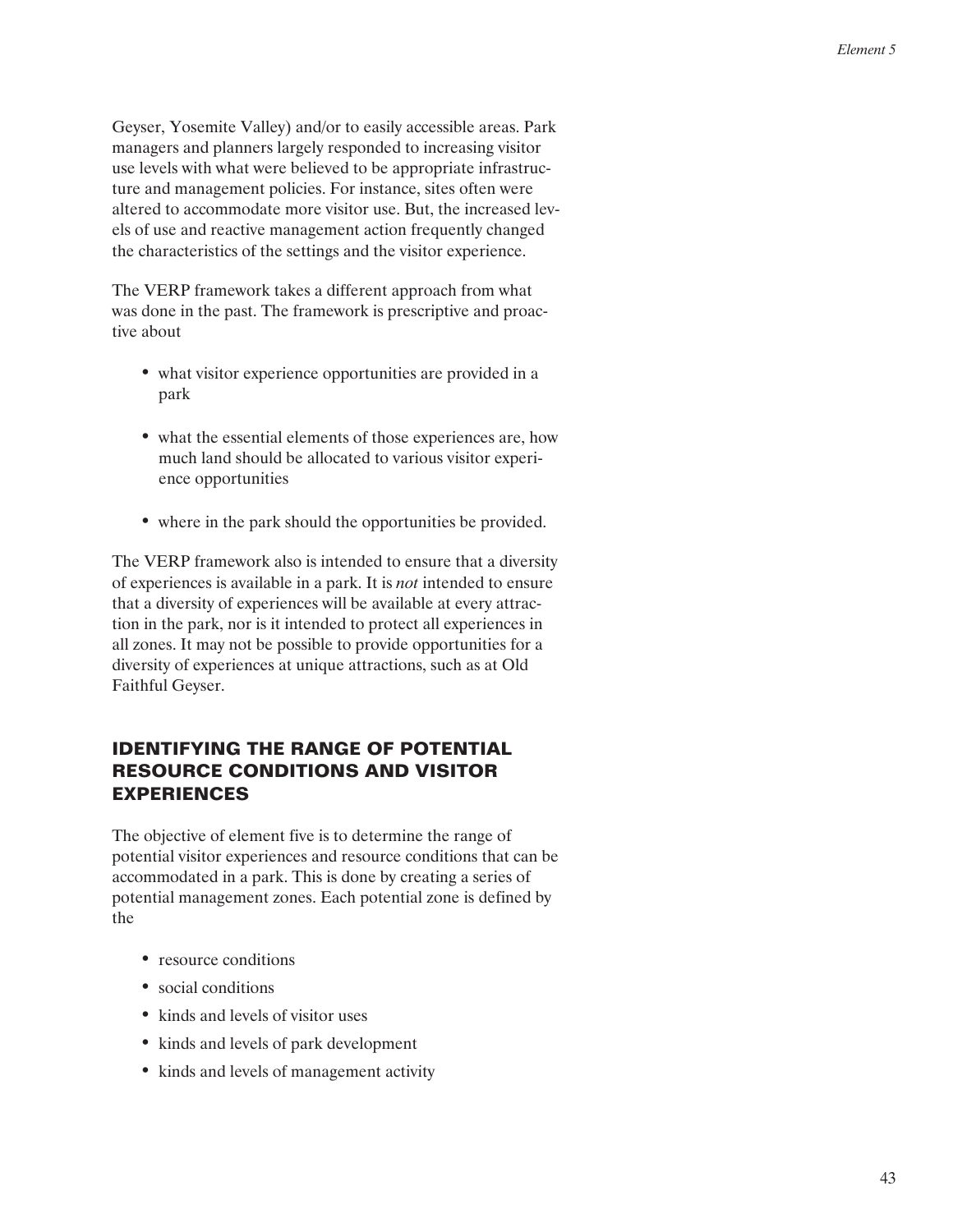Geyser, Yosemite Valley) and/or to easily accessible areas. Park managers and planners largely responded to increasing visitor use levels with what were believed to be appropriate infrastructure and management policies. For instance, sites often were altered to accommodate more visitor use. But, the increased levels of use and reactive management action frequently changed the characteristics of the settings and the visitor experience.

The VERP framework takes a different approach from what was done in the past. The framework is prescriptive and proactive about

- what visitor experience opportunities are provided in a park
- what the essential elements of those experiences are, how much land should be allocated to various visitor experience opportunities
- where in the park should the opportunities be provided.

The VERP framework also is intended to ensure that a diversity of experiences is available in a park. It is *not* intended to ensure that a diversity of experiences will be available at every attraction in the park, nor is it intended to protect all experiences in all zones. It may not be possible to provide opportunities for a diversity of experiences at unique attractions, such as at Old Faithful Geyser.

## IDENTIFYING THE RANGE OF POTENTIAL RESOURCE CONDITIONS AND VISITOR EXPERIENCES

The objective of element five is to determine the range of potential visitor experiences and resource conditions that can be accommodated in a park. This is done by creating a series of potential management zones. Each potential zone is defined by the

- resource conditions
- social conditions
- kinds and levels of visitor uses
- kinds and levels of park development
- kinds and levels of management activity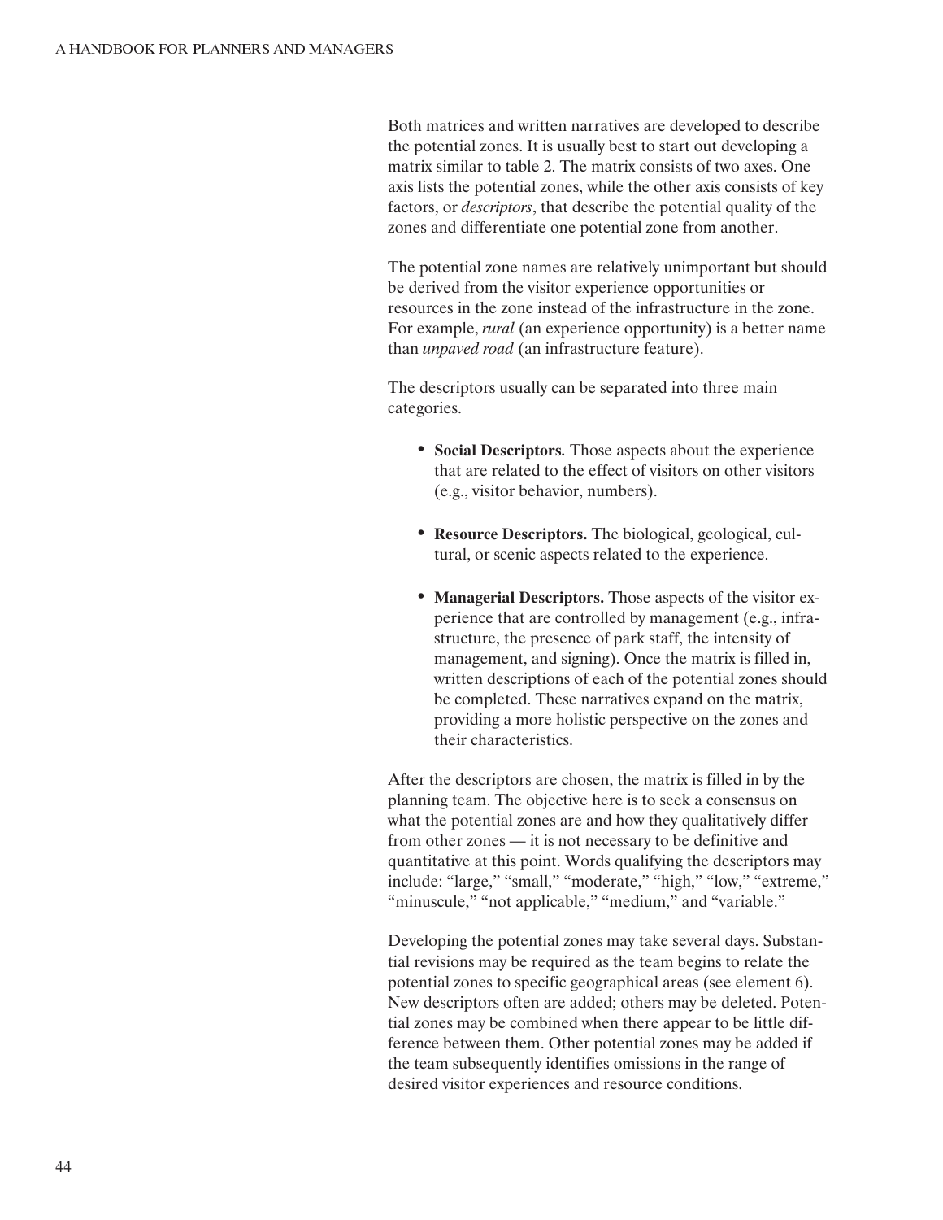Both matrices and written narratives are developed to describe the potential zones. It is usually best to start out developing a matrix similar to table 2. The matrix consists of two axes. One axis lists the potential zones, while the other axis consists of key factors, or *descriptors*, that describe the potential quality of the zones and differentiate one potential zone from another.

The potential zone names are relatively unimportant but should be derived from the visitor experience opportunities or resources in the zone instead of the infrastructure in the zone. For example, *rural* (an experience opportunity) is a better name than *unpaved road* (an infrastructure feature).

The descriptors usually can be separated into three main categories.

- **Social Descriptors.** Those aspects about the experience that are related to the effect of visitors on other visitors (e.g., visitor behavior, numbers).

- **Resource Descriptors.** The biological, geological, cultural, or scenic aspects related to the experience.

- **Managerial Descriptors.** Those aspects of the visitor experience that are controlled by management (e.g., infrastructure, the presence of park staff, the intensity of management, and signing). Once the matrix is filled in, written descriptions of each of the potential zones should be completed. These narratives expand on the matrix, providing a more holistic perspective on the zones and their characteristics.

After the descriptors are chosen, the matrix is filled in by the planning team. The objective here is to seek a consensus on what the potential zones are and how they qualitatively differ from other zones — it is not necessary to be definitive and quantitative at this point. Words qualifying the descriptors may include: "large," "small," "moderate," "high," "low," "extreme," "minuscule," "not applicable," "medium," and "variable."

Developing the potential zones may take several days. Substantial revisions may be required as the team begins to relate the potential zones to specific geographical areas (see element 6). New descriptors often are added; others may be deleted. Potential zones may be combined when there appear to be little difference between them. Other potential zones may be added if the team subsequently identifies omissions in the range of desired visitor experiences and resource conditions.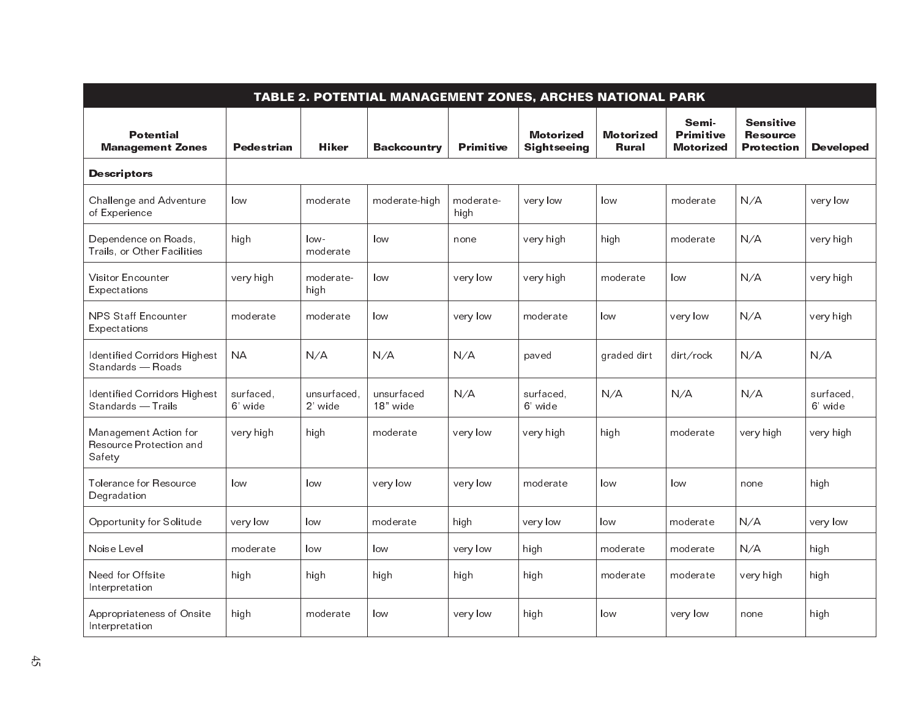| TABLE 2. POTENTIAL MANAGEMENT ZONES, ARCHES NATIONAL PARK | | | | | | | | | |
|---|---|---|---|---|---|---|---|---|---|
| **Potential Management Zones** | **Pedestrian** | **Hiker** | **Backcountry** | **Primitive** | **Motorized Sightseeing** | **Motorized Rural** | **Semi-Primitive Motorized** | **Sensitive Resource Protection** | **Developed** |
| **Descriptors** | | | | | | | | | |
| Challenge and Adventure of Experience | low | moderate | moderate-high | moderate-high | very low | low | moderate | N/A | very low |
| Dependence on Roads, Trails, or Other Facilities | high | low-moderate | low | none | very high | high | moderate | N/A | very high |
| Visitor Encounter Expectations | very high | moderate-high | low | very low | very high | moderate | low | N/A | very high |
| NPS Staff Encounter Expectations | moderate | moderate | low | very low | moderate | low | very low | N/A | very high |
| Identified Corridors Highest Standards — Roads | NA | N/A | N/A | N/A | paved | graded dirt | dirt/rock | N/A | N/A |
| Identified Corridors Highest Standards — Trails | surfaced, 6' wide | unsurfaced, 2' wide | unsurfaced 18" wide | N/A | surfaced, 6' wide | N/A | N/A | N/A | surfaced, 6' wide |
| Management Action for Resource Protection and Safety | very high | high | moderate | very low | very high | high | moderate | very high | very high |
| Tolerance for Resource Degradation | low | low | very low | very low | moderate | low | low | none | high |
| Opportunity for Solitude | very low | low | moderate | high | very low | low | moderate | N/A | very low |
| Noise Level | moderate | low | low | very low | high | moderate | moderate | N/A | high |
| Need for Offsite Interpretation | high | high | high | high | high | moderate | moderate | very high | high |
| Appropriateness of Onsite Interpretation | high | moderate | low | very low | high | low | very low | none | high |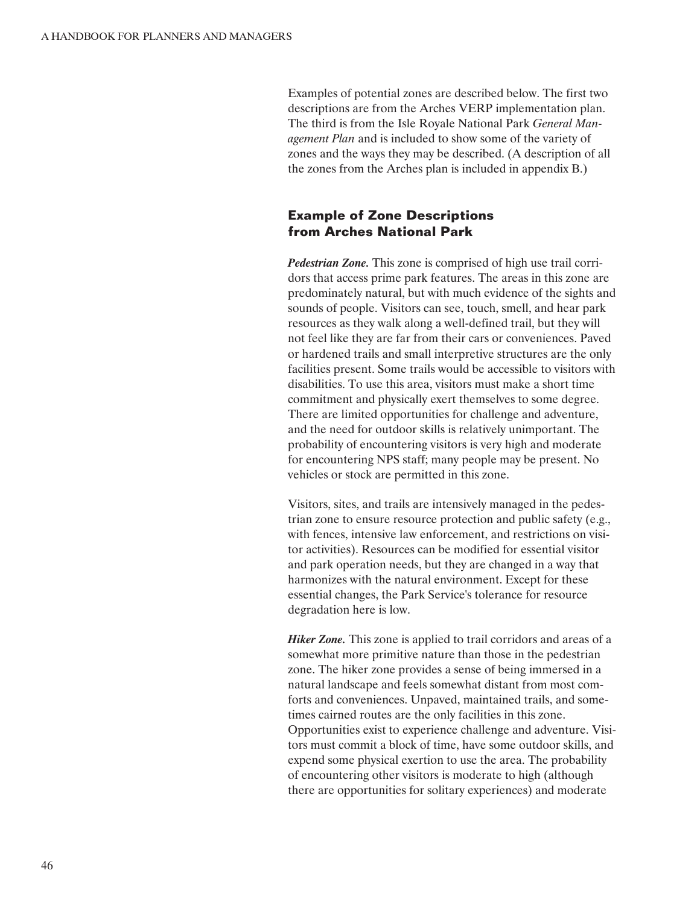Examples of potential zones are described below. The first two descriptions are from the Arches VERP implementation plan. The third is from the Isle Royale National Park *General Management Plan* and is included to show some of the variety of zones and the ways they may be described. (A description of all the zones from the Arches plan is included in appendix B.)

## Example of Zone Descriptions from Arches National Park

***Pedestrian Zone.*** This zone is comprised of high use trail corridors that access prime park features. The areas in this zone are predominately natural, but with much evidence of the sights and sounds of people. Visitors can see, touch, smell, and hear park resources as they walk along a well-defined trail, but they will not feel like they are far from their cars or conveniences. Paved or hardened trails and small interpretive structures are the only facilities present. Some trails would be accessible to visitors with disabilities. To use this area, visitors must make a short time commitment and physically exert themselves to some degree. There are limited opportunities for challenge and adventure, and the need for outdoor skills is relatively unimportant. The probability of encountering visitors is very high and moderate for encountering NPS staff; many people may be present. No vehicles or stock are permitted in this zone.

Visitors, sites, and trails are intensively managed in the pedestrian zone to ensure resource protection and public safety (e.g., with fences, intensive law enforcement, and restrictions on visitor activities). Resources can be modified for essential visitor and park operation needs, but they are changed in a way that harmonizes with the natural environment. Except for these essential changes, the Park Service's tolerance for resource degradation here is low.

***Hiker Zone.*** This zone is applied to trail corridors and areas of a somewhat more primitive nature than those in the pedestrian zone. The hiker zone provides a sense of being immersed in a natural landscape and feels somewhat distant from most comforts and conveniences. Unpaved, maintained trails, and sometimes cairned routes are the only facilities in this zone. Opportunities exist to experience challenge and adventure. Visitors must commit a block of time, have some outdoor skills, and expend some physical exertion to use the area. The probability of encountering other visitors is moderate to high (although there are opportunities for solitary experiences) and moderate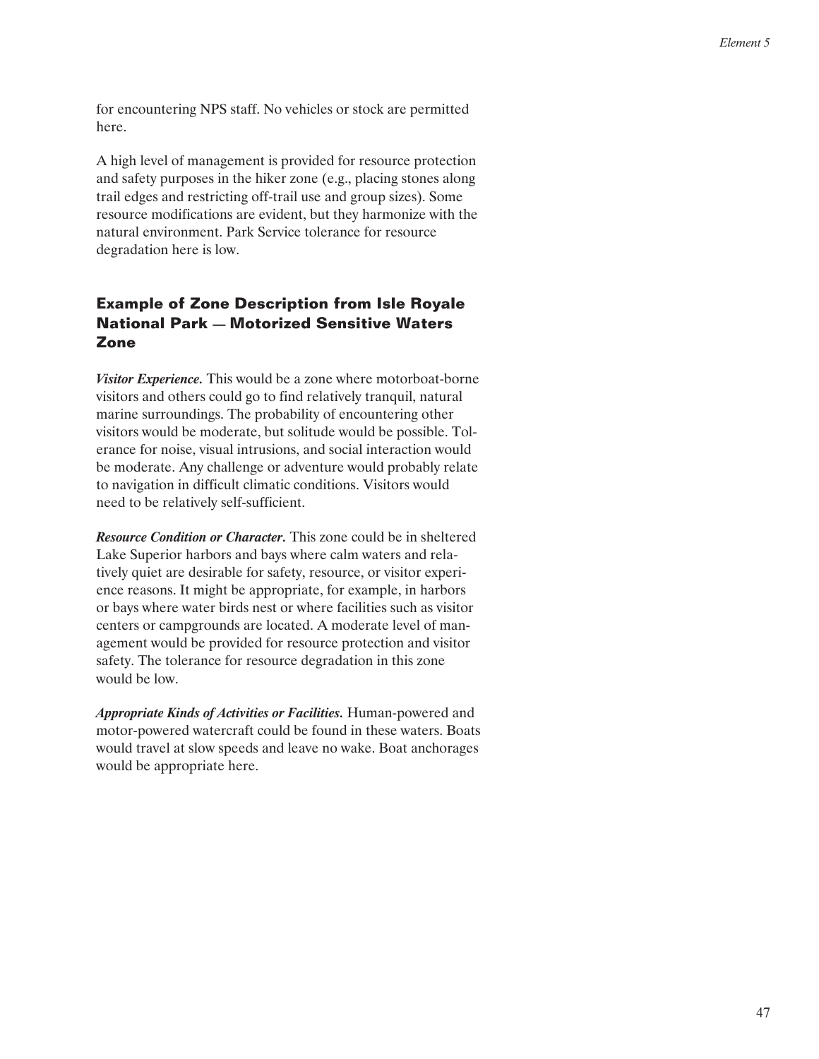for encountering NPS staff. No vehicles or stock are permitted here.

A high level of management is provided for resource protection and safety purposes in the hiker zone (e.g., placing stones along trail edges and restricting off-trail use and group sizes). Some resource modifications are evident, but they harmonize with the natural environment. Park Service tolerance for resource degradation here is low.

### Example of Zone Description from Isle Royale National Park — Motorized Sensitive Waters Zone

***Visitor Experience.*** This would be a zone where motorboat-borne visitors and others could go to find relatively tranquil, natural marine surroundings. The probability of encountering other visitors would be moderate, but solitude would be possible. Tolerance for noise, visual intrusions, and social interaction would be moderate. Any challenge or adventure would probably relate to navigation in difficult climatic conditions. Visitors would need to be relatively self-sufficient.

***Resource Condition or Character.*** This zone could be in sheltered Lake Superior harbors and bays where calm waters and relatively quiet are desirable for safety, resource, or visitor experience reasons. It might be appropriate, for example, in harbors or bays where water birds nest or where facilities such as visitor centers or campgrounds are located. A moderate level of management would be provided for resource protection and visitor safety. The tolerance for resource degradation in this zone would be low.

***Appropriate Kinds of Activities or Facilities.*** Human-powered and motor-powered watercraft could be found in these waters. Boats would travel at slow speeds and leave no wake. Boat anchorages would be appropriate here.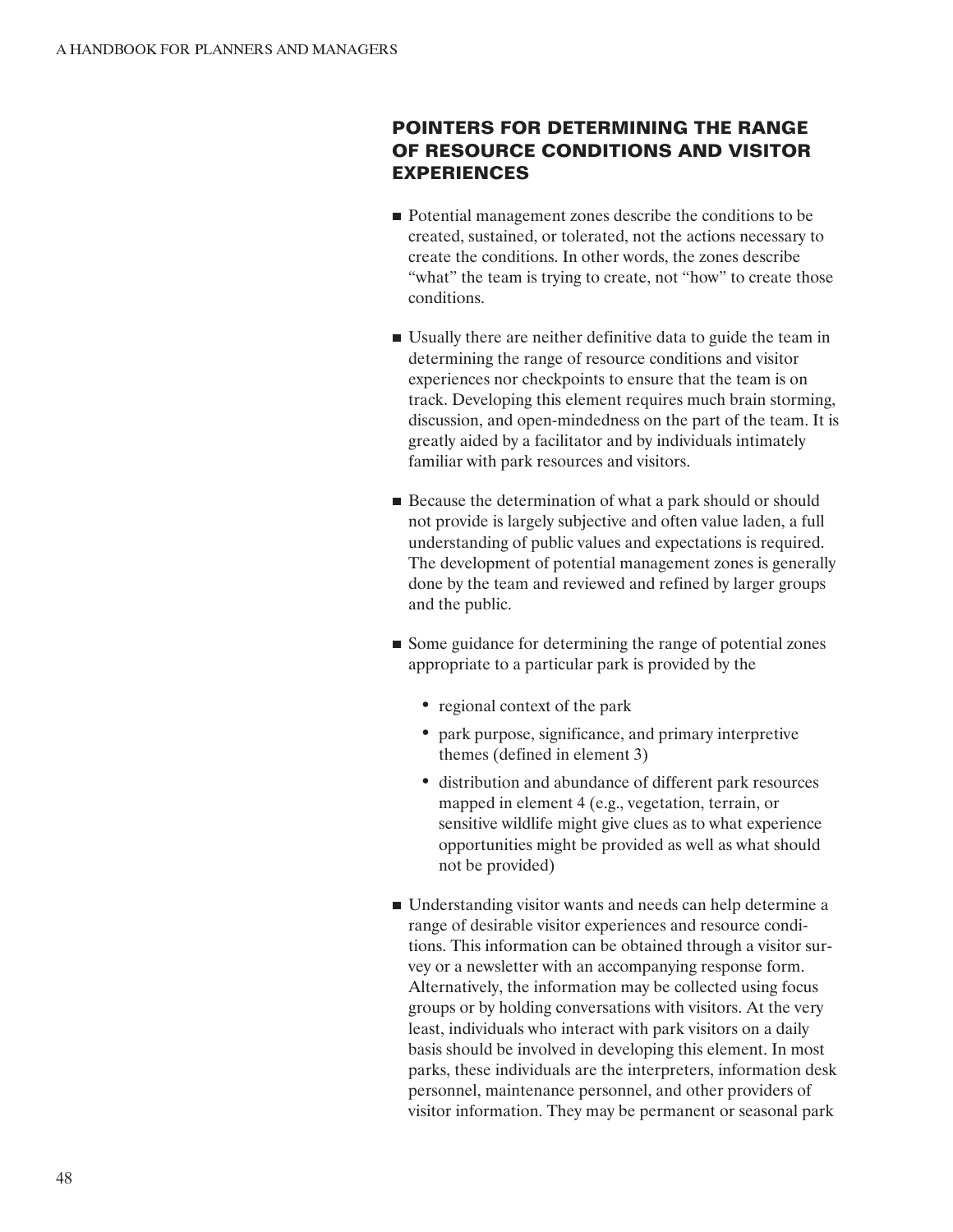## POINTERS FOR DETERMINING THE RANGE OF RESOURCE CONDITIONS AND VISITOR EXPERIENCES

- Potential management zones describe the conditions to be created, sustained, or tolerated, not the actions necessary to create the conditions. In other words, the zones describe "what" the team is trying to create, not "how" to create those conditions.

- Usually there are neither definitive data to guide the team in determining the range of resource conditions and visitor experiences nor checkpoints to ensure that the team is on track. Developing this element requires much brain storming, discussion, and open-mindedness on the part of the team. It is greatly aided by a facilitator and by individuals intimately familiar with park resources and visitors.

- Because the determination of what a park should or should not provide is largely subjective and often value laden, a full understanding of public values and expectations is required. The development of potential management zones is generally done by the team and reviewed and refined by larger groups and the public.

- Some guidance for determining the range of potential zones appropriate to a particular park is provided by the
  - regional context of the park
  - park purpose, significance, and primary interpretive themes (defined in element 3)
  - distribution and abundance of different park resources mapped in element 4 (e.g., vegetation, terrain, or sensitive wildlife might give clues as to what experience opportunities might be provided as well as what should not be provided)

- Understanding visitor wants and needs can help determine a range of desirable visitor experiences and resource conditions. This information can be obtained through a visitor survey or a newsletter with an accompanying response form. Alternatively, the information may be collected using focus groups or by holding conversations with visitors. At the very least, individuals who interact with park visitors on a daily basis should be involved in developing this element. In most parks, these individuals are the interpreters, information desk personnel, maintenance personnel, and other providers of visitor information. They may be permanent or seasonal park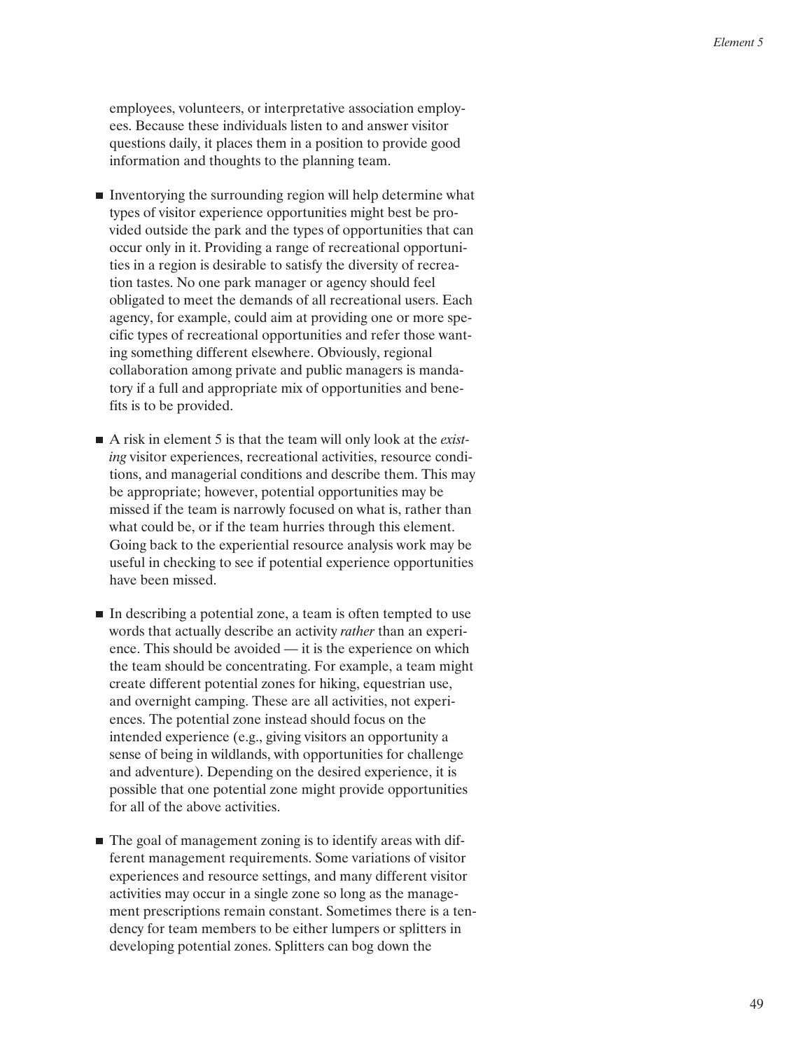employees, volunteers, or interpretative association employees. Because these individuals listen to and answer visitor questions daily, it places them in a position to provide good information and thoughts to the planning team.

- Inventorying the surrounding region will help determine what types of visitor experience opportunities might best be provided outside the park and the types of opportunities that can occur only in it. Providing a range of recreational opportunities in a region is desirable to satisfy the diversity of recreation tastes. No one park manager or agency should feel obligated to meet the demands of all recreational users. Each agency, for example, could aim at providing one or more specific types of recreational opportunities and refer those wanting something different elsewhere. Obviously, regional collaboration among private and public managers is mandatory if a full and appropriate mix of opportunities and benefits is to be provided.

- A risk in element 5 is that the team will only look at the *existing* visitor experiences, recreational activities, resource conditions, and managerial conditions and describe them. This may be appropriate; however, potential opportunities may be missed if the team is narrowly focused on what is, rather than what could be, or if the team hurries through this element. Going back to the experiential resource analysis work may be useful in checking to see if potential experience opportunities have been missed.

- In describing a potential zone, a team is often tempted to use words that actually describe an activity *rather* than an experience. This should be avoided — it is the experience on which the team should be concentrating. For example, a team might create different potential zones for hiking, equestrian use, and overnight camping. These are all activities, not experiences. The potential zone instead should focus on the intended experience (e.g., giving visitors an opportunity a sense of being in wildlands, with opportunities for challenge and adventure). Depending on the desired experience, it is possible that one potential zone might provide opportunities for all of the above activities.

- The goal of management zoning is to identify areas with different management requirements. Some variations of visitor experiences and resource settings, and many different visitor activities may occur in a single zone so long as the management prescriptions remain constant. Sometimes there is a tendency for team members to be either lumpers or splitters in developing potential zones. Splitters can bog down the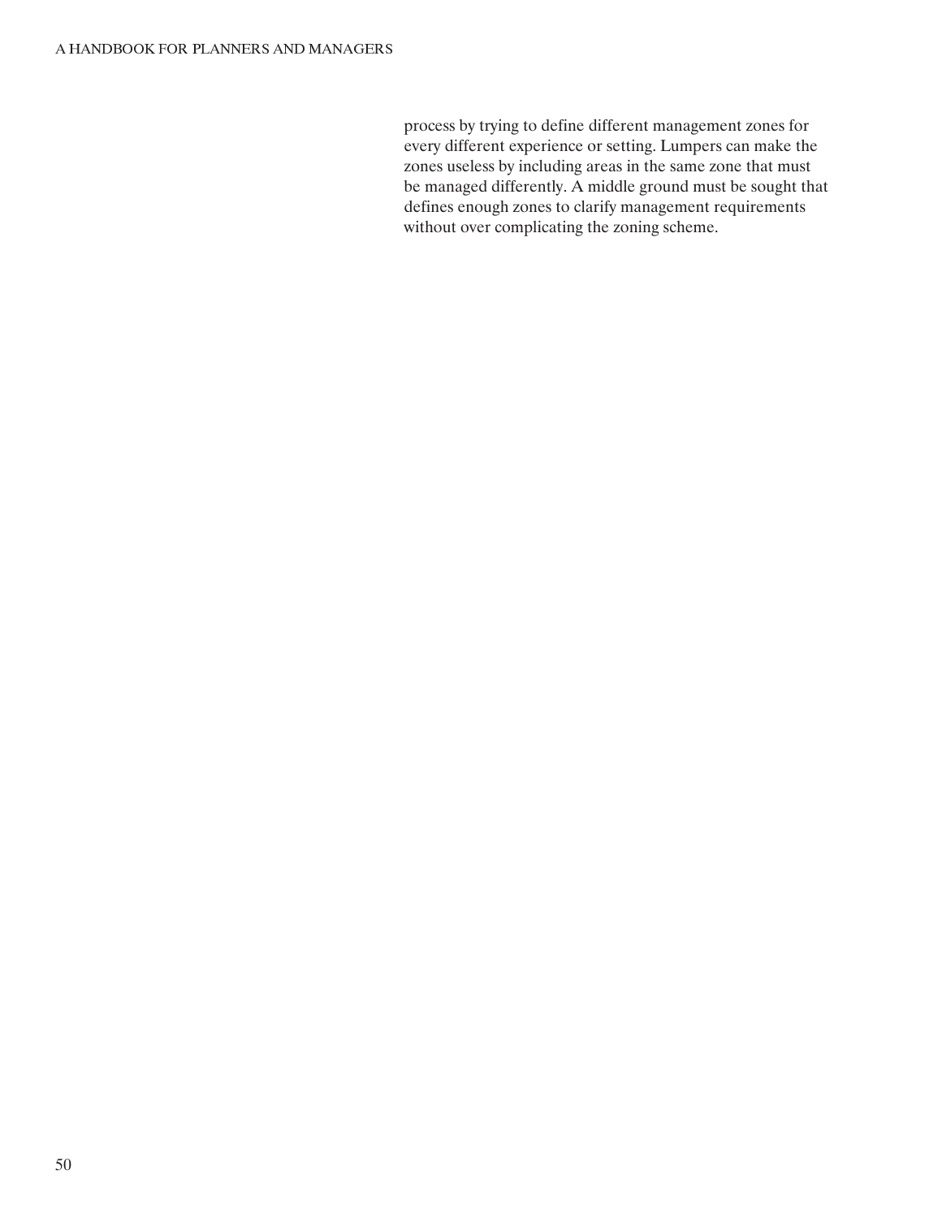process by trying to define different management zones for every different experience or setting. Lumpers can make the zones useless by including areas in the same zone that must be managed differently. A middle ground must be sought that defines enough zones to clarify management requirements without over complicating the zoning scheme.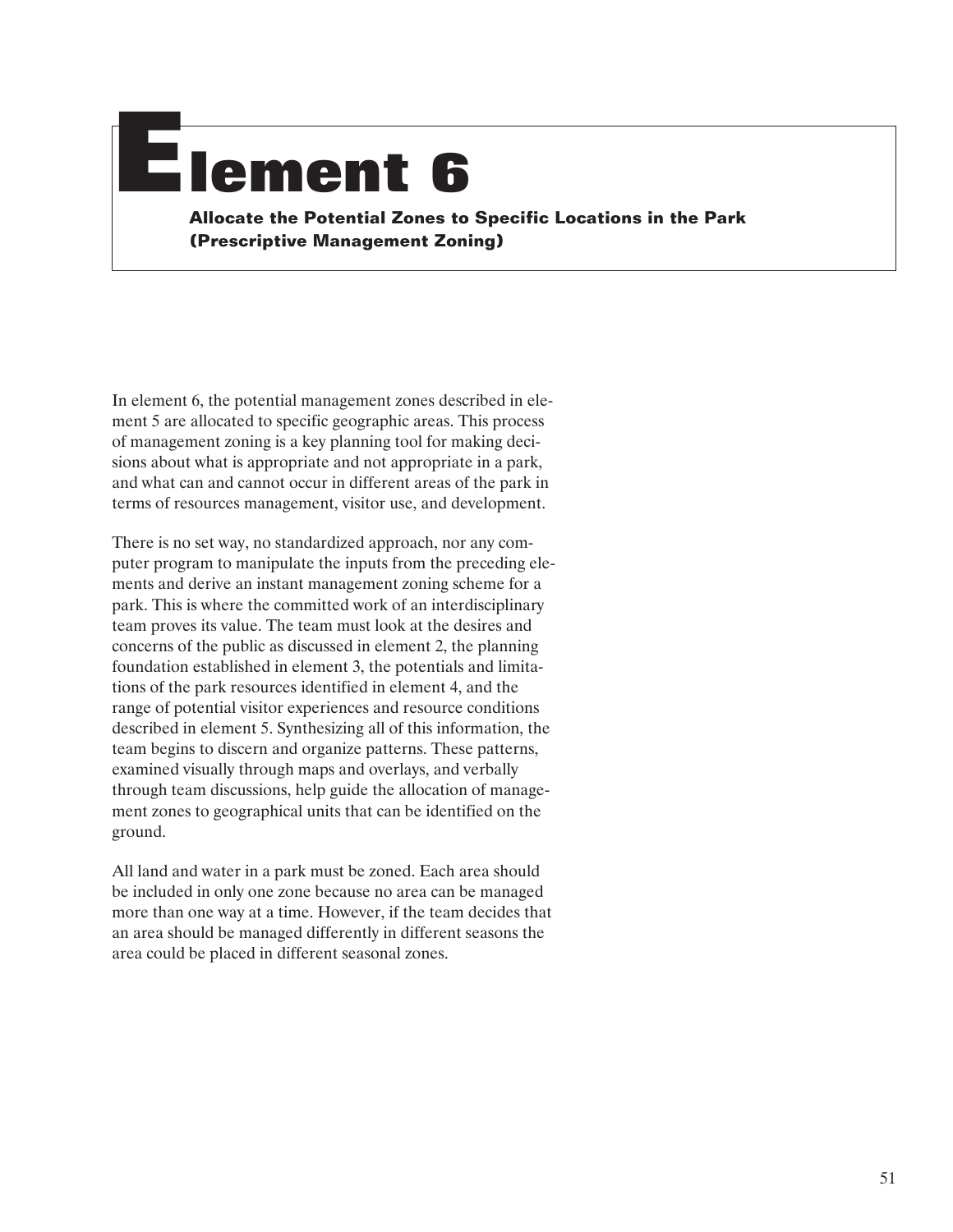# Element 6

**Allocate the Potential Zones to Specific Locations in the Park (Prescriptive Management Zoning)**

In element 6, the potential management zones described in element 5 are allocated to specific geographic areas. This process of management zoning is a key planning tool for making decisions about what is appropriate and not appropriate in a park, and what can and cannot occur in different areas of the park in terms of resources management, visitor use, and development.

There is no set way, no standardized approach, nor any computer program to manipulate the inputs from the preceding elements and derive an instant management zoning scheme for a park. This is where the committed work of an interdisciplinary team proves its value. The team must look at the desires and concerns of the public as discussed in element 2, the planning foundation established in element 3, the potentials and limitations of the park resources identified in element 4, and the range of potential visitor experiences and resource conditions described in element 5. Synthesizing all of this information, the team begins to discern and organize patterns. These patterns, examined visually through maps and overlays, and verbally through team discussions, help guide the allocation of management zones to geographical units that can be identified on the ground.

All land and water in a park must be zoned. Each area should be included in only one zone because no area can be managed more than one way at a time. However, if the team decides that an area should be managed differently in different seasons the area could be placed in different seasonal zones.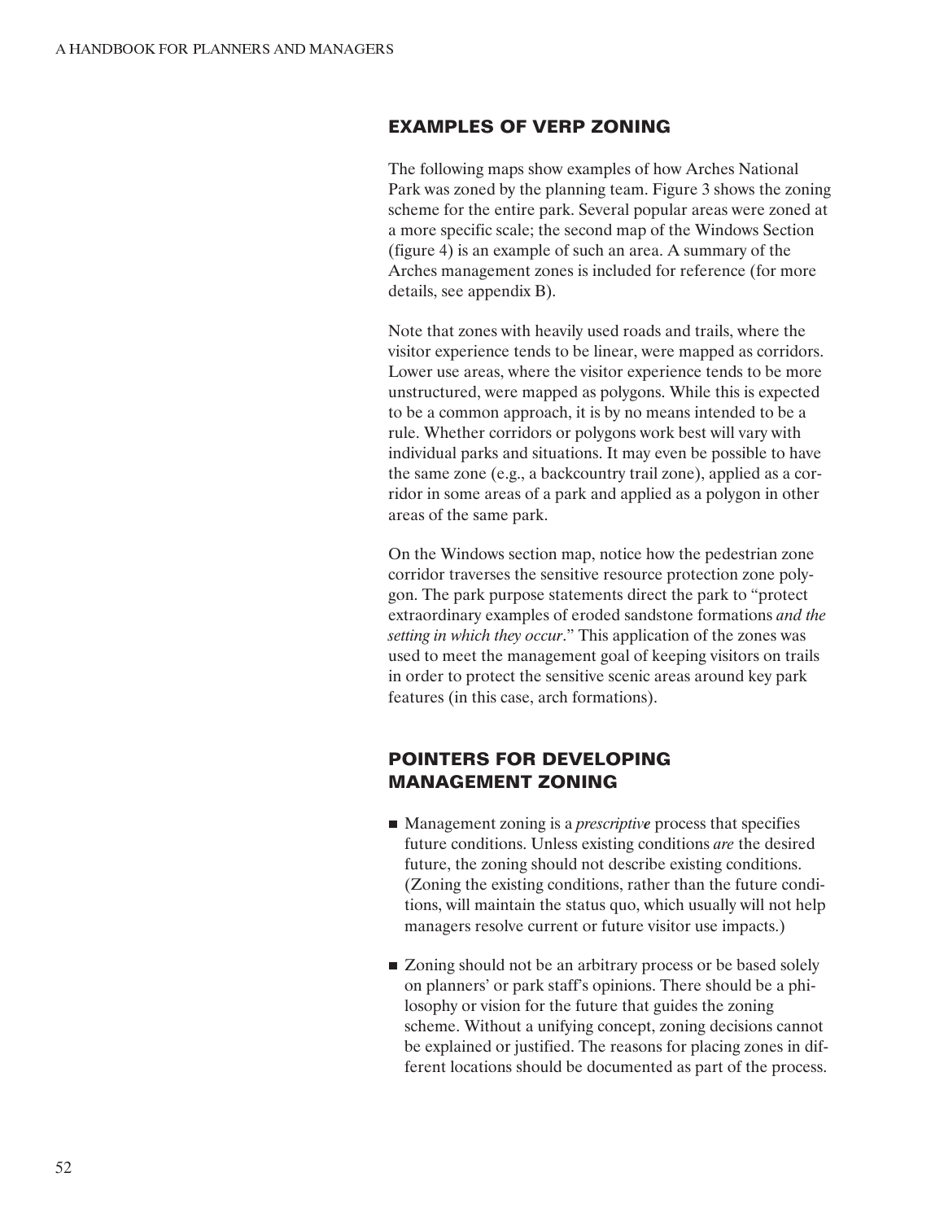## EXAMPLES OF VERP ZONING

The following maps show examples of how Arches National Park was zoned by the planning team. Figure 3 shows the zoning scheme for the entire park. Several popular areas were zoned at a more specific scale; the second map of the Windows Section (figure 4) is an example of such an area. A summary of the Arches management zones is included for reference (for more details, see appendix B).

Note that zones with heavily used roads and trails, where the visitor experience tends to be linear, were mapped as corridors. Lower use areas, where the visitor experience tends to be more unstructured, were mapped as polygons. While this is expected to be a common approach, it is by no means intended to be a rule. Whether corridors or polygons work best will vary with individual parks and situations. It may even be possible to have the same zone (e.g., a backcountry trail zone), applied as a corridor in some areas of a park and applied as a polygon in other areas of the same park.

On the Windows section map, notice how the pedestrian zone corridor traverses the sensitive resource protection zone polygon. The park purpose statements direct the park to "protect extraordinary examples of eroded sandstone formations *and the setting in which they occur*." This application of the zones was used to meet the management goal of keeping visitors on trails in order to protect the sensitive scenic areas around key park features (in this case, arch formations).

## POINTERS FOR DEVELOPING MANAGEMENT ZONING

- Management zoning is a *prescriptive* process that specifies future conditions. Unless existing conditions *are* the desired future, the zoning should not describe existing conditions. (Zoning the existing conditions, rather than the future conditions, will maintain the status quo, which usually will not help managers resolve current or future visitor use impacts.)
- Zoning should not be an arbitrary process or be based solely on planners' or park staff's opinions. There should be a philosophy or vision for the future that guides the zoning scheme. Without a unifying concept, zoning decisions cannot be explained or justified. The reasons for placing zones in different locations should be documented as part of the process.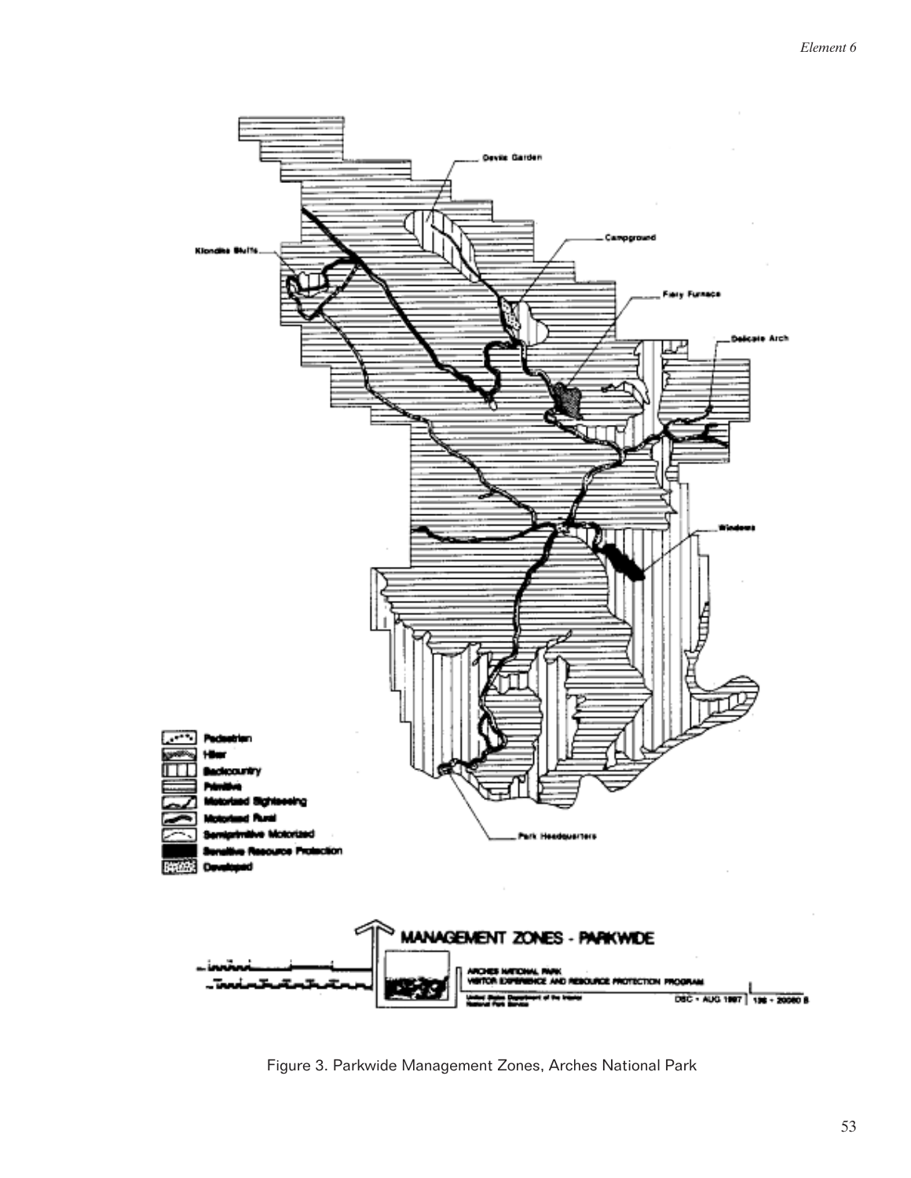Figure 3. Parkwide Management Zones, Arches National Park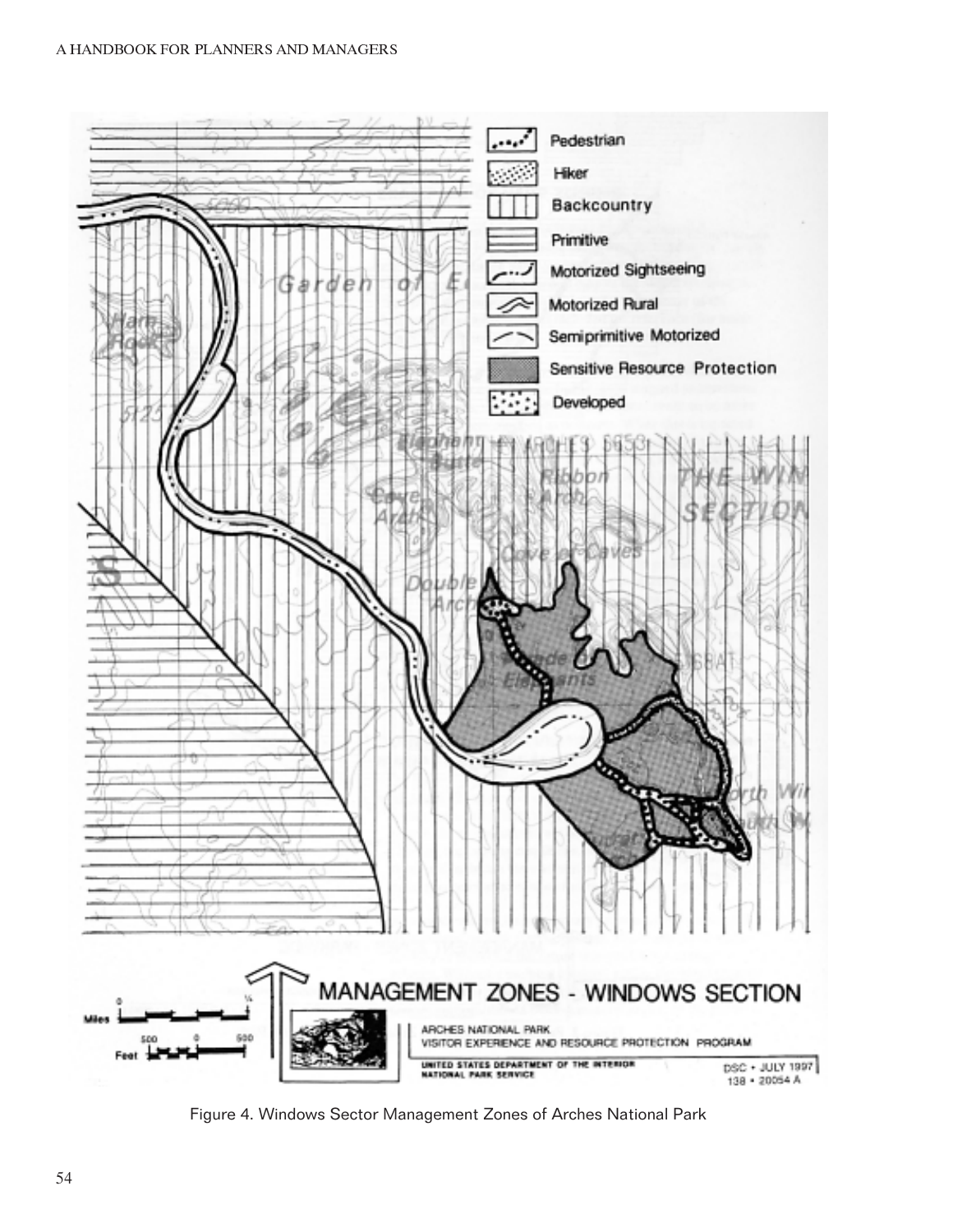Figure 4. Windows Sector Management Zones of Arches National Park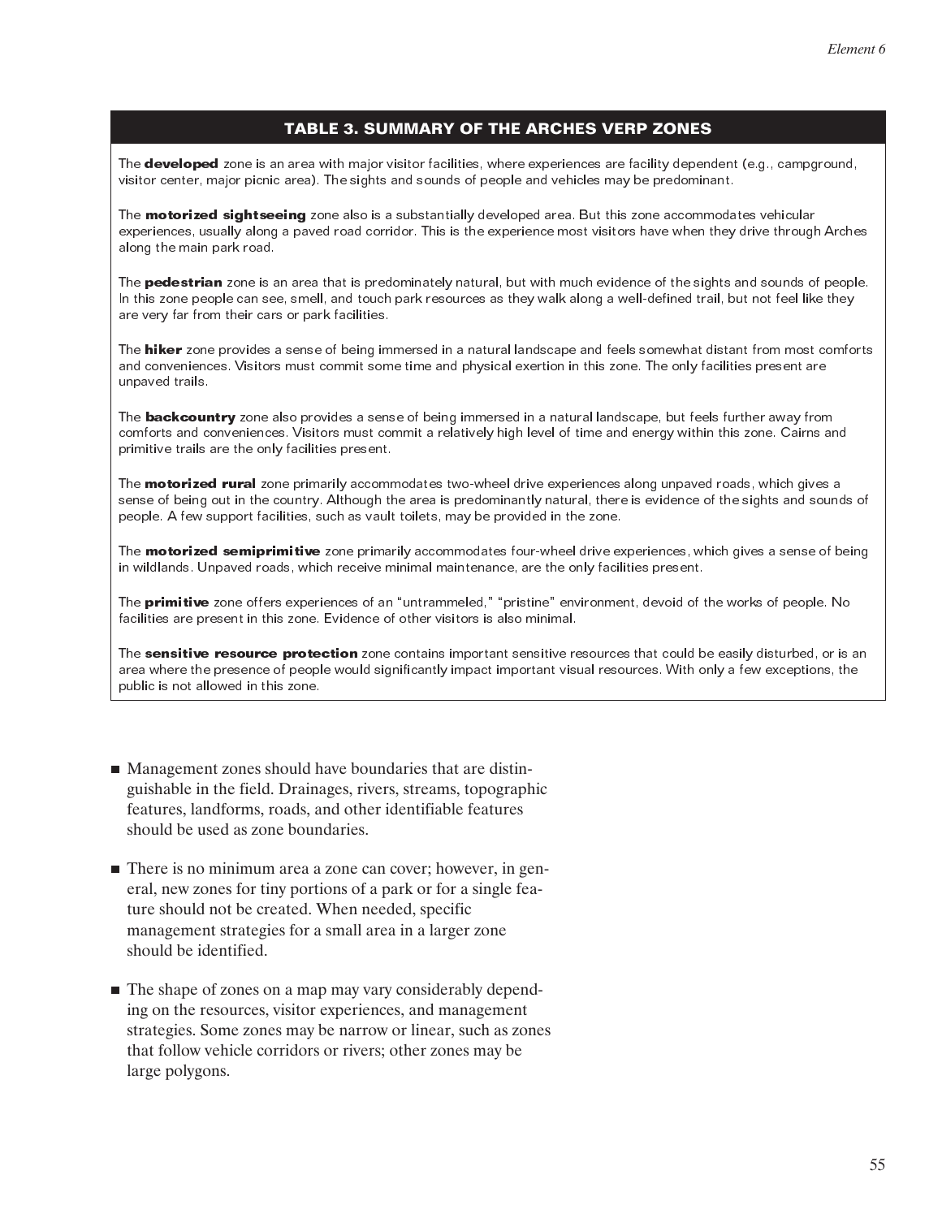## TABLE 3. SUMMARY OF THE ARCHES VERP ZONES

The **developed** zone is an area with major visitor facilities, where experiences are facility dependent (e.g., campground, visitor center, major picnic area). The sights and sounds of people and vehicles may be predominant.

The **motorized sightseeing** zone also is a substantially developed area. But this zone accommodates vehicular experiences, usually along a paved road corridor. This is the experience most visitors have when they drive through Arches along the main park road.

The **pedestrian** zone is an area that is predominately natural, but with much evidence of the sights and sounds of people. In this zone people can see, smell, and touch park resources as they walk along a well-defined trail, but not feel like they are very far from their cars or park facilities.

The **hiker** zone provides a sense of being immersed in a natural landscape and feels somewhat distant from most comforts and conveniences. Visitors must commit some time and physical exertion in this zone. The only facilities present are unpaved trails.

The **backcountry** zone also provides a sense of being immersed in a natural landscape, but feels further away from comforts and conveniences. Visitors must commit a relatively high level of time and energy within this zone. Cairns and primitive trails are the only facilities present.

The **motorized rural** zone primarily accommodates two-wheel drive experiences along unpaved roads, which gives a sense of being out in the country. Although the area is predominantly natural, there is evidence of the sights and sounds of people. A few support facilities, such as vault toilets, may be provided in the zone.

The **motorized semiprimitive** zone primarily accommodates four-wheel drive experiences, which gives a sense of being in wildlands. Unpaved roads, which receive minimal maintenance, are the only facilities present.

The **primitive** zone offers experiences of an "untrammeled," "pristine" environment, devoid of the works of people. No facilities are present in this zone. Evidence of other visitors is also minimal.

The **sensitive resource protection** zone contains important sensitive resources that could be easily disturbed, or is an area where the presence of people would significantly impact important visual resources. With only a few exceptions, the public is not allowed in this zone.

- Management zones should have boundaries that are distinguishable in the field. Drainages, rivers, streams, topographic features, landforms, roads, and other identifiable features should be used as zone boundaries.

- There is no minimum area a zone can cover; however, in general, new zones for tiny portions of a park or for a single feature should not be created. When needed, specific management strategies for a small area in a larger zone should be identified.

- The shape of zones on a map may vary considerably depending on the resources, visitor experiences, and management strategies. Some zones may be narrow or linear, such as zones that follow vehicle corridors or rivers; other zones may be large polygons.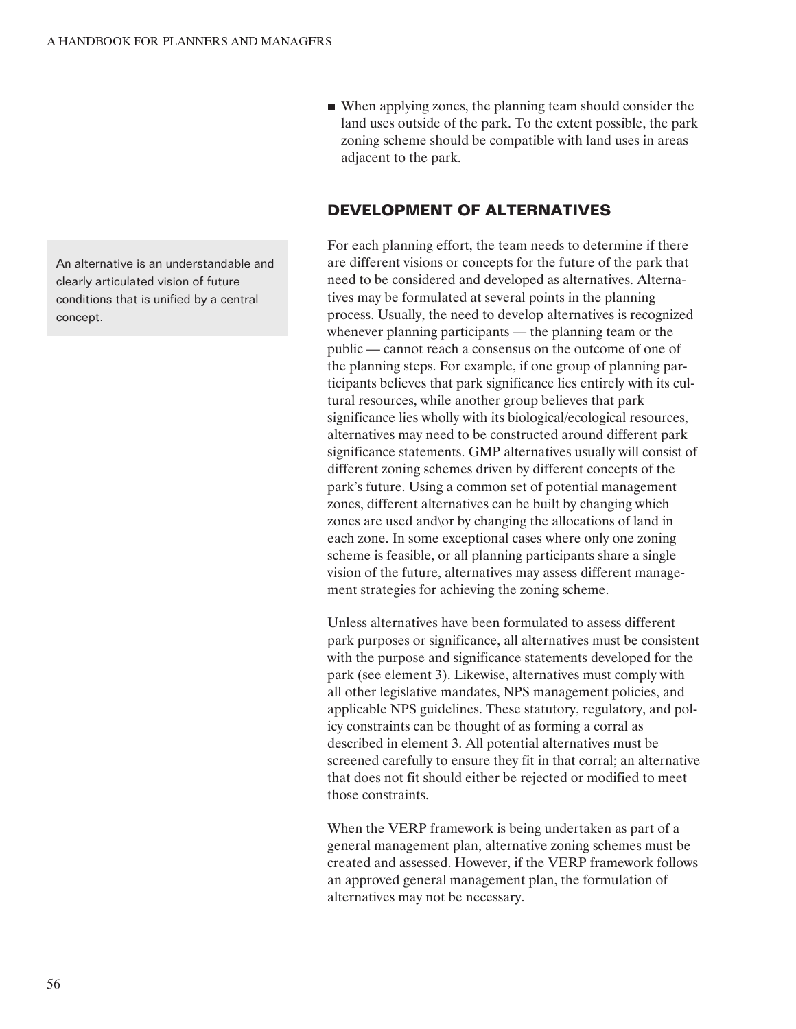- When applying zones, the planning team should consider the land uses outside of the park. To the extent possible, the park zoning scheme should be compatible with land uses in areas adjacent to the park.

## DEVELOPMENT OF ALTERNATIVES

An alternative is an understandable and clearly articulated vision of future conditions that is unified by a central concept.

For each planning effort, the team needs to determine if there are different visions or concepts for the future of the park that need to be considered and developed as alternatives. Alternatives may be formulated at several points in the planning process. Usually, the need to develop alternatives is recognized whenever planning participants — the planning team or the public — cannot reach a consensus on the outcome of one of the planning steps. For example, if one group of planning participants believes that park significance lies entirely with its cultural resources, while another group believes that park significance lies wholly with its biological/ecological resources, alternatives may need to be constructed around different park significance statements. GMP alternatives usually will consist of different zoning schemes driven by different concepts of the park's future. Using a common set of potential management zones, different alternatives can be built by changing which zones are used and\or by changing the allocations of land in each zone. In some exceptional cases where only one zoning scheme is feasible, or all planning participants share a single vision of the future, alternatives may assess different management strategies for achieving the zoning scheme.

Unless alternatives have been formulated to assess different park purposes or significance, all alternatives must be consistent with the purpose and significance statements developed for the park (see element 3). Likewise, alternatives must comply with all other legislative mandates, NPS management policies, and applicable NPS guidelines. These statutory, regulatory, and policy constraints can be thought of as forming a corral as described in element 3. All potential alternatives must be screened carefully to ensure they fit in that corral; an alternative that does not fit should either be rejected or modified to meet those constraints.

When the VERP framework is being undertaken as part of a general management plan, alternative zoning schemes must be created and assessed. However, if the VERP framework follows an approved general management plan, the formulation of alternatives may not be necessary.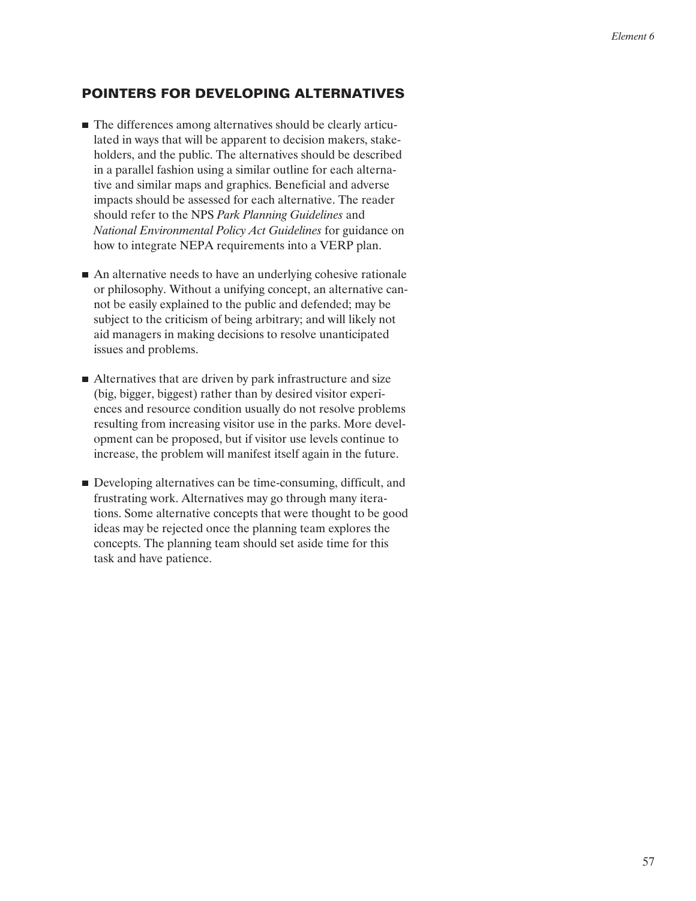## POINTERS FOR DEVELOPING ALTERNATIVES

- The differences among alternatives should be clearly articulated in ways that will be apparent to decision makers, stakeholders, and the public. The alternatives should be described in a parallel fashion using a similar outline for each alternative and similar maps and graphics. Beneficial and adverse impacts should be assessed for each alternative. The reader should refer to the NPS *Park Planning Guidelines* and *National Environmental Policy Act Guidelines* for guidance on how to integrate NEPA requirements into a VERP plan.

- An alternative needs to have an underlying cohesive rationale or philosophy. Without a unifying concept, an alternative cannot be easily explained to the public and defended; may be subject to the criticism of being arbitrary; and will likely not aid managers in making decisions to resolve unanticipated issues and problems.

- Alternatives that are driven by park infrastructure and size (big, bigger, biggest) rather than by desired visitor experiences and resource condition usually do not resolve problems resulting from increasing visitor use in the parks. More development can be proposed, but if visitor use levels continue to increase, the problem will manifest itself again in the future.

- Developing alternatives can be time-consuming, difficult, and frustrating work. Alternatives may go through many iterations. Some alternative concepts that were thought to be good ideas may be rejected once the planning team explores the concepts. The planning team should set aside time for this task and have patience.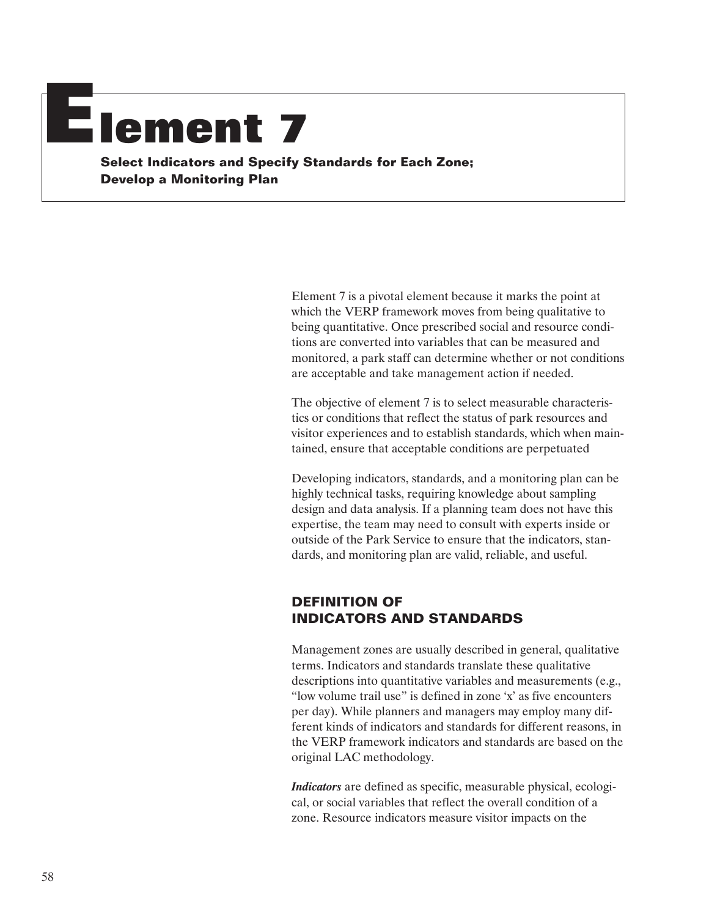# Element 7

**Select Indicators and Specify Standards for Each Zone; Develop a Monitoring Plan**

Element 7 is a pivotal element because it marks the point at which the VERP framework moves from being qualitative to being quantitative. Once prescribed social and resource conditions are converted into variables that can be measured and monitored, a park staff can determine whether or not conditions are acceptable and take management action if needed.

The objective of element 7 is to select measurable characteristics or conditions that reflect the status of park resources and visitor experiences and to establish standards, which when maintained, ensure that acceptable conditions are perpetuated

Developing indicators, standards, and a monitoring plan can be highly technical tasks, requiring knowledge about sampling design and data analysis. If a planning team does not have this expertise, the team may need to consult with experts inside or outside of the Park Service to ensure that the indicators, standards, and monitoring plan are valid, reliable, and useful.

## DEFINITION OF INDICATORS AND STANDARDS

Management zones are usually described in general, qualitative terms. Indicators and standards translate these qualitative descriptions into quantitative variables and measurements (e.g., "low volume trail use" is defined in zone 'x' as five encounters per day). While planners and managers may employ many different kinds of indicators and standards for different reasons, in the VERP framework indicators and standards are based on the original LAC methodology.

***Indicators*** are defined as specific, measurable physical, ecological, or social variables that reflect the overall condition of a zone. Resource indicators measure visitor impacts on the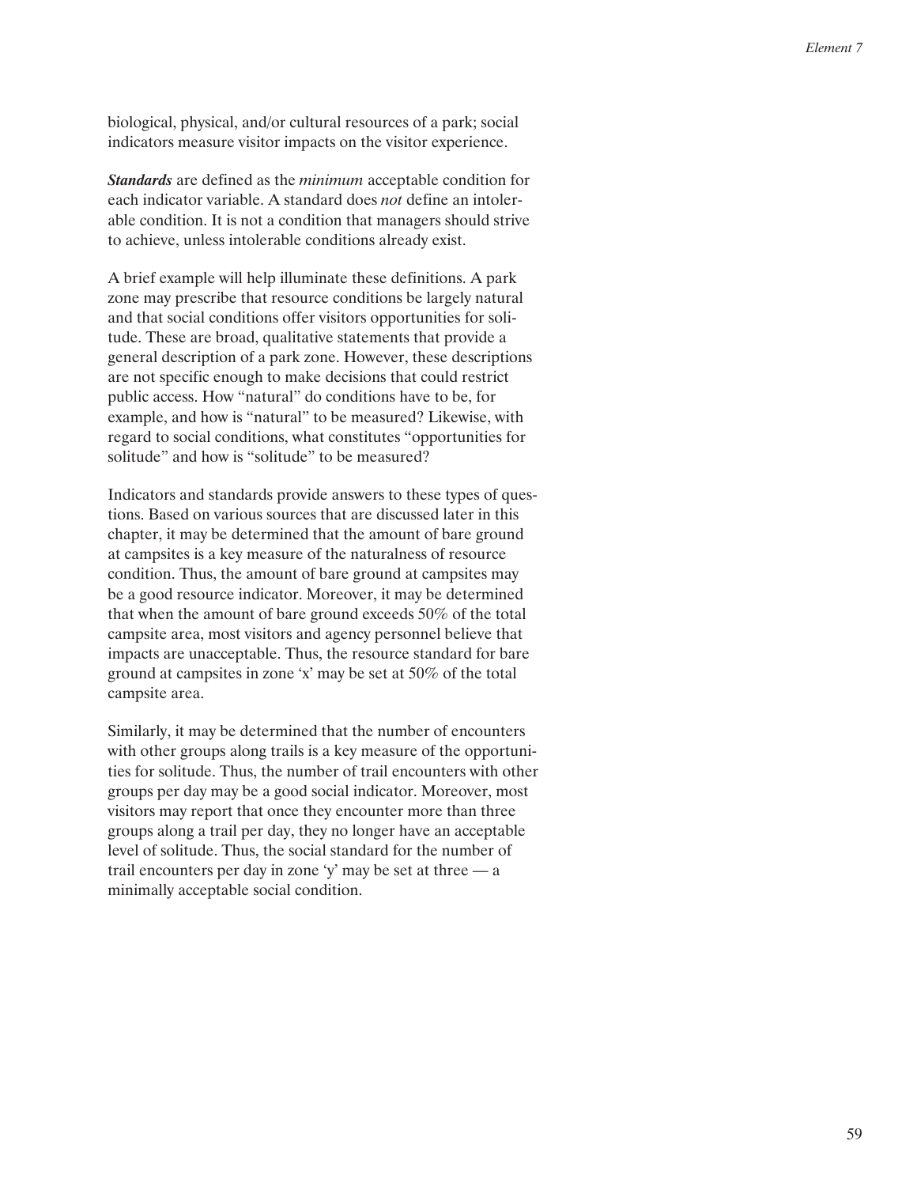biological, physical, and/or cultural resources of a park; social indicators measure visitor impacts on the visitor experience.

***Standards*** are defined as the *minimum* acceptable condition for each indicator variable. A standard does *not* define an intolerable condition. It is not a condition that managers should strive to achieve, unless intolerable conditions already exist.

A brief example will help illuminate these definitions. A park zone may prescribe that resource conditions be largely natural and that social conditions offer visitors opportunities for solitude. These are broad, qualitative statements that provide a general description of a park zone. However, these descriptions are not specific enough to make decisions that could restrict public access. How "natural" do conditions have to be, for example, and how is "natural" to be measured? Likewise, with regard to social conditions, what constitutes "opportunities for solitude" and how is "solitude" to be measured?

Indicators and standards provide answers to these types of questions. Based on various sources that are discussed later in this chapter, it may be determined that the amount of bare ground at campsites is a key measure of the naturalness of resource condition. Thus, the amount of bare ground at campsites may be a good resource indicator. Moreover, it may be determined that when the amount of bare ground exceeds 50% of the total campsite area, most visitors and agency personnel believe that impacts are unacceptable. Thus, the resource standard for bare ground at campsites in zone 'x' may be set at 50% of the total campsite area.

Similarly, it may be determined that the number of encounters with other groups along trails is a key measure of the opportunities for solitude. Thus, the number of trail encounters with other groups per day may be a good social indicator. Moreover, most visitors may report that once they encounter more than three groups along a trail per day, they no longer have an acceptable level of solitude. Thus, the social standard for the number of trail encounters per day in zone 'y' may be set at three — a minimally acceptable social condition.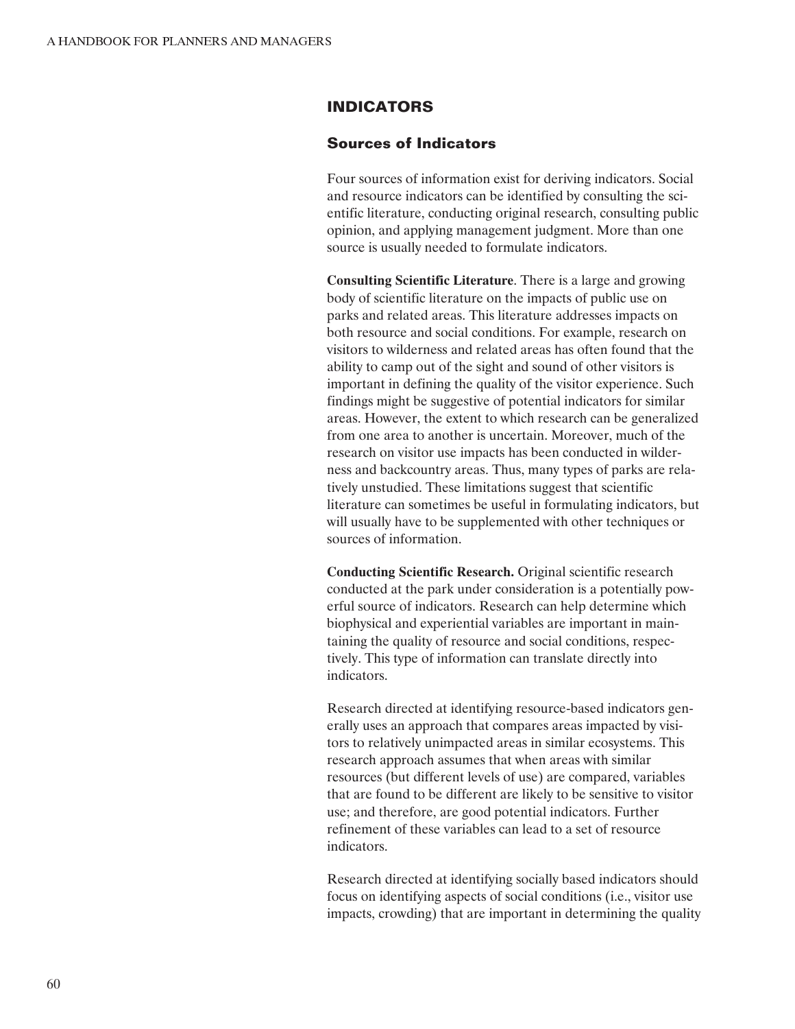## INDICATORS

### Sources of Indicators

Four sources of information exist for deriving indicators. Social and resource indicators can be identified by consulting the scientific literature, conducting original research, consulting public opinion, and applying management judgment. More than one source is usually needed to formulate indicators.

**Consulting Scientific Literature**. There is a large and growing body of scientific literature on the impacts of public use on parks and related areas. This literature addresses impacts on both resource and social conditions. For example, research on visitors to wilderness and related areas has often found that the ability to camp out of the sight and sound of other visitors is important in defining the quality of the visitor experience. Such findings might be suggestive of potential indicators for similar areas. However, the extent to which research can be generalized from one area to another is uncertain. Moreover, much of the research on visitor use impacts has been conducted in wilderness and backcountry areas. Thus, many types of parks are relatively unstudied. These limitations suggest that scientific literature can sometimes be useful in formulating indicators, but will usually have to be supplemented with other techniques or sources of information.

**Conducting Scientific Research.** Original scientific research conducted at the park under consideration is a potentially powerful source of indicators. Research can help determine which biophysical and experiential variables are important in maintaining the quality of resource and social conditions, respectively. This type of information can translate directly into indicators.

Research directed at identifying resource-based indicators generally uses an approach that compares areas impacted by visitors to relatively unimpacted areas in similar ecosystems. This research approach assumes that when areas with similar resources (but different levels of use) are compared, variables that are found to be different are likely to be sensitive to visitor use; and therefore, are good potential indicators. Further refinement of these variables can lead to a set of resource indicators.

Research directed at identifying socially based indicators should focus on identifying aspects of social conditions (i.e., visitor use impacts, crowding) that are important in determining the quality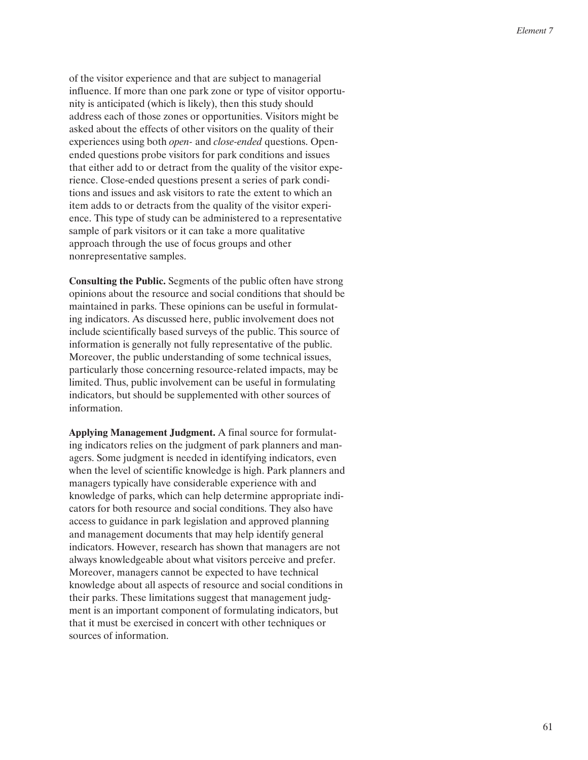of the visitor experience and that are subject to managerial influence. If more than one park zone or type of visitor opportunity is anticipated (which is likely), then this study should address each of those zones or opportunities. Visitors might be asked about the effects of other visitors on the quality of their experiences using both *open-* and *close-ended* questions. Open-ended questions probe visitors for park conditions and issues that either add to or detract from the quality of the visitor experience. Close-ended questions present a series of park conditions and issues and ask visitors to rate the extent to which an item adds to or detracts from the quality of the visitor experience. This type of study can be administered to a representative sample of park visitors or it can take a more qualitative approach through the use of focus groups and other nonrepresentative samples.

**Consulting the Public.** Segments of the public often have strong opinions about the resource and social conditions that should be maintained in parks. These opinions can be useful in formulating indicators. As discussed here, public involvement does not include scientifically based surveys of the public. This source of information is generally not fully representative of the public. Moreover, the public understanding of some technical issues, particularly those concerning resource-related impacts, may be limited. Thus, public involvement can be useful in formulating indicators, but should be supplemented with other sources of information.

**Applying Management Judgment.** A final source for formulating indicators relies on the judgment of park planners and managers. Some judgment is needed in identifying indicators, even when the level of scientific knowledge is high. Park planners and managers typically have considerable experience with and knowledge of parks, which can help determine appropriate indicators for both resource and social conditions. They also have access to guidance in park legislation and approved planning and management documents that may help identify general indicators. However, research has shown that managers are not always knowledgeable about what visitors perceive and prefer. Moreover, managers cannot be expected to have technical knowledge about all aspects of resource and social conditions in their parks. These limitations suggest that management judgment is an important component of formulating indicators, but that it must be exercised in concert with other techniques or sources of information.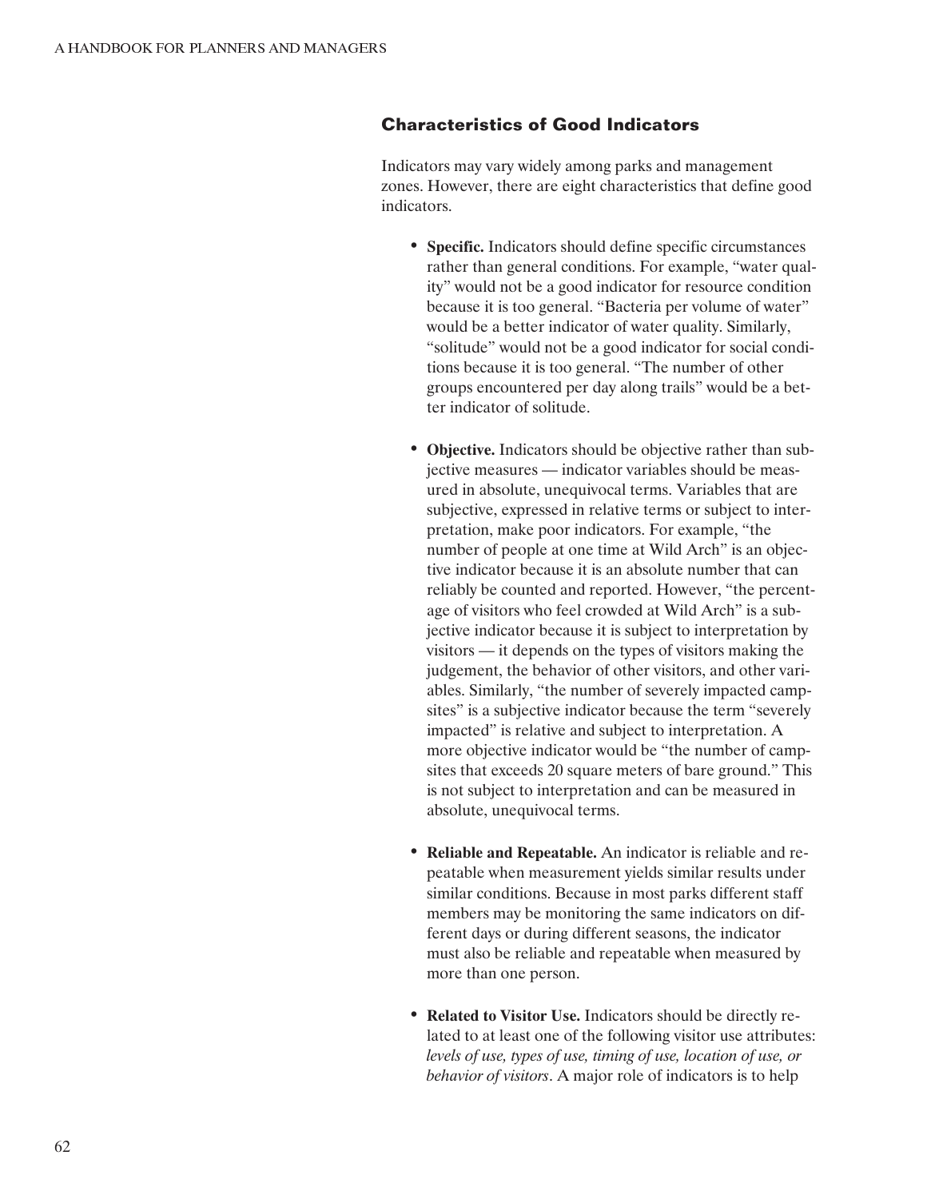## Characteristics of Good Indicators

Indicators may vary widely among parks and management zones. However, there are eight characteristics that define good indicators.

- **Specific.** Indicators should define specific circumstances rather than general conditions. For example, "water quality" would not be a good indicator for resource condition because it is too general. "Bacteria per volume of water" would be a better indicator of water quality. Similarly, "solitude" would not be a good indicator for social conditions because it is too general. "The number of other groups encountered per day along trails" would be a better indicator of solitude.

- **Objective.** Indicators should be objective rather than subjective measures — indicator variables should be measured in absolute, unequivocal terms. Variables that are subjective, expressed in relative terms or subject to interpretation, make poor indicators. For example, "the number of people at one time at Wild Arch" is an objective indicator because it is an absolute number that can reliably be counted and reported. However, "the percentage of visitors who feel crowded at Wild Arch" is a subjective indicator because it is subject to interpretation by visitors — it depends on the types of visitors making the judgement, the behavior of other visitors, and other variables. Similarly, "the number of severely impacted campsites" is a subjective indicator because the term "severely impacted" is relative and subject to interpretation. A more objective indicator would be "the number of campsites that exceeds 20 square meters of bare ground." This is not subject to interpretation and can be measured in absolute, unequivocal terms.

- **Reliable and Repeatable.** An indicator is reliable and repeatable when measurement yields similar results under similar conditions. Because in most parks different staff members may be monitoring the same indicators on different days or during different seasons, the indicator must also be reliable and repeatable when measured by more than one person.

- **Related to Visitor Use.** Indicators should be directly related to at least one of the following visitor use attributes: *levels of use, types of use, timing of use, location of use, or behavior of visitors*. A major role of indicators is to help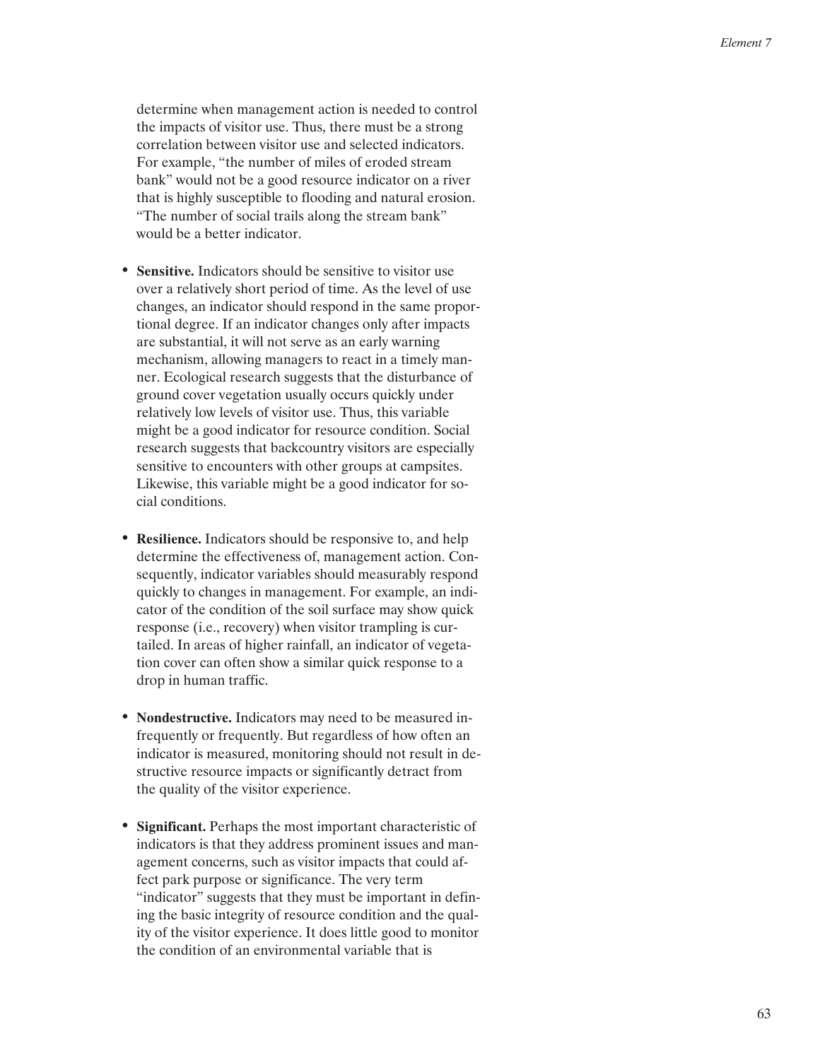determine when management action is needed to control the impacts of visitor use. Thus, there must be a strong correlation between visitor use and selected indicators. For example, "the number of miles of eroded stream bank" would not be a good resource indicator on a river that is highly susceptible to flooding and natural erosion. "The number of social trails along the stream bank" would be a better indicator.

- **Sensitive.** Indicators should be sensitive to visitor use over a relatively short period of time. As the level of use changes, an indicator should respond in the same proportional degree. If an indicator changes only after impacts are substantial, it will not serve as an early warning mechanism, allowing managers to react in a timely manner. Ecological research suggests that the disturbance of ground cover vegetation usually occurs quickly under relatively low levels of visitor use. Thus, this variable might be a good indicator for resource condition. Social research suggests that backcountry visitors are especially sensitive to encounters with other groups at campsites. Likewise, this variable might be a good indicator for social conditions.

- **Resilience.** Indicators should be responsive to, and help determine the effectiveness of, management action. Consequently, indicator variables should measurably respond quickly to changes in management. For example, an indicator of the condition of the soil surface may show quick response (i.e., recovery) when visitor trampling is curtailed. In areas of higher rainfall, an indicator of vegetation cover can often show a similar quick response to a drop in human traffic.

- **Nondestructive.** Indicators may need to be measured infrequently or frequently. But regardless of how often an indicator is measured, monitoring should not result in destructive resource impacts or significantly detract from the quality of the visitor experience.

- **Significant.** Perhaps the most important characteristic of indicators is that they address prominent issues and management concerns, such as visitor impacts that could affect park purpose or significance. The very term "indicator" suggests that they must be important in defining the basic integrity of resource condition and the quality of the visitor experience. It does little good to monitor the condition of an environmental variable that is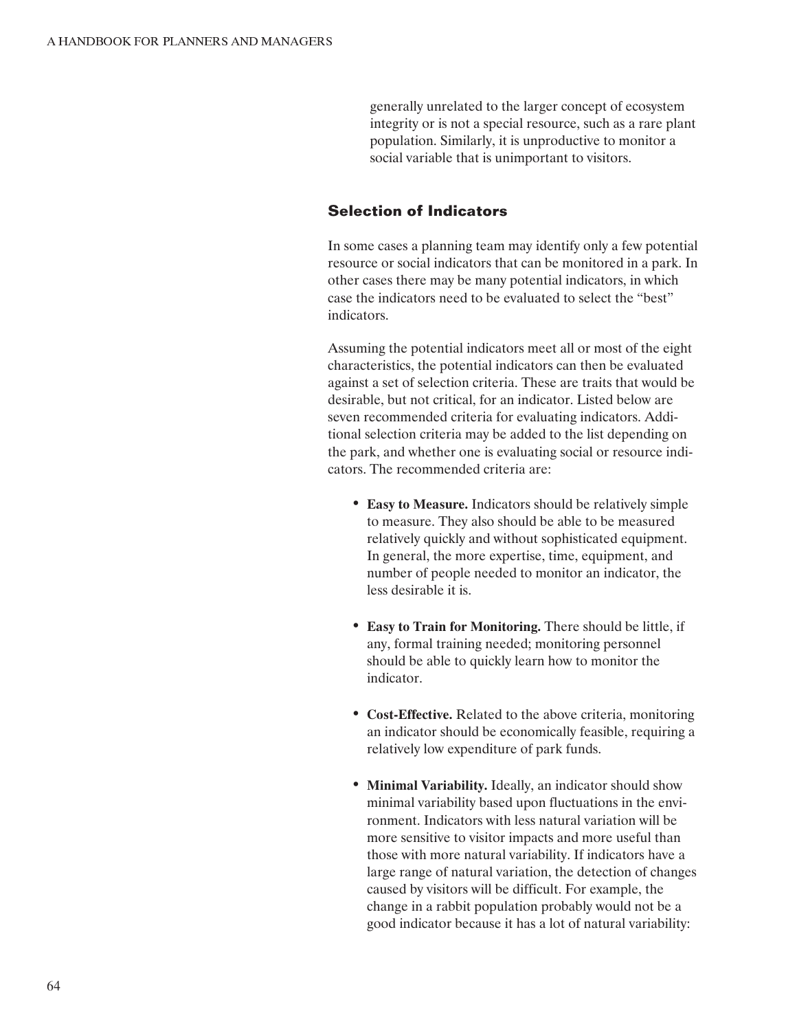generally unrelated to the larger concept of ecosystem integrity or is not a special resource, such as a rare plant population. Similarly, it is unproductive to monitor a social variable that is unimportant to visitors.

## Selection of Indicators

In some cases a planning team may identify only a few potential resource or social indicators that can be monitored in a park. In other cases there may be many potential indicators, in which case the indicators need to be evaluated to select the "best" indicators.

Assuming the potential indicators meet all or most of the eight characteristics, the potential indicators can then be evaluated against a set of selection criteria. These are traits that would be desirable, but not critical, for an indicator. Listed below are seven recommended criteria for evaluating indicators. Additional selection criteria may be added to the list depending on the park, and whether one is evaluating social or resource indicators. The recommended criteria are:

- **Easy to Measure.** Indicators should be relatively simple to measure. They also should be able to be measured relatively quickly and without sophisticated equipment. In general, the more expertise, time, equipment, and number of people needed to monitor an indicator, the less desirable it is.

- **Easy to Train for Monitoring.** There should be little, if any, formal training needed; monitoring personnel should be able to quickly learn how to monitor the indicator.

- **Cost-Effective.** Related to the above criteria, monitoring an indicator should be economically feasible, requiring a relatively low expenditure of park funds.

- **Minimal Variability.** Ideally, an indicator should show minimal variability based upon fluctuations in the environment. Indicators with less natural variation will be more sensitive to visitor impacts and more useful than those with more natural variability. If indicators have a large range of natural variation, the detection of changes caused by visitors will be difficult. For example, the change in a rabbit population probably would not be a good indicator because it has a lot of natural variability: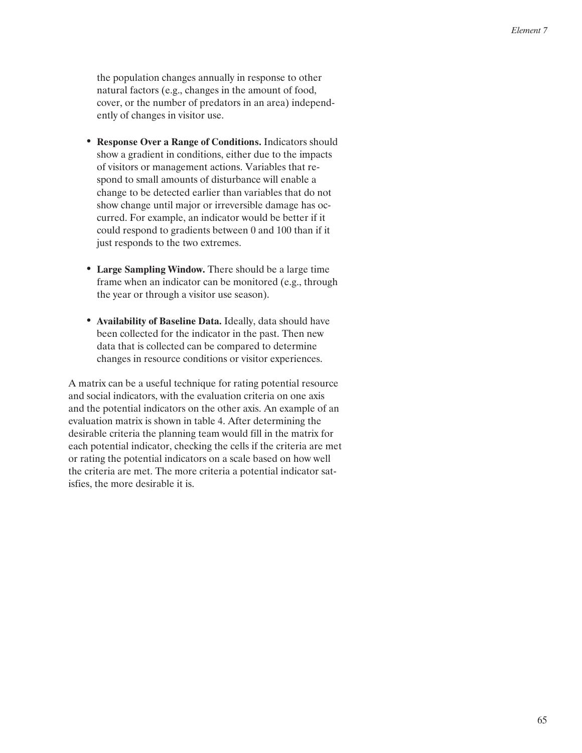the population changes annually in response to other natural factors (e.g., changes in the amount of food, cover, or the number of predators in an area) independently of changes in visitor use.

- **Response Over a Range of Conditions.** Indicators should show a gradient in conditions, either due to the impacts of visitors or management actions. Variables that respond to small amounts of disturbance will enable a change to be detected earlier than variables that do not show change until major or irreversible damage has occurred. For example, an indicator would be better if it could respond to gradients between 0 and 100 than if it just responds to the two extremes.

- **Large Sampling Window.** There should be a large time frame when an indicator can be monitored (e.g., through the year or through a visitor use season).

- **Availability of Baseline Data.** Ideally, data should have been collected for the indicator in the past. Then new data that is collected can be compared to determine changes in resource conditions or visitor experiences.

A matrix can be a useful technique for rating potential resource and social indicators, with the evaluation criteria on one axis and the potential indicators on the other axis. An example of an evaluation matrix is shown in table 4. After determining the desirable criteria the planning team would fill in the matrix for each potential indicator, checking the cells if the criteria are met or rating the potential indicators on a scale based on how well the criteria are met. The more criteria a potential indicator satisfies, the more desirable it is.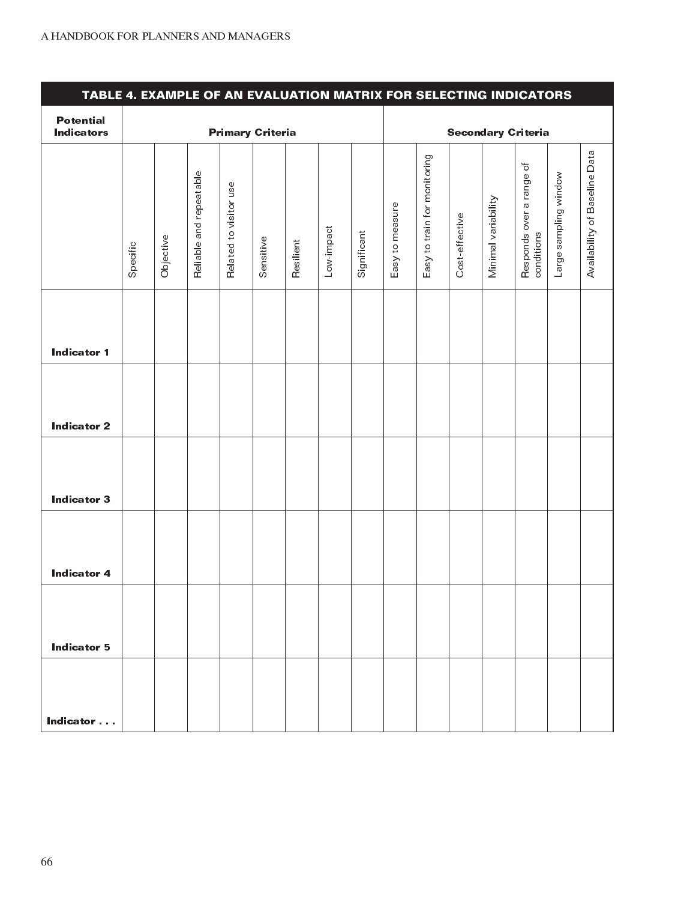| TABLE 4. EXAMPLE OF AN EVALUATION MATRIX FOR SELECTING INDICATORS | | | | | | | | | | | | | | | |
|---|---|---|---|---|---|---|---|---|---|---|---|---|---|---|---|
| **Potential Indicators** | **Primary Criteria** | | | | | | | | **Secondary Criteria** | | | | | | |
| | Specific | Objective | Reliable and repeatable | Related to visitor use | Sensitive | Resilient | Low-impact | Significant | Easy to measure | Easy to train for monitoring | Cost-effective | Minimal variability | Responds over a range of conditions | Large sampling window | Availability of Baseline Data |
| **Indicator 1** | | | | | | | | | | | | | | | |
| **Indicator 2** | | | | | | | | | | | | | | | |
| **Indicator 3** | | | | | | | | | | | | | | | |
| **Indicator 4** | | | | | | | | | | | | | | | |
| **Indicator 5** | | | | | | | | | | | | | | | |
| **Indicator . . .** | | | | | | | | | | | | | | | |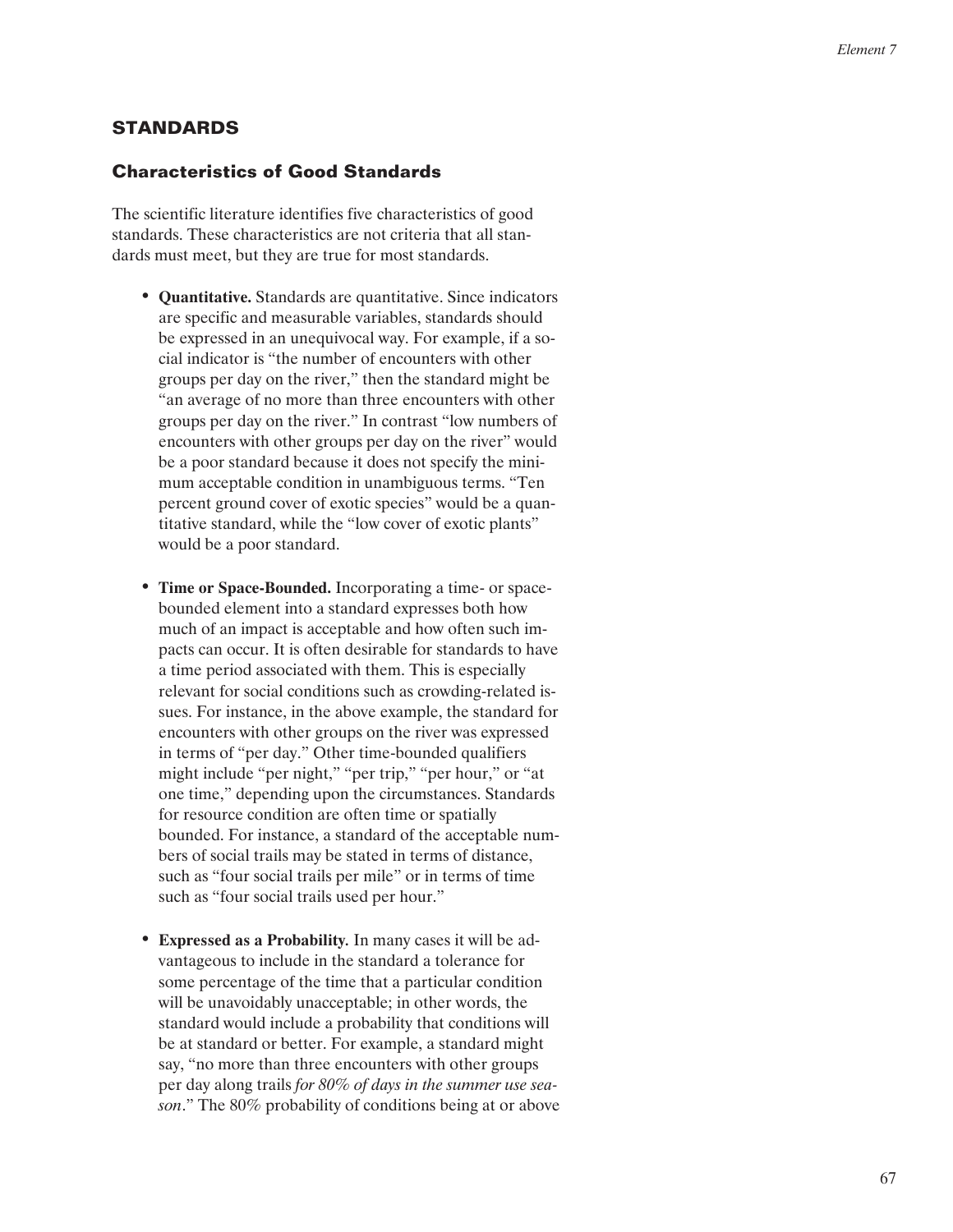## STANDARDS

### Characteristics of Good Standards

The scientific literature identifies five characteristics of good standards. These characteristics are not criteria that all standards must meet, but they are true for most standards.

- **Quantitative.** Standards are quantitative. Since indicators are specific and measurable variables, standards should be expressed in an unequivocal way. For example, if a social indicator is "the number of encounters with other groups per day on the river," then the standard might be "an average of no more than three encounters with other groups per day on the river." In contrast "low numbers of encounters with other groups per day on the river" would be a poor standard because it does not specify the minimum acceptable condition in unambiguous terms. "Ten percent ground cover of exotic species" would be a quantitative standard, while the "low cover of exotic plants" would be a poor standard.

- **Time or Space-Bounded.** Incorporating a time- or space-bounded element into a standard expresses both how much of an impact is acceptable and how often such impacts can occur. It is often desirable for standards to have a time period associated with them. This is especially relevant for social conditions such as crowding-related issues. For instance, in the above example, the standard for encounters with other groups on the river was expressed in terms of "per day." Other time-bounded qualifiers might include "per night," "per trip," "per hour," or "at one time," depending upon the circumstances. Standards for resource condition are often time or spatially bounded. For instance, a standard of the acceptable numbers of social trails may be stated in terms of distance, such as "four social trails per mile" or in terms of time such as "four social trails used per hour."

- **Expressed as a Probability.** In many cases it will be advantageous to include in the standard a tolerance for some percentage of the time that a particular condition will be unavoidably unacceptable; in other words, the standard would include a probability that conditions will be at standard or better. For example, a standard might say, "no more than three encounters with other groups per day along trails *for 80% of days in the summer use season*." The 80% probability of conditions being at or above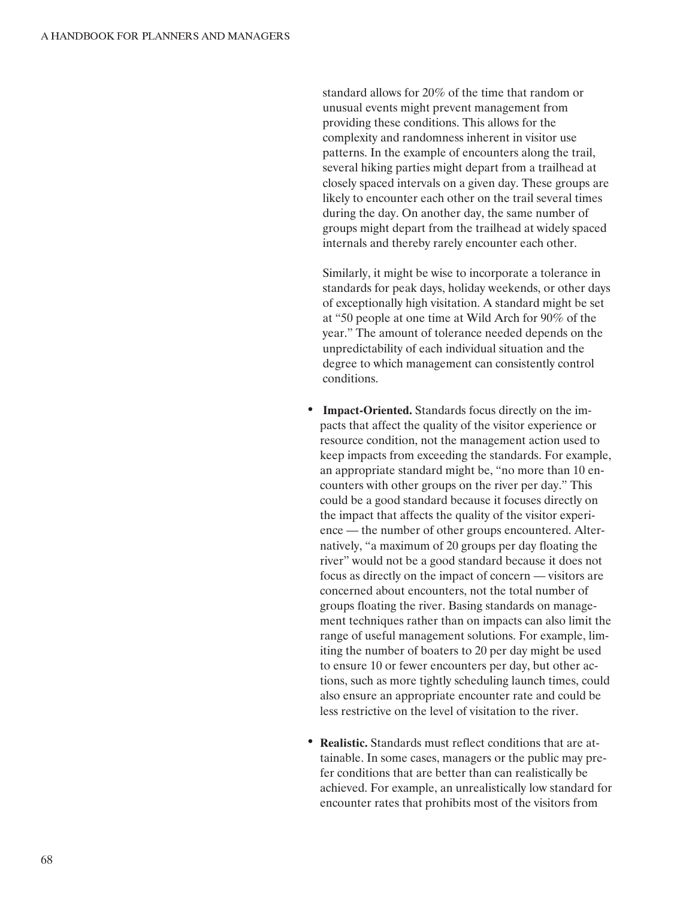standard allows for 20% of the time that random or unusual events might prevent management from providing these conditions. This allows for the complexity and randomness inherent in visitor use patterns. In the example of encounters along the trail, several hiking parties might depart from a trailhead at closely spaced intervals on a given day. These groups are likely to encounter each other on the trail several times during the day. On another day, the same number of groups might depart from the trailhead at widely spaced internals and thereby rarely encounter each other.

Similarly, it might be wise to incorporate a tolerance in standards for peak days, holiday weekends, or other days of exceptionally high visitation. A standard might be set at "50 people at one time at Wild Arch for 90% of the year." The amount of tolerance needed depends on the unpredictability of each individual situation and the degree to which management can consistently control conditions.

- **Impact-Oriented.** Standards focus directly on the impacts that affect the quality of the visitor experience or resource condition, not the management action used to keep impacts from exceeding the standards. For example, an appropriate standard might be, "no more than 10 encounters with other groups on the river per day." This could be a good standard because it focuses directly on the impact that affects the quality of the visitor experience — the number of other groups encountered. Alternatively, "a maximum of 20 groups per day floating the river" would not be a good standard because it does not focus as directly on the impact of concern — visitors are concerned about encounters, not the total number of groups floating the river. Basing standards on management techniques rather than on impacts can also limit the range of useful management solutions. For example, limiting the number of boaters to 20 per day might be used to ensure 10 or fewer encounters per day, but other actions, such as more tightly scheduling launch times, could also ensure an appropriate encounter rate and could be less restrictive on the level of visitation to the river.

- **Realistic.** Standards must reflect conditions that are attainable. In some cases, managers or the public may prefer conditions that are better than can realistically be achieved. For example, an unrealistically low standard for encounter rates that prohibits most of the visitors from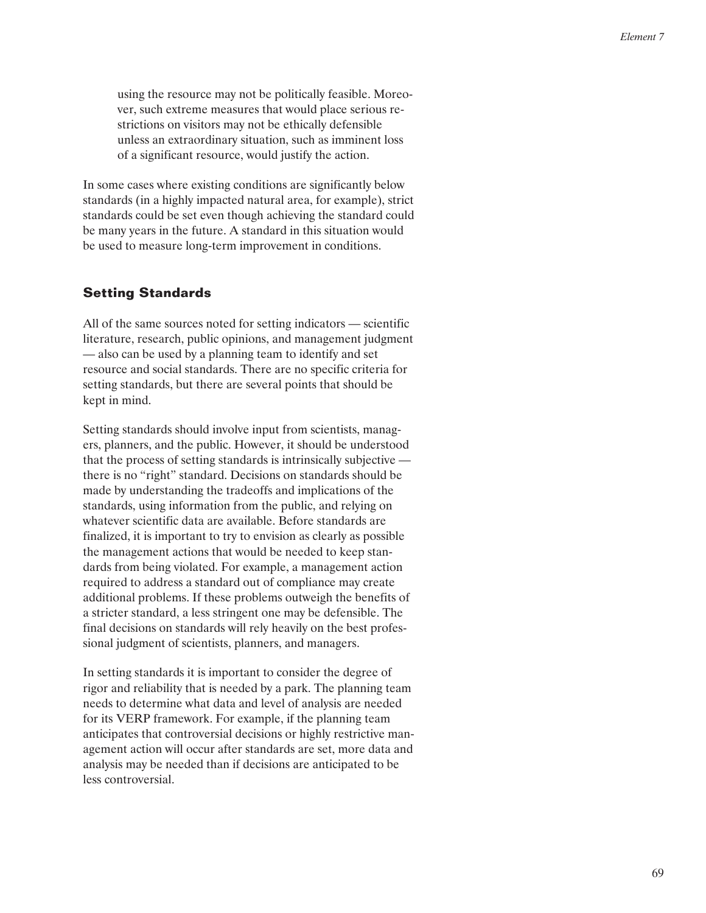using the resource may not be politically feasible. Moreover, such extreme measures that would place serious restrictions on visitors may not be ethically defensible unless an extraordinary situation, such as imminent loss of a significant resource, would justify the action.

In some cases where existing conditions are significantly below standards (in a highly impacted natural area, for example), strict standards could be set even though achieving the standard could be many years in the future. A standard in this situation would be used to measure long-term improvement in conditions.

## Setting Standards

All of the same sources noted for setting indicators — scientific literature, research, public opinions, and management judgment — also can be used by a planning team to identify and set resource and social standards. There are no specific criteria for setting standards, but there are several points that should be kept in mind.

Setting standards should involve input from scientists, managers, planners, and the public. However, it should be understood that the process of setting standards is intrinsically subjective — there is no "right" standard. Decisions on standards should be made by understanding the tradeoffs and implications of the standards, using information from the public, and relying on whatever scientific data are available. Before standards are finalized, it is important to try to envision as clearly as possible the management actions that would be needed to keep standards from being violated. For example, a management action required to address a standard out of compliance may create additional problems. If these problems outweigh the benefits of a stricter standard, a less stringent one may be defensible. The final decisions on standards will rely heavily on the best professional judgment of scientists, planners, and managers.

In setting standards it is important to consider the degree of rigor and reliability that is needed by a park. The planning team needs to determine what data and level of analysis are needed for its VERP framework. For example, if the planning team anticipates that controversial decisions or highly restrictive management action will occur after standards are set, more data and analysis may be needed than if decisions are anticipated to be less controversial.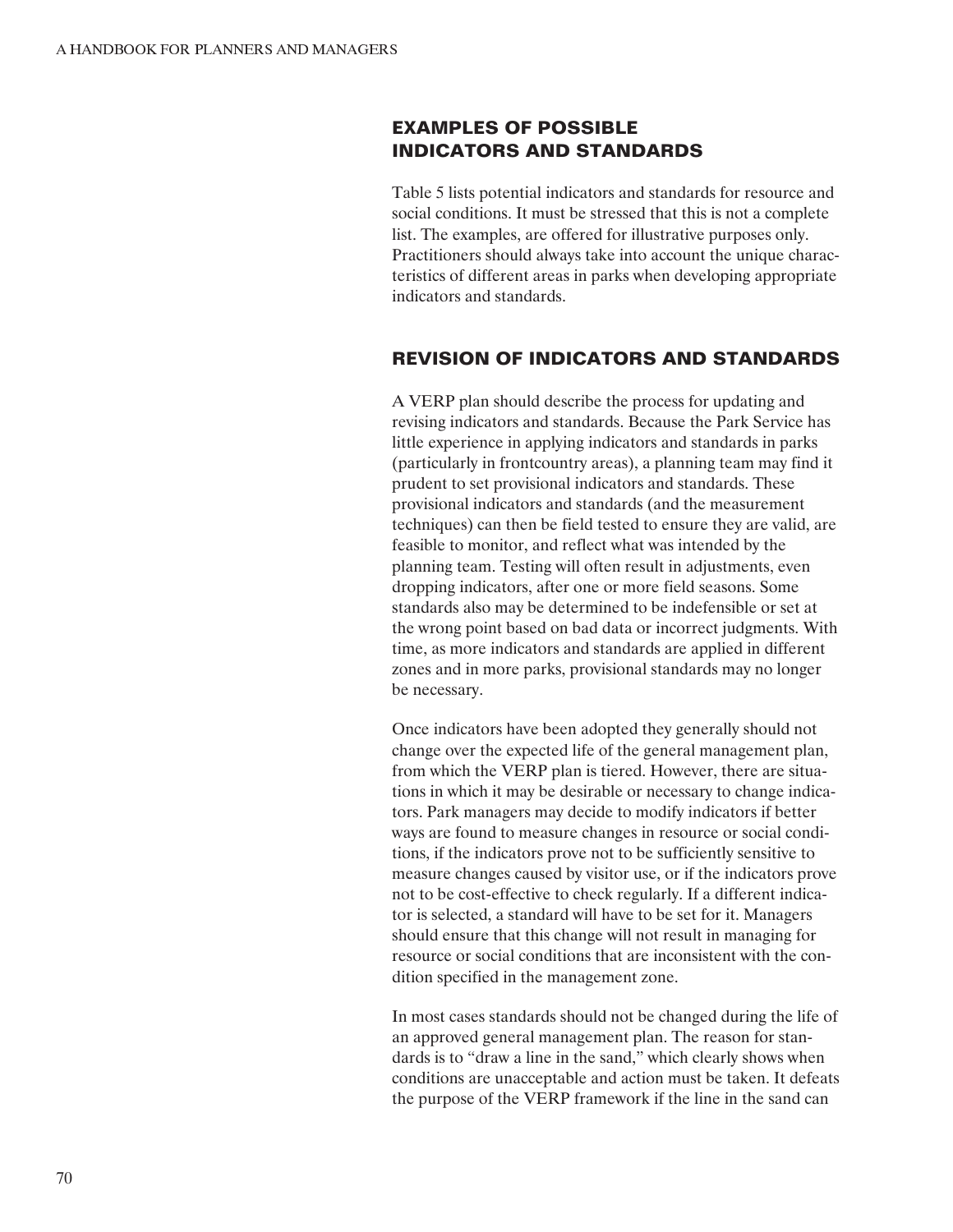## EXAMPLES OF POSSIBLE INDICATORS AND STANDARDS

Table 5 lists potential indicators and standards for resource and social conditions. It must be stressed that this is not a complete list. The examples, are offered for illustrative purposes only. Practitioners should always take into account the unique characteristics of different areas in parks when developing appropriate indicators and standards.

## REVISION OF INDICATORS AND STANDARDS

A VERP plan should describe the process for updating and revising indicators and standards. Because the Park Service has little experience in applying indicators and standards in parks (particularly in frontcountry areas), a planning team may find it prudent to set provisional indicators and standards. These provisional indicators and standards (and the measurement techniques) can then be field tested to ensure they are valid, are feasible to monitor, and reflect what was intended by the planning team. Testing will often result in adjustments, even dropping indicators, after one or more field seasons. Some standards also may be determined to be indefensible or set at the wrong point based on bad data or incorrect judgments. With time, as more indicators and standards are applied in different zones and in more parks, provisional standards may no longer be necessary.

Once indicators have been adopted they generally should not change over the expected life of the general management plan, from which the VERP plan is tiered. However, there are situations in which it may be desirable or necessary to change indicators. Park managers may decide to modify indicators if better ways are found to measure changes in resource or social conditions, if the indicators prove not to be sufficiently sensitive to measure changes caused by visitor use, or if the indicators prove not to be cost-effective to check regularly. If a different indicator is selected, a standard will have to be set for it. Managers should ensure that this change will not result in managing for resource or social conditions that are inconsistent with the condition specified in the management zone.

In most cases standards should not be changed during the life of an approved general management plan. The reason for standards is to "draw a line in the sand," which clearly shows when conditions are unacceptable and action must be taken. It defeats the purpose of the VERP framework if the line in the sand can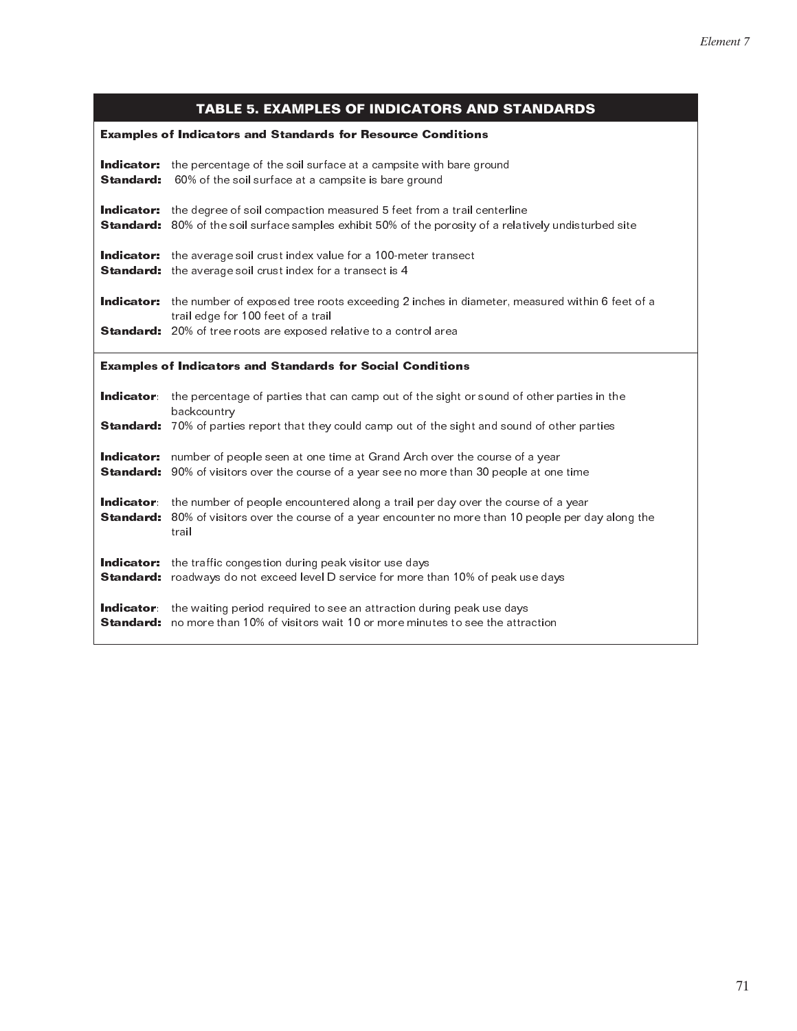## TABLE 5. EXAMPLES OF INDICATORS AND STANDARDS

### Examples of Indicators and Standards for Resource Conditions

**Indicator:** the percentage of the soil surface at a campsite with bare ground
**Standard:** 60% of the soil surface at a campsite is bare ground

**Indicator:** the degree of soil compaction measured 5 feet from a trail centerline
**Standard:** 80% of the soil surface samples exhibit 50% of the porosity of a relatively undisturbed site

**Indicator:** the average soil crust index value for a 100-meter transect
**Standard:** the average soil crust index for a transect is 4

**Indicator:** the number of exposed tree roots exceeding 2 inches in diameter, measured within 6 feet of a trail edge for 100 feet of a trail
**Standard:** 20% of tree roots are exposed relative to a control area

### Examples of Indicators and Standards for Social Conditions

**Indicator**: the percentage of parties that can camp out of the sight or sound of other parties in the backcountry
**Standard:** 70% of parties report that they could camp out of the sight and sound of other parties

**Indicator:** number of people seen at one time at Grand Arch over the course of a year
**Standard:** 90% of visitors over the course of a year see no more than 30 people at one time

**Indicator**: the number of people encountered along a trail per day over the course of a year
**Standard:** 80% of visitors over the course of a year encounter no more than 10 people per day along the trail

**Indicator:** the traffic congestion during peak visitor use days
**Standard:** roadways do not exceed level D service for more than 10% of peak use days

**Indicator**: the waiting period required to see an attraction during peak use days
**Standard:** no more than 10% of visitors wait 10 or more minutes to see the attraction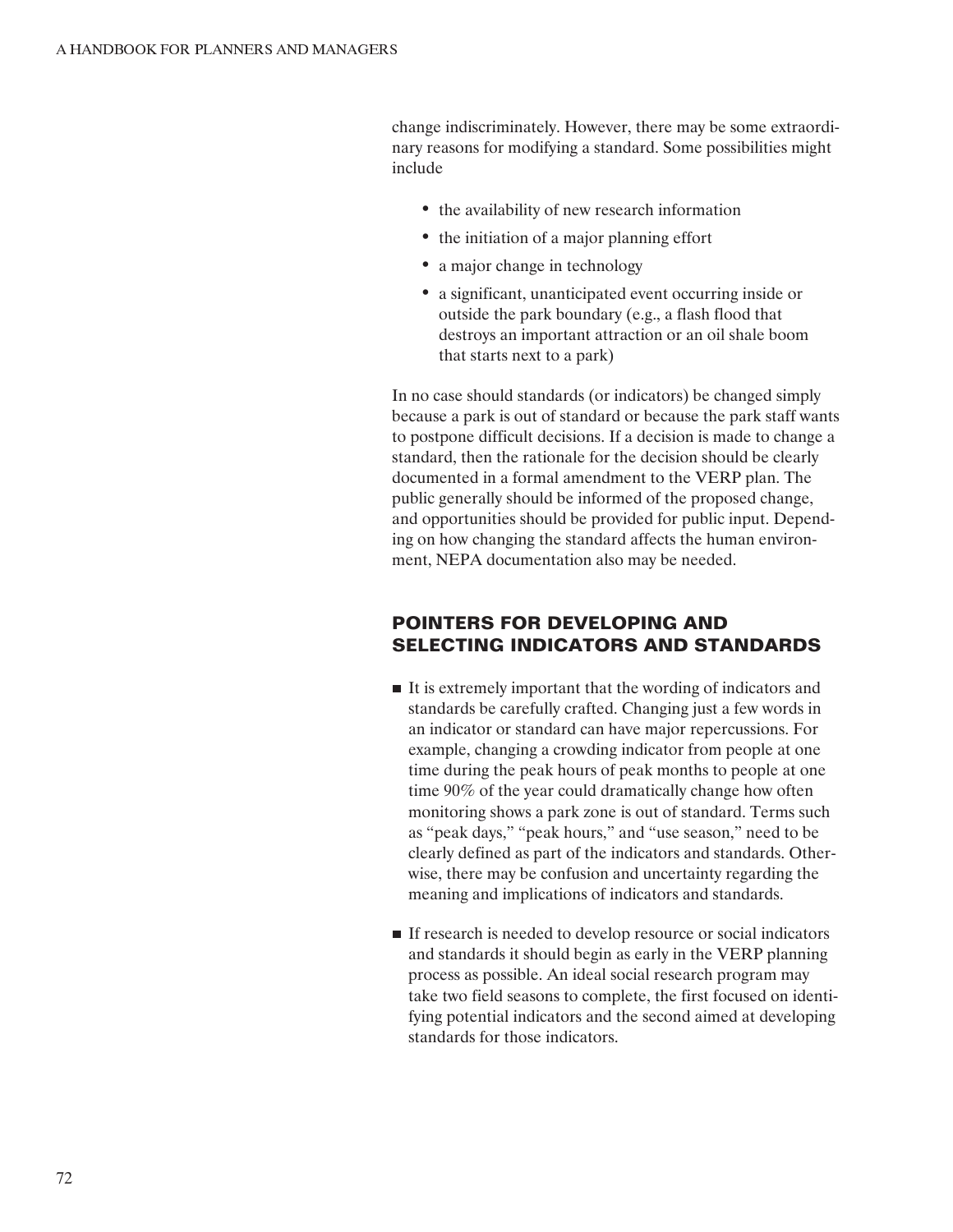change indiscriminately. However, there may be some extraordinary reasons for modifying a standard. Some possibilities might include

- the availability of new research information
- the initiation of a major planning effort
- a major change in technology
- a significant, unanticipated event occurring inside or outside the park boundary (e.g., a flash flood that destroys an important attraction or an oil shale boom that starts next to a park)

In no case should standards (or indicators) be changed simply because a park is out of standard or because the park staff wants to postpone difficult decisions. If a decision is made to change a standard, then the rationale for the decision should be clearly documented in a formal amendment to the VERP plan. The public generally should be informed of the proposed change, and opportunities should be provided for public input. Depending on how changing the standard affects the human environment, NEPA documentation also may be needed.

## POINTERS FOR DEVELOPING AND SELECTING INDICATORS AND STANDARDS

- It is extremely important that the wording of indicators and standards be carefully crafted. Changing just a few words in an indicator or standard can have major repercussions. For example, changing a crowding indicator from people at one time during the peak hours of peak months to people at one time 90% of the year could dramatically change how often monitoring shows a park zone is out of standard. Terms such as "peak days," "peak hours," and "use season," need to be clearly defined as part of the indicators and standards. Otherwise, there may be confusion and uncertainty regarding the meaning and implications of indicators and standards.

- If research is needed to develop resource or social indicators and standards it should begin as early in the VERP planning process as possible. An ideal social research program may take two field seasons to complete, the first focused on identifying potential indicators and the second aimed at developing standards for those indicators.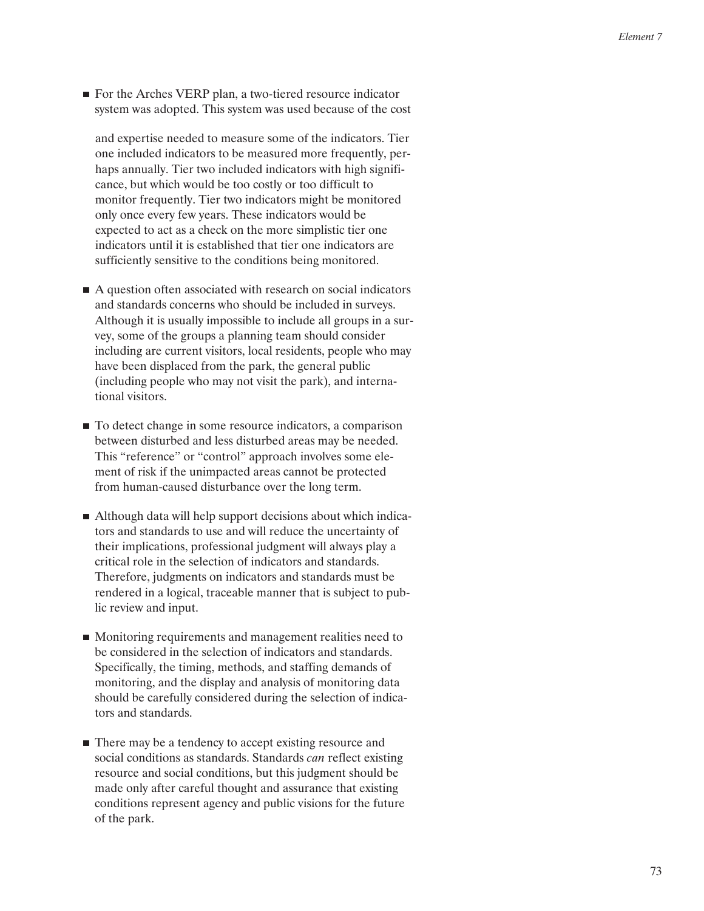- For the Arches VERP plan, a two-tiered resource indicator system was adopted. This system was used because of the cost and expertise needed to measure some of the indicators. Tier one included indicators to be measured more frequently, perhaps annually. Tier two included indicators with high significance, but which would be too costly or too difficult to monitor frequently. Tier two indicators might be monitored only once every few years. These indicators would be expected to act as a check on the more simplistic tier one indicators until it is established that tier one indicators are sufficiently sensitive to the conditions being monitored.

- A question often associated with research on social indicators and standards concerns who should be included in surveys. Although it is usually impossible to include all groups in a survey, some of the groups a planning team should consider including are current visitors, local residents, people who may have been displaced from the park, the general public (including people who may not visit the park), and international visitors.

- To detect change in some resource indicators, a comparison between disturbed and less disturbed areas may be needed. This "reference" or "control" approach involves some element of risk if the unimpacted areas cannot be protected from human-caused disturbance over the long term.

- Although data will help support decisions about which indicators and standards to use and will reduce the uncertainty of their implications, professional judgment will always play a critical role in the selection of indicators and standards. Therefore, judgments on indicators and standards must be rendered in a logical, traceable manner that is subject to public review and input.

- Monitoring requirements and management realities need to be considered in the selection of indicators and standards. Specifically, the timing, methods, and staffing demands of monitoring, and the display and analysis of monitoring data should be carefully considered during the selection of indicators and standards.

- There may be a tendency to accept existing resource and social conditions as standards. Standards *can* reflect existing resource and social conditions, but this judgment should be made only after careful thought and assurance that existing conditions represent agency and public visions for the future of the park.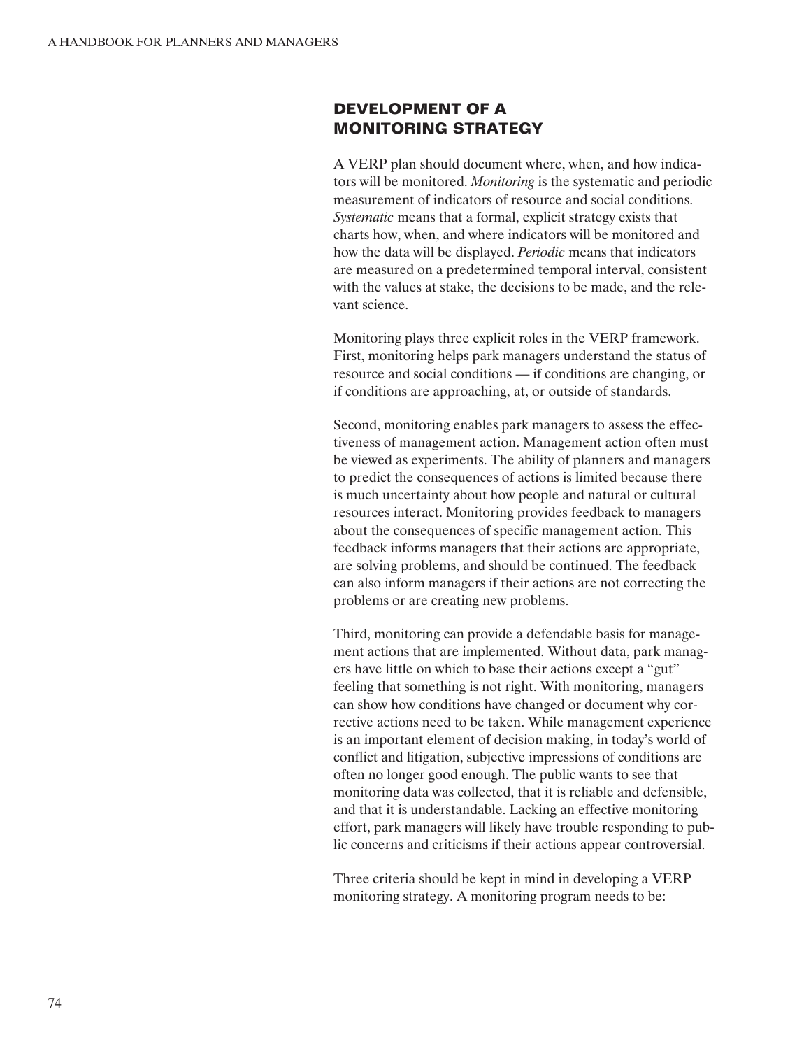## DEVELOPMENT OF A MONITORING STRATEGY

A VERP plan should document where, when, and how indicators will be monitored. *Monitoring* is the systematic and periodic measurement of indicators of resource and social conditions. *Systematic* means that a formal, explicit strategy exists that charts how, when, and where indicators will be monitored and how the data will be displayed. *Periodic* means that indicators are measured on a predetermined temporal interval, consistent with the values at stake, the decisions to be made, and the relevant science.

Monitoring plays three explicit roles in the VERP framework. First, monitoring helps park managers understand the status of resource and social conditions — if conditions are changing, or if conditions are approaching, at, or outside of standards.

Second, monitoring enables park managers to assess the effectiveness of management action. Management action often must be viewed as experiments. The ability of planners and managers to predict the consequences of actions is limited because there is much uncertainty about how people and natural or cultural resources interact. Monitoring provides feedback to managers about the consequences of specific management action. This feedback informs managers that their actions are appropriate, are solving problems, and should be continued. The feedback can also inform managers if their actions are not correcting the problems or are creating new problems.

Third, monitoring can provide a defendable basis for management actions that are implemented. Without data, park managers have little on which to base their actions except a "gut" feeling that something is not right. With monitoring, managers can show how conditions have changed or document why corrective actions need to be taken. While management experience is an important element of decision making, in today's world of conflict and litigation, subjective impressions of conditions are often no longer good enough. The public wants to see that monitoring data was collected, that it is reliable and defensible, and that it is understandable. Lacking an effective monitoring effort, park managers will likely have trouble responding to public concerns and criticisms if their actions appear controversial.

Three criteria should be kept in mind in developing a VERP monitoring strategy. A monitoring program needs to be: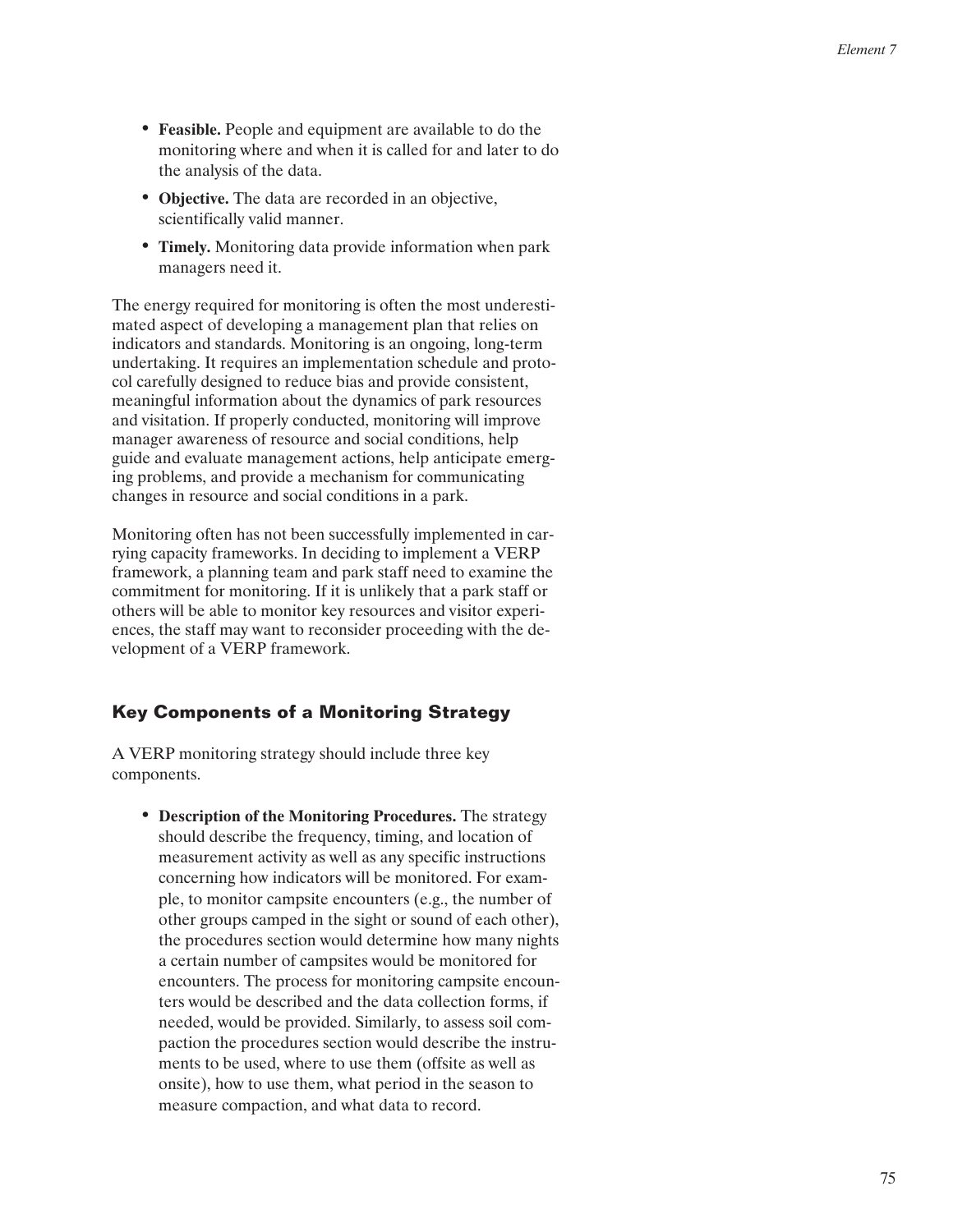- **Feasible.** People and equipment are available to do the monitoring where and when it is called for and later to do the analysis of the data.
- **Objective.** The data are recorded in an objective, scientifically valid manner.
- **Timely.** Monitoring data provide information when park managers need it.

The energy required for monitoring is often the most underestimated aspect of developing a management plan that relies on indicators and standards. Monitoring is an ongoing, long-term undertaking. It requires an implementation schedule and protocol carefully designed to reduce bias and provide consistent, meaningful information about the dynamics of park resources and visitation. If properly conducted, monitoring will improve manager awareness of resource and social conditions, help guide and evaluate management actions, help anticipate emerging problems, and provide a mechanism for communicating changes in resource and social conditions in a park.

Monitoring often has not been successfully implemented in carrying capacity frameworks. In deciding to implement a VERP framework, a planning team and park staff need to examine the commitment for monitoring. If it is unlikely that a park staff or others will be able to monitor key resources and visitor experiences, the staff may want to reconsider proceeding with the development of a VERP framework.

## Key Components of a Monitoring Strategy

A VERP monitoring strategy should include three key components.

- **Description of the Monitoring Procedures.** The strategy should describe the frequency, timing, and location of measurement activity as well as any specific instructions concerning how indicators will be monitored. For example, to monitor campsite encounters (e.g., the number of other groups camped in the sight or sound of each other), the procedures section would determine how many nights a certain number of campsites would be monitored for encounters. The process for monitoring campsite encounters would be described and the data collection forms, if needed, would be provided. Similarly, to assess soil compaction the procedures section would describe the instruments to be used, where to use them (offsite as well as onsite), how to use them, what period in the season to measure compaction, and what data to record.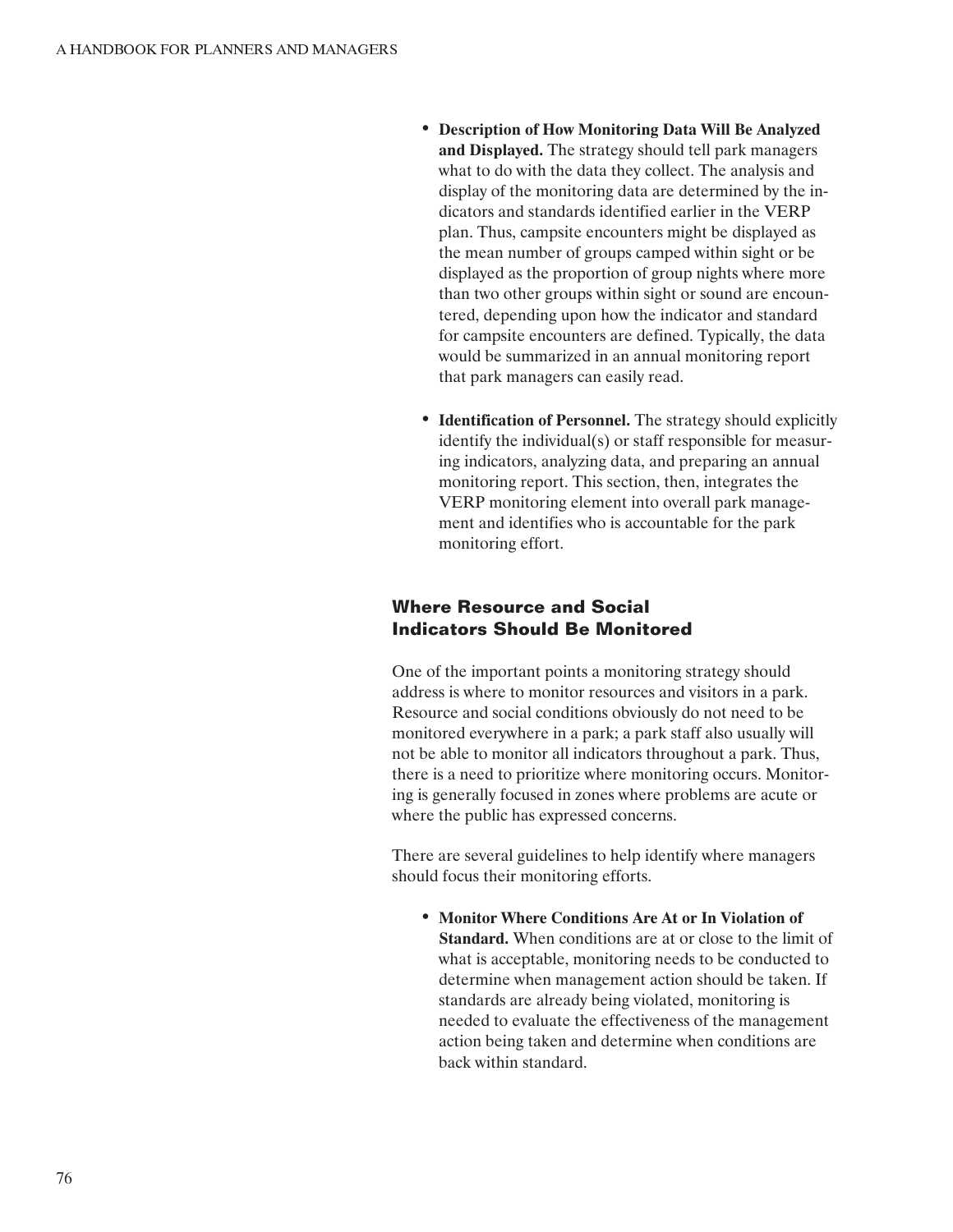- **Description of How Monitoring Data Will Be Analyzed and Displayed.** The strategy should tell park managers what to do with the data they collect. The analysis and display of the monitoring data are determined by the indicators and standards identified earlier in the VERP plan. Thus, campsite encounters might be displayed as the mean number of groups camped within sight or be displayed as the proportion of group nights where more than two other groups within sight or sound are encountered, depending upon how the indicator and standard for campsite encounters are defined. Typically, the data would be summarized in an annual monitoring report that park managers can easily read.

- **Identification of Personnel.** The strategy should explicitly identify the individual(s) or staff responsible for measuring indicators, analyzing data, and preparing an annual monitoring report. This section, then, integrates the VERP monitoring element into overall park management and identifies who is accountable for the park monitoring effort.

## Where Resource and Social Indicators Should Be Monitored

One of the important points a monitoring strategy should address is where to monitor resources and visitors in a park. Resource and social conditions obviously do not need to be monitored everywhere in a park; a park staff also usually will not be able to monitor all indicators throughout a park. Thus, there is a need to prioritize where monitoring occurs. Monitoring is generally focused in zones where problems are acute or where the public has expressed concerns.

There are several guidelines to help identify where managers should focus their monitoring efforts.

- **Monitor Where Conditions Are At or In Violation of Standard.** When conditions are at or close to the limit of what is acceptable, monitoring needs to be conducted to determine when management action should be taken. If standards are already being violated, monitoring is needed to evaluate the effectiveness of the management action being taken and determine when conditions are back within standard.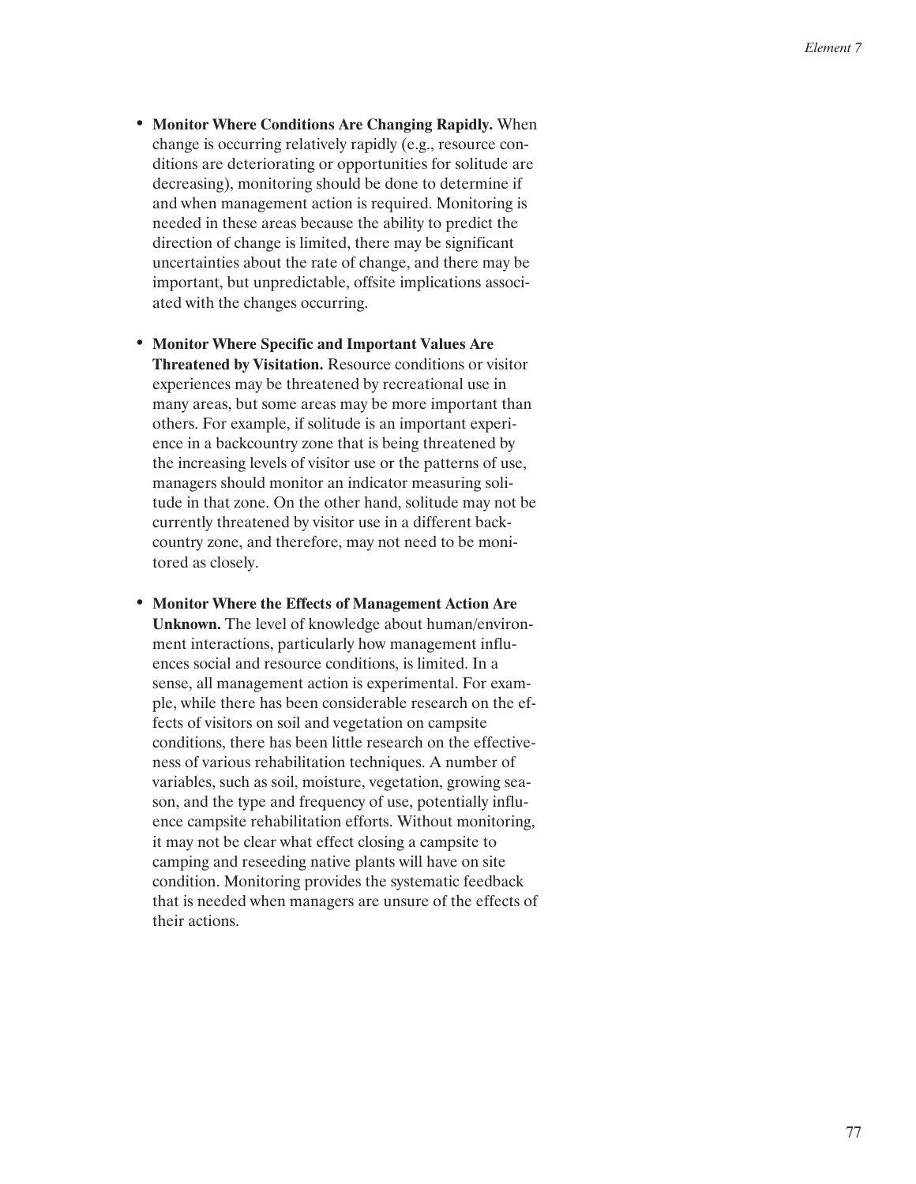- **Monitor Where Conditions Are Changing Rapidly.** When change is occurring relatively rapidly (e.g., resource conditions are deteriorating or opportunities for solitude are decreasing), monitoring should be done to determine if and when management action is required. Monitoring is needed in these areas because the ability to predict the direction of change is limited, there may be significant uncertainties about the rate of change, and there may be important, but unpredictable, offsite implications associated with the changes occurring.

- **Monitor Where Specific and Important Values Are Threatened by Visitation.** Resource conditions or visitor experiences may be threatened by recreational use in many areas, but some areas may be more important than others. For example, if solitude is an important experience in a backcountry zone that is being threatened by the increasing levels of visitor use or the patterns of use, managers should monitor an indicator measuring solitude in that zone. On the other hand, solitude may not be currently threatened by visitor use in a different backcountry zone, and therefore, may not need to be monitored as closely.

- **Monitor Where the Effects of Management Action Are Unknown.** The level of knowledge about human/environment interactions, particularly how management influences social and resource conditions, is limited. In a sense, all management action is experimental. For example, while there has been considerable research on the effects of visitors on soil and vegetation on campsite conditions, there has been little research on the effectiveness of various rehabilitation techniques. A number of variables, such as soil, moisture, vegetation, growing season, and the type and frequency of use, potentially influence campsite rehabilitation efforts. Without monitoring, it may not be clear what effect closing a campsite to camping and reseeding native plants will have on site condition. Monitoring provides the systematic feedback that is needed when managers are unsure of the effects of their actions.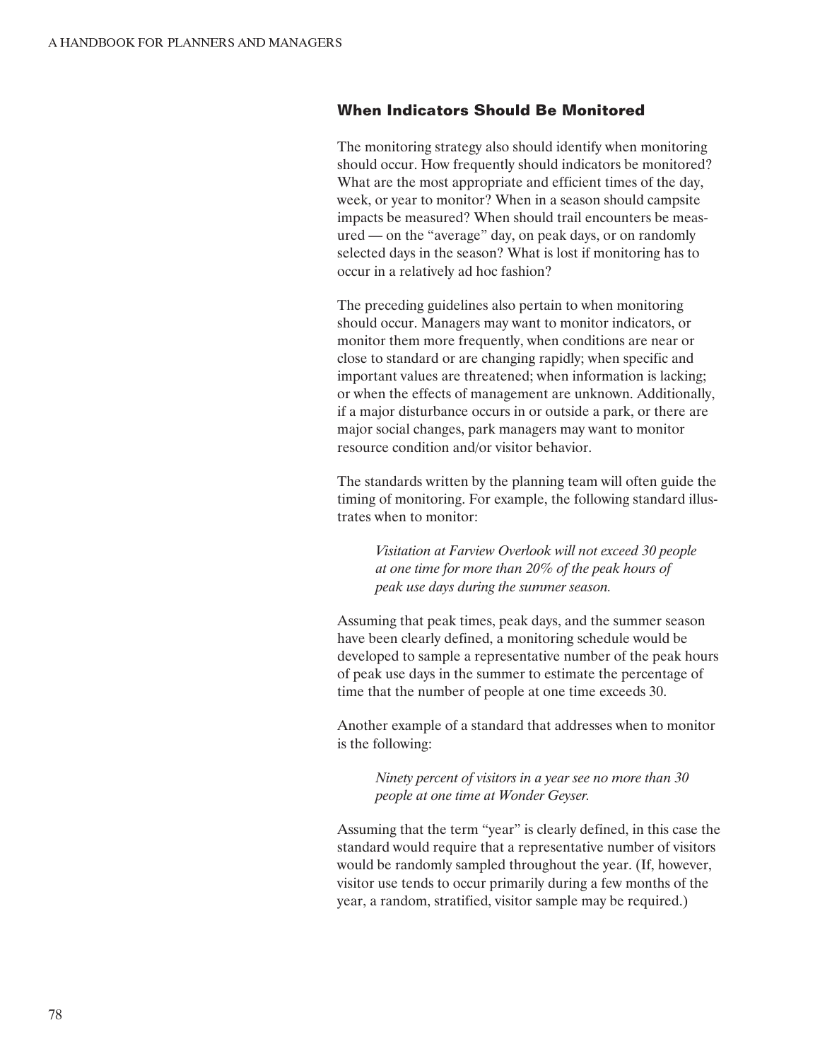## When Indicators Should Be Monitored

The monitoring strategy also should identify when monitoring should occur. How frequently should indicators be monitored? What are the most appropriate and efficient times of the day, week, or year to monitor? When in a season should campsite impacts be measured? When should trail encounters be measured — on the "average" day, on peak days, or on randomly selected days in the season? What is lost if monitoring has to occur in a relatively ad hoc fashion?

The preceding guidelines also pertain to when monitoring should occur. Managers may want to monitor indicators, or monitor them more frequently, when conditions are near or close to standard or are changing rapidly; when specific and important values are threatened; when information is lacking; or when the effects of management are unknown. Additionally, if a major disturbance occurs in or outside a park, or there are major social changes, park managers may want to monitor resource condition and/or visitor behavior.

The standards written by the planning team will often guide the timing of monitoring. For example, the following standard illustrates when to monitor:

> *Visitation at Farview Overlook will not exceed 30 people at one time for more than 20% of the peak hours of peak use days during the summer season.*

Assuming that peak times, peak days, and the summer season have been clearly defined, a monitoring schedule would be developed to sample a representative number of the peak hours of peak use days in the summer to estimate the percentage of time that the number of people at one time exceeds 30.

Another example of a standard that addresses when to monitor is the following:

> *Ninety percent of visitors in a year see no more than 30 people at one time at Wonder Geyser.*

Assuming that the term "year" is clearly defined, in this case the standard would require that a representative number of visitors would be randomly sampled throughout the year. (If, however, visitor use tends to occur primarily during a few months of the year, a random, stratified, visitor sample may be required.)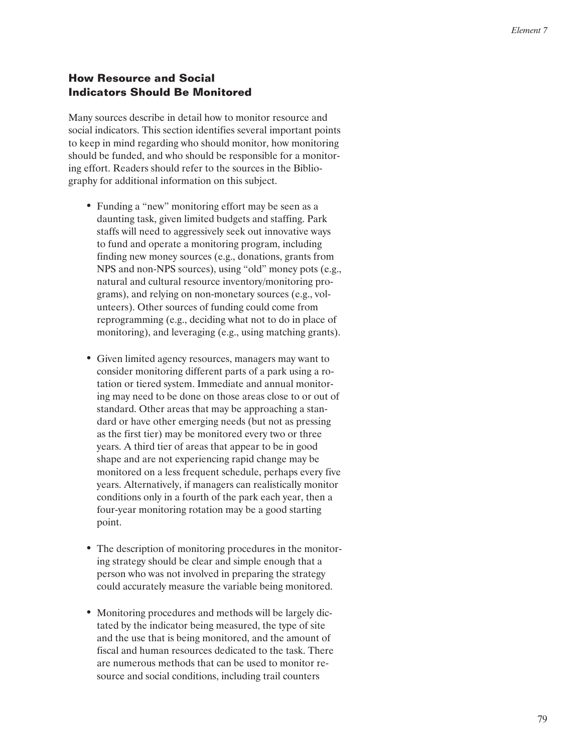## How Resource and Social Indicators Should Be Monitored

Many sources describe in detail how to monitor resource and social indicators. This section identifies several important points to keep in mind regarding who should monitor, how monitoring should be funded, and who should be responsible for a monitoring effort. Readers should refer to the sources in the Bibliography for additional information on this subject.

- Funding a "new" monitoring effort may be seen as a daunting task, given limited budgets and staffing. Park staffs will need to aggressively seek out innovative ways to fund and operate a monitoring program, including finding new money sources (e.g., donations, grants from NPS and non-NPS sources), using "old" money pots (e.g., natural and cultural resource inventory/monitoring programs), and relying on non-monetary sources (e.g., volunteers). Other sources of funding could come from reprogramming (e.g., deciding what not to do in place of monitoring), and leveraging (e.g., using matching grants).

- Given limited agency resources, managers may want to consider monitoring different parts of a park using a rotation or tiered system. Immediate and annual monitoring may need to be done on those areas close to or out of standard. Other areas that may be approaching a standard or have other emerging needs (but not as pressing as the first tier) may be monitored every two or three years. A third tier of areas that appear to be in good shape and are not experiencing rapid change may be monitored on a less frequent schedule, perhaps every five years. Alternatively, if managers can realistically monitor conditions only in a fourth of the park each year, then a four-year monitoring rotation may be a good starting point.

- The description of monitoring procedures in the monitoring strategy should be clear and simple enough that a person who was not involved in preparing the strategy could accurately measure the variable being monitored.

- Monitoring procedures and methods will be largely dictated by the indicator being measured, the type of site and the use that is being monitored, and the amount of fiscal and human resources dedicated to the task. There are numerous methods that can be used to monitor resource and social conditions, including trail counters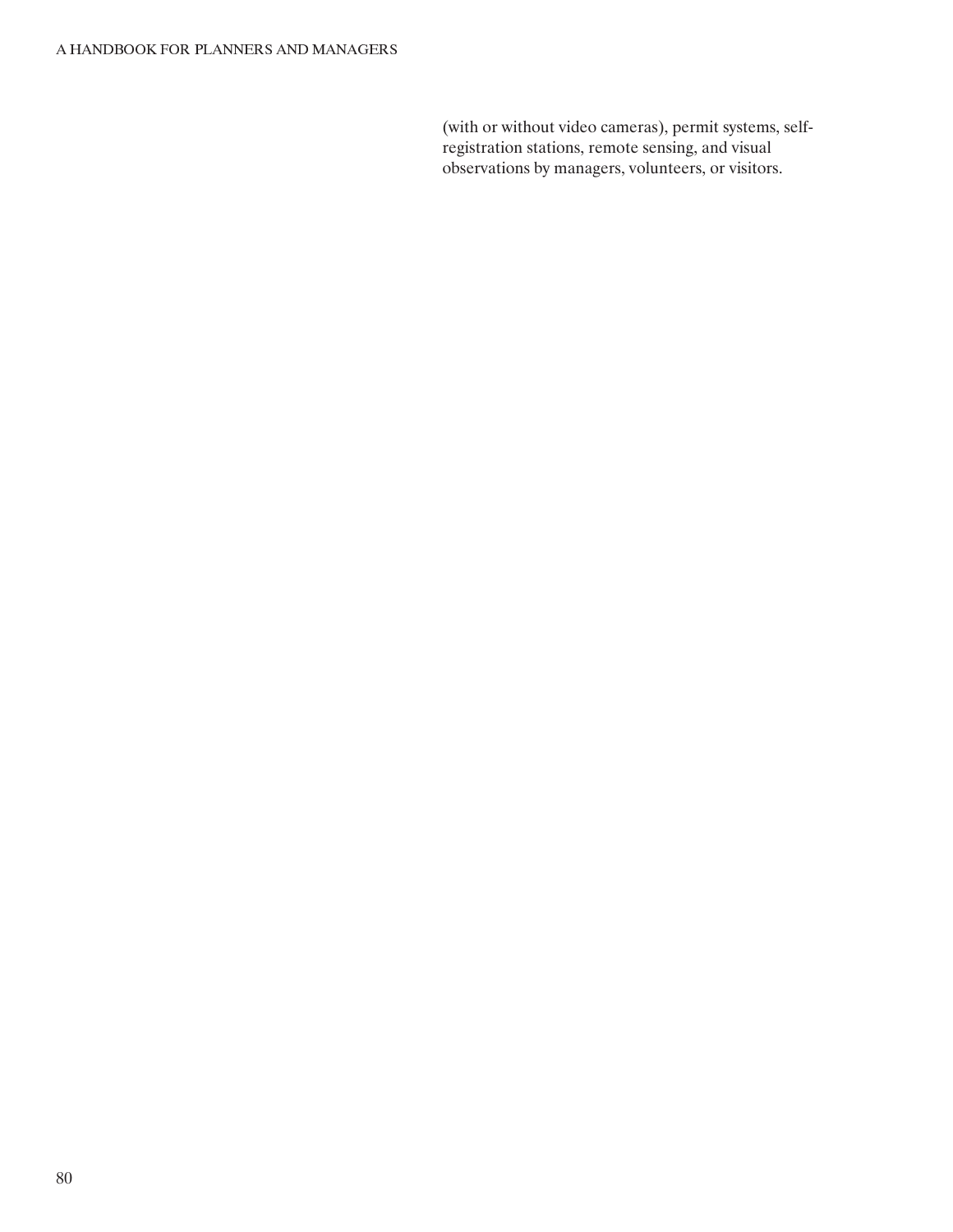(with or without video cameras), permit systems, self-registration stations, remote sensing, and visual observations by managers, volunteers, or visitors.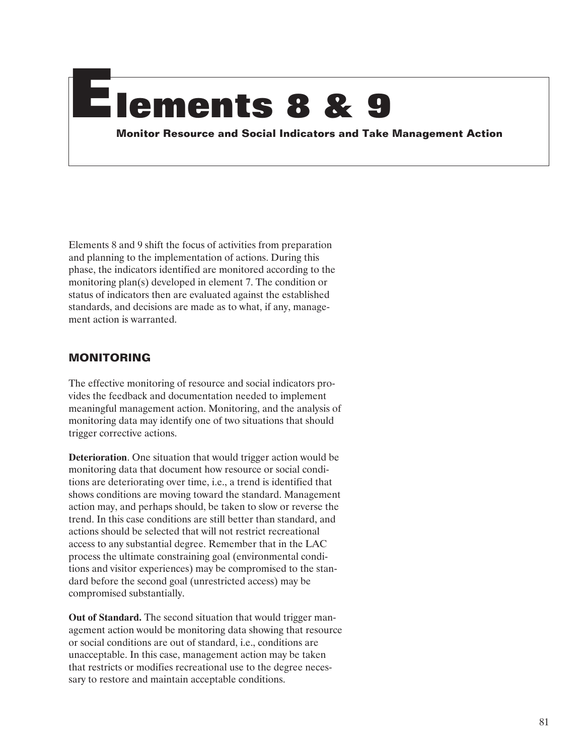# Elements 8 & 9

**Monitor Resource and Social Indicators and Take Management Action**

Elements 8 and 9 shift the focus of activities from preparation and planning to the implementation of actions. During this phase, the indicators identified are monitored according to the monitoring plan(s) developed in element 7. The condition or status of indicators then are evaluated against the established standards, and decisions are made as to what, if any, management action is warranted.

## MONITORING

The effective monitoring of resource and social indicators provides the feedback and documentation needed to implement meaningful management action. Monitoring, and the analysis of monitoring data may identify one of two situations that should trigger corrective actions.

**Deterioration**. One situation that would trigger action would be monitoring data that document how resource or social conditions are deteriorating over time, i.e., a trend is identified that shows conditions are moving toward the standard. Management action may, and perhaps should, be taken to slow or reverse the trend. In this case conditions are still better than standard, and actions should be selected that will not restrict recreational access to any substantial degree. Remember that in the LAC process the ultimate constraining goal (environmental conditions and visitor experiences) may be compromised to the standard before the second goal (unrestricted access) may be compromised substantially.

**Out of Standard.** The second situation that would trigger management action would be monitoring data showing that resource or social conditions are out of standard, i.e., conditions are unacceptable. In this case, management action may be taken that restricts or modifies recreational use to the degree necessary to restore and maintain acceptable conditions.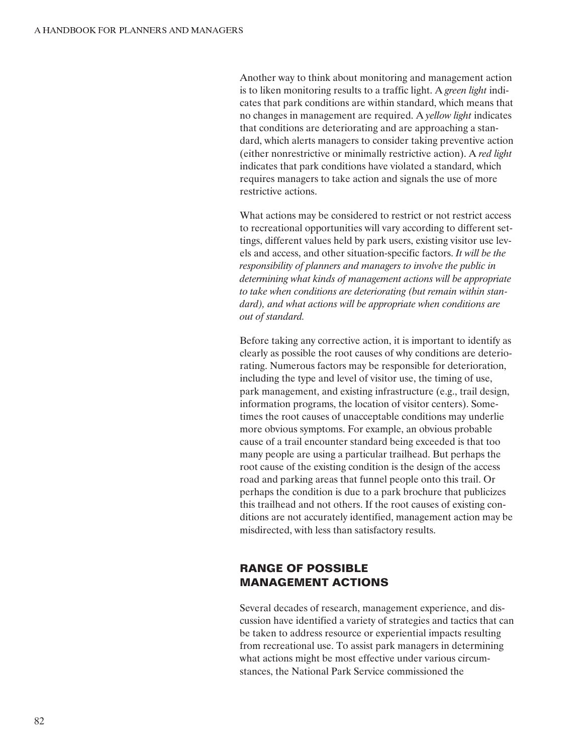Another way to think about monitoring and management action is to liken monitoring results to a traffic light. A *green light* indicates that park conditions are within standard, which means that no changes in management are required. A *yellow light* indicates that conditions are deteriorating and are approaching a standard, which alerts managers to consider taking preventive action (either nonrestrictive or minimally restrictive action). A *red light* indicates that park conditions have violated a standard, which requires managers to take action and signals the use of more restrictive actions.

What actions may be considered to restrict or not restrict access to recreational opportunities will vary according to different settings, different values held by park users, existing visitor use levels and access, and other situation-specific factors. *It will be the responsibility of planners and managers to involve the public in determining what kinds of management actions will be appropriate to take when conditions are deteriorating (but remain within standard), and what actions will be appropriate when conditions are out of standard.*

Before taking any corrective action, it is important to identify as clearly as possible the root causes of why conditions are deteriorating. Numerous factors may be responsible for deterioration, including the type and level of visitor use, the timing of use, park management, and existing infrastructure (e.g., trail design, information programs, the location of visitor centers). Sometimes the root causes of unacceptable conditions may underlie more obvious symptoms. For example, an obvious probable cause of a trail encounter standard being exceeded is that too many people are using a particular trailhead. But perhaps the root cause of the existing condition is the design of the access road and parking areas that funnel people onto this trail. Or perhaps the condition is due to a park brochure that publicizes this trailhead and not others. If the root causes of existing conditions are not accurately identified, management action may be misdirected, with less than satisfactory results.

## RANGE OF POSSIBLE MANAGEMENT ACTIONS

Several decades of research, management experience, and discussion have identified a variety of strategies and tactics that can be taken to address resource or experiential impacts resulting from recreational use. To assist park managers in determining what actions might be most effective under various circumstances, the National Park Service commissioned the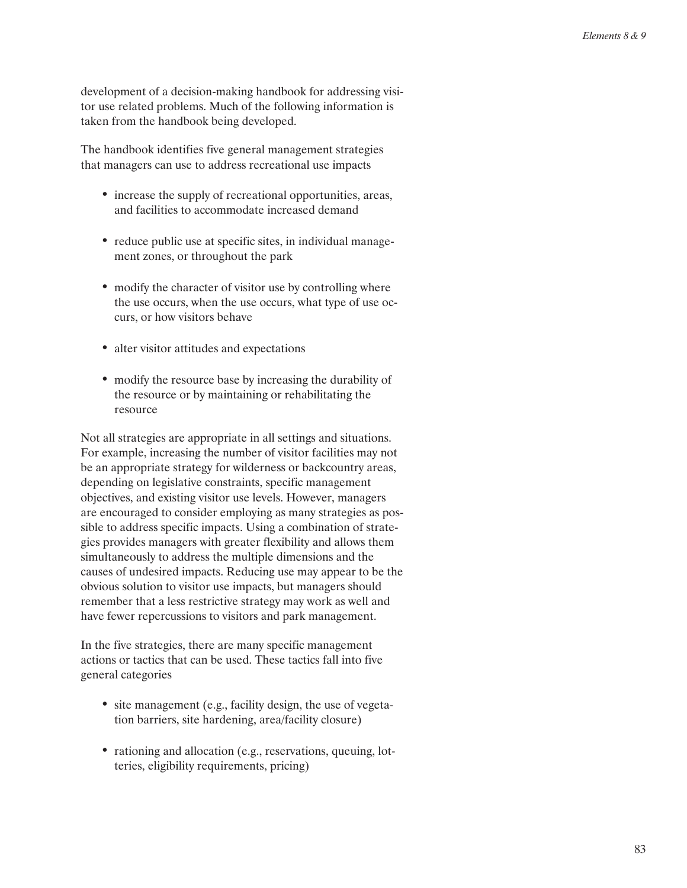development of a decision-making handbook for addressing visitor use related problems. Much of the following information is taken from the handbook being developed.

The handbook identifies five general management strategies that managers can use to address recreational use impacts

- increase the supply of recreational opportunities, areas, and facilities to accommodate increased demand
- reduce public use at specific sites, in individual management zones, or throughout the park
- modify the character of visitor use by controlling where the use occurs, when the use occurs, what type of use occurs, or how visitors behave
- alter visitor attitudes and expectations
- modify the resource base by increasing the durability of the resource or by maintaining or rehabilitating the resource

Not all strategies are appropriate in all settings and situations. For example, increasing the number of visitor facilities may not be an appropriate strategy for wilderness or backcountry areas, depending on legislative constraints, specific management objectives, and existing visitor use levels. However, managers are encouraged to consider employing as many strategies as possible to address specific impacts. Using a combination of strategies provides managers with greater flexibility and allows them simultaneously to address the multiple dimensions and the causes of undesired impacts. Reducing use may appear to be the obvious solution to visitor use impacts, but managers should remember that a less restrictive strategy may work as well and have fewer repercussions to visitors and park management.

In the five strategies, there are many specific management actions or tactics that can be used. These tactics fall into five general categories

- site management (e.g., facility design, the use of vegetation barriers, site hardening, area/facility closure)
- rationing and allocation (e.g., reservations, queuing, lotteries, eligibility requirements, pricing)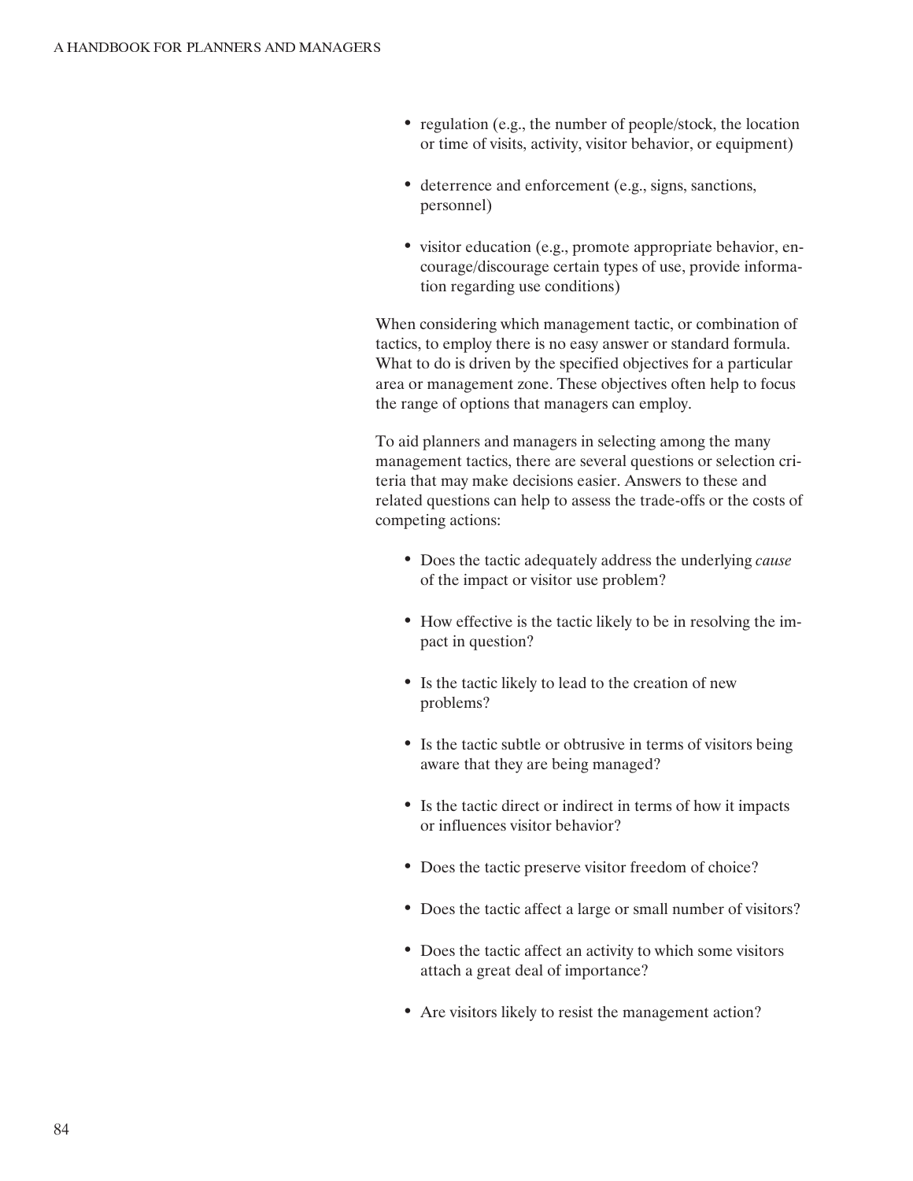- regulation (e.g., the number of people/stock, the location or time of visits, activity, visitor behavior, or equipment)

- deterrence and enforcement (e.g., signs, sanctions, personnel)

- visitor education (e.g., promote appropriate behavior, encourage/discourage certain types of use, provide information regarding use conditions)

When considering which management tactic, or combination of tactics, to employ there is no easy answer or standard formula. What to do is driven by the specified objectives for a particular area or management zone. These objectives often help to focus the range of options that managers can employ.

To aid planners and managers in selecting among the many management tactics, there are several questions or selection criteria that may make decisions easier. Answers to these and related questions can help to assess the trade-offs or the costs of competing actions:

- Does the tactic adequately address the underlying *cause* of the impact or visitor use problem?

- How effective is the tactic likely to be in resolving the impact in question?

- Is the tactic likely to lead to the creation of new problems?

- Is the tactic subtle or obtrusive in terms of visitors being aware that they are being managed?

- Is the tactic direct or indirect in terms of how it impacts or influences visitor behavior?

- Does the tactic preserve visitor freedom of choice?

- Does the tactic affect a large or small number of visitors?

- Does the tactic affect an activity to which some visitors attach a great deal of importance?

- Are visitors likely to resist the management action?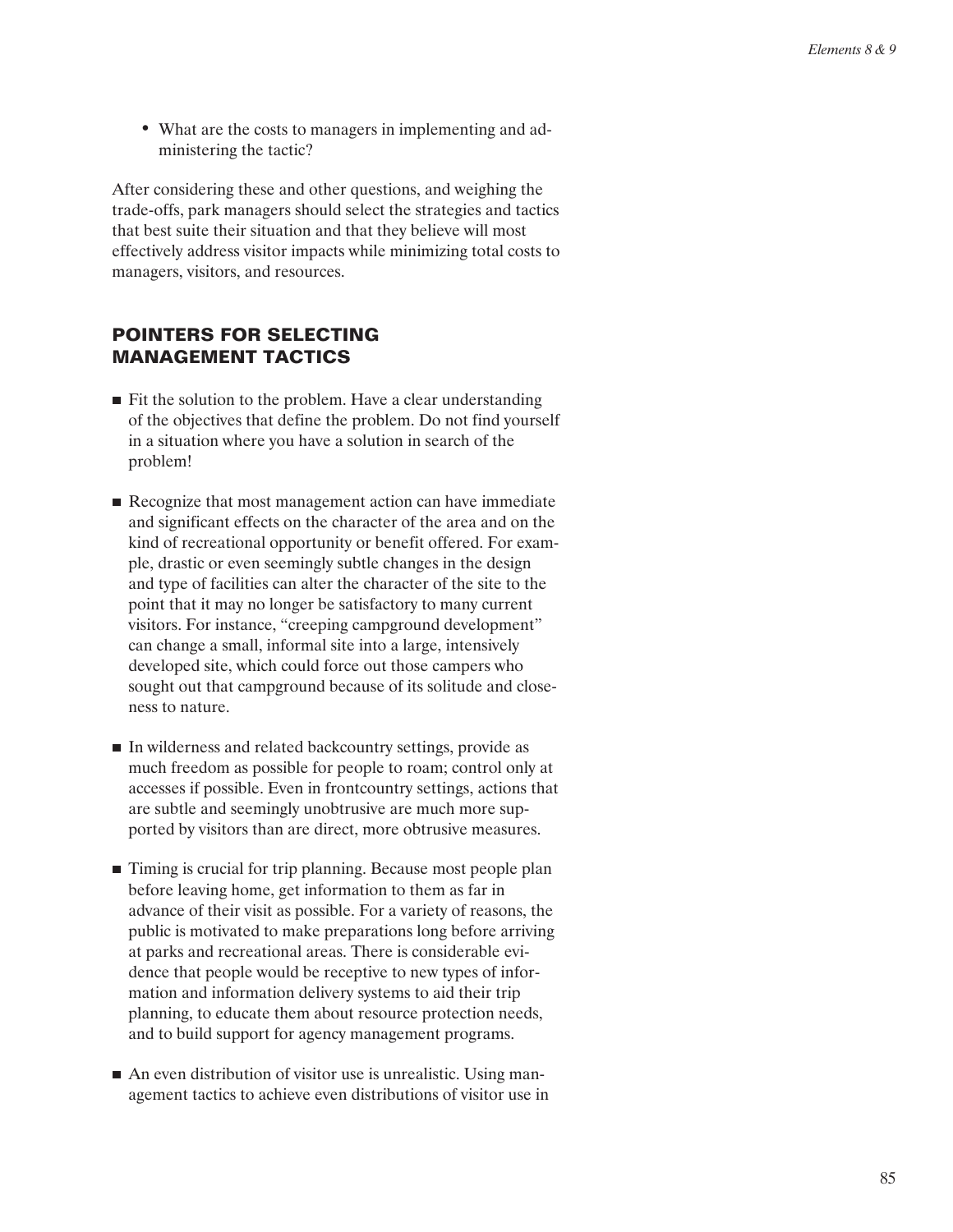- What are the costs to managers in implementing and administering the tactic?

After considering these and other questions, and weighing the trade-offs, park managers should select the strategies and tactics that best suite their situation and that they believe will most effectively address visitor impacts while minimizing total costs to managers, visitors, and resources.

## POINTERS FOR SELECTING MANAGEMENT TACTICS

- Fit the solution to the problem. Have a clear understanding of the objectives that define the problem. Do not find yourself in a situation where you have a solution in search of the problem!

- Recognize that most management action can have immediate and significant effects on the character of the area and on the kind of recreational opportunity or benefit offered. For example, drastic or even seemingly subtle changes in the design and type of facilities can alter the character of the site to the point that it may no longer be satisfactory to many current visitors. For instance, "creeping campground development" can change a small, informal site into a large, intensively developed site, which could force out those campers who sought out that campground because of its solitude and closeness to nature.

- In wilderness and related backcountry settings, provide as much freedom as possible for people to roam; control only at accesses if possible. Even in frontcountry settings, actions that are subtle and seemingly unobtrusive are much more supported by visitors than are direct, more obtrusive measures.

- Timing is crucial for trip planning. Because most people plan before leaving home, get information to them as far in advance of their visit as possible. For a variety of reasons, the public is motivated to make preparations long before arriving at parks and recreational areas. There is considerable evidence that people would be receptive to new types of information and information delivery systems to aid their trip planning, to educate them about resource protection needs, and to build support for agency management programs.

- An even distribution of visitor use is unrealistic. Using management tactics to achieve even distributions of visitor use in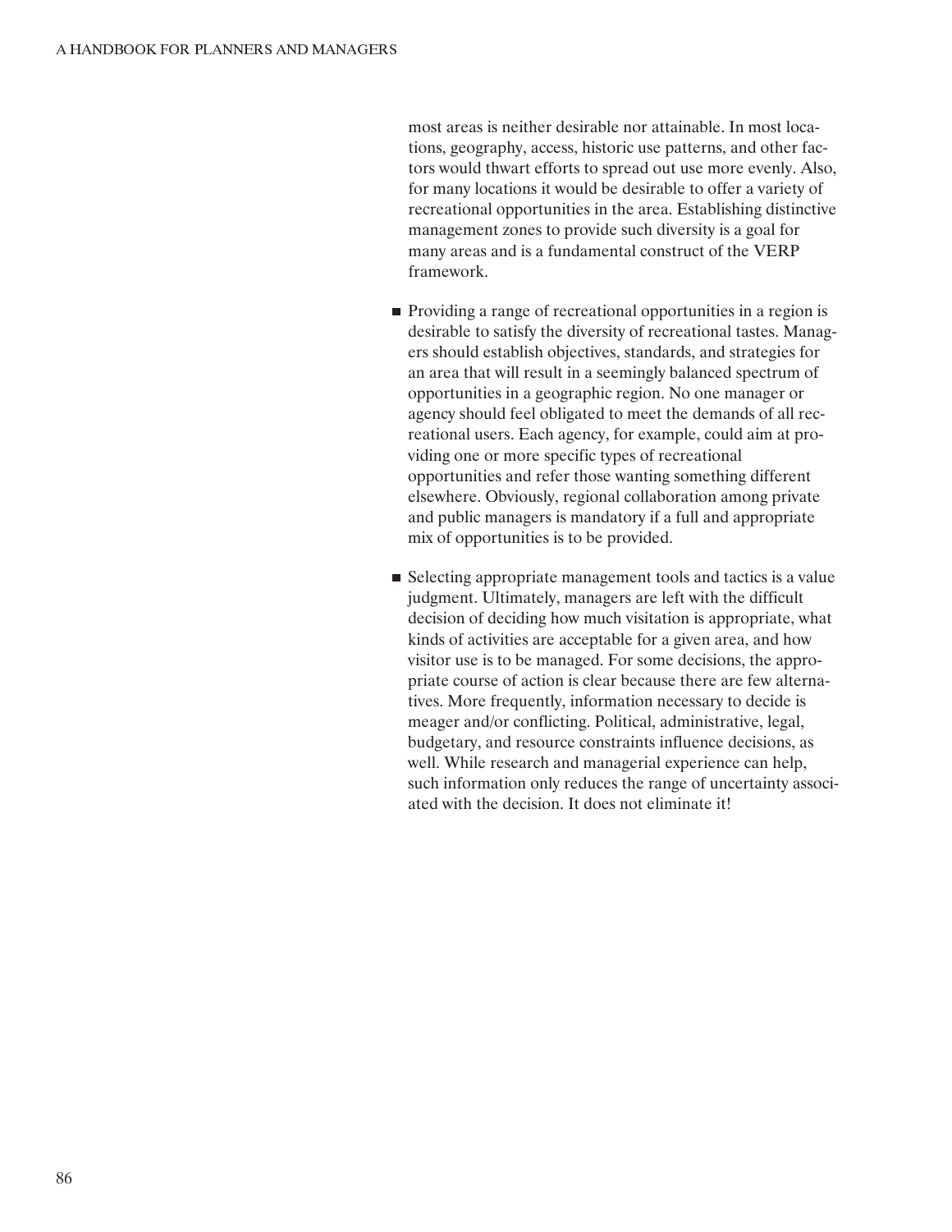most areas is neither desirable nor attainable. In most locations, geography, access, historic use patterns, and other factors would thwart efforts to spread out use more evenly. Also, for many locations it would be desirable to offer a variety of recreational opportunities in the area. Establishing distinctive management zones to provide such diversity is a goal for many areas and is a fundamental construct of the VERP framework.

- Providing a range of recreational opportunities in a region is desirable to satisfy the diversity of recreational tastes. Managers should establish objectives, standards, and strategies for an area that will result in a seemingly balanced spectrum of opportunities in a geographic region. No one manager or agency should feel obligated to meet the demands of all recreational users. Each agency, for example, could aim at providing one or more specific types of recreational opportunities and refer those wanting something different elsewhere. Obviously, regional collaboration among private and public managers is mandatory if a full and appropriate mix of opportunities is to be provided.

- Selecting appropriate management tools and tactics is a value judgment. Ultimately, managers are left with the difficult decision of deciding how much visitation is appropriate, what kinds of activities are acceptable for a given area, and how visitor use is to be managed. For some decisions, the appropriate course of action is clear because there are few alternatives. More frequently, information necessary to decide is meager and/or conflicting. Political, administrative, legal, budgetary, and resource constraints influence decisions, as well. While research and managerial experience can help, such information only reduces the range of uncertainty associated with the decision. It does not eliminate it!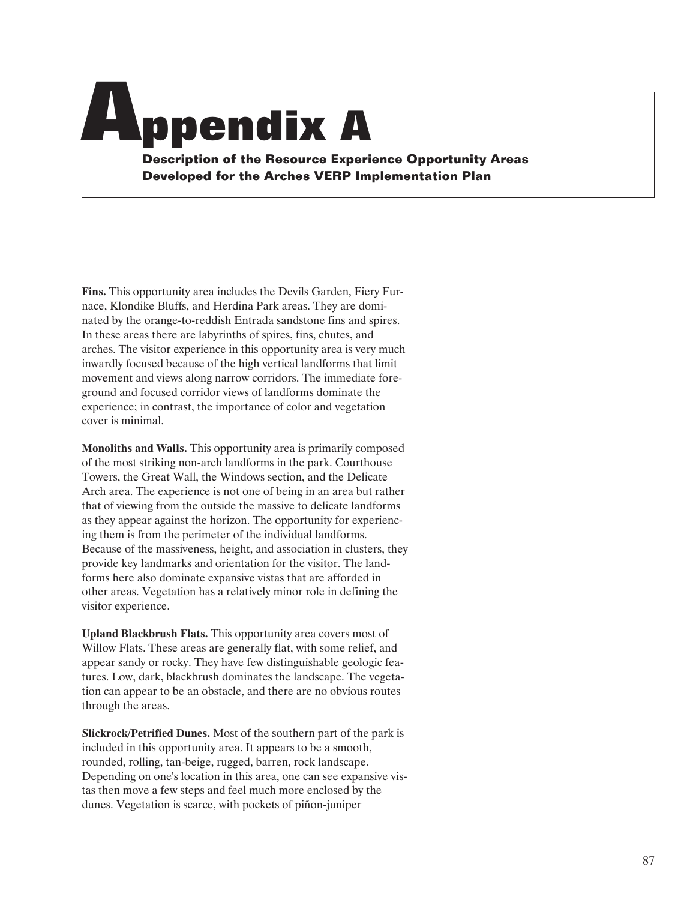# Appendix A

## Description of the Resource Experience Opportunity Areas Developed for the Arches VERP Implementation Plan

**Fins.** This opportunity area includes the Devils Garden, Fiery Furnace, Klondike Bluffs, and Herdina Park areas. They are dominated by the orange-to-reddish Entrada sandstone fins and spires. In these areas there are labyrinths of spires, fins, chutes, and arches. The visitor experience in this opportunity area is very much inwardly focused because of the high vertical landforms that limit movement and views along narrow corridors. The immediate foreground and focused corridor views of landforms dominate the experience; in contrast, the importance of color and vegetation cover is minimal.

**Monoliths and Walls.** This opportunity area is primarily composed of the most striking non-arch landforms in the park. Courthouse Towers, the Great Wall, the Windows section, and the Delicate Arch area. The experience is not one of being in an area but rather that of viewing from the outside the massive to delicate landforms as they appear against the horizon. The opportunity for experiencing them is from the perimeter of the individual landforms. Because of the massiveness, height, and association in clusters, they provide key landmarks and orientation for the visitor. The landforms here also dominate expansive vistas that are afforded in other areas. Vegetation has a relatively minor role in defining the visitor experience.

**Upland Blackbrush Flats.** This opportunity area covers most of Willow Flats. These areas are generally flat, with some relief, and appear sandy or rocky. They have few distinguishable geologic features. Low, dark, blackbrush dominates the landscape. The vegetation can appear to be an obstacle, and there are no obvious routes through the areas.

**Slickrock/Petrified Dunes.** Most of the southern part of the park is included in this opportunity area. It appears to be a smooth, rounded, rolling, tan-beige, rugged, barren, rock landscape. Depending on one's location in this area, one can see expansive vistas then move a few steps and feel much more enclosed by the dunes. Vegetation is scarce, with pockets of piñon-juniper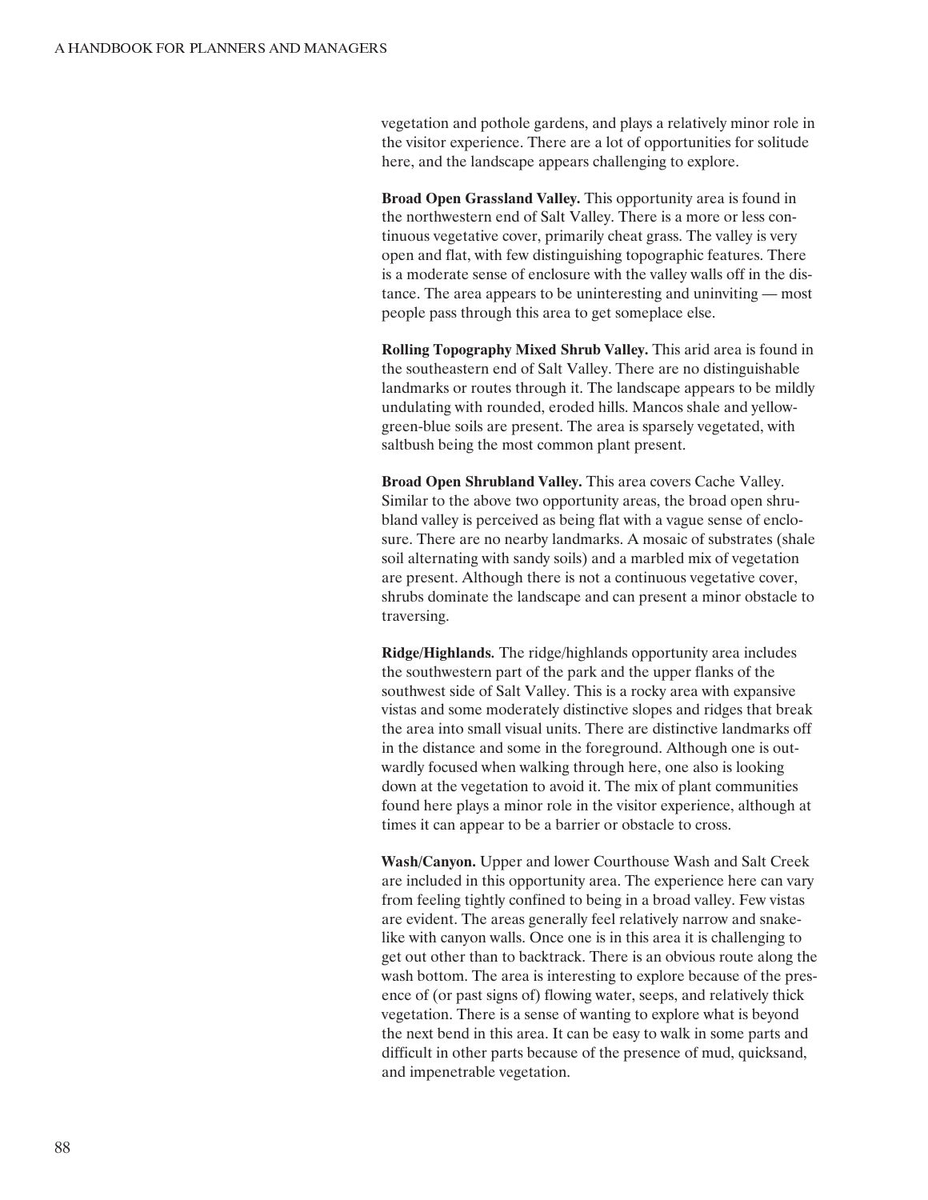vegetation and pothole gardens, and plays a relatively minor role in the visitor experience. There are a lot of opportunities for solitude here, and the landscape appears challenging to explore.

**Broad Open Grassland Valley.** This opportunity area is found in the northwestern end of Salt Valley. There is a more or less continuous vegetative cover, primarily cheat grass. The valley is very open and flat, with few distinguishing topographic features. There is a moderate sense of enclosure with the valley walls off in the distance. The area appears to be uninteresting and uninviting — most people pass through this area to get someplace else.

**Rolling Topography Mixed Shrub Valley.** This arid area is found in the southeastern end of Salt Valley. There are no distinguishable landmarks or routes through it. The landscape appears to be mildly undulating with rounded, eroded hills. Mancos shale and yellow-green-blue soils are present. The area is sparsely vegetated, with saltbush being the most common plant present.

**Broad Open Shrubland Valley.** This area covers Cache Valley. Similar to the above two opportunity areas, the broad open shrubland valley is perceived as being flat with a vague sense of enclosure. There are no nearby landmarks. A mosaic of substrates (shale soil alternating with sandy soils) and a marbled mix of vegetation are present. Although there is not a continuous vegetative cover, shrubs dominate the landscape and can present a minor obstacle to traversing.

**Ridge/Highlands.** The ridge/highlands opportunity area includes the southwestern part of the park and the upper flanks of the southwest side of Salt Valley. This is a rocky area with expansive vistas and some moderately distinctive slopes and ridges that break the area into small visual units. There are distinctive landmarks off in the distance and some in the foreground. Although one is outwardly focused when walking through here, one also is looking down at the vegetation to avoid it. The mix of plant communities found here plays a minor role in the visitor experience, although at times it can appear to be a barrier or obstacle to cross.

**Wash/Canyon.** Upper and lower Courthouse Wash and Salt Creek are included in this opportunity area. The experience here can vary from feeling tightly confined to being in a broad valley. Few vistas are evident. The areas generally feel relatively narrow and snake-like with canyon walls. Once one is in this area it is challenging to get out other than to backtrack. There is an obvious route along the wash bottom. The area is interesting to explore because of the presence of (or past signs of) flowing water, seeps, and relatively thick vegetation. There is a sense of wanting to explore what is beyond the next bend in this area. It can be easy to walk in some parts and difficult in other parts because of the presence of mud, quicksand, and impenetrable vegetation.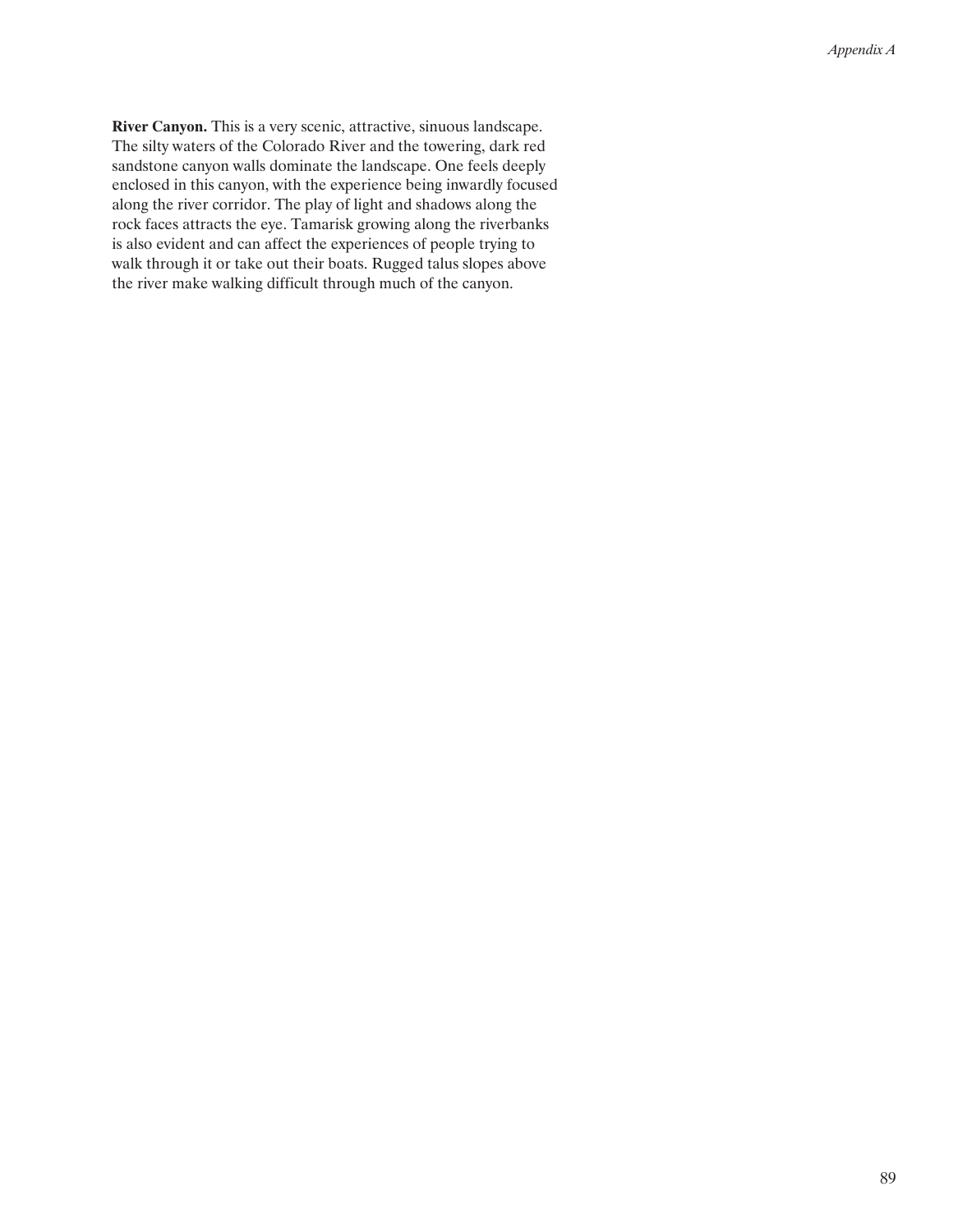**River Canyon.** This is a very scenic, attractive, sinuous landscape. The silty waters of the Colorado River and the towering, dark red sandstone canyon walls dominate the landscape. One feels deeply enclosed in this canyon, with the experience being inwardly focused along the river corridor. The play of light and shadows along the rock faces attracts the eye. Tamarisk growing along the riverbanks is also evident and can affect the experiences of people trying to walk through it or take out their boats. Rugged talus slopes above the river make walking difficult through much of the canyon.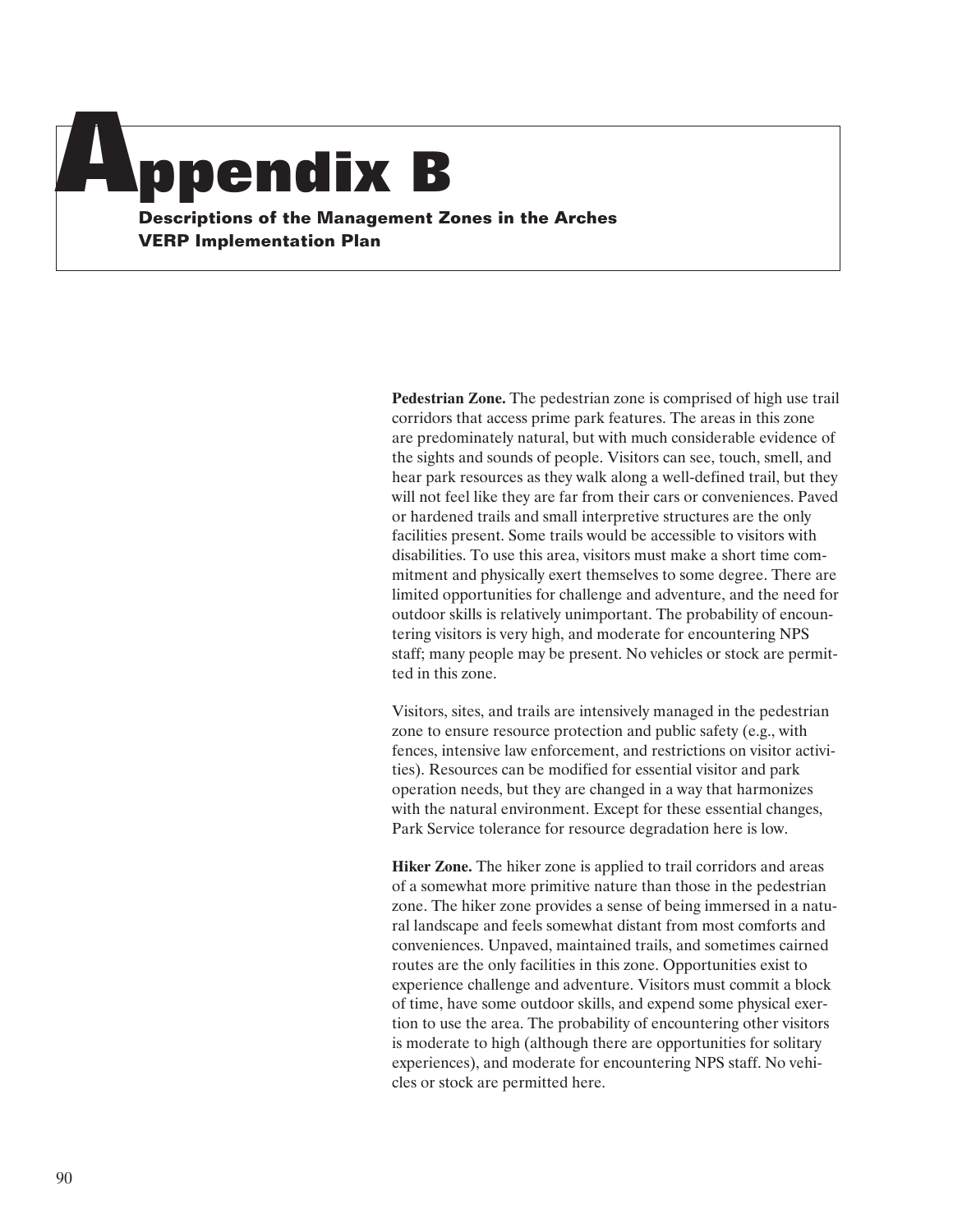# Appendix B

## Descriptions of the Management Zones in the Arches VERP Implementation Plan

**Pedestrian Zone.** The pedestrian zone is comprised of high use trail corridors that access prime park features. The areas in this zone are predominately natural, but with much considerable evidence of the sights and sounds of people. Visitors can see, touch, smell, and hear park resources as they walk along a well-defined trail, but they will not feel like they are far from their cars or conveniences. Paved or hardened trails and small interpretive structures are the only facilities present. Some trails would be accessible to visitors with disabilities. To use this area, visitors must make a short time commitment and physically exert themselves to some degree. There are limited opportunities for challenge and adventure, and the need for outdoor skills is relatively unimportant. The probability of encountering visitors is very high, and moderate for encountering NPS staff; many people may be present. No vehicles or stock are permitted in this zone.

Visitors, sites, and trails are intensively managed in the pedestrian zone to ensure resource protection and public safety (e.g., with fences, intensive law enforcement, and restrictions on visitor activities). Resources can be modified for essential visitor and park operation needs, but they are changed in a way that harmonizes with the natural environment. Except for these essential changes, Park Service tolerance for resource degradation here is low.

**Hiker Zone.** The hiker zone is applied to trail corridors and areas of a somewhat more primitive nature than those in the pedestrian zone. The hiker zone provides a sense of being immersed in a natural landscape and feels somewhat distant from most comforts and conveniences. Unpaved, maintained trails, and sometimes cairned routes are the only facilities in this zone. Opportunities exist to experience challenge and adventure. Visitors must commit a block of time, have some outdoor skills, and expend some physical exertion to use the area. The probability of encountering other visitors is moderate to high (although there are opportunities for solitary experiences), and moderate for encountering NPS staff. No vehicles or stock are permitted here.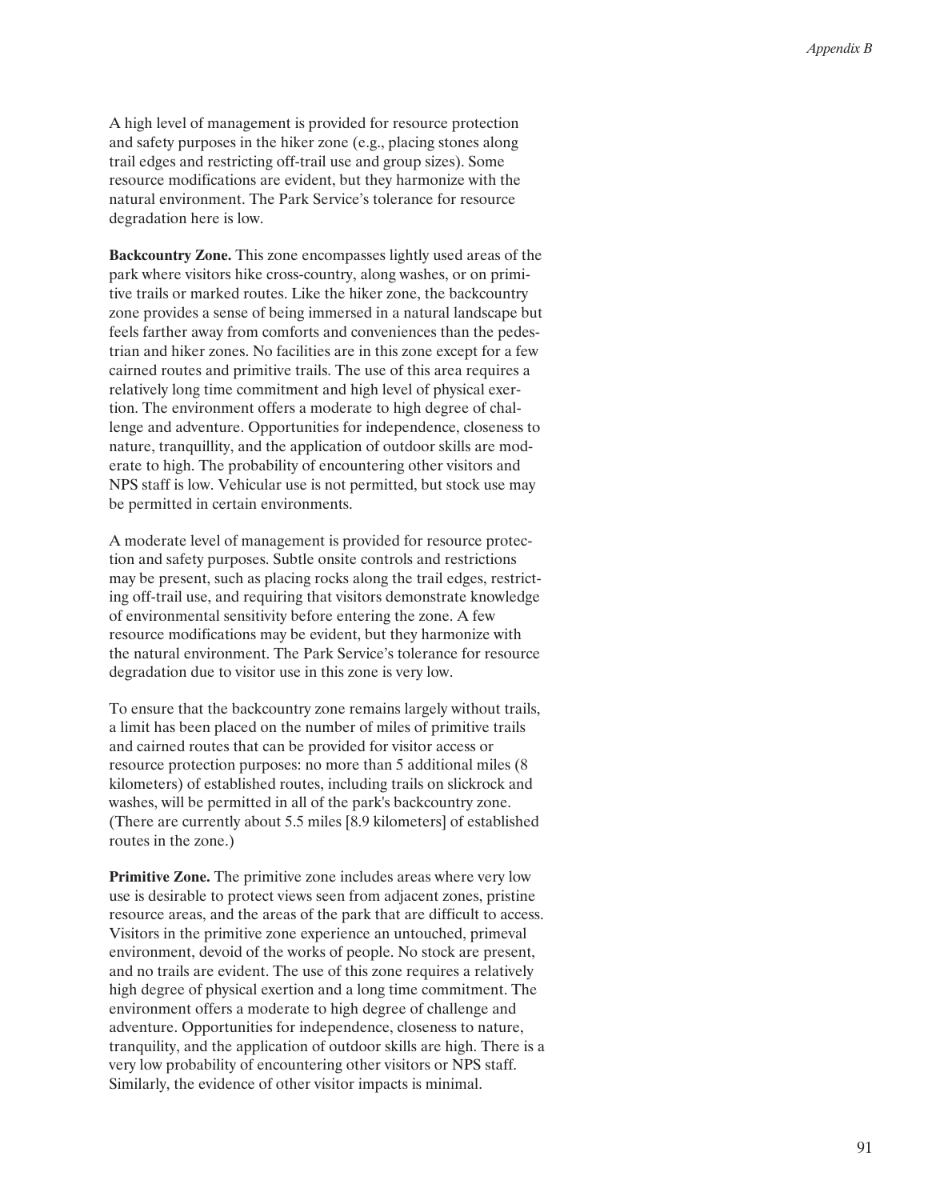A high level of management is provided for resource protection and safety purposes in the hiker zone (e.g., placing stones along trail edges and restricting off-trail use and group sizes). Some resource modifications are evident, but they harmonize with the natural environment. The Park Service's tolerance for resource degradation here is low.

**Backcountry Zone.** This zone encompasses lightly used areas of the park where visitors hike cross-country, along washes, or on primitive trails or marked routes. Like the hiker zone, the backcountry zone provides a sense of being immersed in a natural landscape but feels farther away from comforts and conveniences than the pedestrian and hiker zones. No facilities are in this zone except for a few cairned routes and primitive trails. The use of this area requires a relatively long time commitment and high level of physical exertion. The environment offers a moderate to high degree of challenge and adventure. Opportunities for independence, closeness to nature, tranquillity, and the application of outdoor skills are moderate to high. The probability of encountering other visitors and NPS staff is low. Vehicular use is not permitted, but stock use may be permitted in certain environments.

A moderate level of management is provided for resource protection and safety purposes. Subtle onsite controls and restrictions may be present, such as placing rocks along the trail edges, restricting off-trail use, and requiring that visitors demonstrate knowledge of environmental sensitivity before entering the zone. A few resource modifications may be evident, but they harmonize with the natural environment. The Park Service's tolerance for resource degradation due to visitor use in this zone is very low.

To ensure that the backcountry zone remains largely without trails, a limit has been placed on the number of miles of primitive trails and cairned routes that can be provided for visitor access or resource protection purposes: no more than 5 additional miles (8 kilometers) of established routes, including trails on slickrock and washes, will be permitted in all of the park's backcountry zone. (There are currently about 5.5 miles [8.9 kilometers] of established routes in the zone.)

**Primitive Zone.** The primitive zone includes areas where very low use is desirable to protect views seen from adjacent zones, pristine resource areas, and the areas of the park that are difficult to access. Visitors in the primitive zone experience an untouched, primeval environment, devoid of the works of people. No stock are present, and no trails are evident. The use of this zone requires a relatively high degree of physical exertion and a long time commitment. The environment offers a moderate to high degree of challenge and adventure. Opportunities for independence, closeness to nature, tranquility, and the application of outdoor skills are high. There is a very low probability of encountering other visitors or NPS staff. Similarly, the evidence of other visitor impacts is minimal.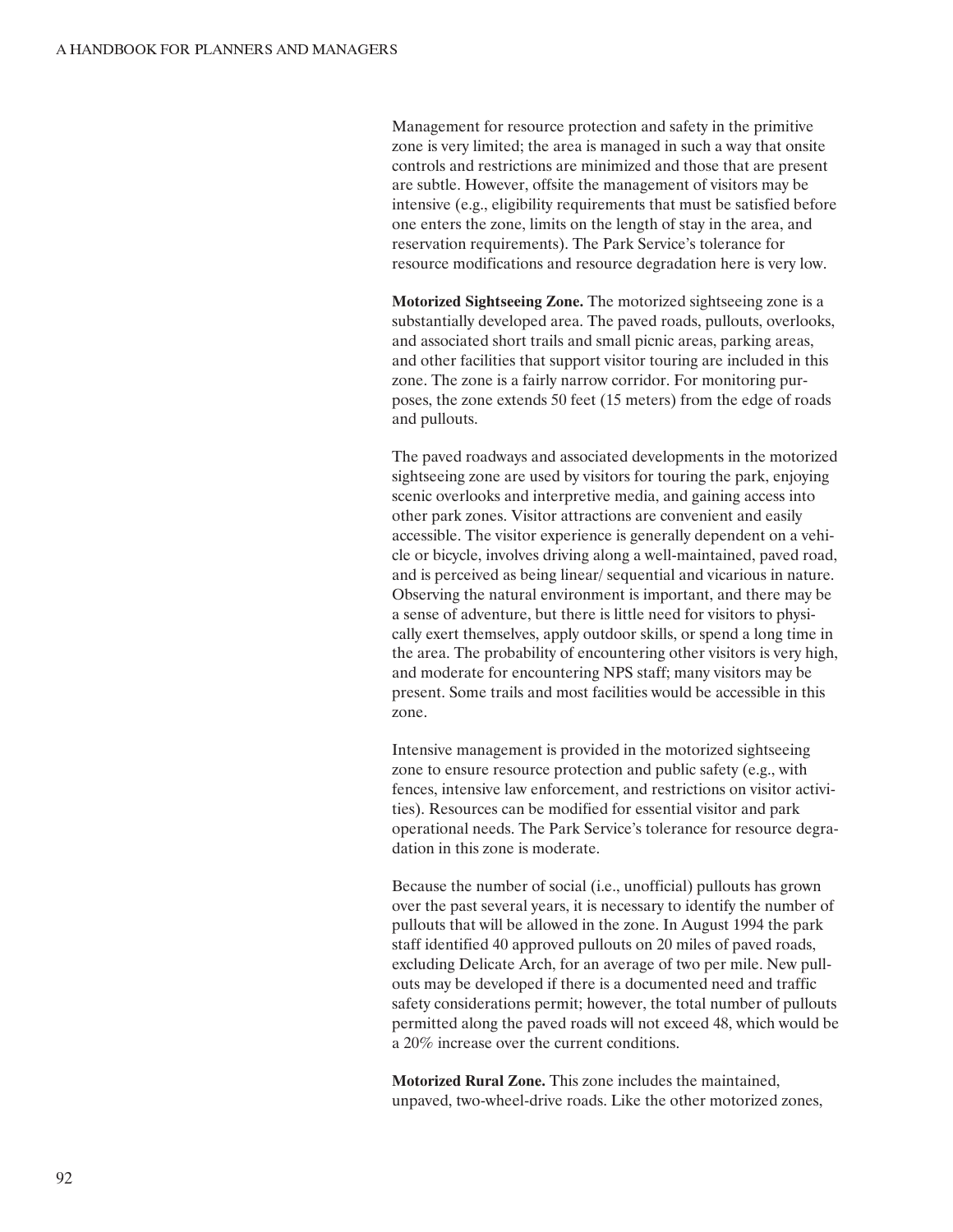Management for resource protection and safety in the primitive zone is very limited; the area is managed in such a way that onsite controls and restrictions are minimized and those that are present are subtle. However, offsite the management of visitors may be intensive (e.g., eligibility requirements that must be satisfied before one enters the zone, limits on the length of stay in the area, and reservation requirements). The Park Service's tolerance for resource modifications and resource degradation here is very low.

**Motorized Sightseeing Zone.** The motorized sightseeing zone is a substantially developed area. The paved roads, pullouts, overlooks, and associated short trails and small picnic areas, parking areas, and other facilities that support visitor touring are included in this zone. The zone is a fairly narrow corridor. For monitoring purposes, the zone extends 50 feet (15 meters) from the edge of roads and pullouts.

The paved roadways and associated developments in the motorized sightseeing zone are used by visitors for touring the park, enjoying scenic overlooks and interpretive media, and gaining access into other park zones. Visitor attractions are convenient and easily accessible. The visitor experience is generally dependent on a vehicle or bicycle, involves driving along a well-maintained, paved road, and is perceived as being linear/ sequential and vicarious in nature. Observing the natural environment is important, and there may be a sense of adventure, but there is little need for visitors to physically exert themselves, apply outdoor skills, or spend a long time in the area. The probability of encountering other visitors is very high, and moderate for encountering NPS staff; many visitors may be present. Some trails and most facilities would be accessible in this zone.

Intensive management is provided in the motorized sightseeing zone to ensure resource protection and public safety (e.g., with fences, intensive law enforcement, and restrictions on visitor activities). Resources can be modified for essential visitor and park operational needs. The Park Service's tolerance for resource degradation in this zone is moderate.

Because the number of social (i.e., unofficial) pullouts has grown over the past several years, it is necessary to identify the number of pullouts that will be allowed in the zone. In August 1994 the park staff identified 40 approved pullouts on 20 miles of paved roads, excluding Delicate Arch, for an average of two per mile. New pullouts may be developed if there is a documented need and traffic safety considerations permit; however, the total number of pullouts permitted along the paved roads will not exceed 48, which would be a 20% increase over the current conditions.

**Motorized Rural Zone.** This zone includes the maintained, unpaved, two-wheel-drive roads. Like the other motorized zones,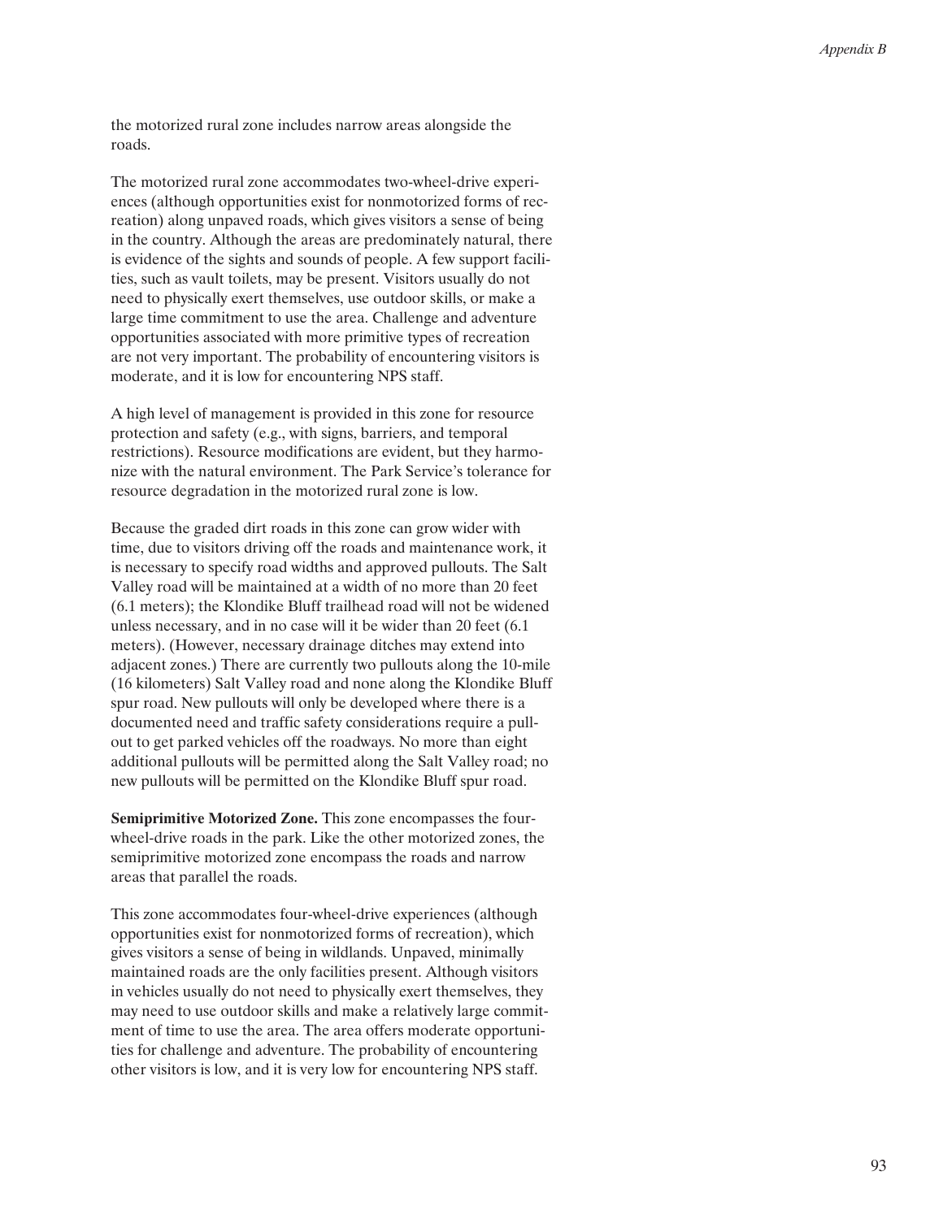the motorized rural zone includes narrow areas alongside the roads.

The motorized rural zone accommodates two-wheel-drive experiences (although opportunities exist for nonmotorized forms of recreation) along unpaved roads, which gives visitors a sense of being in the country. Although the areas are predominately natural, there is evidence of the sights and sounds of people. A few support facilities, such as vault toilets, may be present. Visitors usually do not need to physically exert themselves, use outdoor skills, or make a large time commitment to use the area. Challenge and adventure opportunities associated with more primitive types of recreation are not very important. The probability of encountering visitors is moderate, and it is low for encountering NPS staff.

A high level of management is provided in this zone for resource protection and safety (e.g., with signs, barriers, and temporal restrictions). Resource modifications are evident, but they harmonize with the natural environment. The Park Service's tolerance for resource degradation in the motorized rural zone is low.

Because the graded dirt roads in this zone can grow wider with time, due to visitors driving off the roads and maintenance work, it is necessary to specify road widths and approved pullouts. The Salt Valley road will be maintained at a width of no more than 20 feet (6.1 meters); the Klondike Bluff trailhead road will not be widened unless necessary, and in no case will it be wider than 20 feet (6.1 meters). (However, necessary drainage ditches may extend into adjacent zones.) There are currently two pullouts along the 10-mile (16 kilometers) Salt Valley road and none along the Klondike Bluff spur road. New pullouts will only be developed where there is a documented need and traffic safety considerations require a pullout to get parked vehicles off the roadways. No more than eight additional pullouts will be permitted along the Salt Valley road; no new pullouts will be permitted on the Klondike Bluff spur road.

**Semiprimitive Motorized Zone.** This zone encompasses the four-wheel-drive roads in the park. Like the other motorized zones, the semiprimitive motorized zone encompass the roads and narrow areas that parallel the roads.

This zone accommodates four-wheel-drive experiences (although opportunities exist for nonmotorized forms of recreation), which gives visitors a sense of being in wildlands. Unpaved, minimally maintained roads are the only facilities present. Although visitors in vehicles usually do not need to physically exert themselves, they may need to use outdoor skills and make a relatively large commitment of time to use the area. The area offers moderate opportunities for challenge and adventure. The probability of encountering other visitors is low, and it is very low for encountering NPS staff.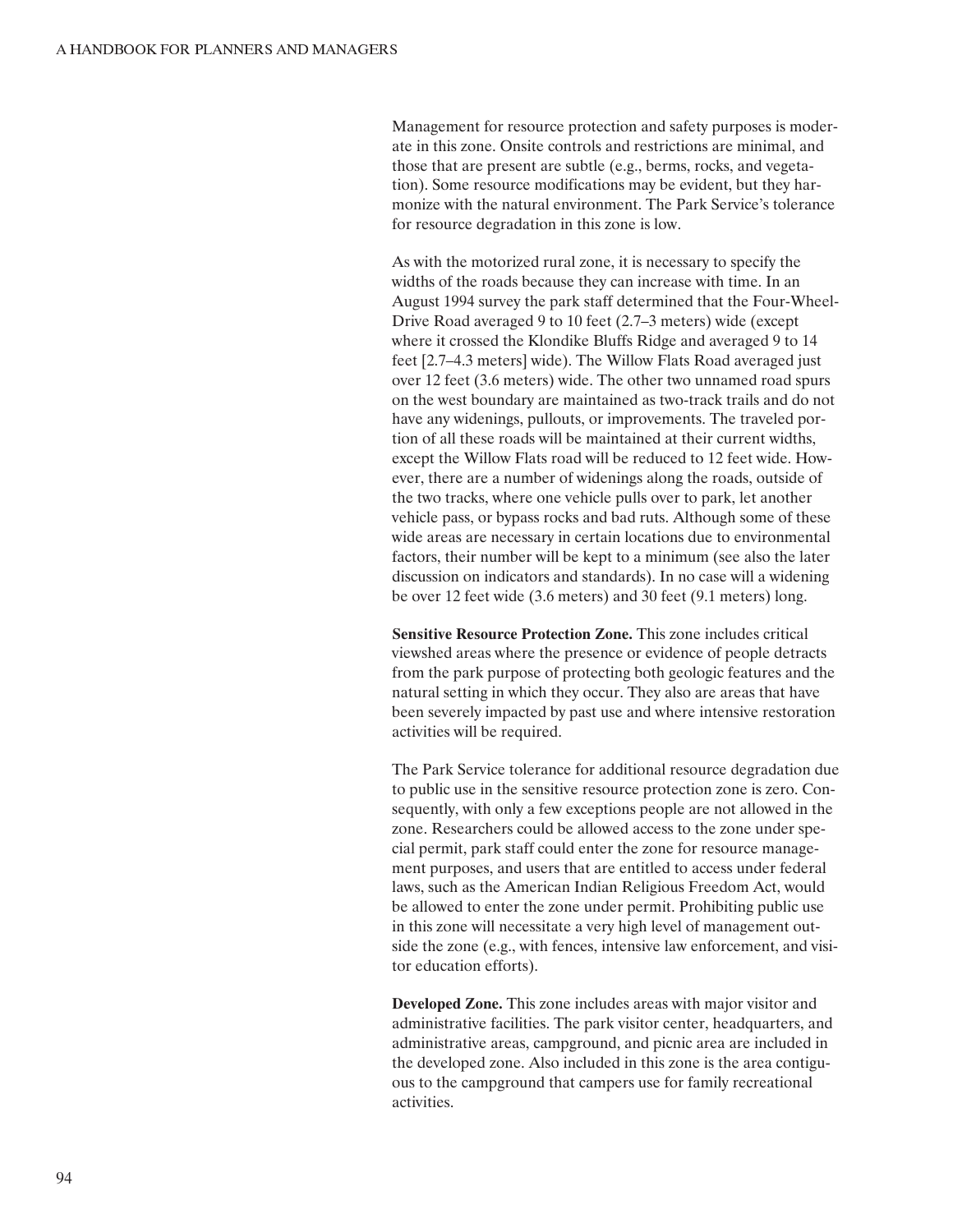Management for resource protection and safety purposes is moderate in this zone. Onsite controls and restrictions are minimal, and those that are present are subtle (e.g., berms, rocks, and vegetation). Some resource modifications may be evident, but they harmonize with the natural environment. The Park Service's tolerance for resource degradation in this zone is low.

As with the motorized rural zone, it is necessary to specify the widths of the roads because they can increase with time. In an August 1994 survey the park staff determined that the Four-Wheel-Drive Road averaged 9 to 10 feet (2.7–3 meters) wide (except where it crossed the Klondike Bluffs Ridge and averaged 9 to 14 feet [2.7–4.3 meters] wide). The Willow Flats Road averaged just over 12 feet (3.6 meters) wide. The other two unnamed road spurs on the west boundary are maintained as two-track trails and do not have any widenings, pullouts, or improvements. The traveled portion of all these roads will be maintained at their current widths, except the Willow Flats road will be reduced to 12 feet wide. However, there are a number of widenings along the roads, outside of the two tracks, where one vehicle pulls over to park, let another vehicle pass, or bypass rocks and bad ruts. Although some of these wide areas are necessary in certain locations due to environmental factors, their number will be kept to a minimum (see also the later discussion on indicators and standards). In no case will a widening be over 12 feet wide (3.6 meters) and 30 feet (9.1 meters) long.

**Sensitive Resource Protection Zone.** This zone includes critical viewshed areas where the presence or evidence of people detracts from the park purpose of protecting both geologic features and the natural setting in which they occur. They also are areas that have been severely impacted by past use and where intensive restoration activities will be required.

The Park Service tolerance for additional resource degradation due to public use in the sensitive resource protection zone is zero. Consequently, with only a few exceptions people are not allowed in the zone. Researchers could be allowed access to the zone under special permit, park staff could enter the zone for resource management purposes, and users that are entitled to access under federal laws, such as the American Indian Religious Freedom Act, would be allowed to enter the zone under permit. Prohibiting public use in this zone will necessitate a very high level of management outside the zone (e.g., with fences, intensive law enforcement, and visitor education efforts).

**Developed Zone.** This zone includes areas with major visitor and administrative facilities. The park visitor center, headquarters, and administrative areas, campground, and picnic area are included in the developed zone. Also included in this zone is the area contiguous to the campground that campers use for family recreational activities.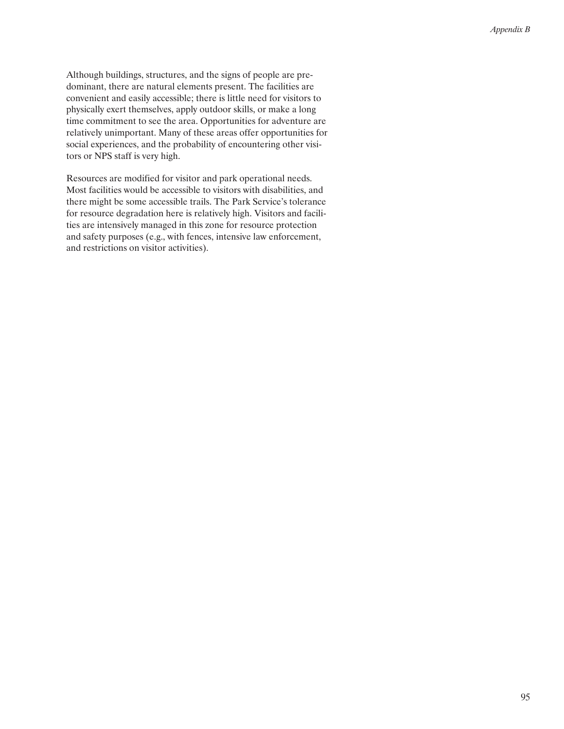Although buildings, structures, and the signs of people are predominant, there are natural elements present. The facilities are convenient and easily accessible; there is little need for visitors to physically exert themselves, apply outdoor skills, or make a long time commitment to see the area. Opportunities for adventure are relatively unimportant. Many of these areas offer opportunities for social experiences, and the probability of encountering other visitors or NPS staff is very high.

Resources are modified for visitor and park operational needs. Most facilities would be accessible to visitors with disabilities, and there might be some accessible trails. The Park Service's tolerance for resource degradation here is relatively high. Visitors and facilities are intensively managed in this zone for resource protection and safety purposes (e.g., with fences, intensive law enforcement, and restrictions on visitor activities).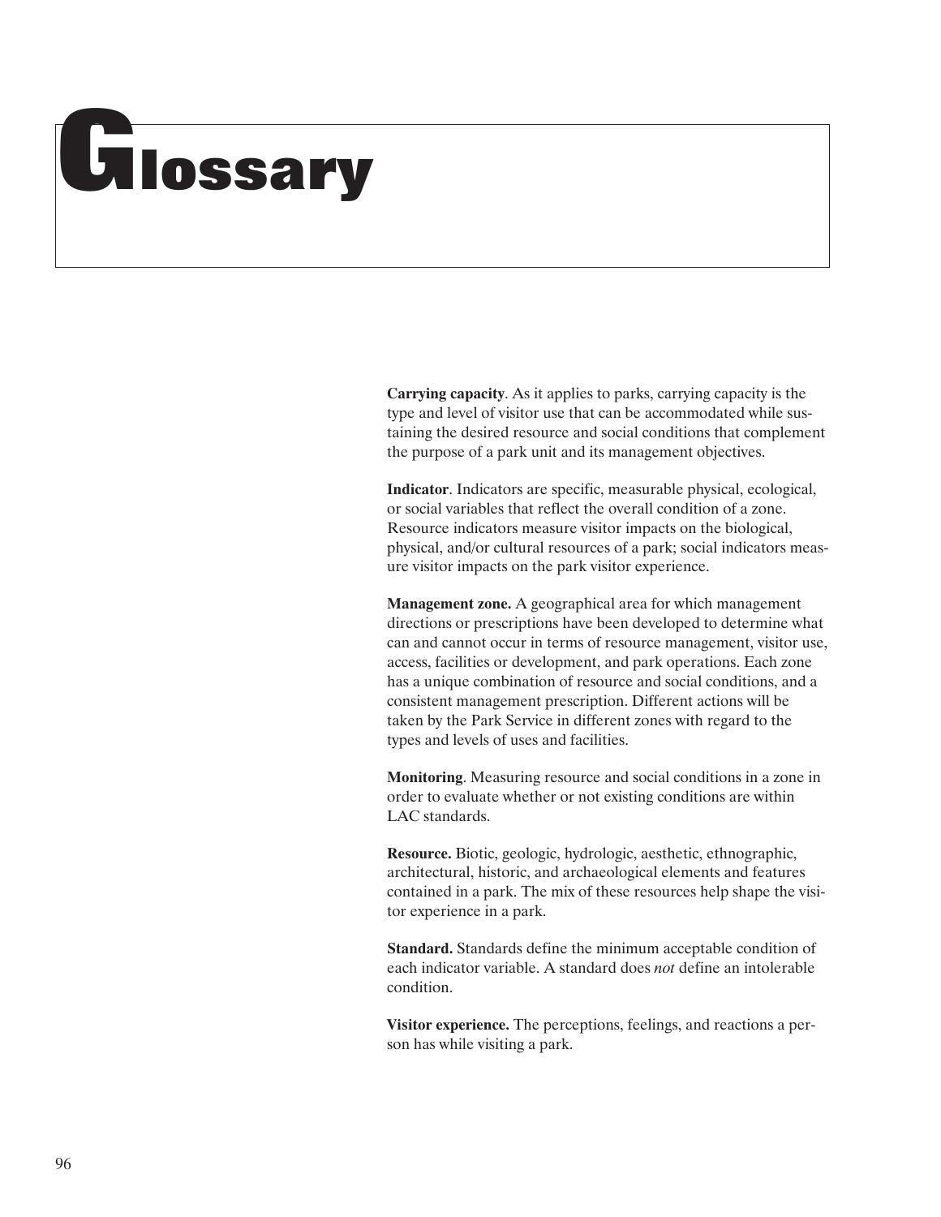# Glossary

**Carrying capacity**. As it applies to parks, carrying capacity is the type and level of visitor use that can be accommodated while sustaining the desired resource and social conditions that complement the purpose of a park unit and its management objectives.

**Indicator**. Indicators are specific, measurable physical, ecological, or social variables that reflect the overall condition of a zone. Resource indicators measure visitor impacts on the biological, physical, and/or cultural resources of a park; social indicators measure visitor impacts on the park visitor experience.

**Management zone.** A geographical area for which management directions or prescriptions have been developed to determine what can and cannot occur in terms of resource management, visitor use, access, facilities or development, and park operations. Each zone has a unique combination of resource and social conditions, and a consistent management prescription. Different actions will be taken by the Park Service in different zones with regard to the types and levels of uses and facilities.

**Monitoring**. Measuring resource and social conditions in a zone in order to evaluate whether or not existing conditions are within LAC standards.

**Resource.** Biotic, geologic, hydrologic, aesthetic, ethnographic, architectural, historic, and archaeological elements and features contained in a park. The mix of these resources help shape the visitor experience in a park.

**Standard.** Standards define the minimum acceptable condition of each indicator variable. A standard does *not* define an intolerable condition.

**Visitor experience.** The perceptions, feelings, and reactions a person has while visiting a park.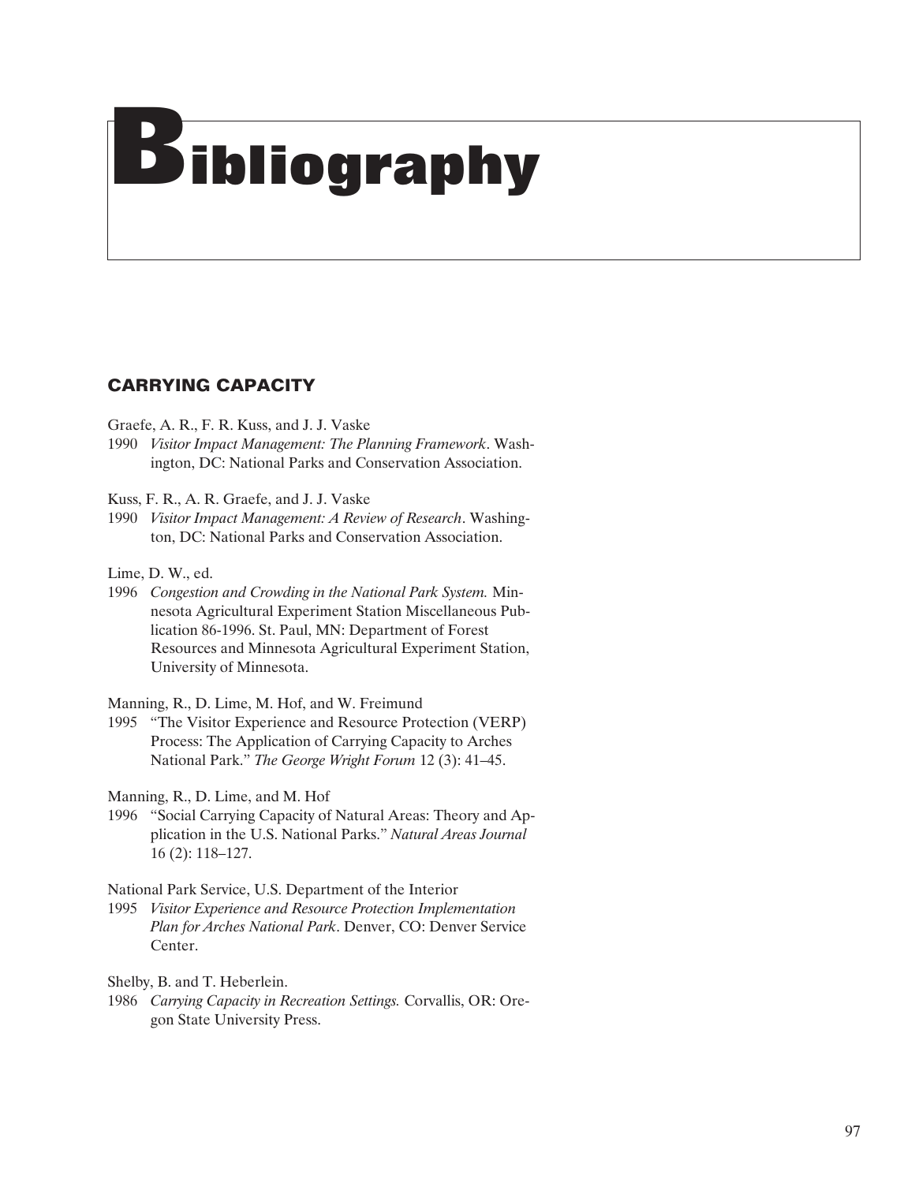# Bibliography

## CARRYING CAPACITY

Graefe, A. R., F. R. Kuss, and J. J. Vaske
1990 *Visitor Impact Management: The Planning Framework*. Washington, DC: National Parks and Conservation Association.

Kuss, F. R., A. R. Graefe, and J. J. Vaske
1990 *Visitor Impact Management: A Review of Research*. Washington, DC: National Parks and Conservation Association.

Lime, D. W., ed.
1996 *Congestion and Crowding in the National Park System.* Minnesota Agricultural Experiment Station Miscellaneous Publication 86-1996. St. Paul, MN: Department of Forest Resources and Minnesota Agricultural Experiment Station, University of Minnesota.

Manning, R., D. Lime, M. Hof, and W. Freimund
1995 "The Visitor Experience and Resource Protection (VERP) Process: The Application of Carrying Capacity to Arches National Park." *The George Wright Forum* 12 (3): 41–45.

Manning, R., D. Lime, and M. Hof
1996 "Social Carrying Capacity of Natural Areas: Theory and Application in the U.S. National Parks." *Natural Areas Journal* 16 (2): 118–127.

National Park Service, U.S. Department of the Interior
1995 *Visitor Experience and Resource Protection Implementation Plan for Arches National Park*. Denver, CO: Denver Service Center.

Shelby, B. and T. Heberlein.
1986 *Carrying Capacity in Recreation Settings.* Corvallis, OR: Oregon State University Press.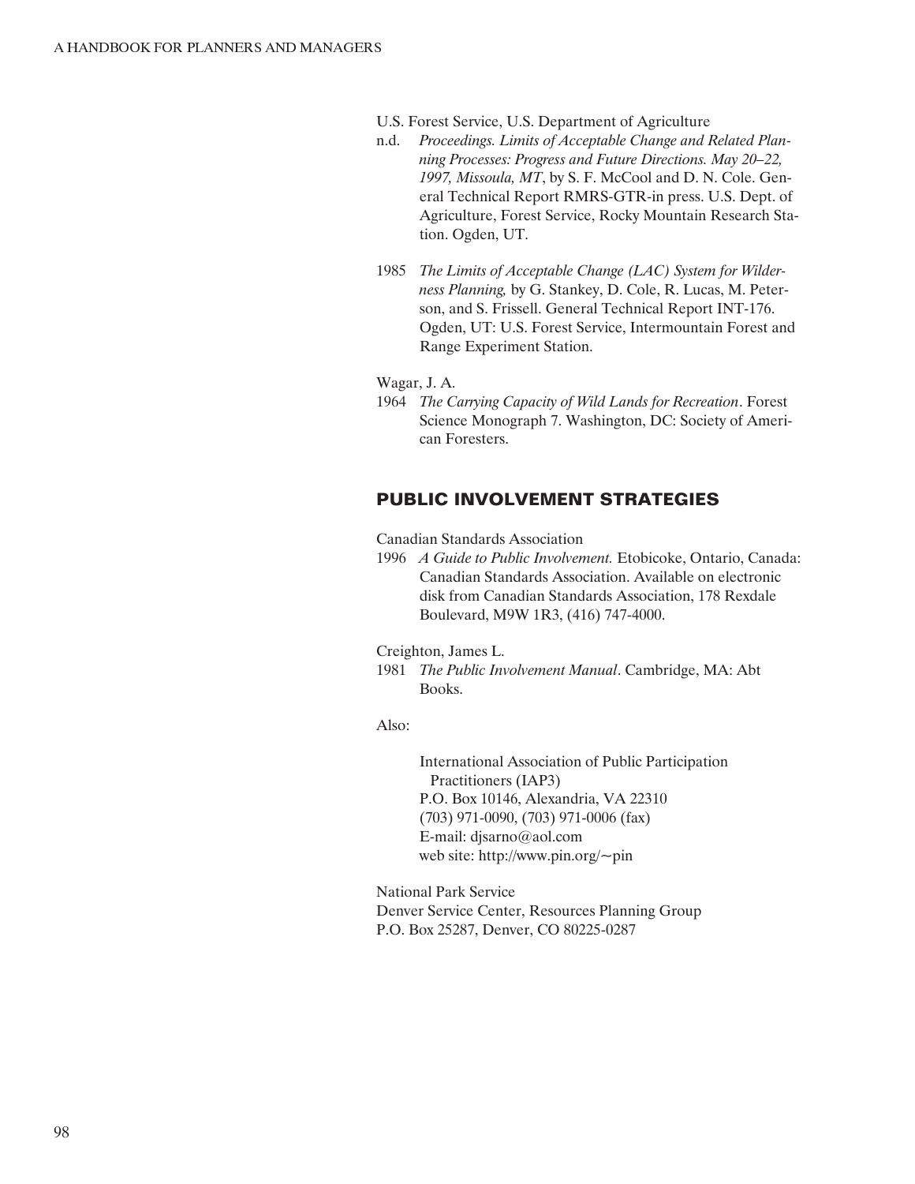U.S. Forest Service, U.S. Department of Agriculture

n.d. *Proceedings. Limits of Acceptable Change and Related Planning Processes: Progress and Future Directions. May 20–22, 1997, Missoula, MT*, by S. F. McCool and D. N. Cole. General Technical Report RMRS-GTR-in press. U.S. Dept. of Agriculture, Forest Service, Rocky Mountain Research Station. Ogden, UT.

1985 *The Limits of Acceptable Change (LAC) System for Wilderness Planning,* by G. Stankey, D. Cole, R. Lucas, M. Peterson, and S. Frissell. General Technical Report INT-176. Ogden, UT: U.S. Forest Service, Intermountain Forest and Range Experiment Station.

Wagar, J. A.

1964 *The Carrying Capacity of Wild Lands for Recreation*. Forest Science Monograph 7. Washington, DC: Society of American Foresters.

## PUBLIC INVOLVEMENT STRATEGIES

Canadian Standards Association

1996 *A Guide to Public Involvement.* Etobicoke, Ontario, Canada: Canadian Standards Association. Available on electronic disk from Canadian Standards Association, 178 Rexdale Boulevard, M9W 1R3, (416) 747-4000.

Creighton, James L.

1981 *The Public Involvement Manual*. Cambridge, MA: Abt Books.

Also:

International Association of Public Participation Practitioners (IAP3)
P.O. Box 10146, Alexandria, VA 22310
(703) 971-0090, (703) 971-0006 (fax)
E-mail: djsarno@aol.com
web site: http://www.pin.org/~pin

National Park Service
Denver Service Center, Resources Planning Group
P.O. Box 25287, Denver, CO 80225-0287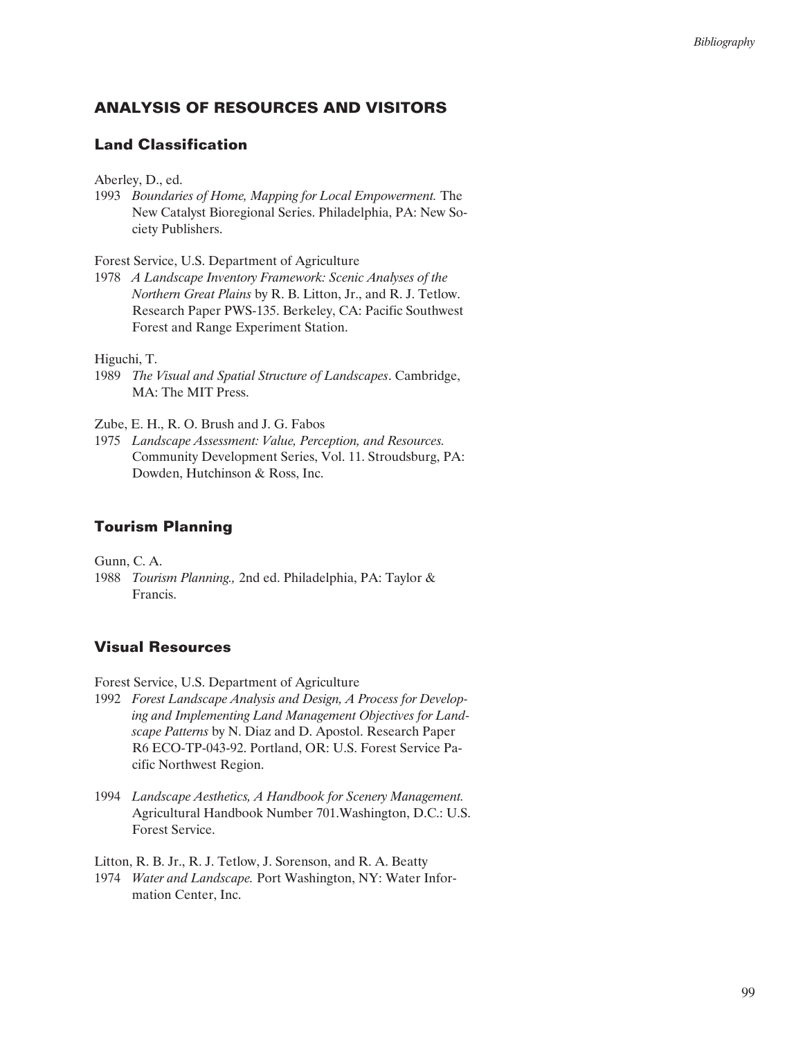## ANALYSIS OF RESOURCES AND VISITORS

### Land Classification

Aberley, D., ed.
1993 *Boundaries of Home, Mapping for Local Empowerment.* The New Catalyst Bioregional Series. Philadelphia, PA: New Society Publishers.

Forest Service, U.S. Department of Agriculture
1978 *A Landscape Inventory Framework: Scenic Analyses of the Northern Great Plains* by R. B. Litton, Jr., and R. J. Tetlow. Research Paper PWS-135. Berkeley, CA: Pacific Southwest Forest and Range Experiment Station.

Higuchi, T.
1989 *The Visual and Spatial Structure of Landscapes*. Cambridge, MA: The MIT Press.

Zube, E. H., R. O. Brush and J. G. Fabos
1975 *Landscape Assessment: Value, Perception, and Resources.* Community Development Series, Vol. 11. Stroudsburg, PA: Dowden, Hutchinson & Ross, Inc.

### Tourism Planning

Gunn, C. A.
1988 *Tourism Planning.,* 2nd ed. Philadelphia, PA: Taylor & Francis.

### Visual Resources

Forest Service, U.S. Department of Agriculture
1992 *Forest Landscape Analysis and Design, A Process for Developing and Implementing Land Management Objectives for Landscape Patterns* by N. Diaz and D. Apostol. Research Paper R6 ECO-TP-043-92. Portland, OR: U.S. Forest Service Pacific Northwest Region.

1994 *Landscape Aesthetics, A Handbook for Scenery Management.* Agricultural Handbook Number 701.Washington, D.C.: U.S. Forest Service.

Litton, R. B. Jr., R. J. Tetlow, J. Sorenson, and R. A. Beatty
1974 *Water and Landscape.* Port Washington, NY: Water Information Center, Inc.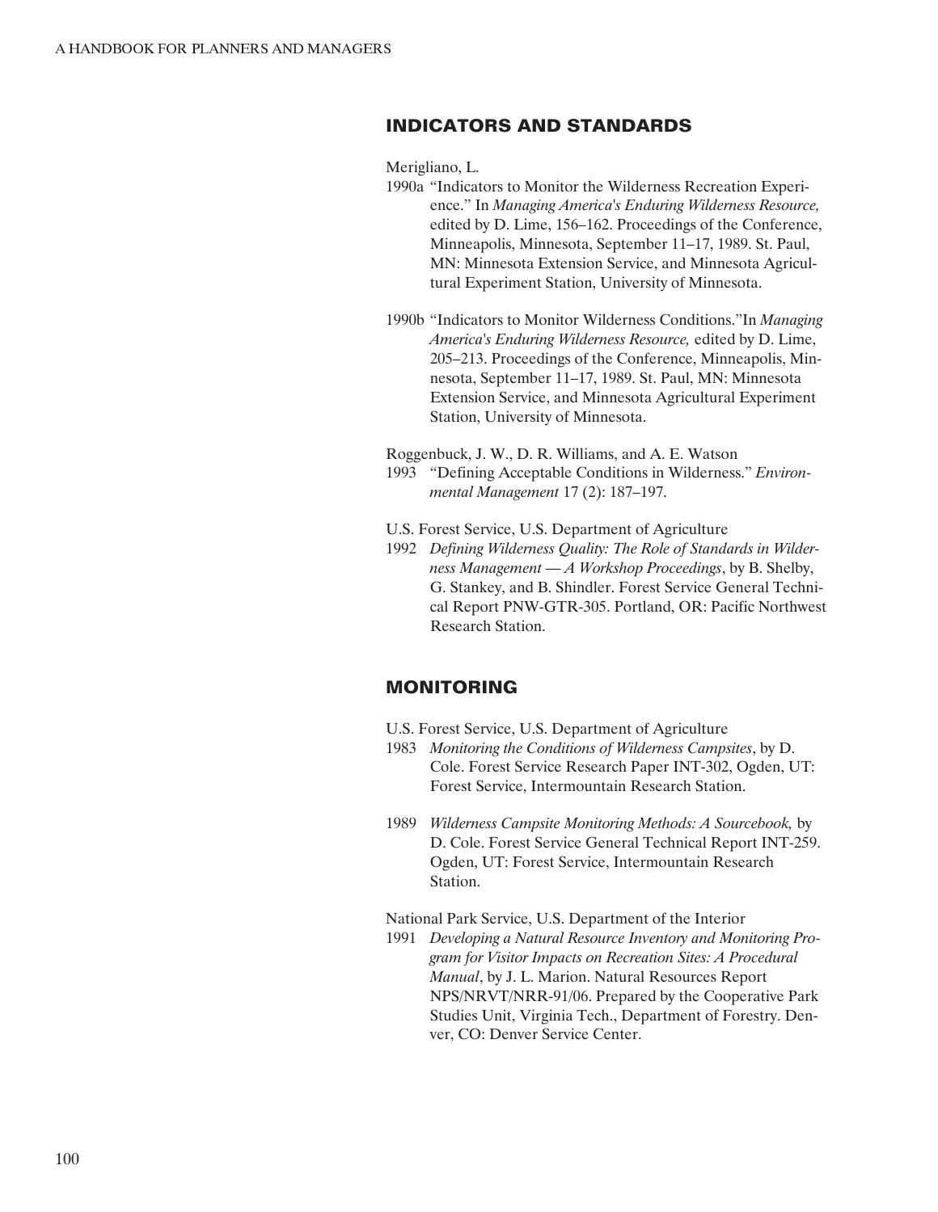## INDICATORS AND STANDARDS

Merigliano, L.

1990a "Indicators to Monitor the Wilderness Recreation Experience." In *Managing America's Enduring Wilderness Resource,* edited by D. Lime, 156–162. Proceedings of the Conference, Minneapolis, Minnesota, September 11–17, 1989. St. Paul, MN: Minnesota Extension Service, and Minnesota Agricultural Experiment Station, University of Minnesota.

1990b "Indicators to Monitor Wilderness Conditions."In *Managing America's Enduring Wilderness Resource,* edited by D. Lime, 205–213. Proceedings of the Conference, Minneapolis, Minnesota, September 11–17, 1989. St. Paul, MN: Minnesota Extension Service, and Minnesota Agricultural Experiment Station, University of Minnesota.

Roggenbuck, J. W., D. R. Williams, and A. E. Watson

1993 "Defining Acceptable Conditions in Wilderness." *Environmental Management* 17 (2): 187–197.

U.S. Forest Service, U.S. Department of Agriculture

1992 *Defining Wilderness Quality: The Role of Standards in Wilderness Management — A Workshop Proceedings*, by B. Shelby, G. Stankey, and B. Shindler. Forest Service General Technical Report PNW-GTR-305. Portland, OR: Pacific Northwest Research Station.

## MONITORING

U.S. Forest Service, U.S. Department of Agriculture

1983 *Monitoring the Conditions of Wilderness Campsites*, by D. Cole. Forest Service Research Paper INT-302, Ogden, UT: Forest Service, Intermountain Research Station.

1989 *Wilderness Campsite Monitoring Methods: A Sourcebook,* by D. Cole. Forest Service General Technical Report INT-259. Ogden, UT: Forest Service, Intermountain Research Station.

National Park Service, U.S. Department of the Interior

1991 *Developing a Natural Resource Inventory and Monitoring Program for Visitor Impacts on Recreation Sites: A Procedural Manual*, by J. L. Marion. Natural Resources Report NPS/NRVT/NRR-91/06. Prepared by the Cooperative Park Studies Unit, Virginia Tech., Department of Forestry. Denver, CO: Denver Service Center.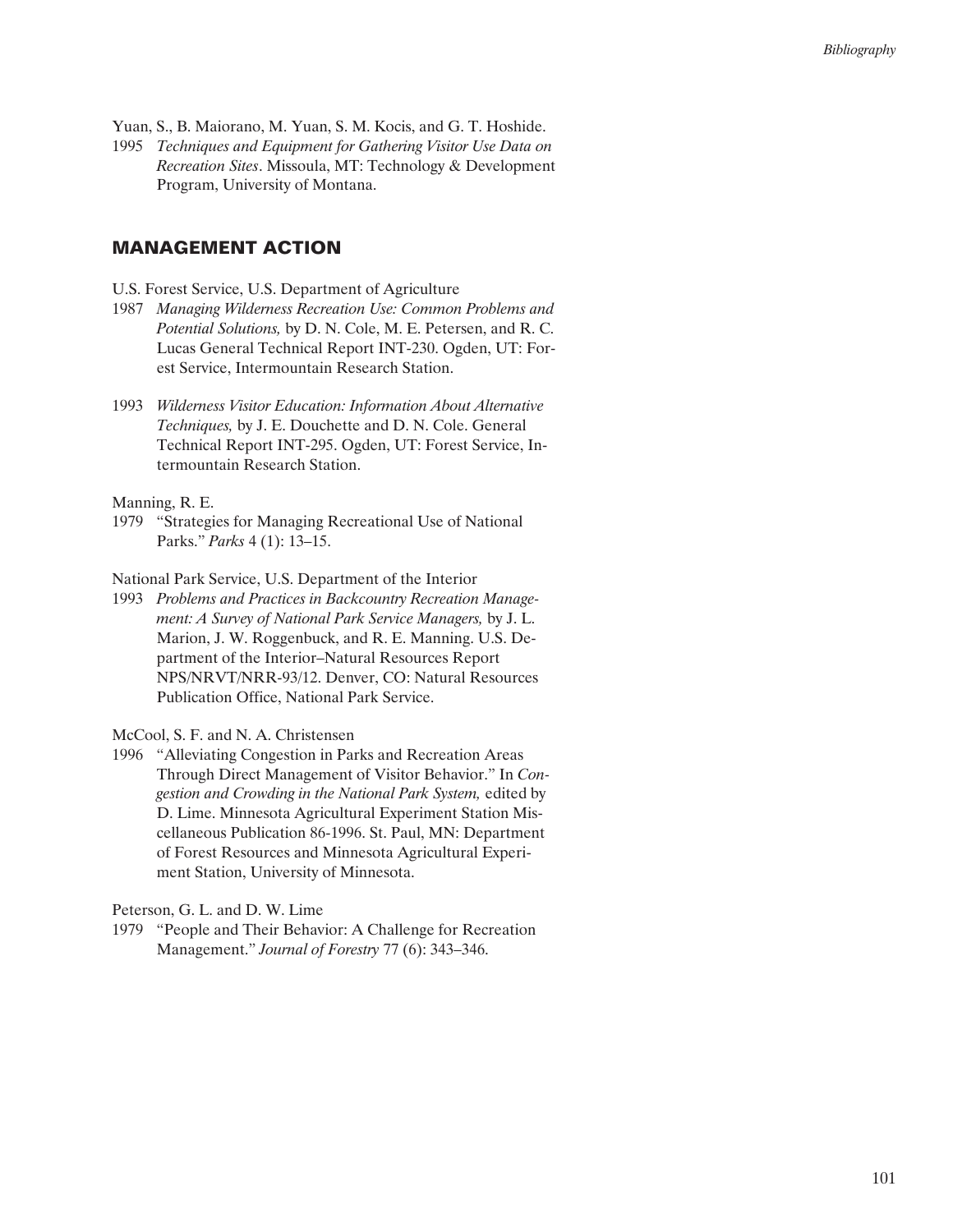Yuan, S., B. Maiorano, M. Yuan, S. M. Kocis, and G. T. Hoshide.

1995 *Techniques and Equipment for Gathering Visitor Use Data on Recreation Sites*. Missoula, MT: Technology & Development Program, University of Montana.

## MANAGEMENT ACTION

U.S. Forest Service, U.S. Department of Agriculture

1987 *Managing Wilderness Recreation Use: Common Problems and Potential Solutions,* by D. N. Cole, M. E. Petersen, and R. C. Lucas General Technical Report INT-230. Ogden, UT: Forest Service, Intermountain Research Station.

1993 *Wilderness Visitor Education: Information About Alternative Techniques,* by J. E. Douchette and D. N. Cole. General Technical Report INT-295. Ogden, UT: Forest Service, Intermountain Research Station.

Manning, R. E.

1979 "Strategies for Managing Recreational Use of National Parks." *Parks* 4 (1): 13–15.

National Park Service, U.S. Department of the Interior

1993 *Problems and Practices in Backcountry Recreation Management: A Survey of National Park Service Managers,* by J. L. Marion, J. W. Roggenbuck, and R. E. Manning. U.S. Department of the Interior–Natural Resources Report NPS/NRVT/NRR-93/12. Denver, CO: Natural Resources Publication Office, National Park Service.

McCool, S. F. and N. A. Christensen

1996 "Alleviating Congestion in Parks and Recreation Areas Through Direct Management of Visitor Behavior." In *Congestion and Crowding in the National Park System,* edited by D. Lime. Minnesota Agricultural Experiment Station Miscellaneous Publication 86-1996. St. Paul, MN: Department of Forest Resources and Minnesota Agricultural Experiment Station, University of Minnesota.

Peterson, G. L. and D. W. Lime

1979 "People and Their Behavior: A Challenge for Recreation Management." *Journal of Forestry* 77 (6): 343–346.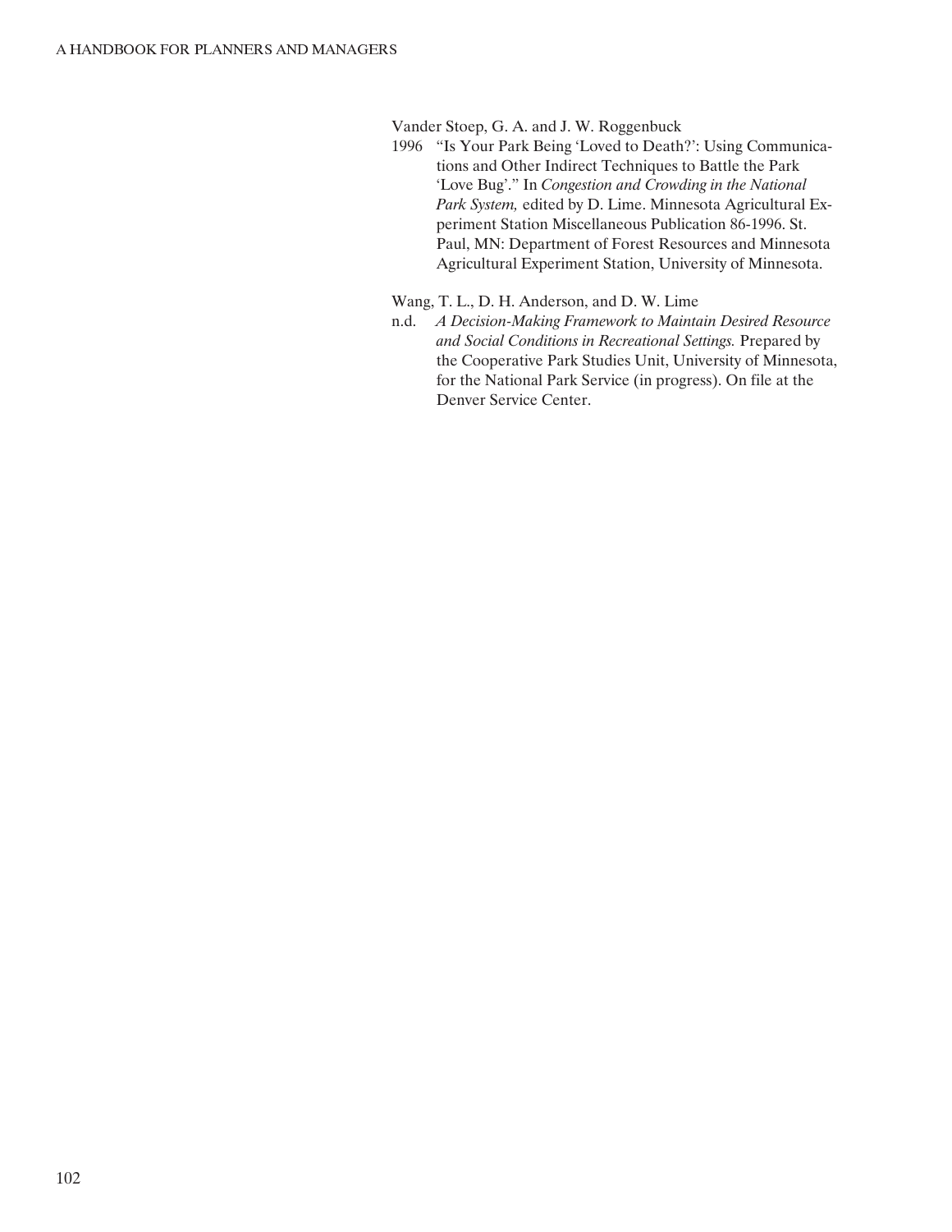Vander Stoep, G. A. and J. W. Roggenbuck

1996 "Is Your Park Being 'Loved to Death?': Using Communications and Other Indirect Techniques to Battle the Park 'Love Bug'." In *Congestion and Crowding in the National Park System,* edited by D. Lime. Minnesota Agricultural Experiment Station Miscellaneous Publication 86-1996. St. Paul, MN: Department of Forest Resources and Minnesota Agricultural Experiment Station, University of Minnesota.

Wang, T. L., D. H. Anderson, and D. W. Lime

n.d. *A Decision-Making Framework to Maintain Desired Resource and Social Conditions in Recreational Settings.* Prepared by the Cooperative Park Studies Unit, University of Minnesota, for the National Park Service (in progress). On file at the Denver Service Center.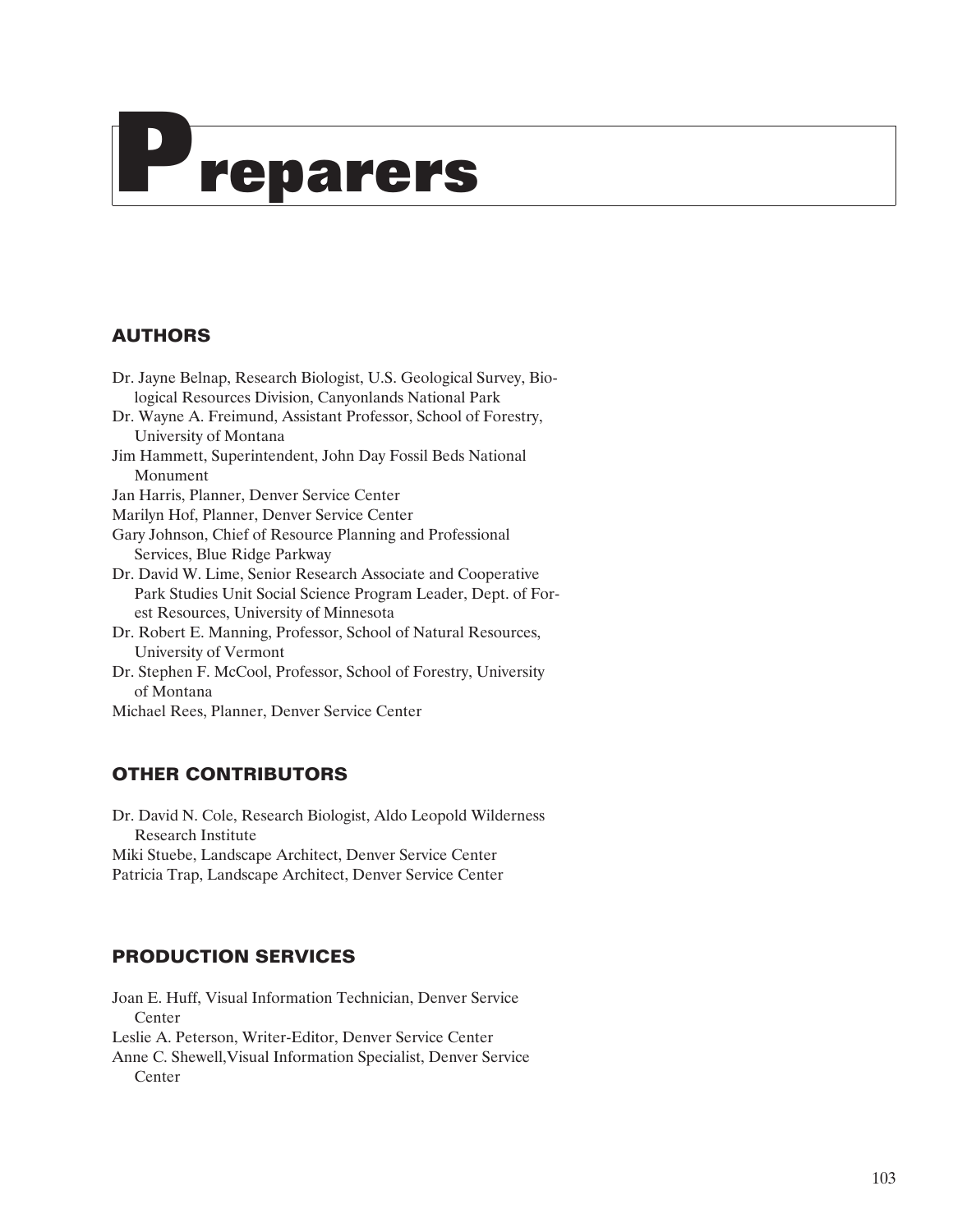# Preparers

## AUTHORS

Dr. Jayne Belnap, Research Biologist, U.S. Geological Survey, Biological Resources Division, Canyonlands National Park

Dr. Wayne A. Freimund, Assistant Professor, School of Forestry, University of Montana

Jim Hammett, Superintendent, John Day Fossil Beds National Monument

Jan Harris, Planner, Denver Service Center

Marilyn Hof, Planner, Denver Service Center

Gary Johnson, Chief of Resource Planning and Professional Services, Blue Ridge Parkway

Dr. David W. Lime, Senior Research Associate and Cooperative Park Studies Unit Social Science Program Leader, Dept. of Forest Resources, University of Minnesota

Dr. Robert E. Manning, Professor, School of Natural Resources, University of Vermont

Dr. Stephen F. McCool, Professor, School of Forestry, University of Montana

Michael Rees, Planner, Denver Service Center

## OTHER CONTRIBUTORS

Dr. David N. Cole, Research Biologist, Aldo Leopold Wilderness Research Institute

Miki Stuebe, Landscape Architect, Denver Service Center

Patricia Trap, Landscape Architect, Denver Service Center

## PRODUCTION SERVICES

Joan E. Huff, Visual Information Technician, Denver Service Center

Leslie A. Peterson, Writer-Editor, Denver Service Center

Anne C. Shewell, Visual Information Specialist, Denver Service Center